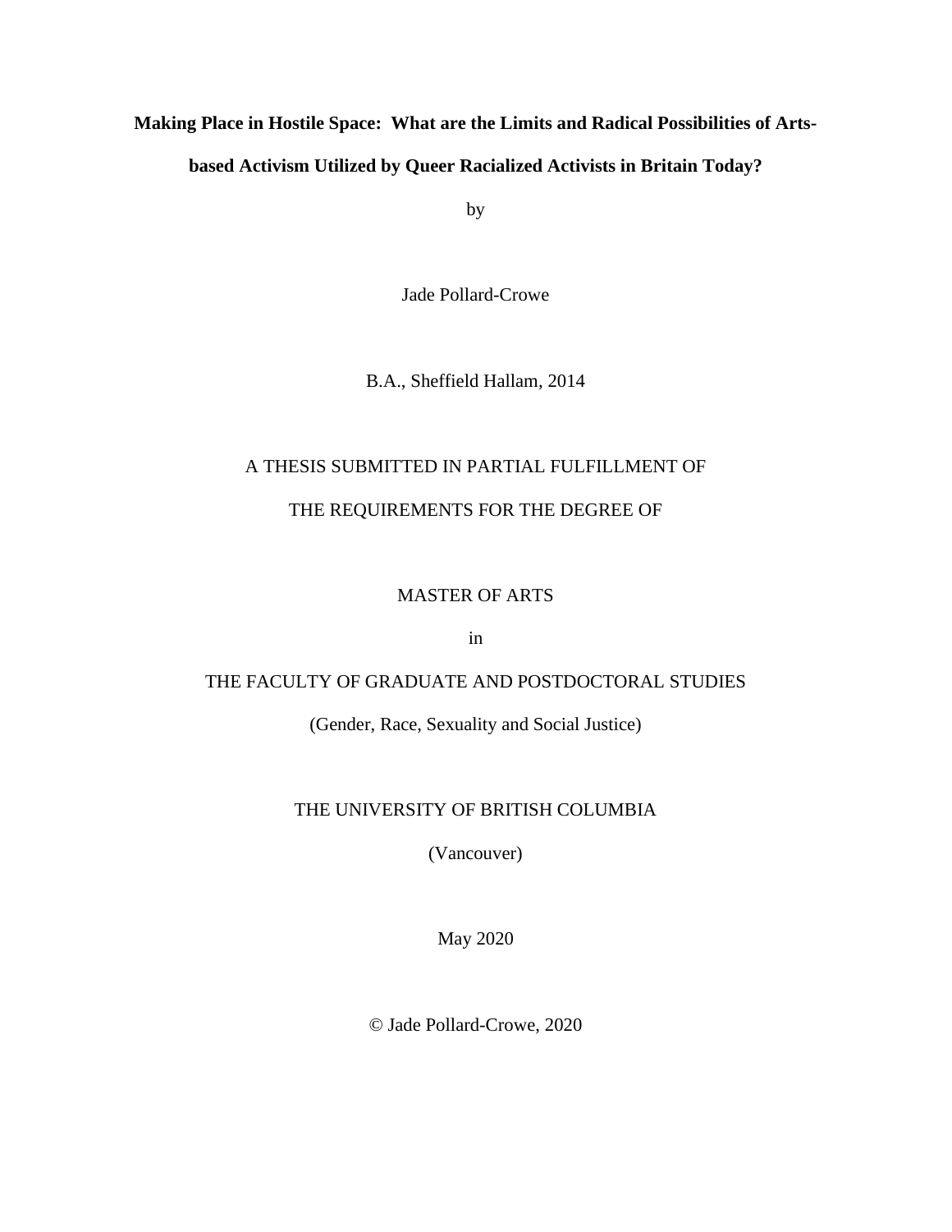**Making Place in Hostile Space: What are the Limits and Radical Possibilities of Arts-based Activism Utilized by Queer Racialized Activists in Britain Today?**

by

Jade Pollard-Crowe

B.A., Sheffield Hallam, 2014

A THESIS SUBMITTED IN PARTIAL FULFILLMENT OF

THE REQUIREMENTS FOR THE DEGREE OF

MASTER OF ARTS

in

THE FACULTY OF GRADUATE AND POSTDOCTORAL STUDIES

(Gender, Race, Sexuality and Social Justice)

THE UNIVERSITY OF BRITISH COLUMBIA

(Vancouver)

May 2020

© Jade Pollard-Crowe, 2020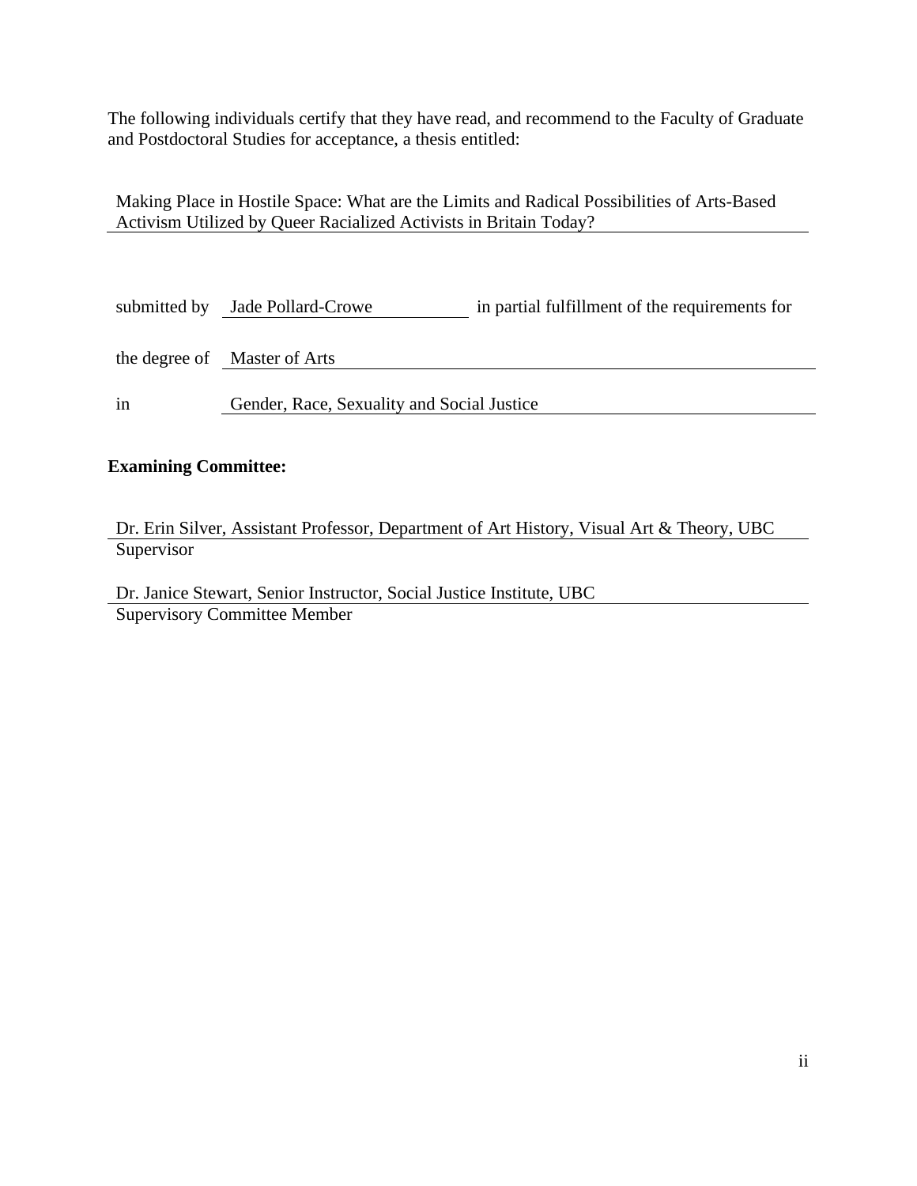The following individuals certify that they have read, and recommend to the Faculty of Graduate and Postdoctoral Studies for acceptance, a thesis entitled:

Making Place in Hostile Space: What are the Limits and Radical Possibilities of Arts-Based Activism Utilized by Queer Racialized Activists in Britain Today?

submitted by Jade Pollard-Crowe in partial fulfillment of the requirements for

the degree of Master of Arts

in Gender, Race, Sexuality and Social Justice

**Examining Committee:**

Dr. Erin Silver, Assistant Professor, Department of Art History, Visual Art & Theory, UBC
Supervisor

Dr. Janice Stewart, Senior Instructor, Social Justice Institute, UBC
Supervisory Committee Member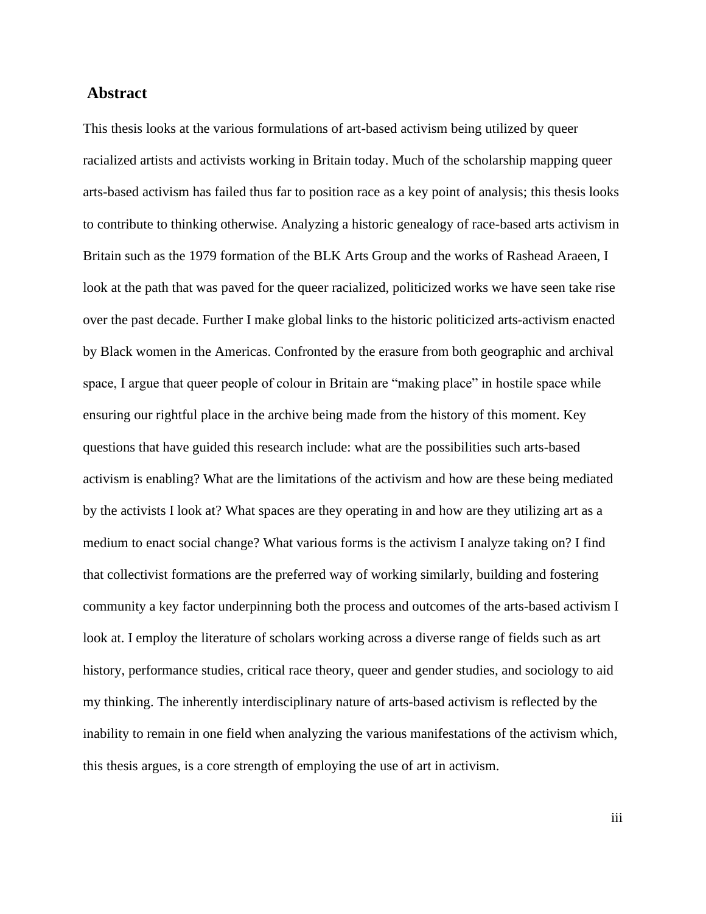## Abstract

This thesis looks at the various formulations of art-based activism being utilized by queer racialized artists and activists working in Britain today. Much of the scholarship mapping queer arts-based activism has failed thus far to position race as a key point of analysis; this thesis looks to contribute to thinking otherwise. Analyzing a historic genealogy of race-based arts activism in Britain such as the 1979 formation of the BLK Arts Group and the works of Rashead Araeen, I look at the path that was paved for the queer racialized, politicized works we have seen take rise over the past decade. Further I make global links to the historic politicized arts-activism enacted by Black women in the Americas. Confronted by the erasure from both geographic and archival space, I argue that queer people of colour in Britain are "making place" in hostile space while ensuring our rightful place in the archive being made from the history of this moment. Key questions that have guided this research include: what are the possibilities such arts-based activism is enabling? What are the limitations of the activism and how are these being mediated by the activists I look at? What spaces are they operating in and how are they utilizing art as a medium to enact social change? What various forms is the activism I analyze taking on? I find that collectivist formations are the preferred way of working similarly, building and fostering community a key factor underpinning both the process and outcomes of the arts-based activism I look at. I employ the literature of scholars working across a diverse range of fields such as art history, performance studies, critical race theory, queer and gender studies, and sociology to aid my thinking. The inherently interdisciplinary nature of arts-based activism is reflected by the inability to remain in one field when analyzing the various manifestations of the activism which, this thesis argues, is a core strength of employing the use of art in activism.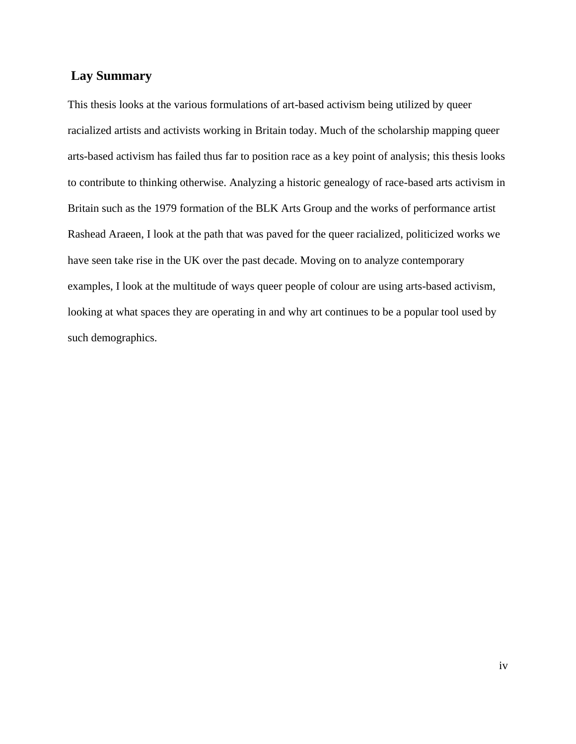## Lay Summary

This thesis looks at the various formulations of art-based activism being utilized by queer racialized artists and activists working in Britain today. Much of the scholarship mapping queer arts-based activism has failed thus far to position race as a key point of analysis; this thesis looks to contribute to thinking otherwise. Analyzing a historic genealogy of race-based arts activism in Britain such as the 1979 formation of the BLK Arts Group and the works of performance artist Rashead Araeen, I look at the path that was paved for the queer racialized, politicized works we have seen take rise in the UK over the past decade. Moving on to analyze contemporary examples, I look at the multitude of ways queer people of colour are using arts-based activism, looking at what spaces they are operating in and why art continues to be a popular tool used by such demographics.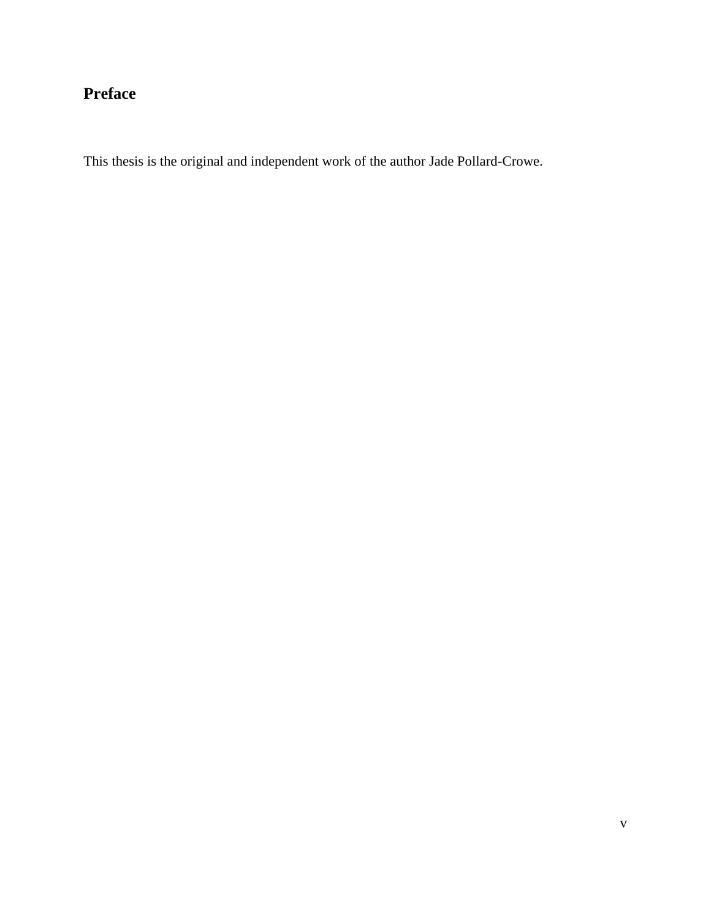# Preface

This thesis is the original and independent work of the author Jade Pollard-Crowe.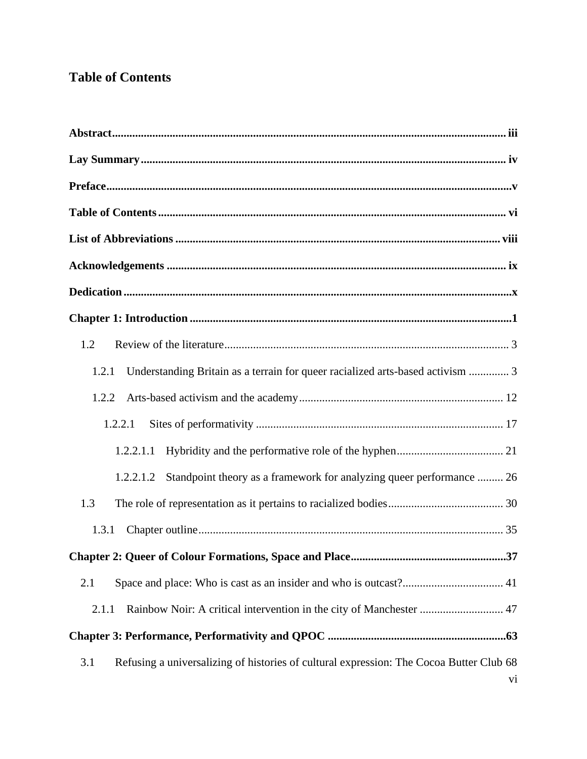# Table of Contents

**Abstract** .......... iii

**Lay Summary** .......... iv

**Preface** .......... v

**Table of Contents** .......... vi

**List of Abbreviations** .......... viii

**Acknowledgements** .......... ix

**Dedication** .......... x

**Chapter 1: Introduction** .......... 1

- 1.2 Review of the literature .......... 3
  - 1.2.1 Understanding Britain as a terrain for queer racialized arts-based activism .......... 3
  - 1.2.2 Arts-based activism and the academy .......... 12
    - 1.2.2.1 Sites of performativity .......... 17
      - 1.2.2.1.1 Hybridity and the performative role of the hyphen .......... 21
      - 1.2.2.1.2 Standpoint theory as a framework for analyzing queer performance .......... 26
- 1.3 The role of representation as it pertains to racialized bodies .......... 30
  - 1.3.1 Chapter outline .......... 35

**Chapter 2: Queer of Colour Formations, Space and Place** .......... 37

- 2.1 Space and place: Who is cast as an insider and who is outcast? .......... 41
  - 2.1.1 Rainbow Noir: A critical intervention in the city of Manchester .......... 47

**Chapter 3: Performance, Performativity and QPOC** .......... 63

- 3.1 Refusing a universalizing of histories of cultural expression: The Cocoa Butter Club 68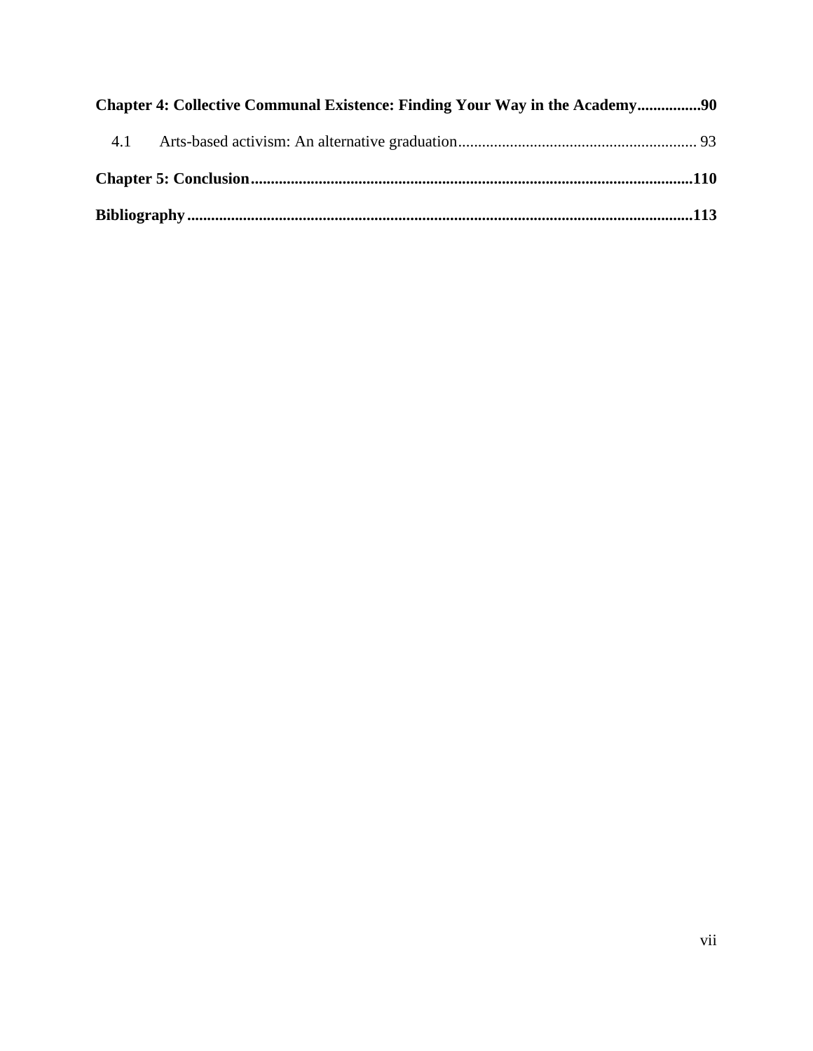**Chapter 4: Collective Communal Existence: Finding Your Way in the Academy................90**

4.1 Arts-based activism: An alternative graduation........................................................... 93

**Chapter 5: Conclusion.............................................................................................................110**

**Bibliography.............................................................................................................................113**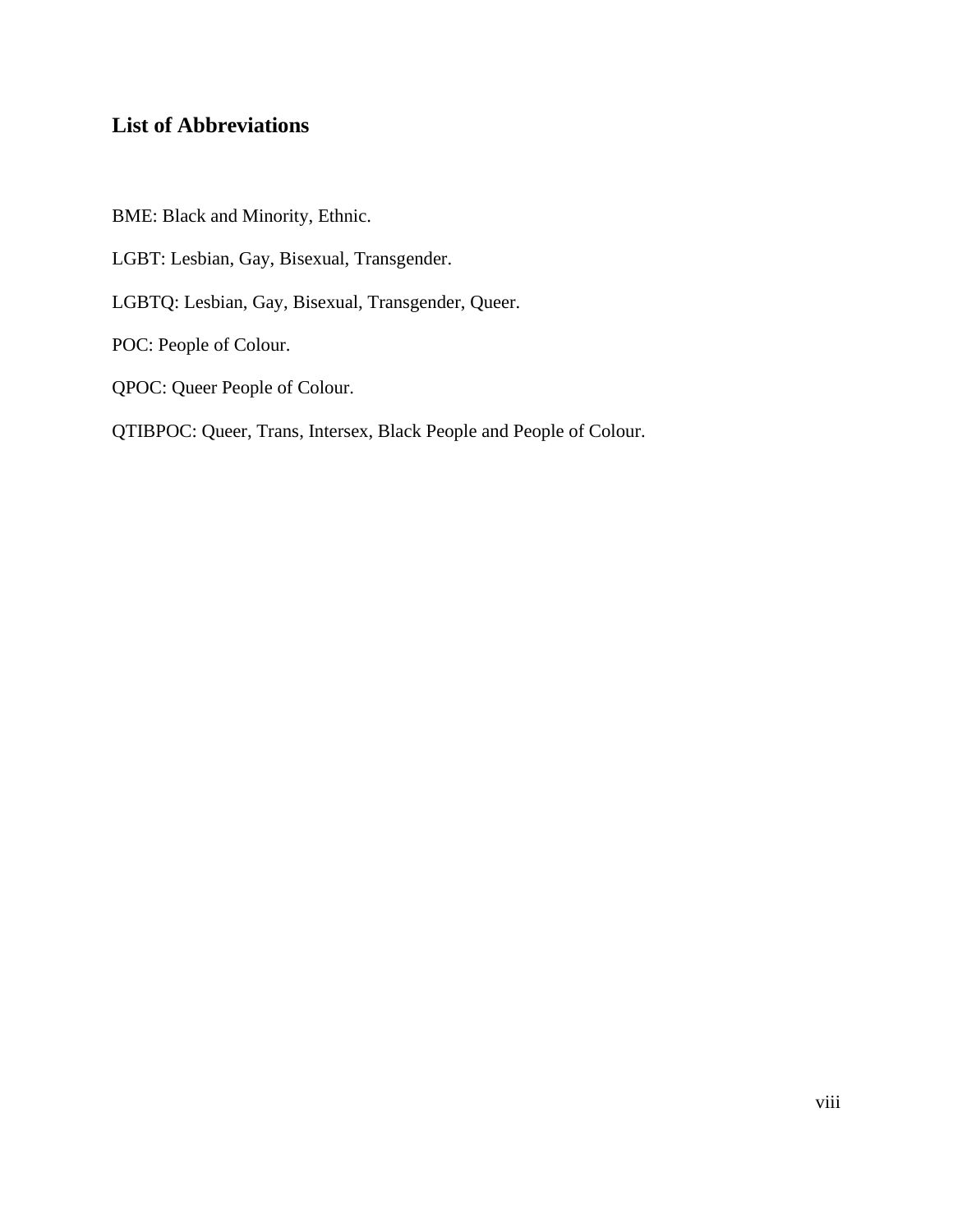## List of Abbreviations

BME: Black and Minority, Ethnic.

LGBT: Lesbian, Gay, Bisexual, Transgender.

LGBTQ: Lesbian, Gay, Bisexual, Transgender, Queer.

POC: People of Colour.

QPOC: Queer People of Colour.

QTIBPOC: Queer, Trans, Intersex, Black People and People of Colour.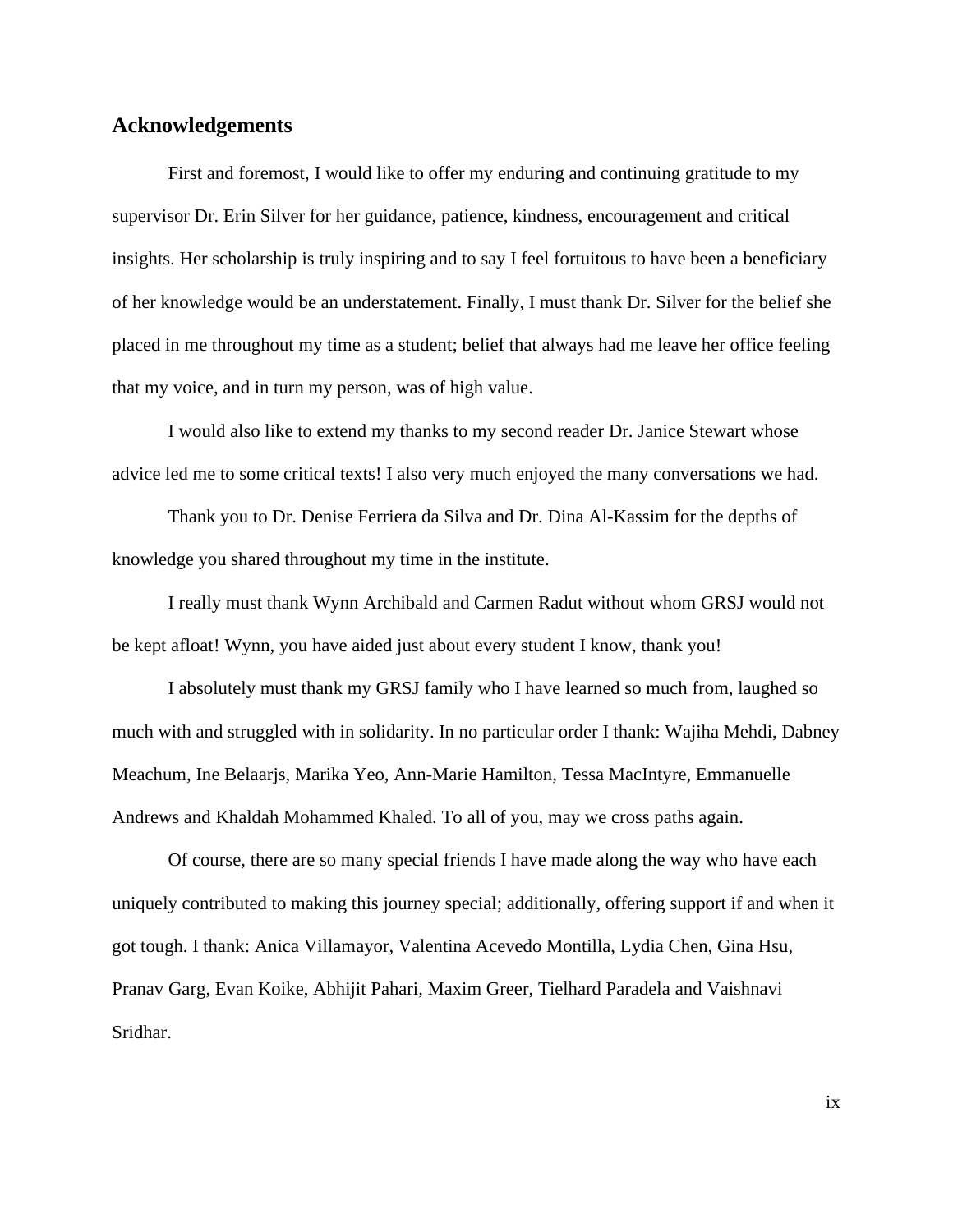## Acknowledgements

First and foremost, I would like to offer my enduring and continuing gratitude to my supervisor Dr. Erin Silver for her guidance, patience, kindness, encouragement and critical insights. Her scholarship is truly inspiring and to say I feel fortuitous to have been a beneficiary of her knowledge would be an understatement. Finally, I must thank Dr. Silver for the belief she placed in me throughout my time as a student; belief that always had me leave her office feeling that my voice, and in turn my person, was of high value.

I would also like to extend my thanks to my second reader Dr. Janice Stewart whose advice led me to some critical texts! I also very much enjoyed the many conversations we had.

Thank you to Dr. Denise Ferriera da Silva and Dr. Dina Al-Kassim for the depths of knowledge you shared throughout my time in the institute.

I really must thank Wynn Archibald and Carmen Radut without whom GRSJ would not be kept afloat! Wynn, you have aided just about every student I know, thank you!

I absolutely must thank my GRSJ family who I have learned so much from, laughed so much with and struggled with in solidarity. In no particular order I thank: Wajiha Mehdi, Dabney Meachum, Ine Belaarjs, Marika Yeo, Ann-Marie Hamilton, Tessa MacIntyre, Emmanuelle Andrews and Khaldah Mohammed Khaled. To all of you, may we cross paths again.

Of course, there are so many special friends I have made along the way who have each uniquely contributed to making this journey special; additionally, offering support if and when it got tough. I thank: Anica Villamayor, Valentina Acevedo Montilla, Lydia Chen, Gina Hsu, Pranav Garg, Evan Koike, Abhijit Pahari, Maxim Greer, Tielhard Paradela and Vaishnavi Sridhar.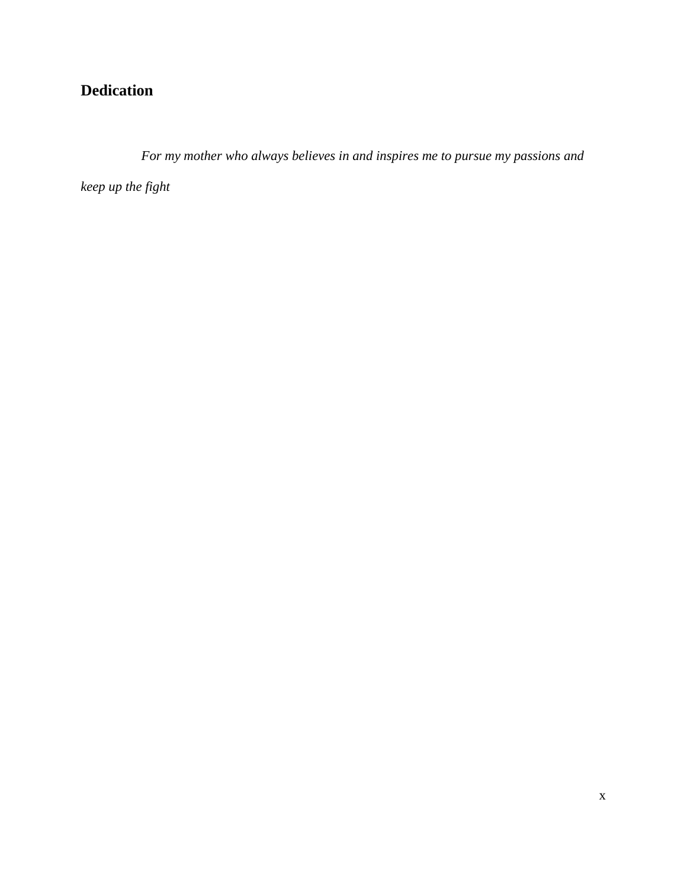## Dedication

*For my mother who always believes in and inspires me to pursue my passions and keep up the fight*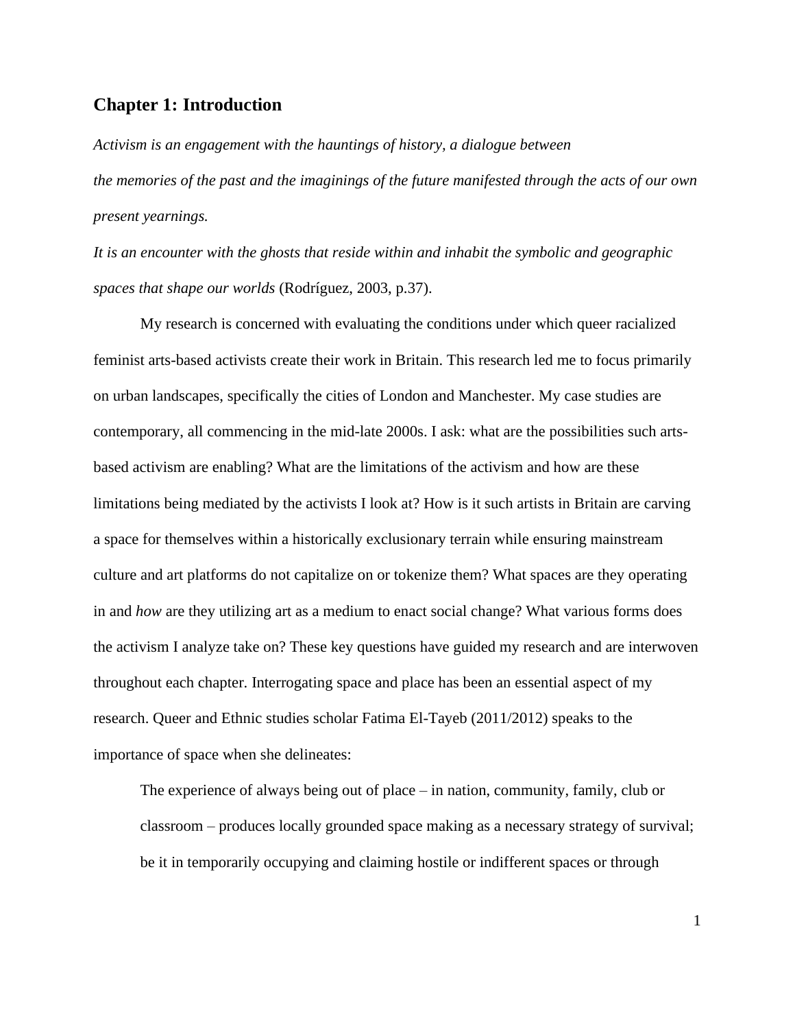## Chapter 1: Introduction

*Activism is an engagement with the hauntings of history, a dialogue between the memories of the past and the imaginings of the future manifested through the acts of our own present yearnings.*

*It is an encounter with the ghosts that reside within and inhabit the symbolic and geographic spaces that shape our worlds* (Rodríguez, 2003, p.37).

My research is concerned with evaluating the conditions under which queer racialized feminist arts-based activists create their work in Britain. This research led me to focus primarily on urban landscapes, specifically the cities of London and Manchester. My case studies are contemporary, all commencing in the mid-late 2000s. I ask: what are the possibilities such arts-based activism are enabling? What are the limitations of the activism and how are these limitations being mediated by the activists I look at? How is it such artists in Britain are carving a space for themselves within a historically exclusionary terrain while ensuring mainstream culture and art platforms do not capitalize on or tokenize them? What spaces are they operating in and *how* are they utilizing art as a medium to enact social change? What various forms does the activism I analyze take on? These key questions have guided my research and are interwoven throughout each chapter. Interrogating space and place has been an essential aspect of my research. Queer and Ethnic studies scholar Fatima El-Tayeb (2011/2012) speaks to the importance of space when she delineates:

> The experience of always being out of place – in nation, community, family, club or classroom – produces locally grounded space making as a necessary strategy of survival; be it in temporarily occupying and claiming hostile or indifferent spaces or through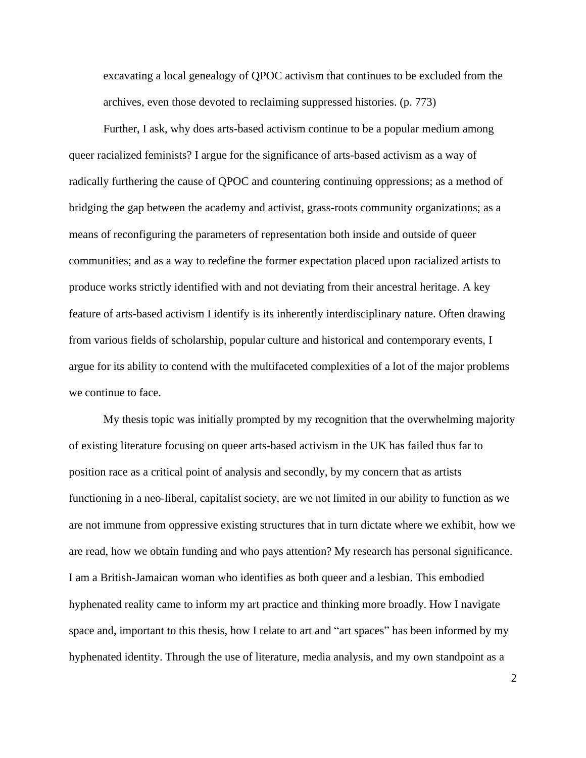> excavating a local genealogy of QPOC activism that continues to be excluded from the archives, even those devoted to reclaiming suppressed histories. (p. 773)

Further, I ask, why does arts-based activism continue to be a popular medium among queer racialized feminists? I argue for the significance of arts-based activism as a way of radically furthering the cause of QPOC and countering continuing oppressions; as a method of bridging the gap between the academy and activist, grass-roots community organizations; as a means of reconfiguring the parameters of representation both inside and outside of queer communities; and as a way to redefine the former expectation placed upon racialized artists to produce works strictly identified with and not deviating from their ancestral heritage. A key feature of arts-based activism I identify is its inherently interdisciplinary nature. Often drawing from various fields of scholarship, popular culture and historical and contemporary events, I argue for its ability to contend with the multifaceted complexities of a lot of the major problems we continue to face.

My thesis topic was initially prompted by my recognition that the overwhelming majority of existing literature focusing on queer arts-based activism in the UK has failed thus far to position race as a critical point of analysis and secondly, by my concern that as artists functioning in a neo-liberal, capitalist society, are we not limited in our ability to function as we are not immune from oppressive existing structures that in turn dictate where we exhibit, how we are read, how we obtain funding and who pays attention? My research has personal significance. I am a British-Jamaican woman who identifies as both queer and a lesbian. This embodied hyphenated reality came to inform my art practice and thinking more broadly. How I navigate space and, important to this thesis, how I relate to art and "art spaces" has been informed by my hyphenated identity. Through the use of literature, media analysis, and my own standpoint as a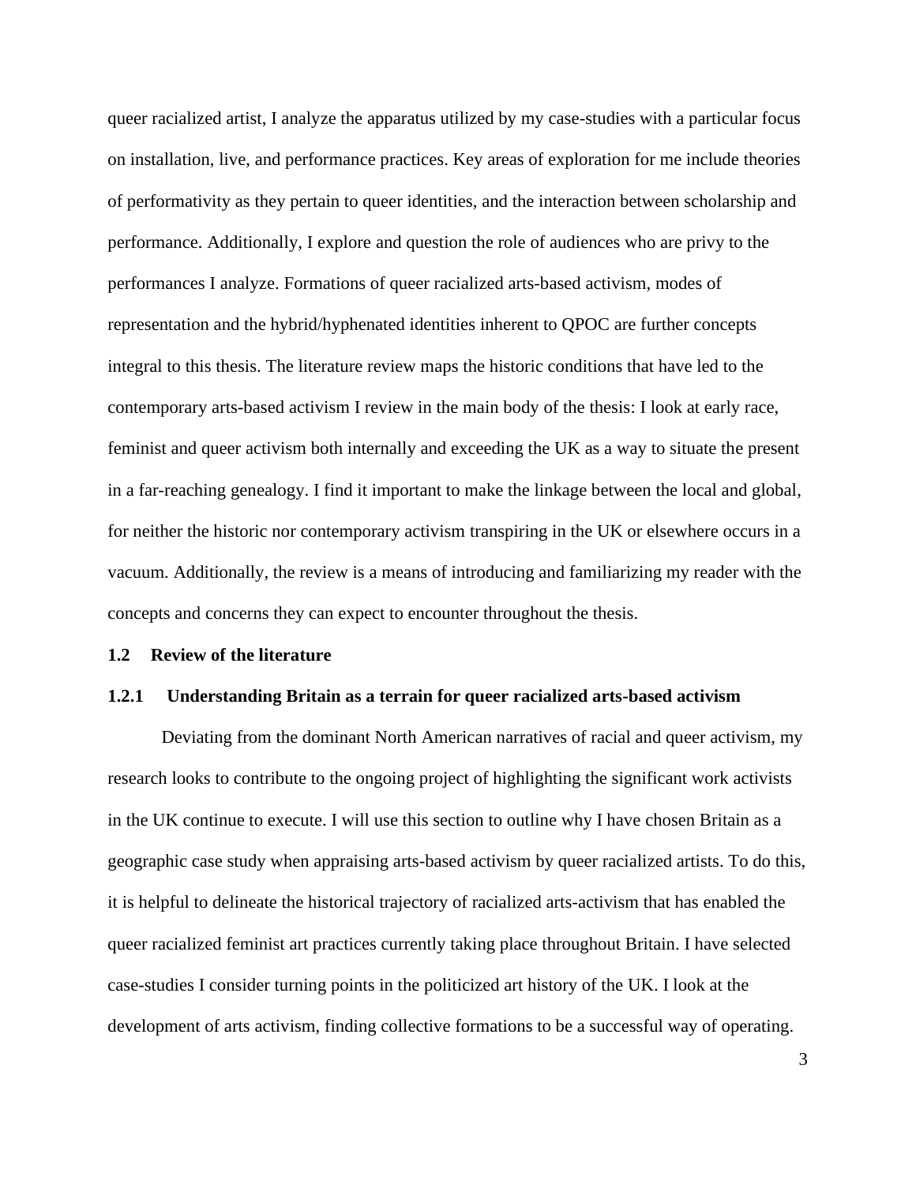queer racialized artist, I analyze the apparatus utilized by my case-studies with a particular focus on installation, live, and performance practices. Key areas of exploration for me include theories of performativity as they pertain to queer identities, and the interaction between scholarship and performance. Additionally, I explore and question the role of audiences who are privy to the performances I analyze. Formations of queer racialized arts-based activism, modes of representation and the hybrid/hyphenated identities inherent to QPOC are further concepts integral to this thesis. The literature review maps the historic conditions that have led to the contemporary arts-based activism I review in the main body of the thesis: I look at early race, feminist and queer activism both internally and exceeding the UK as a way to situate the present in a far-reaching genealogy. I find it important to make the linkage between the local and global, for neither the historic nor contemporary activism transpiring in the UK or elsewhere occurs in a vacuum. Additionally, the review is a means of introducing and familiarizing my reader with the concepts and concerns they can expect to encounter throughout the thesis.

## 1.2 Review of the literature

### 1.2.1 Understanding Britain as a terrain for queer racialized arts-based activism

Deviating from the dominant North American narratives of racial and queer activism, my research looks to contribute to the ongoing project of highlighting the significant work activists in the UK continue to execute. I will use this section to outline why I have chosen Britain as a geographic case study when appraising arts-based activism by queer racialized artists. To do this, it is helpful to delineate the historical trajectory of racialized arts-activism that has enabled the queer racialized feminist art practices currently taking place throughout Britain. I have selected case-studies I consider turning points in the politicized art history of the UK. I look at the development of arts activism, finding collective formations to be a successful way of operating.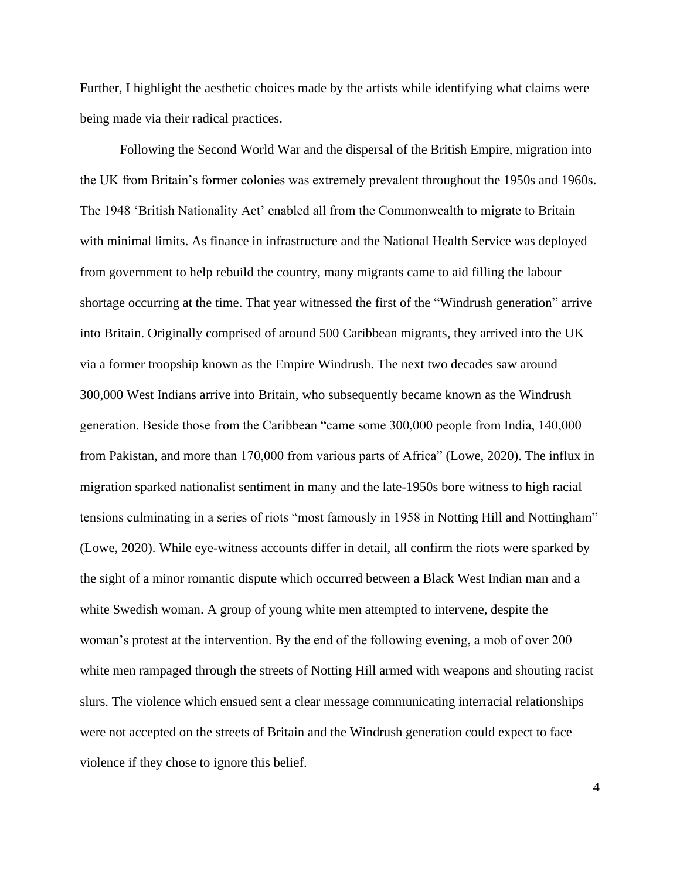Further, I highlight the aesthetic choices made by the artists while identifying what claims were being made via their radical practices.

Following the Second World War and the dispersal of the British Empire, migration into the UK from Britain's former colonies was extremely prevalent throughout the 1950s and 1960s. The 1948 'British Nationality Act' enabled all from the Commonwealth to migrate to Britain with minimal limits. As finance in infrastructure and the National Health Service was deployed from government to help rebuild the country, many migrants came to aid filling the labour shortage occurring at the time. That year witnessed the first of the "Windrush generation" arrive into Britain. Originally comprised of around 500 Caribbean migrants, they arrived into the UK via a former troopship known as the Empire Windrush. The next two decades saw around 300,000 West Indians arrive into Britain, who subsequently became known as the Windrush generation. Beside those from the Caribbean "came some 300,000 people from India, 140,000 from Pakistan, and more than 170,000 from various parts of Africa" (Lowe, 2020). The influx in migration sparked nationalist sentiment in many and the late-1950s bore witness to high racial tensions culminating in a series of riots "most famously in 1958 in Notting Hill and Nottingham" (Lowe, 2020). While eye-witness accounts differ in detail, all confirm the riots were sparked by the sight of a minor romantic dispute which occurred between a Black West Indian man and a white Swedish woman. A group of young white men attempted to intervene, despite the woman's protest at the intervention. By the end of the following evening, a mob of over 200 white men rampaged through the streets of Notting Hill armed with weapons and shouting racist slurs. The violence which ensued sent a clear message communicating interracial relationships were not accepted on the streets of Britain and the Windrush generation could expect to face violence if they chose to ignore this belief.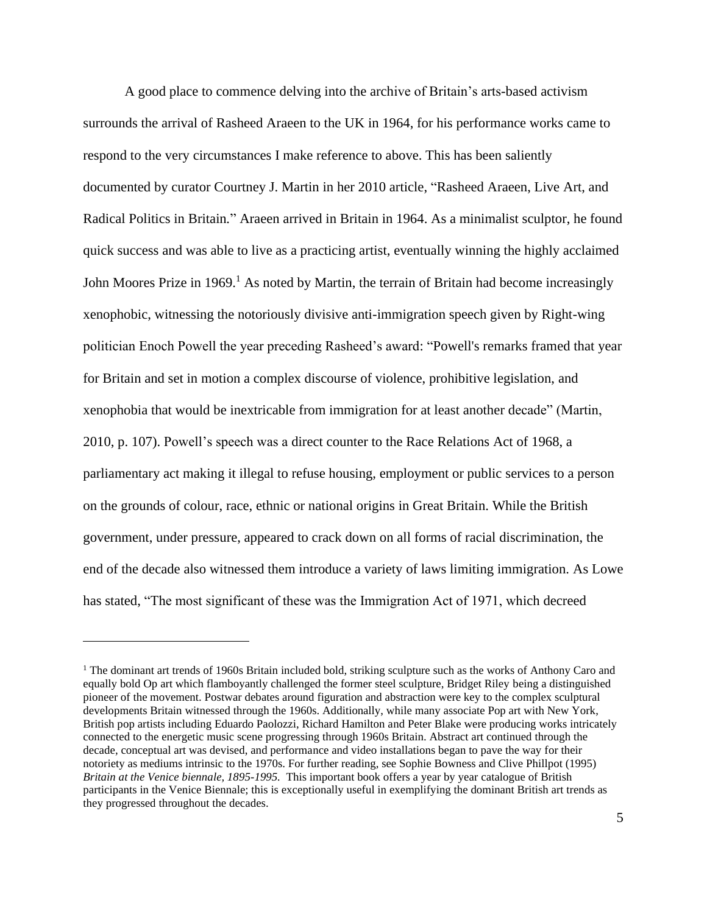A good place to commence delving into the archive of Britain's arts-based activism surrounds the arrival of Rasheed Araeen to the UK in 1964, for his performance works came to respond to the very circumstances I make reference to above. This has been saliently documented by curator Courtney J. Martin in her 2010 article, "Rasheed Araeen, Live Art, and Radical Politics in Britain." Araeen arrived in Britain in 1964. As a minimalist sculptor, he found quick success and was able to live as a practicing artist, eventually winning the highly acclaimed John Moores Prize in 1969.[1] As noted by Martin, the terrain of Britain had become increasingly xenophobic, witnessing the notoriously divisive anti-immigration speech given by Right-wing politician Enoch Powell the year preceding Rasheed's award: "Powell's remarks framed that year for Britain and set in motion a complex discourse of violence, prohibitive legislation, and xenophobia that would be inextricable from immigration for at least another decade" (Martin, 2010, p. 107). Powell's speech was a direct counter to the Race Relations Act of 1968, a parliamentary act making it illegal to refuse housing, employment or public services to a person on the grounds of colour, race, ethnic or national origins in Great Britain. While the British government, under pressure, appeared to crack down on all forms of racial discrimination, the end of the decade also witnessed them introduce a variety of laws limiting immigration. As Lowe has stated, "The most significant of these was the Immigration Act of 1971, which decreed

---

[1] The dominant art trends of 1960s Britain included bold, striking sculpture such as the works of Anthony Caro and equally bold Op art which flamboyantly challenged the former steel sculpture, Bridget Riley being a distinguished pioneer of the movement. Postwar debates around figuration and abstraction were key to the complex sculptural developments Britain witnessed through the 1960s. Additionally, while many associate Pop art with New York, British pop artists including Eduardo Paolozzi, Richard Hamilton and Peter Blake were producing works intricately connected to the energetic music scene progressing through 1960s Britain. Abstract art continued through the decade, conceptual art was devised, and performance and video installations began to pave the way for their notoriety as mediums intrinsic to the 1970s. For further reading, see Sophie Bowness and Clive Phillpot (1995) *Britain at the Venice biennale, 1895-1995.* This important book offers a year by year catalogue of British participants in the Venice Biennale; this is exceptionally useful in exemplifying the dominant British art trends as they progressed throughout the decades.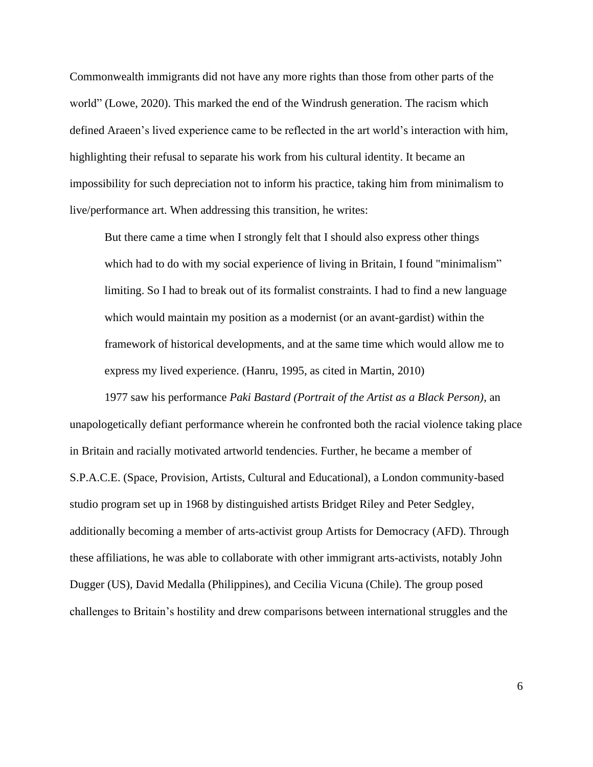Commonwealth immigrants did not have any more rights than those from other parts of the world" (Lowe, 2020). This marked the end of the Windrush generation. The racism which defined Araeen's lived experience came to be reflected in the art world's interaction with him, highlighting their refusal to separate his work from his cultural identity. It became an impossibility for such depreciation not to inform his practice, taking him from minimalism to live/performance art. When addressing this transition, he writes:

> But there came a time when I strongly felt that I should also express other things which had to do with my social experience of living in Britain, I found "minimalism" limiting. So I had to break out of its formalist constraints. I had to find a new language which would maintain my position as a modernist (or an avant-gardist) within the framework of historical developments, and at the same time which would allow me to express my lived experience. (Hanru, 1995, as cited in Martin, 2010)

1977 saw his performance *Paki Bastard (Portrait of the Artist as a Black Person)*, an unapologetically defiant performance wherein he confronted both the racial violence taking place in Britain and racially motivated artworld tendencies. Further, he became a member of S.P.A.C.E. (Space, Provision, Artists, Cultural and Educational), a London community-based studio program set up in 1968 by distinguished artists Bridget Riley and Peter Sedgley, additionally becoming a member of arts-activist group Artists for Democracy (AFD). Through these affiliations, he was able to collaborate with other immigrant arts-activists, notably John Dugger (US), David Medalla (Philippines), and Cecilia Vicuna (Chile). The group posed challenges to Britain's hostility and drew comparisons between international struggles and the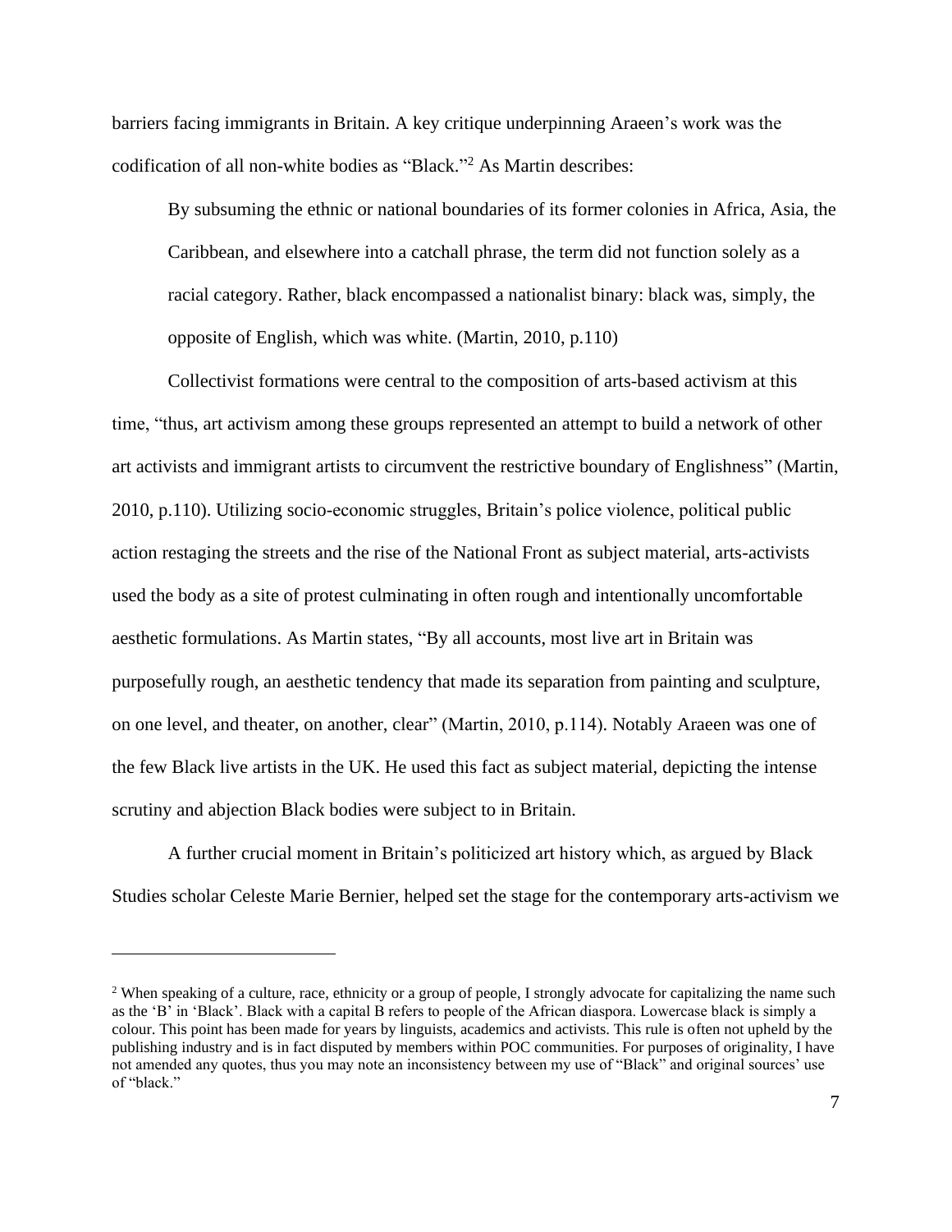barriers facing immigrants in Britain. A key critique underpinning Araeen's work was the codification of all non-white bodies as "Black."[2] As Martin describes:

> By subsuming the ethnic or national boundaries of its former colonies in Africa, Asia, the Caribbean, and elsewhere into a catchall phrase, the term did not function solely as a racial category. Rather, black encompassed a nationalist binary: black was, simply, the opposite of English, which was white. (Martin, 2010, p.110)

Collectivist formations were central to the composition of arts-based activism at this time, "thus, art activism among these groups represented an attempt to build a network of other art activists and immigrant artists to circumvent the restrictive boundary of Englishness" (Martin, 2010, p.110). Utilizing socio-economic struggles, Britain's police violence, political public action restaging the streets and the rise of the National Front as subject material, arts-activists used the body as a site of protest culminating in often rough and intentionally uncomfortable aesthetic formulations. As Martin states, "By all accounts, most live art in Britain was purposefully rough, an aesthetic tendency that made its separation from painting and sculpture, on one level, and theater, on another, clear" (Martin, 2010, p.114). Notably Araeen was one of the few Black live artists in the UK. He used this fact as subject material, depicting the intense scrutiny and abjection Black bodies were subject to in Britain.

A further crucial moment in Britain's politicized art history which, as argued by Black Studies scholar Celeste Marie Bernier, helped set the stage for the contemporary arts-activism we

---

[2] When speaking of a culture, race, ethnicity or a group of people, I strongly advocate for capitalizing the name such as the 'B' in 'Black'. Black with a capital B refers to people of the African diaspora. Lowercase black is simply a colour. This point has been made for years by linguists, academics and activists. This rule is often not upheld by the publishing industry and is in fact disputed by members within POC communities. For purposes of originality, I have not amended any quotes, thus you may note an inconsistency between my use of "Black" and original sources' use of "black."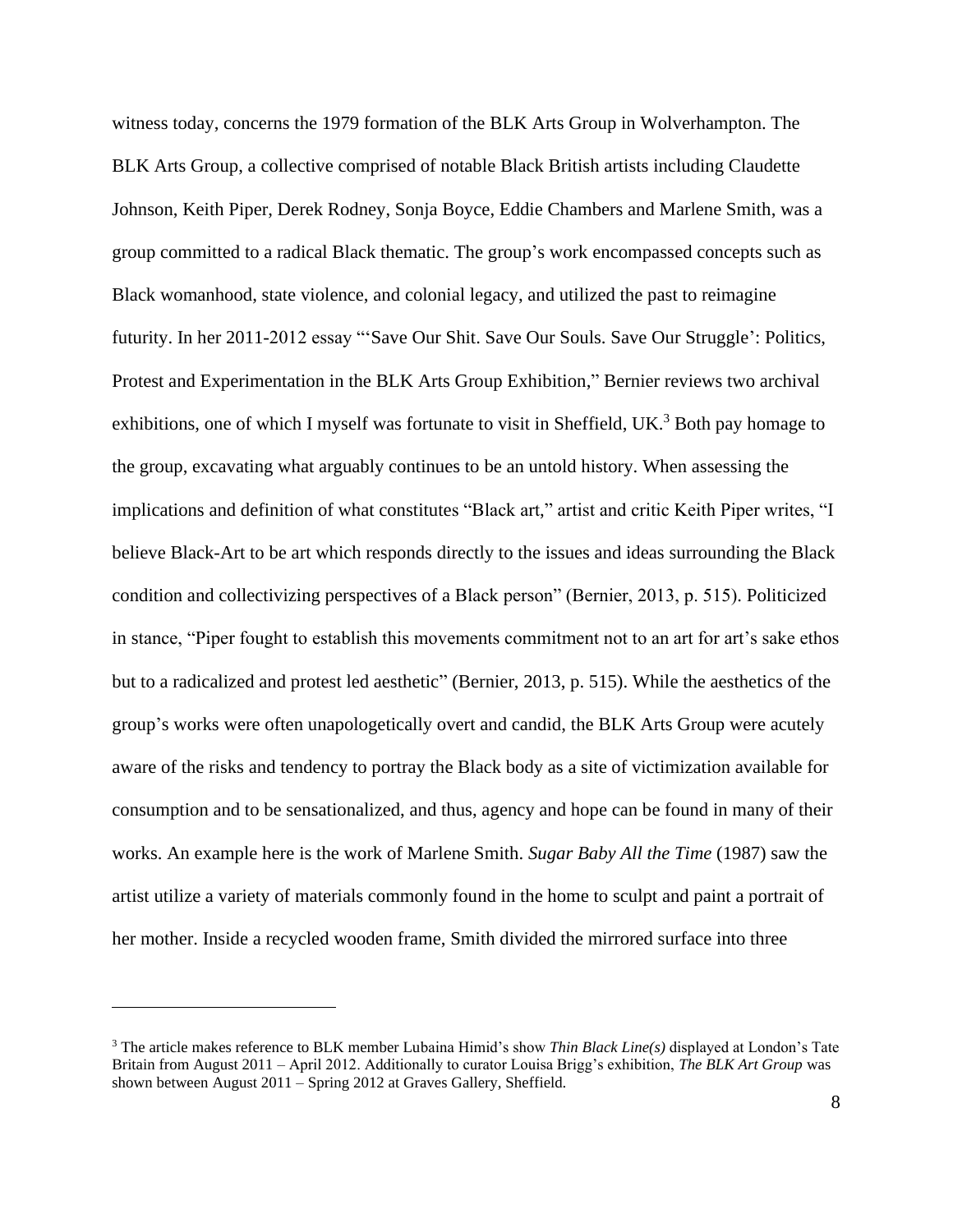witness today, concerns the 1979 formation of the BLK Arts Group in Wolverhampton. The BLK Arts Group, a collective comprised of notable Black British artists including Claudette Johnson, Keith Piper, Derek Rodney, Sonja Boyce, Eddie Chambers and Marlene Smith, was a group committed to a radical Black thematic. The group's work encompassed concepts such as Black womanhood, state violence, and colonial legacy, and utilized the past to reimagine futurity. In her 2011-2012 essay "'Save Our Shit. Save Our Souls. Save Our Struggle': Politics, Protest and Experimentation in the BLK Arts Group Exhibition," Bernier reviews two archival exhibitions, one of which I myself was fortunate to visit in Sheffield, UK.[3] Both pay homage to the group, excavating what arguably continues to be an untold history. When assessing the implications and definition of what constitutes "Black art," artist and critic Keith Piper writes, "I believe Black-Art to be art which responds directly to the issues and ideas surrounding the Black condition and collectivizing perspectives of a Black person" (Bernier, 2013, p. 515). Politicized in stance, "Piper fought to establish this movements commitment not to an art for art's sake ethos but to a radicalized and protest led aesthetic" (Bernier, 2013, p. 515). While the aesthetics of the group's works were often unapologetically overt and candid, the BLK Arts Group were acutely aware of the risks and tendency to portray the Black body as a site of victimization available for consumption and to be sensationalized, and thus, agency and hope can be found in many of their works. An example here is the work of Marlene Smith. *Sugar Baby All the Time* (1987) saw the artist utilize a variety of materials commonly found in the home to sculpt and paint a portrait of her mother. Inside a recycled wooden frame, Smith divided the mirrored surface into three

---

[3] The article makes reference to BLK member Lubaina Himid's show *Thin Black Line(s)* displayed at London's Tate Britain from August 2011 – April 2012. Additionally to curator Louisa Brigg's exhibition, *The BLK Art Group* was shown between August 2011 – Spring 2012 at Graves Gallery, Sheffield.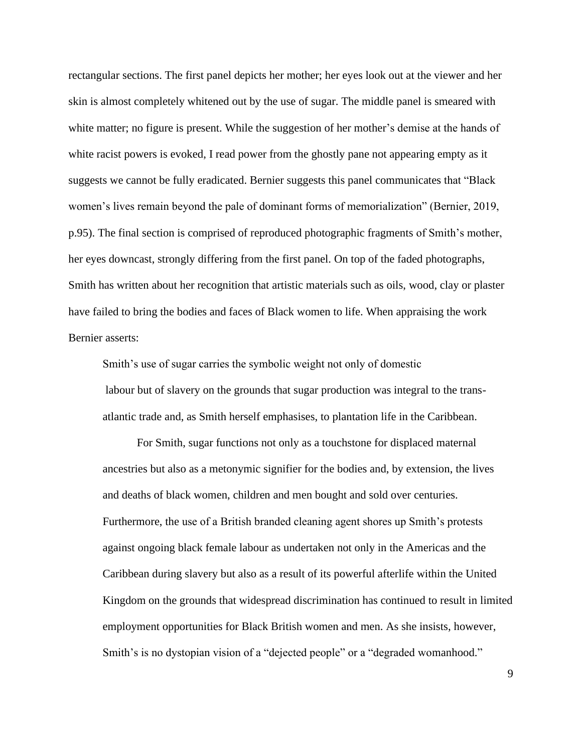rectangular sections. The first panel depicts her mother; her eyes look out at the viewer and her skin is almost completely whitened out by the use of sugar. The middle panel is smeared with white matter; no figure is present. While the suggestion of her mother's demise at the hands of white racist powers is evoked, I read power from the ghostly pane not appearing empty as it suggests we cannot be fully eradicated. Bernier suggests this panel communicates that "Black women's lives remain beyond the pale of dominant forms of memorialization" (Bernier, 2019, p.95). The final section is comprised of reproduced photographic fragments of Smith's mother, her eyes downcast, strongly differing from the first panel. On top of the faded photographs, Smith has written about her recognition that artistic materials such as oils, wood, clay or plaster have failed to bring the bodies and faces of Black women to life. When appraising the work Bernier asserts:

> Smith's use of sugar carries the symbolic weight not only of domestic labour but of slavery on the grounds that sugar production was integral to the trans-atlantic trade and, as Smith herself emphasises, to plantation life in the Caribbean.
>
> For Smith, sugar functions not only as a touchstone for displaced maternal ancestries but also as a metonymic signifier for the bodies and, by extension, the lives and deaths of black women, children and men bought and sold over centuries. Furthermore, the use of a British branded cleaning agent shores up Smith's protests against ongoing black female labour as undertaken not only in the Americas and the Caribbean during slavery but also as a result of its powerful afterlife within the United Kingdom on the grounds that widespread discrimination has continued to result in limited employment opportunities for Black British women and men. As she insists, however, Smith's is no dystopian vision of a "dejected people" or a "degraded womanhood."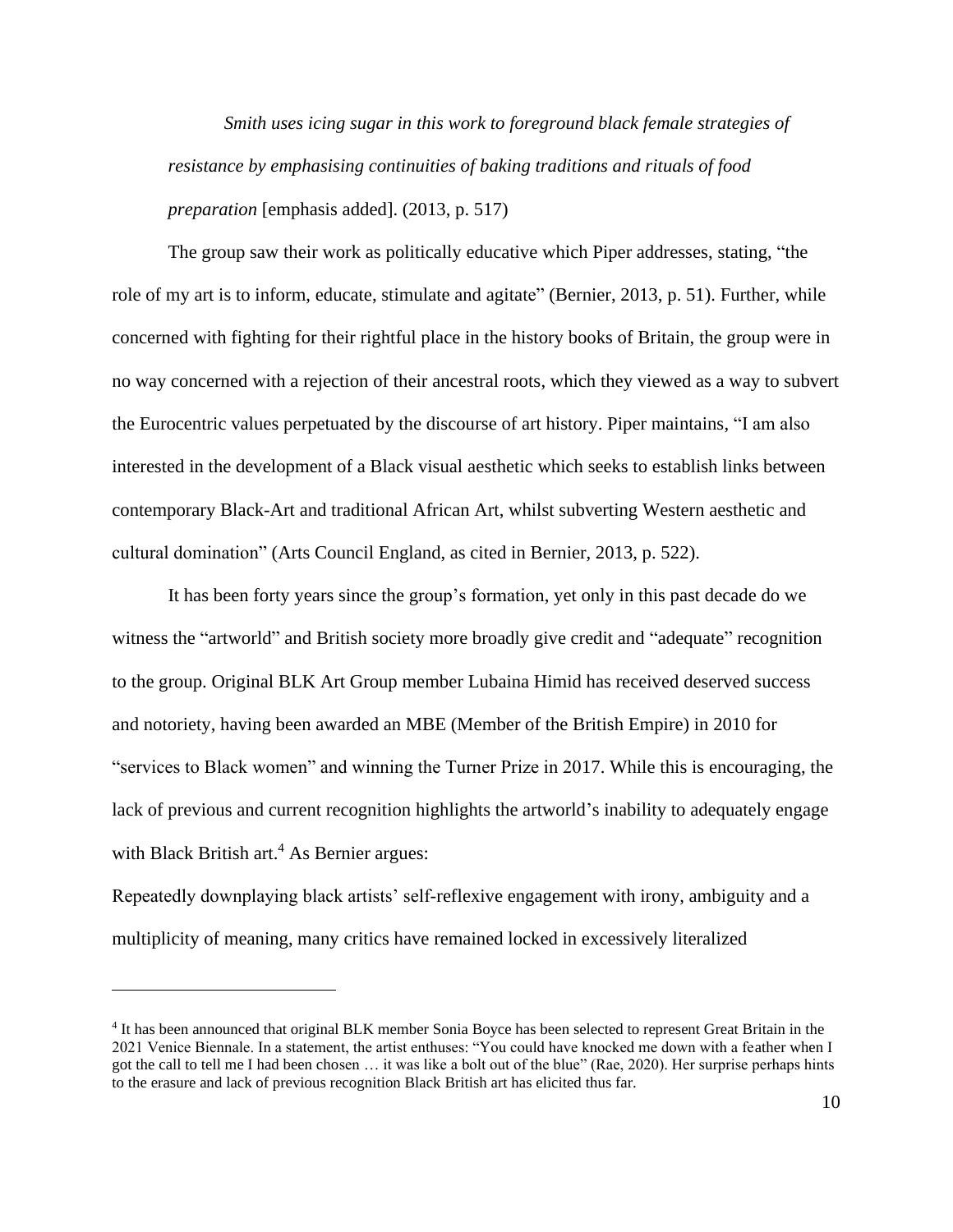> *Smith uses icing sugar in this work to foreground black female strategies of resistance by emphasising continuities of baking traditions and rituals of food preparation* [emphasis added]. (2013, p. 517)

The group saw their work as politically educative which Piper addresses, stating, "the role of my art is to inform, educate, stimulate and agitate" (Bernier, 2013, p. 51). Further, while concerned with fighting for their rightful place in the history books of Britain, the group were in no way concerned with a rejection of their ancestral roots, which they viewed as a way to subvert the Eurocentric values perpetuated by the discourse of art history. Piper maintains, "I am also interested in the development of a Black visual aesthetic which seeks to establish links between contemporary Black-Art and traditional African Art, whilst subverting Western aesthetic and cultural domination" (Arts Council England, as cited in Bernier, 2013, p. 522).

It has been forty years since the group's formation, yet only in this past decade do we witness the "artworld" and British society more broadly give credit and "adequate" recognition to the group. Original BLK Art Group member Lubaina Himid has received deserved success and notoriety, having been awarded an MBE (Member of the British Empire) in 2010 for "services to Black women" and winning the Turner Prize in 2017. While this is encouraging, the lack of previous and current recognition highlights the artworld's inability to adequately engage with Black British art.[4] As Bernier argues:

Repeatedly downplaying black artists' self-reflexive engagement with irony, ambiguity and a multiplicity of meaning, many critics have remained locked in excessively literalized

[4] It has been announced that original BLK member Sonia Boyce has been selected to represent Great Britain in the 2021 Venice Biennale. In a statement, the artist enthuses: "You could have knocked me down with a feather when I got the call to tell me I had been chosen … it was like a bolt out of the blue" (Rae, 2020). Her surprise perhaps hints to the erasure and lack of previous recognition Black British art has elicited thus far.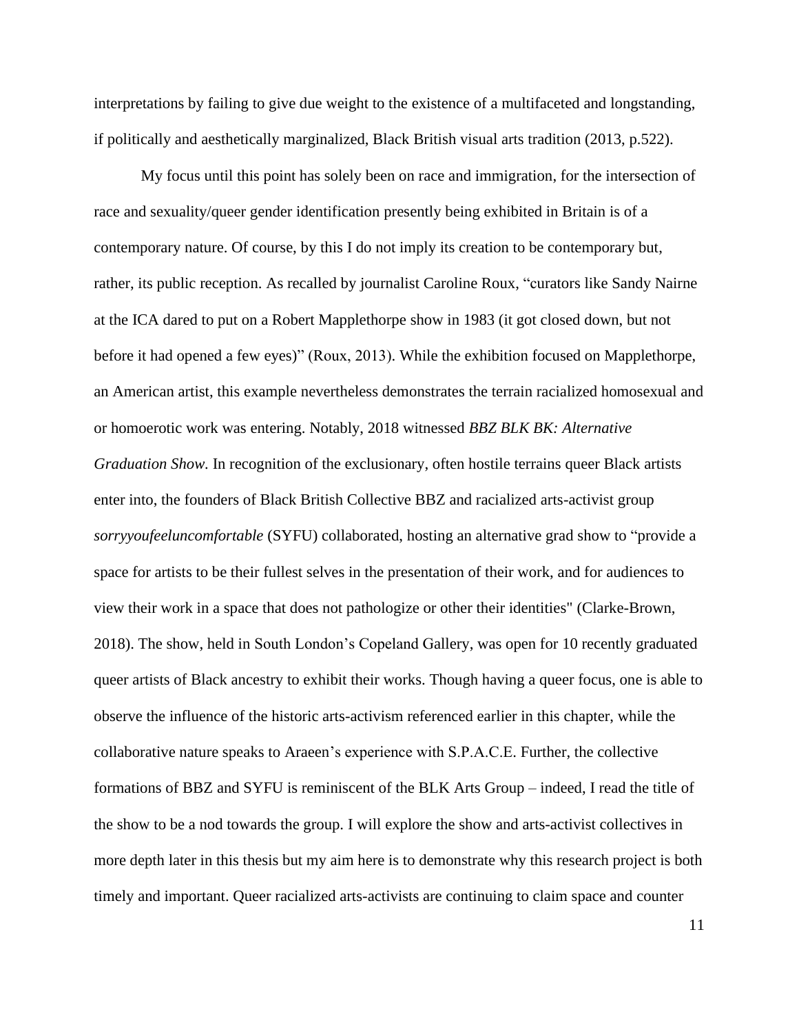interpretations by failing to give due weight to the existence of a multifaceted and longstanding, if politically and aesthetically marginalized, Black British visual arts tradition (2013, p.522).

My focus until this point has solely been on race and immigration, for the intersection of race and sexuality/queer gender identification presently being exhibited in Britain is of a contemporary nature. Of course, by this I do not imply its creation to be contemporary but, rather, its public reception. As recalled by journalist Caroline Roux, "curators like Sandy Nairne at the ICA dared to put on a Robert Mapplethorpe show in 1983 (it got closed down, but not before it had opened a few eyes)" (Roux, 2013). While the exhibition focused on Mapplethorpe, an American artist, this example nevertheless demonstrates the terrain racialized homosexual and or homoerotic work was entering. Notably, 2018 witnessed *BBZ BLK BK: Alternative Graduation Show.* In recognition of the exclusionary, often hostile terrains queer Black artists enter into, the founders of Black British Collective BBZ and racialized arts-activist group *sorryyoufeeluncomfortable* (SYFU) collaborated, hosting an alternative grad show to "provide a space for artists to be their fullest selves in the presentation of their work, and for audiences to view their work in a space that does not pathologize or other their identities" (Clarke-Brown, 2018). The show, held in South London's Copeland Gallery, was open for 10 recently graduated queer artists of Black ancestry to exhibit their works. Though having a queer focus, one is able to observe the influence of the historic arts-activism referenced earlier in this chapter, while the collaborative nature speaks to Araeen's experience with S.P.A.C.E. Further, the collective formations of BBZ and SYFU is reminiscent of the BLK Arts Group – indeed, I read the title of the show to be a nod towards the group. I will explore the show and arts-activist collectives in more depth later in this thesis but my aim here is to demonstrate why this research project is both timely and important. Queer racialized arts-activists are continuing to claim space and counter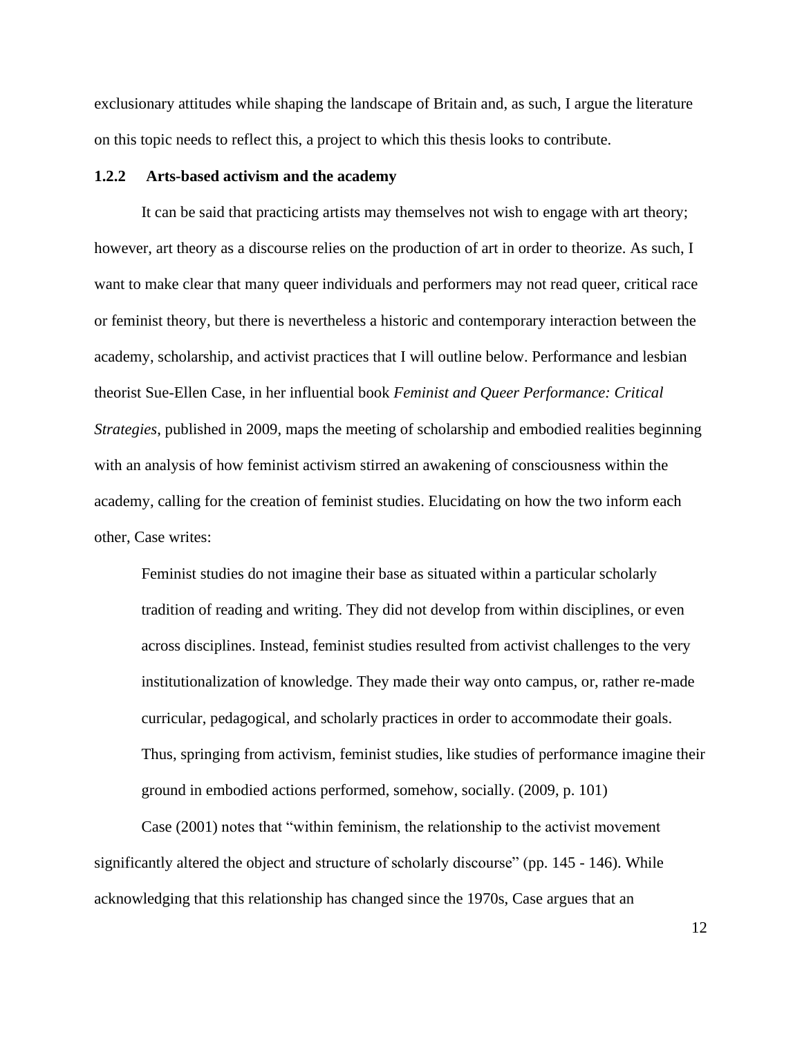exclusionary attitudes while shaping the landscape of Britain and, as such, I argue the literature on this topic needs to reflect this, a project to which this thesis looks to contribute.

### 1.2.2 Arts-based activism and the academy

It can be said that practicing artists may themselves not wish to engage with art theory; however, art theory as a discourse relies on the production of art in order to theorize. As such, I want to make clear that many queer individuals and performers may not read queer, critical race or feminist theory, but there is nevertheless a historic and contemporary interaction between the academy, scholarship, and activist practices that I will outline below. Performance and lesbian theorist Sue-Ellen Case, in her influential book *Feminist and Queer Performance: Critical Strategies*, published in 2009, maps the meeting of scholarship and embodied realities beginning with an analysis of how feminist activism stirred an awakening of consciousness within the academy, calling for the creation of feminist studies. Elucidating on how the two inform each other, Case writes:

> Feminist studies do not imagine their base as situated within a particular scholarly tradition of reading and writing. They did not develop from within disciplines, or even across disciplines. Instead, feminist studies resulted from activist challenges to the very institutionalization of knowledge. They made their way onto campus, or, rather re-made curricular, pedagogical, and scholarly practices in order to accommodate their goals. Thus, springing from activism, feminist studies, like studies of performance imagine their ground in embodied actions performed, somehow, socially. (2009, p. 101)

Case (2001) notes that "within feminism, the relationship to the activist movement significantly altered the object and structure of scholarly discourse" (pp. 145 - 146). While acknowledging that this relationship has changed since the 1970s, Case argues that an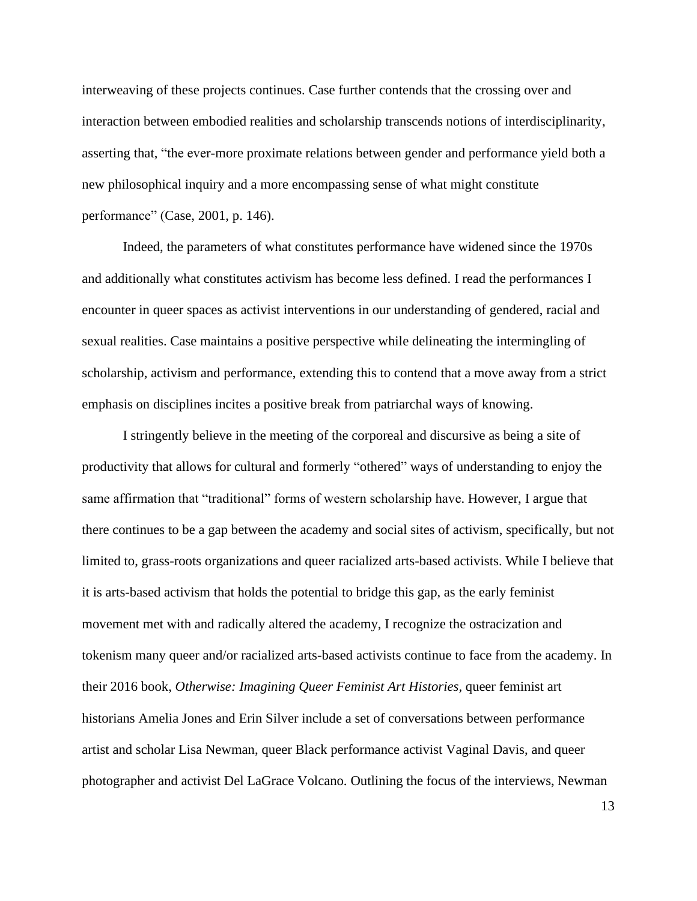interweaving of these projects continues. Case further contends that the crossing over and interaction between embodied realities and scholarship transcends notions of interdisciplinarity, asserting that, "the ever-more proximate relations between gender and performance yield both a new philosophical inquiry and a more encompassing sense of what might constitute performance" (Case, 2001, p. 146).

Indeed, the parameters of what constitutes performance have widened since the 1970s and additionally what constitutes activism has become less defined. I read the performances I encounter in queer spaces as activist interventions in our understanding of gendered, racial and sexual realities. Case maintains a positive perspective while delineating the intermingling of scholarship, activism and performance, extending this to contend that a move away from a strict emphasis on disciplines incites a positive break from patriarchal ways of knowing.

I stringently believe in the meeting of the corporeal and discursive as being a site of productivity that allows for cultural and formerly "othered" ways of understanding to enjoy the same affirmation that "traditional" forms of western scholarship have. However, I argue that there continues to be a gap between the academy and social sites of activism, specifically, but not limited to, grass-roots organizations and queer racialized arts-based activists. While I believe that it is arts-based activism that holds the potential to bridge this gap, as the early feminist movement met with and radically altered the academy, I recognize the ostracization and tokenism many queer and/or racialized arts-based activists continue to face from the academy. In their 2016 book, *Otherwise: Imagining Queer Feminist Art Histories*, queer feminist art historians Amelia Jones and Erin Silver include a set of conversations between performance artist and scholar Lisa Newman, queer Black performance activist Vaginal Davis, and queer photographer and activist Del LaGrace Volcano. Outlining the focus of the interviews, Newman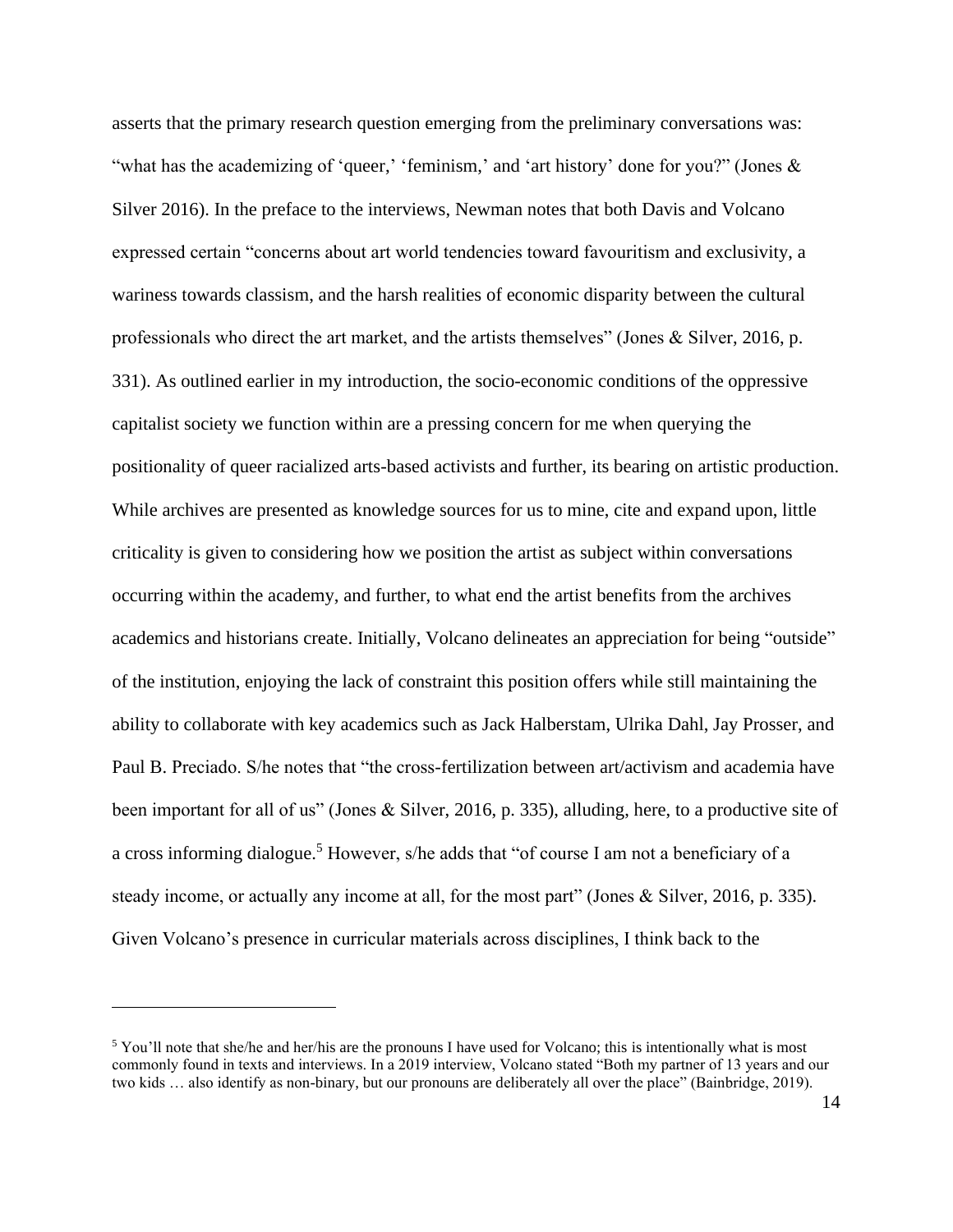asserts that the primary research question emerging from the preliminary conversations was: "what has the academizing of 'queer,' 'feminism,' and 'art history' done for you?" (Jones & Silver 2016). In the preface to the interviews, Newman notes that both Davis and Volcano expressed certain "concerns about art world tendencies toward favouritism and exclusivity, a wariness towards classism, and the harsh realities of economic disparity between the cultural professionals who direct the art market, and the artists themselves" (Jones & Silver, 2016, p. 331). As outlined earlier in my introduction, the socio-economic conditions of the oppressive capitalist society we function within are a pressing concern for me when querying the positionality of queer racialized arts-based activists and further, its bearing on artistic production. While archives are presented as knowledge sources for us to mine, cite and expand upon, little criticality is given to considering how we position the artist as subject within conversations occurring within the academy, and further, to what end the artist benefits from the archives academics and historians create. Initially, Volcano delineates an appreciation for being "outside" of the institution, enjoying the lack of constraint this position offers while still maintaining the ability to collaborate with key academics such as Jack Halberstam, Ulrika Dahl, Jay Prosser, and Paul B. Preciado. S/he notes that "the cross-fertilization between art/activism and academia have been important for all of us" (Jones & Silver, 2016, p. 335), alluding, here, to a productive site of a cross informing dialogue.[5] However, s/he adds that "of course I am not a beneficiary of a steady income, or actually any income at all, for the most part" (Jones & Silver, 2016, p. 335). Given Volcano's presence in curricular materials across disciplines, I think back to the

[5] You'll note that she/he and her/his are the pronouns I have used for Volcano; this is intentionally what is most commonly found in texts and interviews. In a 2019 interview, Volcano stated "Both my partner of 13 years and our two kids … also identify as non-binary, but our pronouns are deliberately all over the place" (Bainbridge, 2019).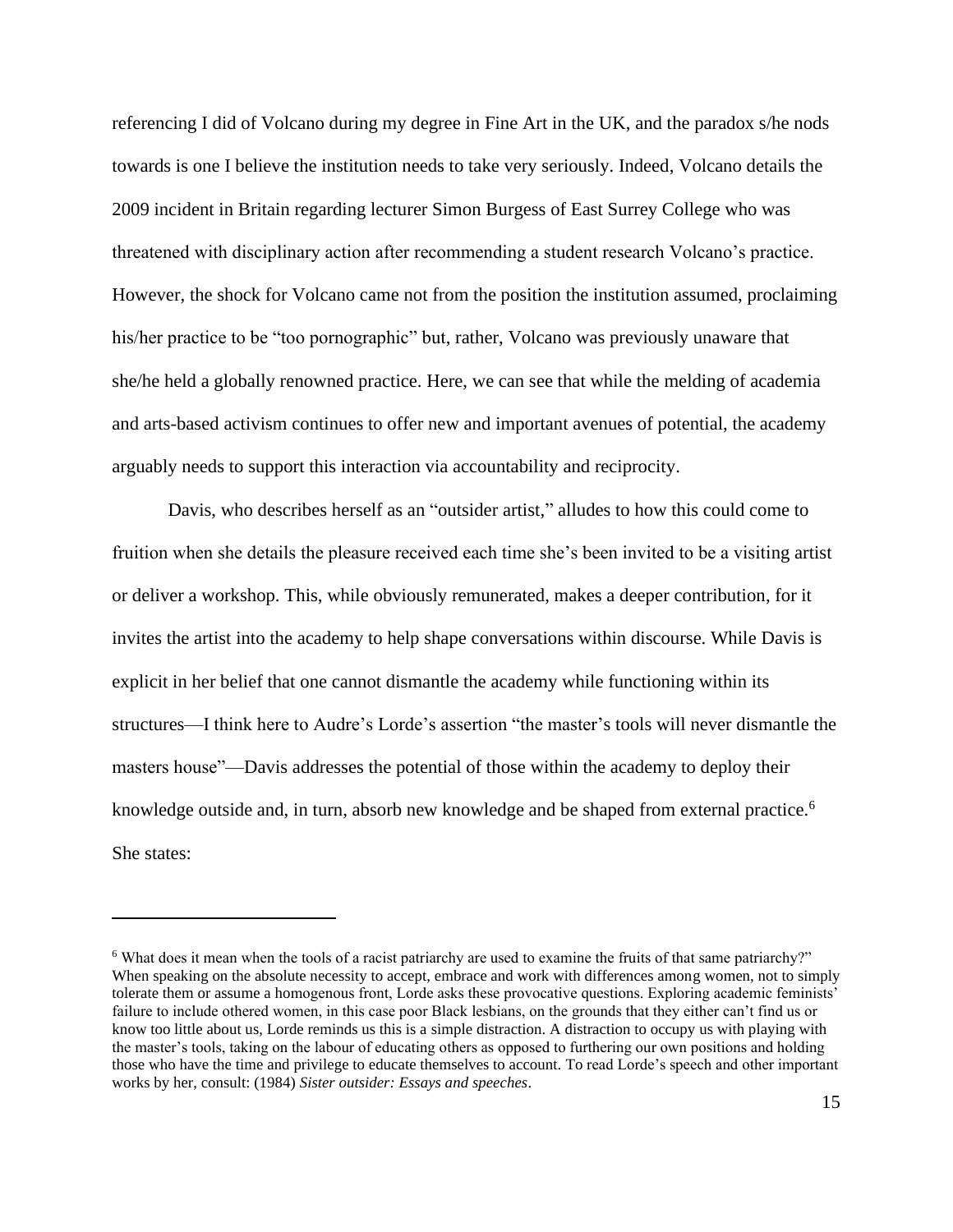referencing I did of Volcano during my degree in Fine Art in the UK, and the paradox s/he nods towards is one I believe the institution needs to take very seriously. Indeed, Volcano details the 2009 incident in Britain regarding lecturer Simon Burgess of East Surrey College who was threatened with disciplinary action after recommending a student research Volcano's practice. However, the shock for Volcano came not from the position the institution assumed, proclaiming his/her practice to be "too pornographic" but, rather, Volcano was previously unaware that she/he held a globally renowned practice. Here, we can see that while the melding of academia and arts-based activism continues to offer new and important avenues of potential, the academy arguably needs to support this interaction via accountability and reciprocity.

Davis, who describes herself as an "outsider artist," alludes to how this could come to fruition when she details the pleasure received each time she's been invited to be a visiting artist or deliver a workshop. This, while obviously remunerated, makes a deeper contribution, for it invites the artist into the academy to help shape conversations within discourse. While Davis is explicit in her belief that one cannot dismantle the academy while functioning within its structures—I think here to Audre's Lorde's assertion "the master's tools will never dismantle the masters house"—Davis addresses the potential of those within the academy to deploy their knowledge outside and, in turn, absorb new knowledge and be shaped from external practice.[6] She states:

---

[6] What does it mean when the tools of a racist patriarchy are used to examine the fruits of that same patriarchy?" When speaking on the absolute necessity to accept, embrace and work with differences among women, not to simply tolerate them or assume a homogenous front, Lorde asks these provocative questions. Exploring academic feminists' failure to include othered women, in this case poor Black lesbians, on the grounds that they either can't find us or know too little about us, Lorde reminds us this is a simple distraction. A distraction to occupy us with playing with the master's tools, taking on the labour of educating others as opposed to furthering our own positions and holding those who have the time and privilege to educate themselves to account. To read Lorde's speech and other important works by her, consult: (1984) *Sister outsider: Essays and speeches*.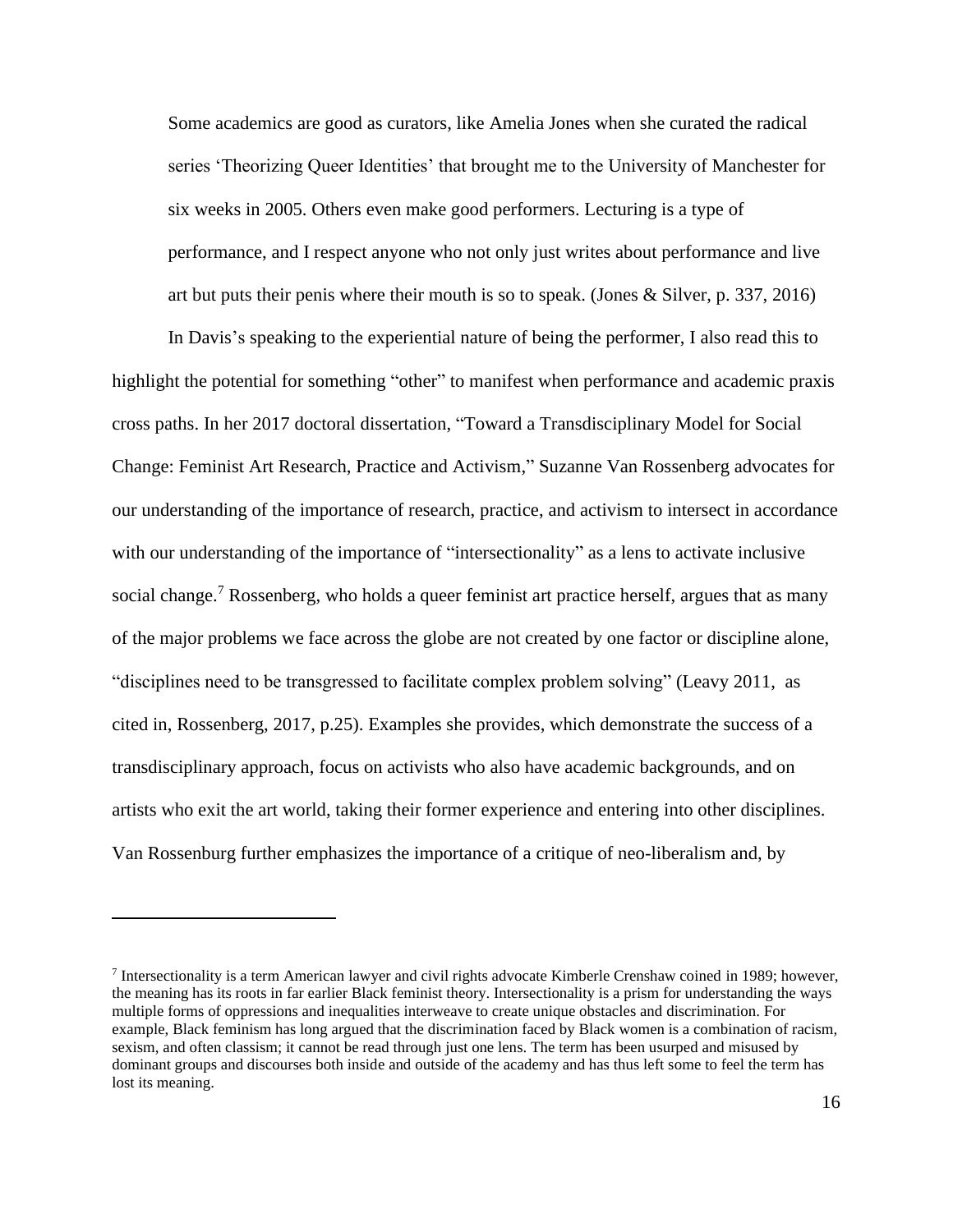> Some academics are good as curators, like Amelia Jones when she curated the radical series 'Theorizing Queer Identities' that brought me to the University of Manchester for six weeks in 2005. Others even make good performers. Lecturing is a type of performance, and I respect anyone who not only just writes about performance and live art but puts their penis where their mouth is so to speak. (Jones & Silver, p. 337, 2016)

In Davis's speaking to the experiential nature of being the performer, I also read this to highlight the potential for something "other" to manifest when performance and academic praxis cross paths. In her 2017 doctoral dissertation, "Toward a Transdisciplinary Model for Social Change: Feminist Art Research, Practice and Activism," Suzanne Van Rossenberg advocates for our understanding of the importance of research, practice, and activism to intersect in accordance with our understanding of the importance of "intersectionality" as a lens to activate inclusive social change.[7] Rossenberg, who holds a queer feminist art practice herself, argues that as many of the major problems we face across the globe are not created by one factor or discipline alone, "disciplines need to be transgressed to facilitate complex problem solving" (Leavy 2011, as cited in, Rossenberg, 2017, p.25). Examples she provides, which demonstrate the success of a transdisciplinary approach, focus on activists who also have academic backgrounds, and on artists who exit the art world, taking their former experience and entering into other disciplines. Van Rossenburg further emphasizes the importance of a critique of neo-liberalism and, by

---

[7] Intersectionality is a term American lawyer and civil rights advocate Kimberle Crenshaw coined in 1989; however, the meaning has its roots in far earlier Black feminist theory. Intersectionality is a prism for understanding the ways multiple forms of oppressions and inequalities interweave to create unique obstacles and discrimination. For example, Black feminism has long argued that the discrimination faced by Black women is a combination of racism, sexism, and often classism; it cannot be read through just one lens. The term has been usurped and misused by dominant groups and discourses both inside and outside of the academy and has thus left some to feel the term has lost its meaning.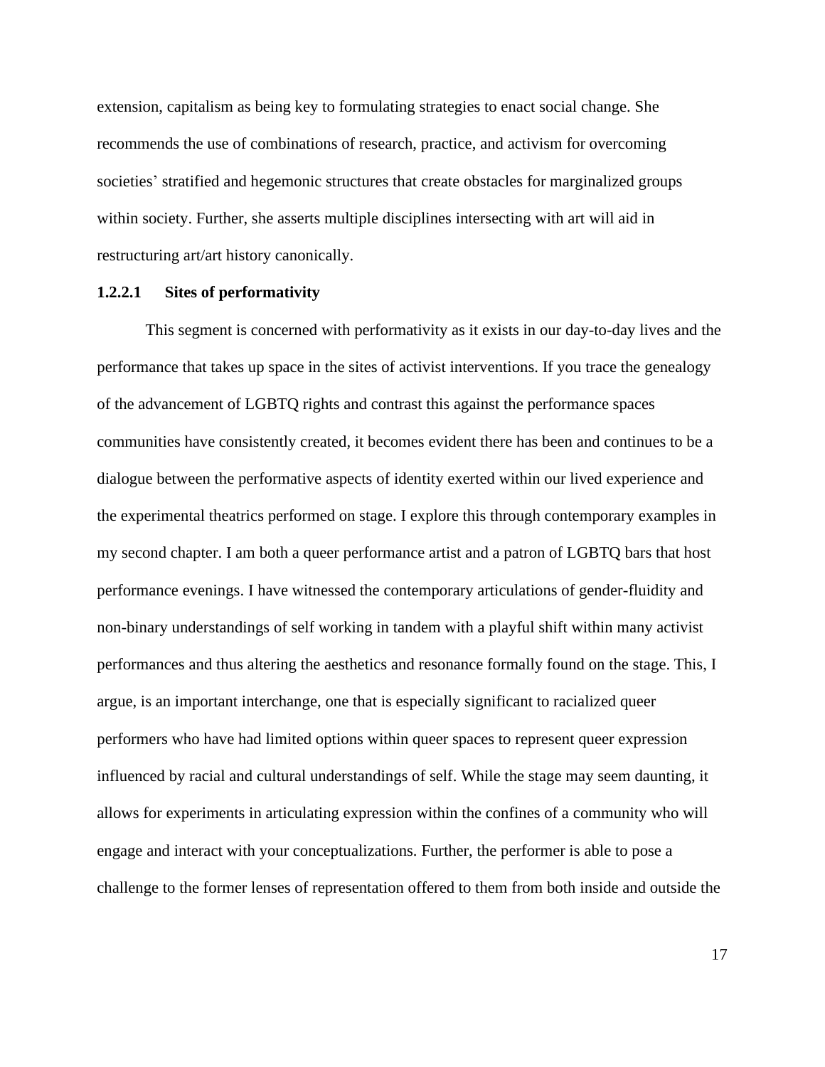extension, capitalism as being key to formulating strategies to enact social change. She recommends the use of combinations of research, practice, and activism for overcoming societies' stratified and hegemonic structures that create obstacles for marginalized groups within society. Further, she asserts multiple disciplines intersecting with art will aid in restructuring art/art history canonically.

#### 1.2.2.1 Sites of performativity

This segment is concerned with performativity as it exists in our day-to-day lives and the performance that takes up space in the sites of activist interventions. If you trace the genealogy of the advancement of LGBTQ rights and contrast this against the performance spaces communities have consistently created, it becomes evident there has been and continues to be a dialogue between the performative aspects of identity exerted within our lived experience and the experimental theatrics performed on stage. I explore this through contemporary examples in my second chapter. I am both a queer performance artist and a patron of LGBTQ bars that host performance evenings. I have witnessed the contemporary articulations of gender-fluidity and non-binary understandings of self working in tandem with a playful shift within many activist performances and thus altering the aesthetics and resonance formally found on the stage. This, I argue, is an important interchange, one that is especially significant to racialized queer performers who have had limited options within queer spaces to represent queer expression influenced by racial and cultural understandings of self. While the stage may seem daunting, it allows for experiments in articulating expression within the confines of a community who will engage and interact with your conceptualizations. Further, the performer is able to pose a challenge to the former lenses of representation offered to them from both inside and outside the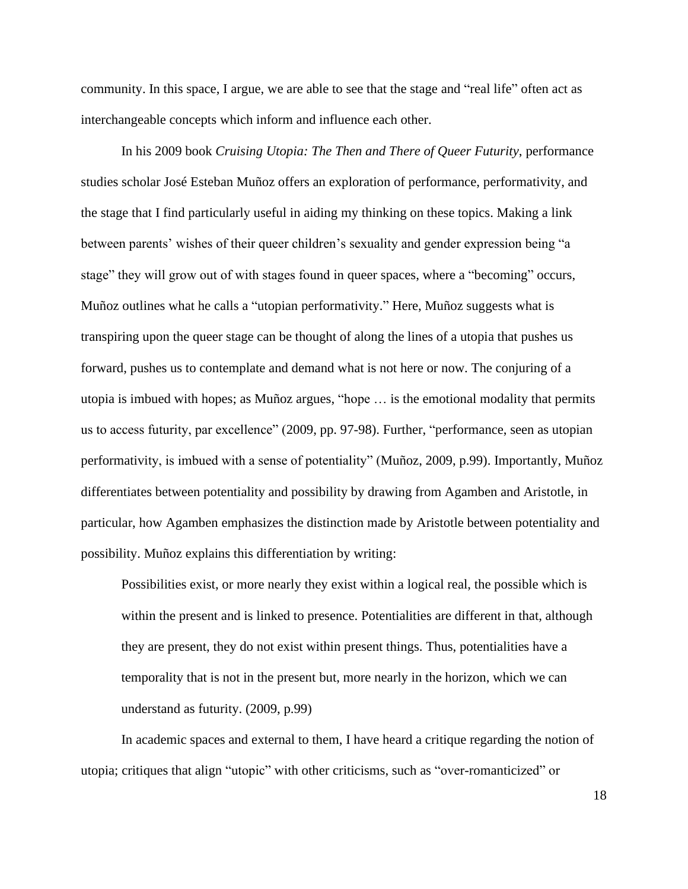community. In this space, I argue, we are able to see that the stage and "real life" often act as interchangeable concepts which inform and influence each other.

In his 2009 book *Cruising Utopia: The Then and There of Queer Futurity*, performance studies scholar José Esteban Muñoz offers an exploration of performance, performativity, and the stage that I find particularly useful in aiding my thinking on these topics. Making a link between parents' wishes of their queer children's sexuality and gender expression being "a stage" they will grow out of with stages found in queer spaces, where a "becoming" occurs, Muñoz outlines what he calls a "utopian performativity." Here, Muñoz suggests what is transpiring upon the queer stage can be thought of along the lines of a utopia that pushes us forward, pushes us to contemplate and demand what is not here or now. The conjuring of a utopia is imbued with hopes; as Muñoz argues, "hope … is the emotional modality that permits us to access futurity, par excellence" (2009, pp. 97-98). Further, "performance, seen as utopian performativity, is imbued with a sense of potentiality" (Muñoz, 2009, p.99). Importantly, Muñoz differentiates between potentiality and possibility by drawing from Agamben and Aristotle, in particular, how Agamben emphasizes the distinction made by Aristotle between potentiality and possibility. Muñoz explains this differentiation by writing:

> Possibilities exist, or more nearly they exist within a logical real, the possible which is within the present and is linked to presence. Potentialities are different in that, although they are present, they do not exist within present things. Thus, potentialities have a temporality that is not in the present but, more nearly in the horizon, which we can understand as futurity. (2009, p.99)

In academic spaces and external to them, I have heard a critique regarding the notion of utopia; critiques that align "utopic" with other criticisms, such as "over-romanticized" or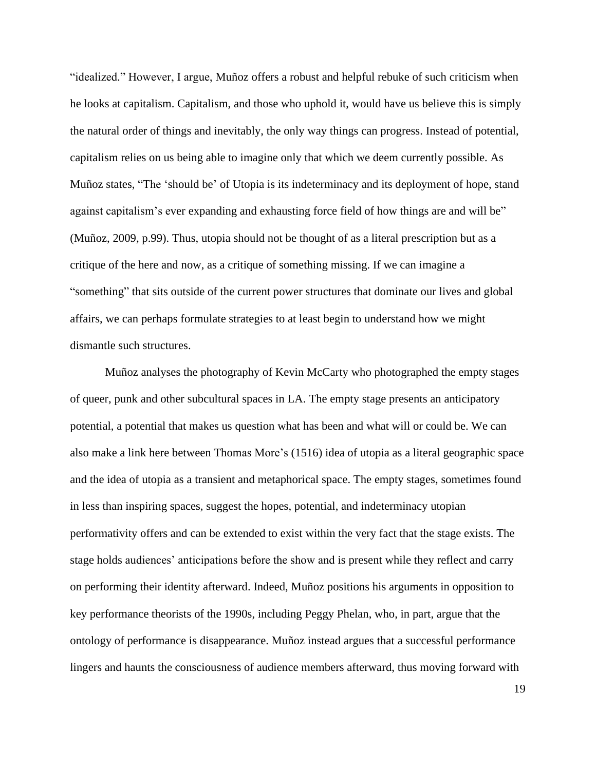"idealized." However, I argue, Muñoz offers a robust and helpful rebuke of such criticism when he looks at capitalism. Capitalism, and those who uphold it, would have us believe this is simply the natural order of things and inevitably, the only way things can progress. Instead of potential, capitalism relies on us being able to imagine only that which we deem currently possible. As Muñoz states, "The 'should be' of Utopia is its indeterminacy and its deployment of hope, stand against capitalism's ever expanding and exhausting force field of how things are and will be" (Muñoz, 2009, p.99). Thus, utopia should not be thought of as a literal prescription but as a critique of the here and now, as a critique of something missing. If we can imagine a "something" that sits outside of the current power structures that dominate our lives and global affairs, we can perhaps formulate strategies to at least begin to understand how we might dismantle such structures.

Muñoz analyses the photography of Kevin McCarty who photographed the empty stages of queer, punk and other subcultural spaces in LA. The empty stage presents an anticipatory potential, a potential that makes us question what has been and what will or could be. We can also make a link here between Thomas More's (1516) idea of utopia as a literal geographic space and the idea of utopia as a transient and metaphorical space. The empty stages, sometimes found in less than inspiring spaces, suggest the hopes, potential, and indeterminacy utopian performativity offers and can be extended to exist within the very fact that the stage exists. The stage holds audiences' anticipations before the show and is present while they reflect and carry on performing their identity afterward. Indeed, Muñoz positions his arguments in opposition to key performance theorists of the 1990s, including Peggy Phelan, who, in part, argue that the ontology of performance is disappearance. Muñoz instead argues that a successful performance lingers and haunts the consciousness of audience members afterward, thus moving forward with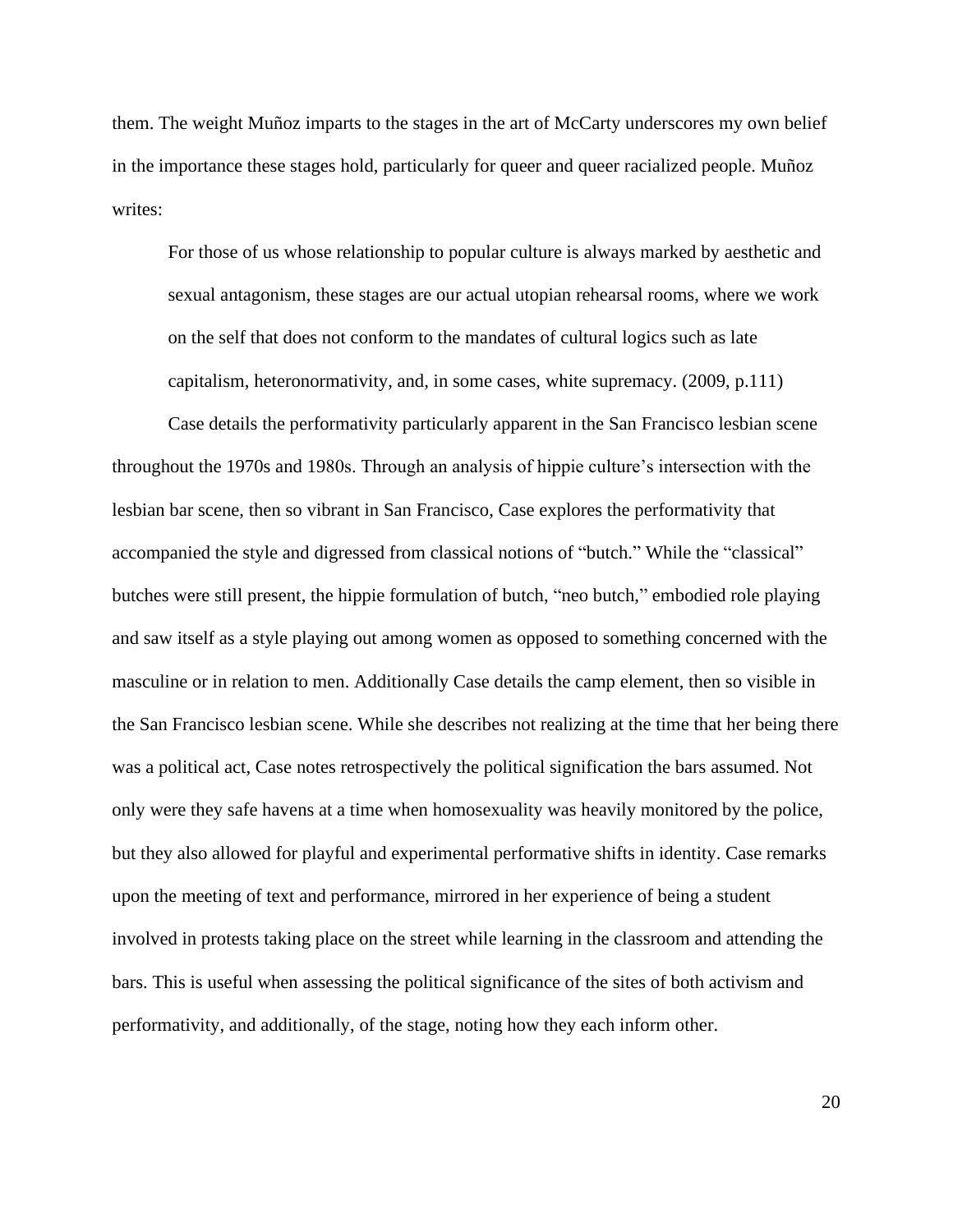them. The weight Muñoz imparts to the stages in the art of McCarty underscores my own belief in the importance these stages hold, particularly for queer and queer racialized people. Muñoz writes:

> For those of us whose relationship to popular culture is always marked by aesthetic and sexual antagonism, these stages are our actual utopian rehearsal rooms, where we work on the self that does not conform to the mandates of cultural logics such as late capitalism, heteronormativity, and, in some cases, white supremacy. (2009, p.111)

Case details the performativity particularly apparent in the San Francisco lesbian scene throughout the 1970s and 1980s. Through an analysis of hippie culture's intersection with the lesbian bar scene, then so vibrant in San Francisco, Case explores the performativity that accompanied the style and digressed from classical notions of "butch." While the "classical" butches were still present, the hippie formulation of butch, "neo butch," embodied role playing and saw itself as a style playing out among women as opposed to something concerned with the masculine or in relation to men. Additionally Case details the camp element, then so visible in the San Francisco lesbian scene. While she describes not realizing at the time that her being there was a political act, Case notes retrospectively the political signification the bars assumed. Not only were they safe havens at a time when homosexuality was heavily monitored by the police, but they also allowed for playful and experimental performative shifts in identity. Case remarks upon the meeting of text and performance, mirrored in her experience of being a student involved in protests taking place on the street while learning in the classroom and attending the bars. This is useful when assessing the political significance of the sites of both activism and performativity, and additionally, of the stage, noting how they each inform other.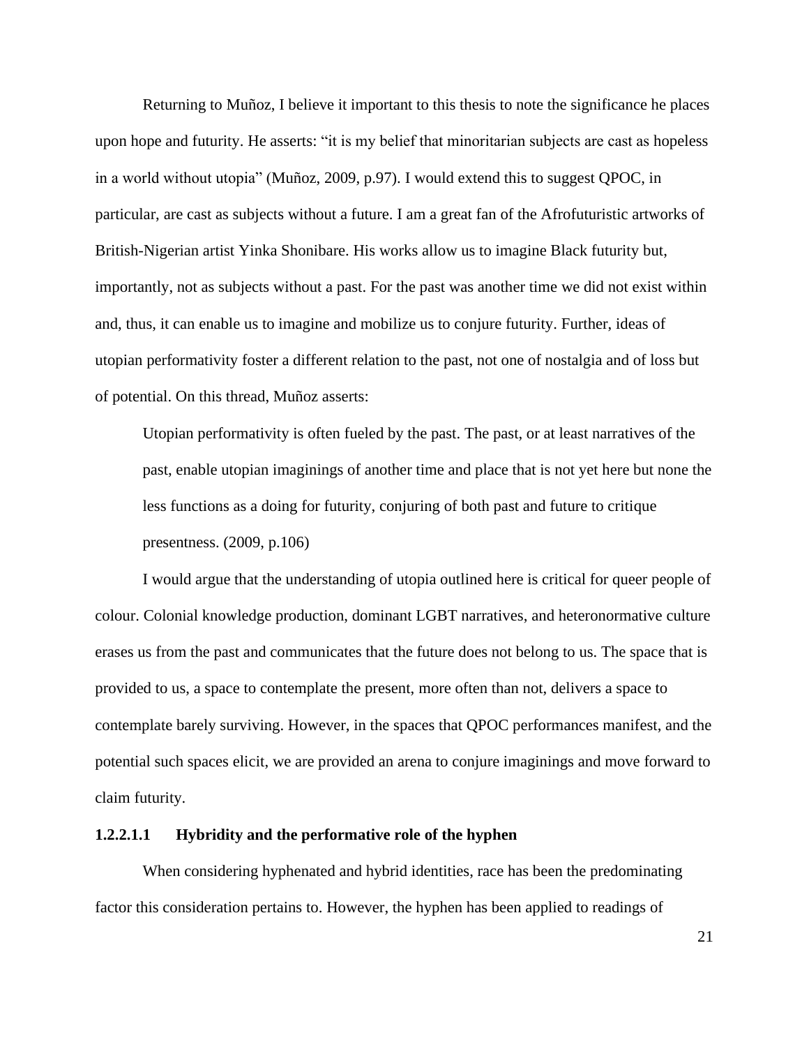Returning to Muñoz, I believe it important to this thesis to note the significance he places upon hope and futurity. He asserts: "it is my belief that minoritarian subjects are cast as hopeless in a world without utopia" (Muñoz, 2009, p.97). I would extend this to suggest QPOC, in particular, are cast as subjects without a future. I am a great fan of the Afrofuturistic artworks of British-Nigerian artist Yinka Shonibare. His works allow us to imagine Black futurity but, importantly, not as subjects without a past. For the past was another time we did not exist within and, thus, it can enable us to imagine and mobilize us to conjure futurity. Further, ideas of utopian performativity foster a different relation to the past, not one of nostalgia and of loss but of potential. On this thread, Muñoz asserts:

> Utopian performativity is often fueled by the past. The past, or at least narratives of the past, enable utopian imaginings of another time and place that is not yet here but none the less functions as a doing for futurity, conjuring of both past and future to critique presentness. (2009, p.106)

I would argue that the understanding of utopia outlined here is critical for queer people of colour. Colonial knowledge production, dominant LGBT narratives, and heteronormative culture erases us from the past and communicates that the future does not belong to us. The space that is provided to us, a space to contemplate the present, more often than not, delivers a space to contemplate barely surviving. However, in the spaces that QPOC performances manifest, and the potential such spaces elicit, we are provided an arena to conjure imaginings and move forward to claim futurity.

#### 1.2.2.1.1 Hybridity and the performative role of the hyphen

When considering hyphenated and hybrid identities, race has been the predominating factor this consideration pertains to. However, the hyphen has been applied to readings of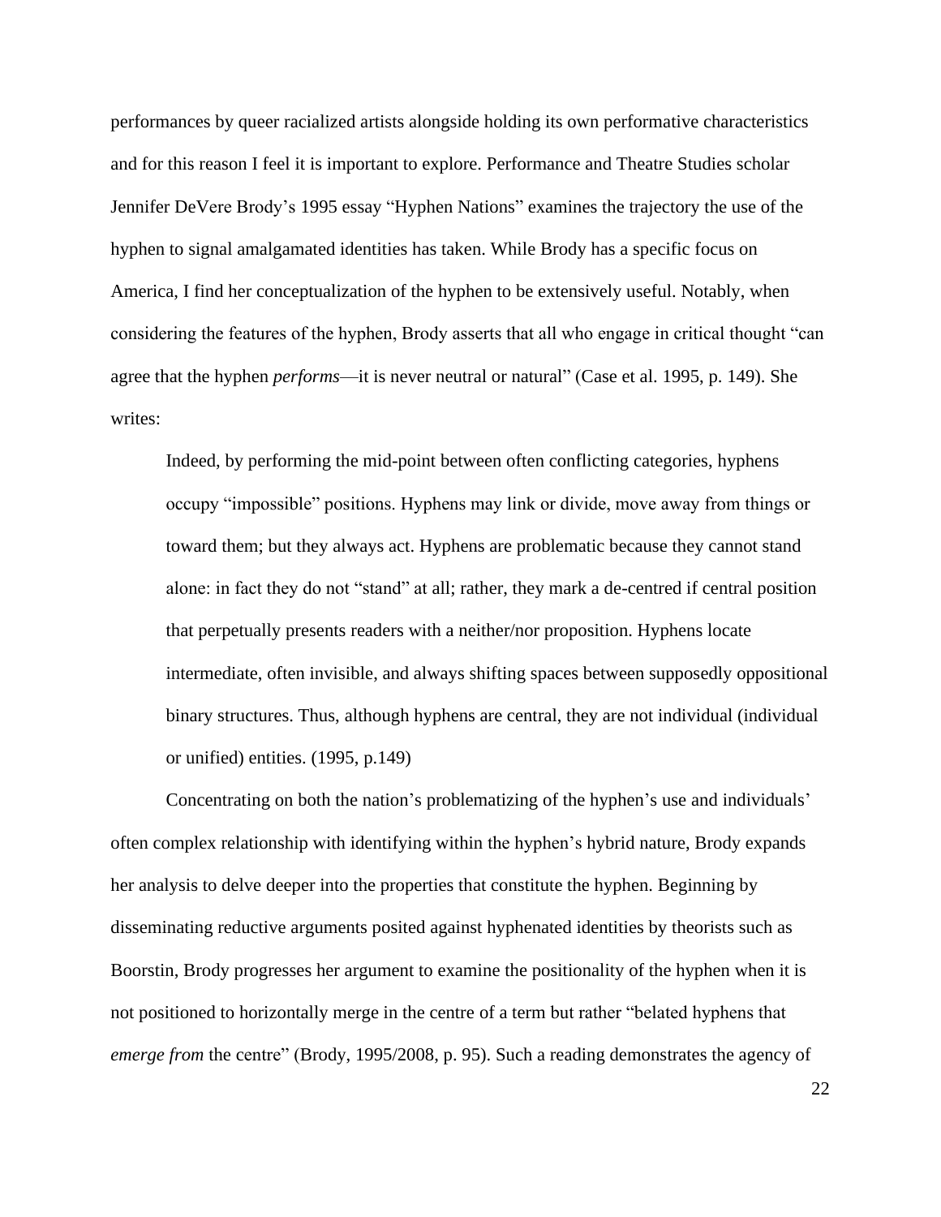performances by queer racialized artists alongside holding its own performative characteristics and for this reason I feel it is important to explore. Performance and Theatre Studies scholar Jennifer DeVere Brody's 1995 essay "Hyphen Nations" examines the trajectory the use of the hyphen to signal amalgamated identities has taken. While Brody has a specific focus on America, I find her conceptualization of the hyphen to be extensively useful. Notably, when considering the features of the hyphen, Brody asserts that all who engage in critical thought "can agree that the hyphen *performs*—it is never neutral or natural" (Case et al. 1995, p. 149). She writes:

> Indeed, by performing the mid-point between often conflicting categories, hyphens occupy "impossible" positions. Hyphens may link or divide, move away from things or toward them; but they always act. Hyphens are problematic because they cannot stand alone: in fact they do not "stand" at all; rather, they mark a de-centred if central position that perpetually presents readers with a neither/nor proposition. Hyphens locate intermediate, often invisible, and always shifting spaces between supposedly oppositional binary structures. Thus, although hyphens are central, they are not individual (individual or unified) entities. (1995, p.149)

Concentrating on both the nation's problematizing of the hyphen's use and individuals' often complex relationship with identifying within the hyphen's hybrid nature, Brody expands her analysis to delve deeper into the properties that constitute the hyphen. Beginning by disseminating reductive arguments posited against hyphenated identities by theorists such as Boorstin, Brody progresses her argument to examine the positionality of the hyphen when it is not positioned to horizontally merge in the centre of a term but rather "belated hyphens that *emerge from* the centre" (Brody, 1995/2008, p. 95). Such a reading demonstrates the agency of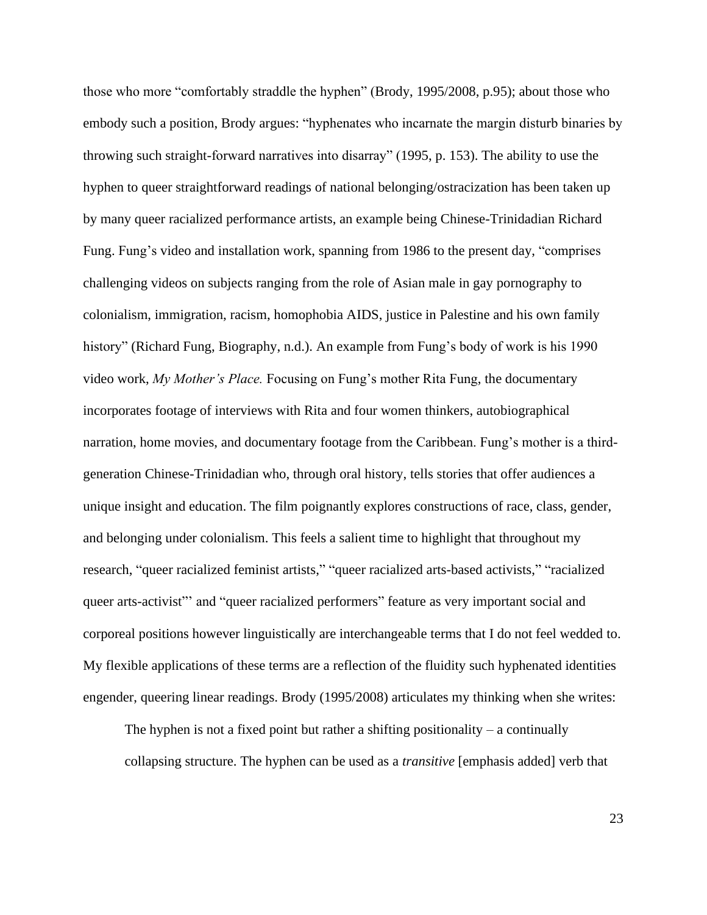those who more "comfortably straddle the hyphen" (Brody, 1995/2008, p.95); about those who embody such a position, Brody argues: "hyphenates who incarnate the margin disturb binaries by throwing such straight-forward narratives into disarray" (1995, p. 153). The ability to use the hyphen to queer straightforward readings of national belonging/ostracization has been taken up by many queer racialized performance artists, an example being Chinese-Trinidadian Richard Fung. Fung's video and installation work, spanning from 1986 to the present day, "comprises challenging videos on subjects ranging from the role of Asian male in gay pornography to colonialism, immigration, racism, homophobia AIDS, justice in Palestine and his own family history" (Richard Fung, Biography, n.d.). An example from Fung's body of work is his 1990 video work, *My Mother's Place.* Focusing on Fung's mother Rita Fung, the documentary incorporates footage of interviews with Rita and four women thinkers, autobiographical narration, home movies, and documentary footage from the Caribbean. Fung's mother is a third-generation Chinese-Trinidadian who, through oral history, tells stories that offer audiences a unique insight and education. The film poignantly explores constructions of race, class, gender, and belonging under colonialism. This feels a salient time to highlight that throughout my research, "queer racialized feminist artists," "queer racialized arts-based activists," "racialized queer arts-activist"' and "queer racialized performers" feature as very important social and corporeal positions however linguistically are interchangeable terms that I do not feel wedded to. My flexible applications of these terms are a reflection of the fluidity such hyphenated identities engender, queering linear readings. Brody (1995/2008) articulates my thinking when she writes:

> The hyphen is not a fixed point but rather a shifting positionality – a continually collapsing structure. The hyphen can be used as a *transitive* [emphasis added] verb that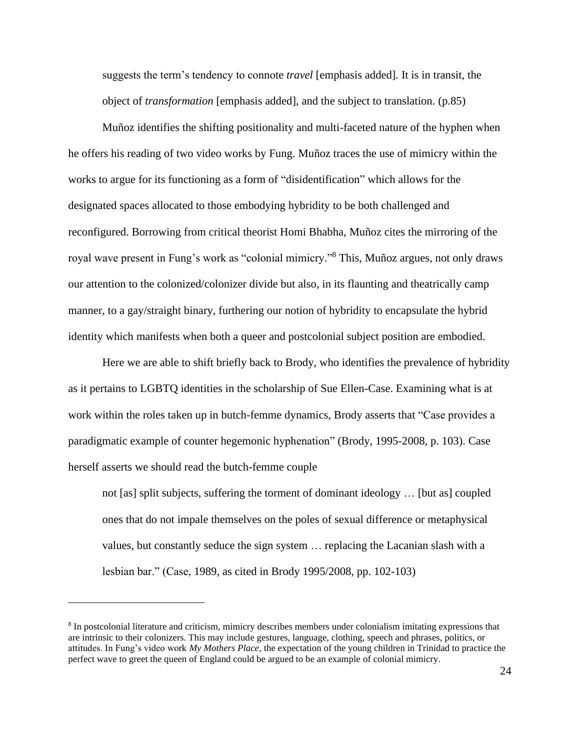> suggests the term's tendency to connote *travel* [emphasis added]. It is in transit, the object of *transformation* [emphasis added], and the subject to translation. (p.85)

Muñoz identifies the shifting positionality and multi-faceted nature of the hyphen when he offers his reading of two video works by Fung. Muñoz traces the use of mimicry within the works to argue for its functioning as a form of "disidentification" which allows for the designated spaces allocated to those embodying hybridity to be both challenged and reconfigured. Borrowing from critical theorist Homi Bhabha, Muñoz cites the mirroring of the royal wave present in Fung's work as "colonial mimicry."[8] This, Muñoz argues, not only draws our attention to the colonized/colonizer divide but also, in its flaunting and theatrically camp manner, to a gay/straight binary, furthering our notion of hybridity to encapsulate the hybrid identity which manifests when both a queer and postcolonial subject position are embodied.

Here we are able to shift briefly back to Brody, who identifies the prevalence of hybridity as it pertains to LGBTQ identities in the scholarship of Sue Ellen-Case. Examining what is at work within the roles taken up in butch-femme dynamics, Brody asserts that "Case provides a paradigmatic example of counter hegemonic hyphenation" (Brody, 1995-2008, p. 103). Case herself asserts we should read the butch-femme couple

> not [as] split subjects, suffering the torment of dominant ideology … [but as] coupled ones that do not impale themselves on the poles of sexual difference or metaphysical values, but constantly seduce the sign system … replacing the Lacanian slash with a lesbian bar." (Case, 1989, as cited in Brody 1995/2008, pp. 102-103)

---

[8] In postcolonial literature and criticism, mimicry describes members under colonialism imitating expressions that are intrinsic to their colonizers. This may include gestures, language, clothing, speech and phrases, politics, or attitudes. In Fung's video work *My Mothers Place*, the expectation of the young children in Trinidad to practice the perfect wave to greet the queen of England could be argued to be an example of colonial mimicry.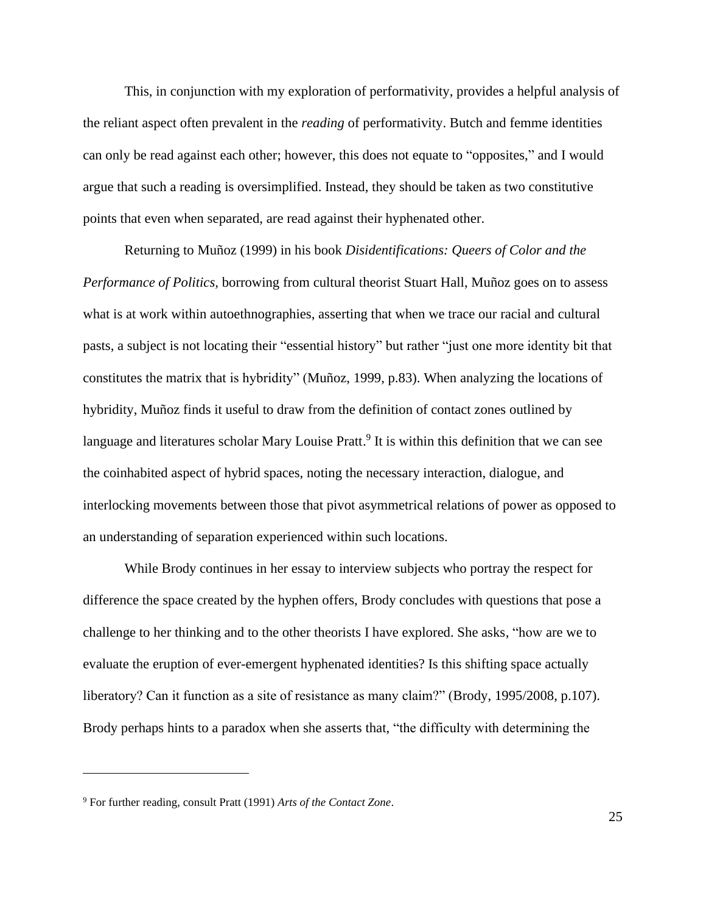This, in conjunction with my exploration of performativity, provides a helpful analysis of the reliant aspect often prevalent in the *reading* of performativity. Butch and femme identities can only be read against each other; however, this does not equate to "opposites," and I would argue that such a reading is oversimplified. Instead, they should be taken as two constitutive points that even when separated, are read against their hyphenated other.

Returning to Muñoz (1999) in his book *Disidentifications: Queers of Color and the Performance of Politics*, borrowing from cultural theorist Stuart Hall, Muñoz goes on to assess what is at work within autoethnographies, asserting that when we trace our racial and cultural pasts, a subject is not locating their "essential history" but rather "just one more identity bit that constitutes the matrix that is hybridity" (Muñoz, 1999, p.83). When analyzing the locations of hybridity, Muñoz finds it useful to draw from the definition of contact zones outlined by language and literatures scholar Mary Louise Pratt.[9] It is within this definition that we can see the coinhabited aspect of hybrid spaces, noting the necessary interaction, dialogue, and interlocking movements between those that pivot asymmetrical relations of power as opposed to an understanding of separation experienced within such locations.

While Brody continues in her essay to interview subjects who portray the respect for difference the space created by the hyphen offers, Brody concludes with questions that pose a challenge to her thinking and to the other theorists I have explored. She asks, "how are we to evaluate the eruption of ever-emergent hyphenated identities? Is this shifting space actually liberatory? Can it function as a site of resistance as many claim?" (Brody, 1995/2008, p.107). Brody perhaps hints to a paradox when she asserts that, "the difficulty with determining the

---

[9] For further reading, consult Pratt (1991) *Arts of the Contact Zone*.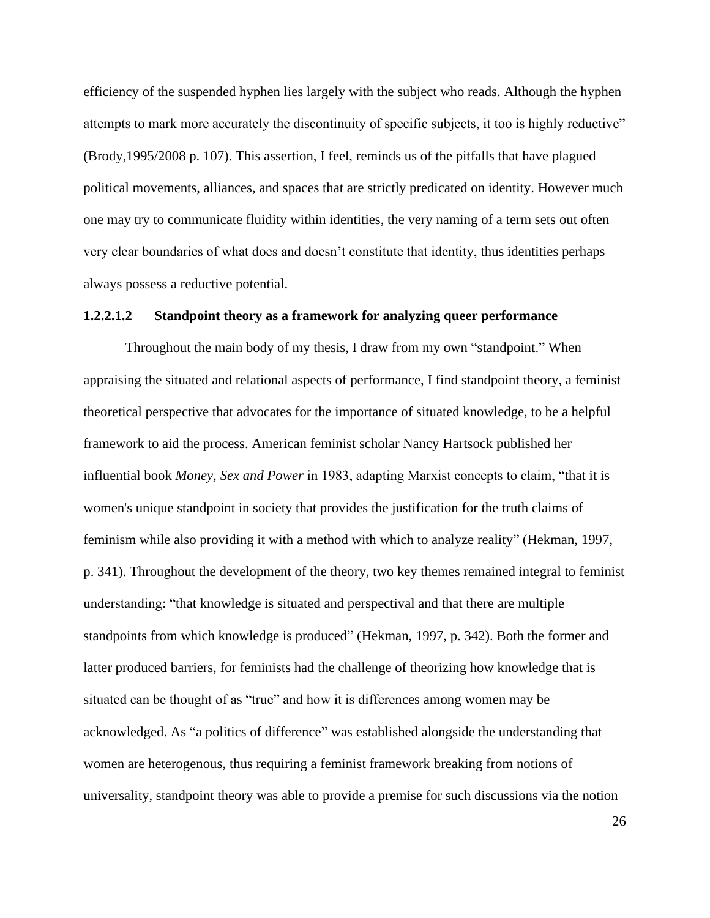efficiency of the suspended hyphen lies largely with the subject who reads. Although the hyphen attempts to mark more accurately the discontinuity of specific subjects, it too is highly reductive" (Brody,1995/2008 p. 107). This assertion, I feel, reminds us of the pitfalls that have plagued political movements, alliances, and spaces that are strictly predicated on identity. However much one may try to communicate fluidity within identities, the very naming of a term sets out often very clear boundaries of what does and doesn't constitute that identity, thus identities perhaps always possess a reductive potential.

#### 1.2.2.1.2 Standpoint theory as a framework for analyzing queer performance

Throughout the main body of my thesis, I draw from my own "standpoint." When appraising the situated and relational aspects of performance, I find standpoint theory, a feminist theoretical perspective that advocates for the importance of situated knowledge, to be a helpful framework to aid the process. American feminist scholar Nancy Hartsock published her influential book *Money, Sex and Power* in 1983, adapting Marxist concepts to claim, "that it is women's unique standpoint in society that provides the justification for the truth claims of feminism while also providing it with a method with which to analyze reality" (Hekman, 1997, p. 341). Throughout the development of the theory, two key themes remained integral to feminist understanding: "that knowledge is situated and perspectival and that there are multiple standpoints from which knowledge is produced" (Hekman, 1997, p. 342). Both the former and latter produced barriers, for feminists had the challenge of theorizing how knowledge that is situated can be thought of as "true" and how it is differences among women may be acknowledged. As "a politics of difference" was established alongside the understanding that women are heterogenous, thus requiring a feminist framework breaking from notions of universality, standpoint theory was able to provide a premise for such discussions via the notion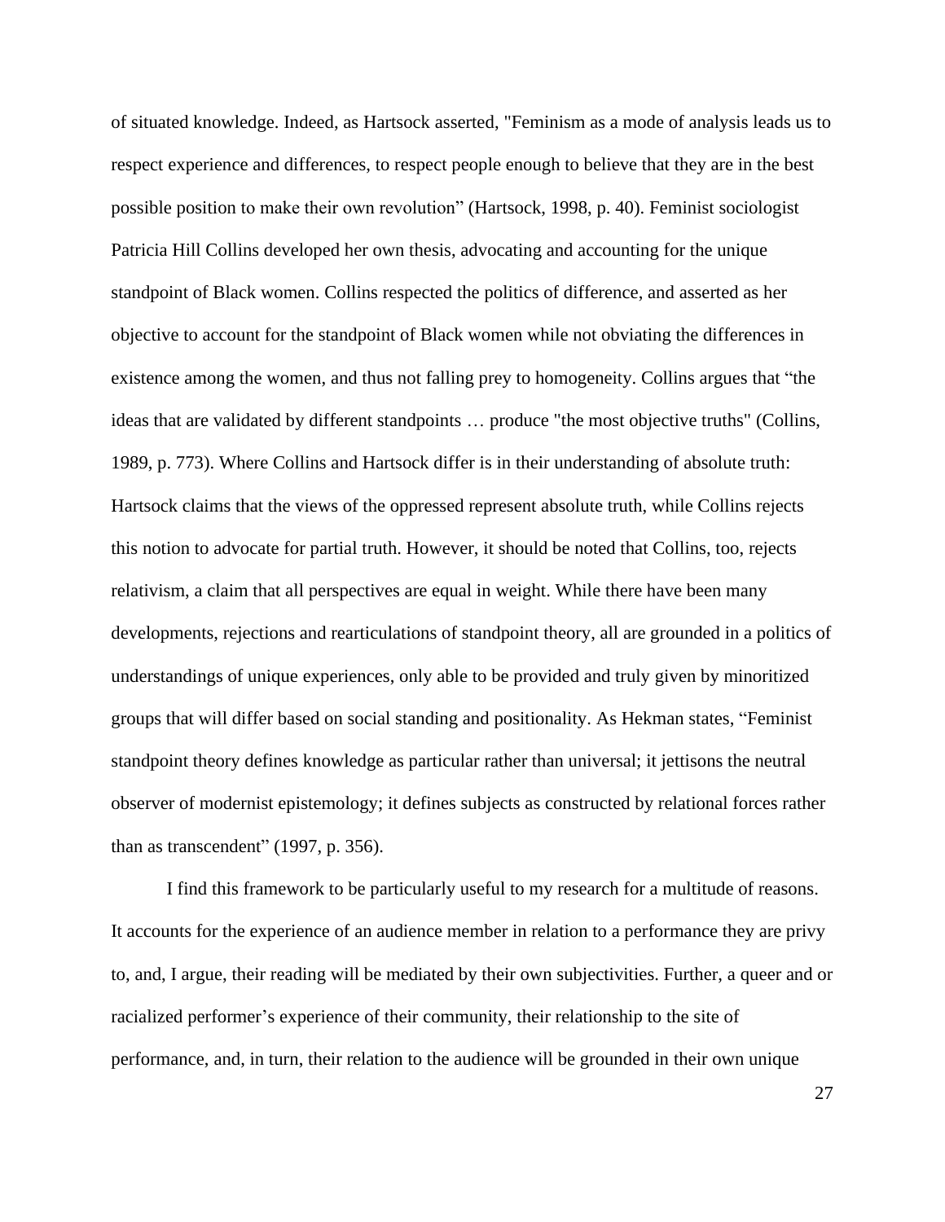of situated knowledge. Indeed, as Hartsock asserted, "Feminism as a mode of analysis leads us to respect experience and differences, to respect people enough to believe that they are in the best possible position to make their own revolution" (Hartsock, 1998, p. 40). Feminist sociologist Patricia Hill Collins developed her own thesis, advocating and accounting for the unique standpoint of Black women. Collins respected the politics of difference, and asserted as her objective to account for the standpoint of Black women while not obviating the differences in existence among the women, and thus not falling prey to homogeneity. Collins argues that "the ideas that are validated by different standpoints … produce "the most objective truths" (Collins, 1989, p. 773). Where Collins and Hartsock differ is in their understanding of absolute truth: Hartsock claims that the views of the oppressed represent absolute truth, while Collins rejects this notion to advocate for partial truth. However, it should be noted that Collins, too, rejects relativism, a claim that all perspectives are equal in weight. While there have been many developments, rejections and rearticulations of standpoint theory, all are grounded in a politics of understandings of unique experiences, only able to be provided and truly given by minoritized groups that will differ based on social standing and positionality. As Hekman states, "Feminist standpoint theory defines knowledge as particular rather than universal; it jettisons the neutral observer of modernist epistemology; it defines subjects as constructed by relational forces rather than as transcendent" (1997, p. 356).

I find this framework to be particularly useful to my research for a multitude of reasons. It accounts for the experience of an audience member in relation to a performance they are privy to, and, I argue, their reading will be mediated by their own subjectivities. Further, a queer and or racialized performer's experience of their community, their relationship to the site of performance, and, in turn, their relation to the audience will be grounded in their own unique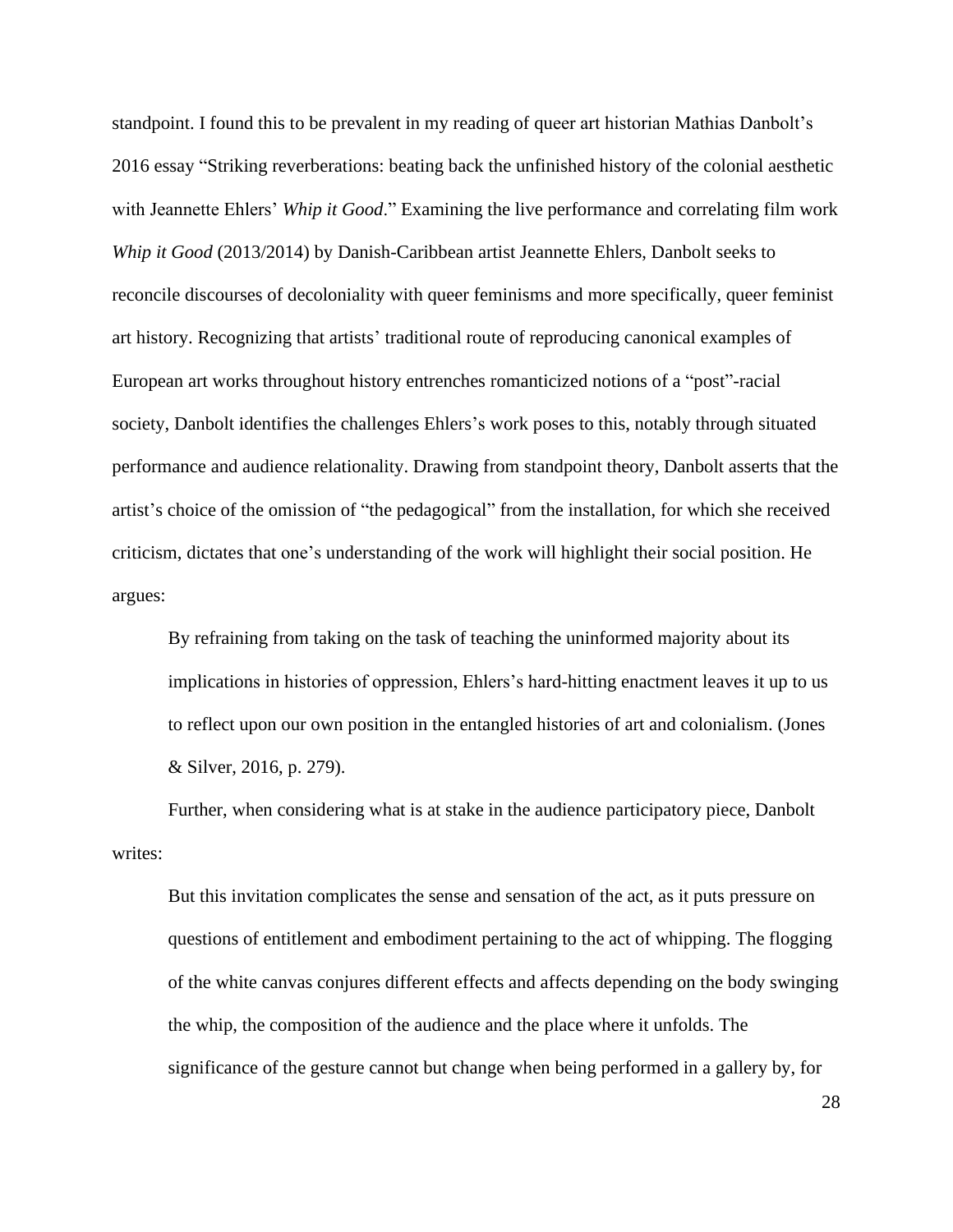standpoint. I found this to be prevalent in my reading of queer art historian Mathias Danbolt's 2016 essay "Striking reverberations: beating back the unfinished history of the colonial aesthetic with Jeannette Ehlers' *Whip it Good*." Examining the live performance and correlating film work *Whip it Good* (2013/2014) by Danish-Caribbean artist Jeannette Ehlers, Danbolt seeks to reconcile discourses of decoloniality with queer feminisms and more specifically, queer feminist art history. Recognizing that artists' traditional route of reproducing canonical examples of European art works throughout history entrenches romanticized notions of a "post"-racial society, Danbolt identifies the challenges Ehlers's work poses to this, notably through situated performance and audience relationality. Drawing from standpoint theory, Danbolt asserts that the artist's choice of the omission of "the pedagogical" from the installation, for which she received criticism, dictates that one's understanding of the work will highlight their social position. He argues:

> By refraining from taking on the task of teaching the uninformed majority about its implications in histories of oppression, Ehlers's hard-hitting enactment leaves it up to us to reflect upon our own position in the entangled histories of art and colonialism. (Jones & Silver, 2016, p. 279).

Further, when considering what is at stake in the audience participatory piece, Danbolt writes:

> But this invitation complicates the sense and sensation of the act, as it puts pressure on questions of entitlement and embodiment pertaining to the act of whipping. The flogging of the white canvas conjures different effects and affects depending on the body swinging the whip, the composition of the audience and the place where it unfolds. The significance of the gesture cannot but change when being performed in a gallery by, for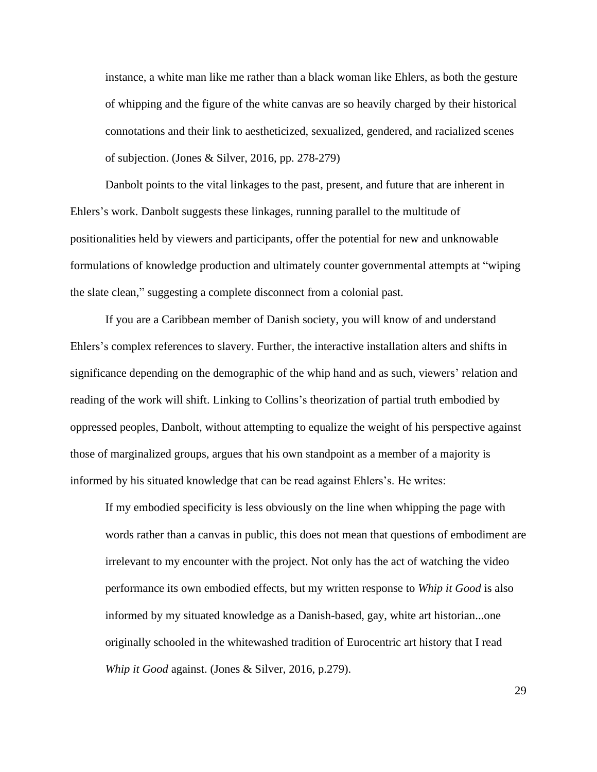> instance, a white man like me rather than a black woman like Ehlers, as both the gesture of whipping and the figure of the white canvas are so heavily charged by their historical connotations and their link to aestheticized, sexualized, gendered, and racialized scenes of subjection. (Jones & Silver, 2016, pp. 278-279)

Danbolt points to the vital linkages to the past, present, and future that are inherent in Ehlers's work. Danbolt suggests these linkages, running parallel to the multitude of positionalities held by viewers and participants, offer the potential for new and unknowable formulations of knowledge production and ultimately counter governmental attempts at "wiping the slate clean," suggesting a complete disconnect from a colonial past.

If you are a Caribbean member of Danish society, you will know of and understand Ehlers's complex references to slavery. Further, the interactive installation alters and shifts in significance depending on the demographic of the whip hand and as such, viewers' relation and reading of the work will shift. Linking to Collins's theorization of partial truth embodied by oppressed peoples, Danbolt, without attempting to equalize the weight of his perspective against those of marginalized groups, argues that his own standpoint as a member of a majority is informed by his situated knowledge that can be read against Ehlers's. He writes:

> If my embodied specificity is less obviously on the line when whipping the page with words rather than a canvas in public, this does not mean that questions of embodiment are irrelevant to my encounter with the project. Not only has the act of watching the video performance its own embodied effects, but my written response to *Whip it Good* is also informed by my situated knowledge as a Danish-based, gay, white art historian...one originally schooled in the whitewashed tradition of Eurocentric art history that I read *Whip it Good* against. (Jones & Silver, 2016, p.279).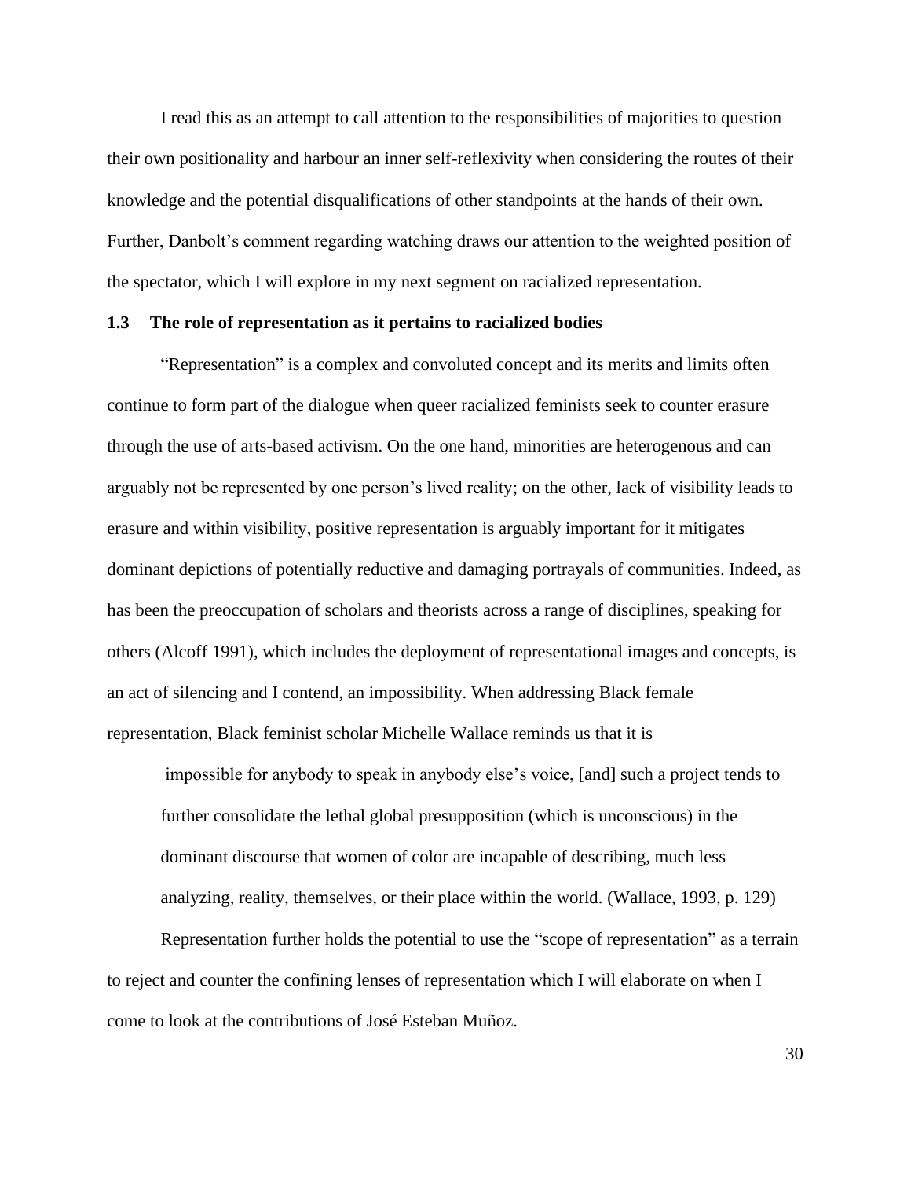I read this as an attempt to call attention to the responsibilities of majorities to question their own positionality and harbour an inner self-reflexivity when considering the routes of their knowledge and the potential disqualifications of other standpoints at the hands of their own. Further, Danbolt's comment regarding watching draws our attention to the weighted position of the spectator, which I will explore in my next segment on racialized representation.

### 1.3 The role of representation as it pertains to racialized bodies

"Representation" is a complex and convoluted concept and its merits and limits often continue to form part of the dialogue when queer racialized feminists seek to counter erasure through the use of arts-based activism. On the one hand, minorities are heterogenous and can arguably not be represented by one person's lived reality; on the other, lack of visibility leads to erasure and within visibility, positive representation is arguably important for it mitigates dominant depictions of potentially reductive and damaging portrayals of communities. Indeed, as has been the preoccupation of scholars and theorists across a range of disciplines, speaking for others (Alcoff 1991), which includes the deployment of representational images and concepts, is an act of silencing and I contend, an impossibility. When addressing Black female representation, Black feminist scholar Michelle Wallace reminds us that it is

> impossible for anybody to speak in anybody else's voice, [and] such a project tends to further consolidate the lethal global presupposition (which is unconscious) in the dominant discourse that women of color are incapable of describing, much less analyzing, reality, themselves, or their place within the world. (Wallace, 1993, p. 129)

Representation further holds the potential to use the "scope of representation" as a terrain to reject and counter the confining lenses of representation which I will elaborate on when I come to look at the contributions of José Esteban Muñoz.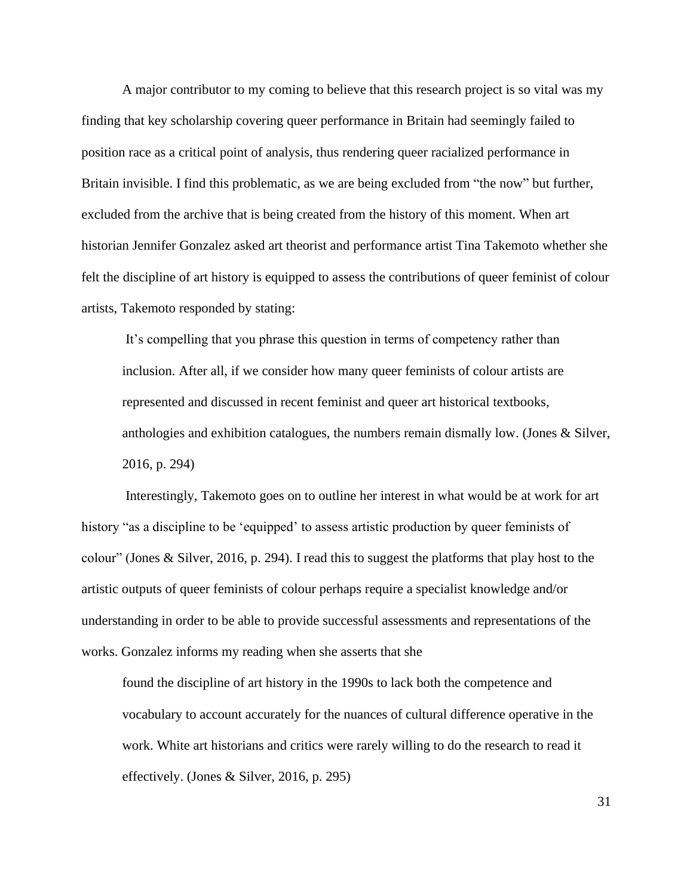A major contributor to my coming to believe that this research project is so vital was my finding that key scholarship covering queer performance in Britain had seemingly failed to position race as a critical point of analysis, thus rendering queer racialized performance in Britain invisible. I find this problematic, as we are being excluded from "the now" but further, excluded from the archive that is being created from the history of this moment. When art historian Jennifer Gonzalez asked art theorist and performance artist Tina Takemoto whether she felt the discipline of art history is equipped to assess the contributions of queer feminist of colour artists, Takemoto responded by stating:

> It's compelling that you phrase this question in terms of competency rather than inclusion. After all, if we consider how many queer feminists of colour artists are represented and discussed in recent feminist and queer art historical textbooks, anthologies and exhibition catalogues, the numbers remain dismally low. (Jones & Silver, 2016, p. 294)

Interestingly, Takemoto goes on to outline her interest in what would be at work for art history "as a discipline to be 'equipped' to assess artistic production by queer feminists of colour" (Jones & Silver, 2016, p. 294). I read this to suggest the platforms that play host to the artistic outputs of queer feminists of colour perhaps require a specialist knowledge and/or understanding in order to be able to provide successful assessments and representations of the works. Gonzalez informs my reading when she asserts that she

> found the discipline of art history in the 1990s to lack both the competence and vocabulary to account accurately for the nuances of cultural difference operative in the work. White art historians and critics were rarely willing to do the research to read it effectively. (Jones & Silver, 2016, p. 295)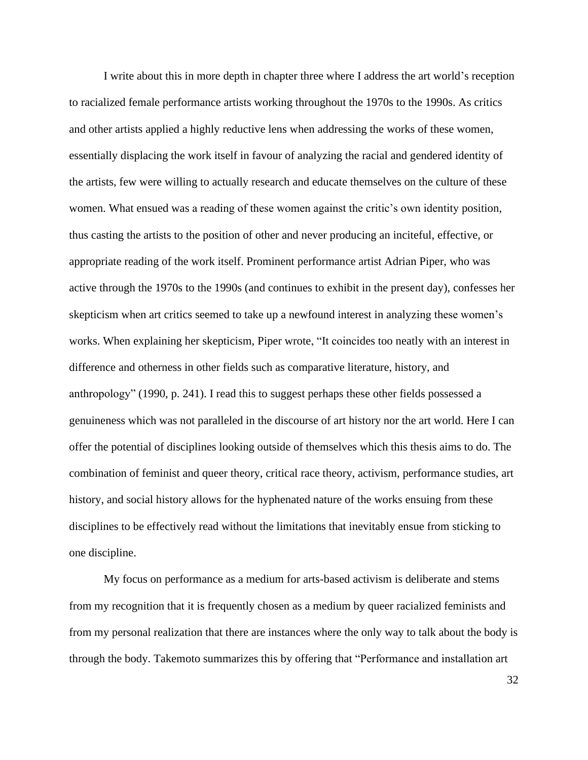I write about this in more depth in chapter three where I address the art world's reception to racialized female performance artists working throughout the 1970s to the 1990s. As critics and other artists applied a highly reductive lens when addressing the works of these women, essentially displacing the work itself in favour of analyzing the racial and gendered identity of the artists, few were willing to actually research and educate themselves on the culture of these women. What ensued was a reading of these women against the critic's own identity position, thus casting the artists to the position of other and never producing an inciteful, effective, or appropriate reading of the work itself. Prominent performance artist Adrian Piper, who was active through the 1970s to the 1990s (and continues to exhibit in the present day), confesses her skepticism when art critics seemed to take up a newfound interest in analyzing these women's works. When explaining her skepticism, Piper wrote, "It coincides too neatly with an interest in difference and otherness in other fields such as comparative literature, history, and anthropology" (1990, p. 241). I read this to suggest perhaps these other fields possessed a genuineness which was not paralleled in the discourse of art history nor the art world. Here I can offer the potential of disciplines looking outside of themselves which this thesis aims to do. The combination of feminist and queer theory, critical race theory, activism, performance studies, art history, and social history allows for the hyphenated nature of the works ensuing from these disciplines to be effectively read without the limitations that inevitably ensue from sticking to one discipline.

My focus on performance as a medium for arts-based activism is deliberate and stems from my recognition that it is frequently chosen as a medium by queer racialized feminists and from my personal realization that there are instances where the only way to talk about the body is through the body. Takemoto summarizes this by offering that "Performance and installation art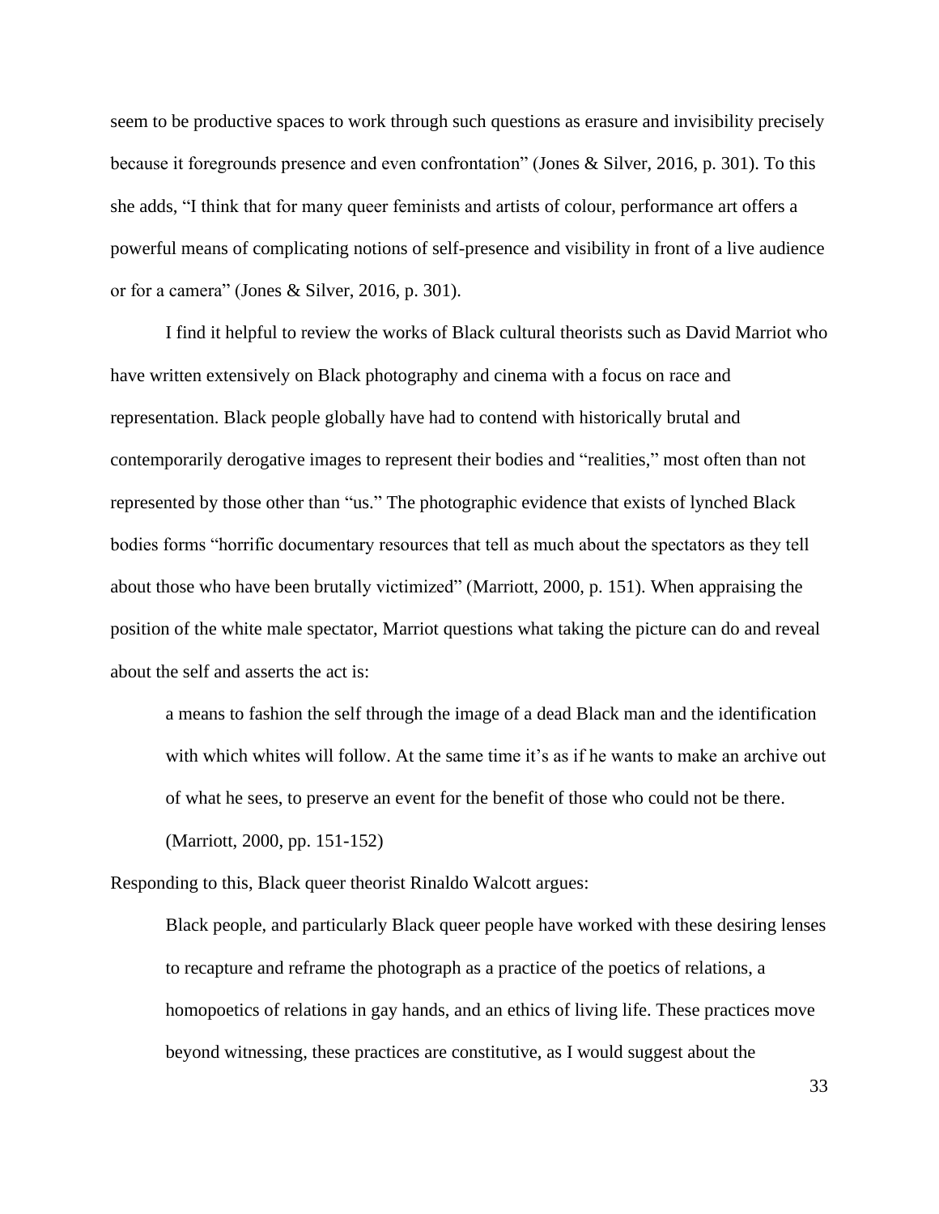seem to be productive spaces to work through such questions as erasure and invisibility precisely because it foregrounds presence and even confrontation" (Jones & Silver, 2016, p. 301). To this she adds, "I think that for many queer feminists and artists of colour, performance art offers a powerful means of complicating notions of self-presence and visibility in front of a live audience or for a camera" (Jones & Silver, 2016, p. 301).

I find it helpful to review the works of Black cultural theorists such as David Marriot who have written extensively on Black photography and cinema with a focus on race and representation. Black people globally have had to contend with historically brutal and contemporarily derogative images to represent their bodies and "realities," most often than not represented by those other than "us." The photographic evidence that exists of lynched Black bodies forms "horrific documentary resources that tell as much about the spectators as they tell about those who have been brutally victimized" (Marriott, 2000, p. 151). When appraising the position of the white male spectator, Marriot questions what taking the picture can do and reveal about the self and asserts the act is:

> a means to fashion the self through the image of a dead Black man and the identification with which whites will follow. At the same time it's as if he wants to make an archive out of what he sees, to preserve an event for the benefit of those who could not be there. (Marriott, 2000, pp. 151-152)

Responding to this, Black queer theorist Rinaldo Walcott argues:

> Black people, and particularly Black queer people have worked with these desiring lenses to recapture and reframe the photograph as a practice of the poetics of relations, a homopoetics of relations in gay hands, and an ethics of living life. These practices move beyond witnessing, these practices are constitutive, as I would suggest about the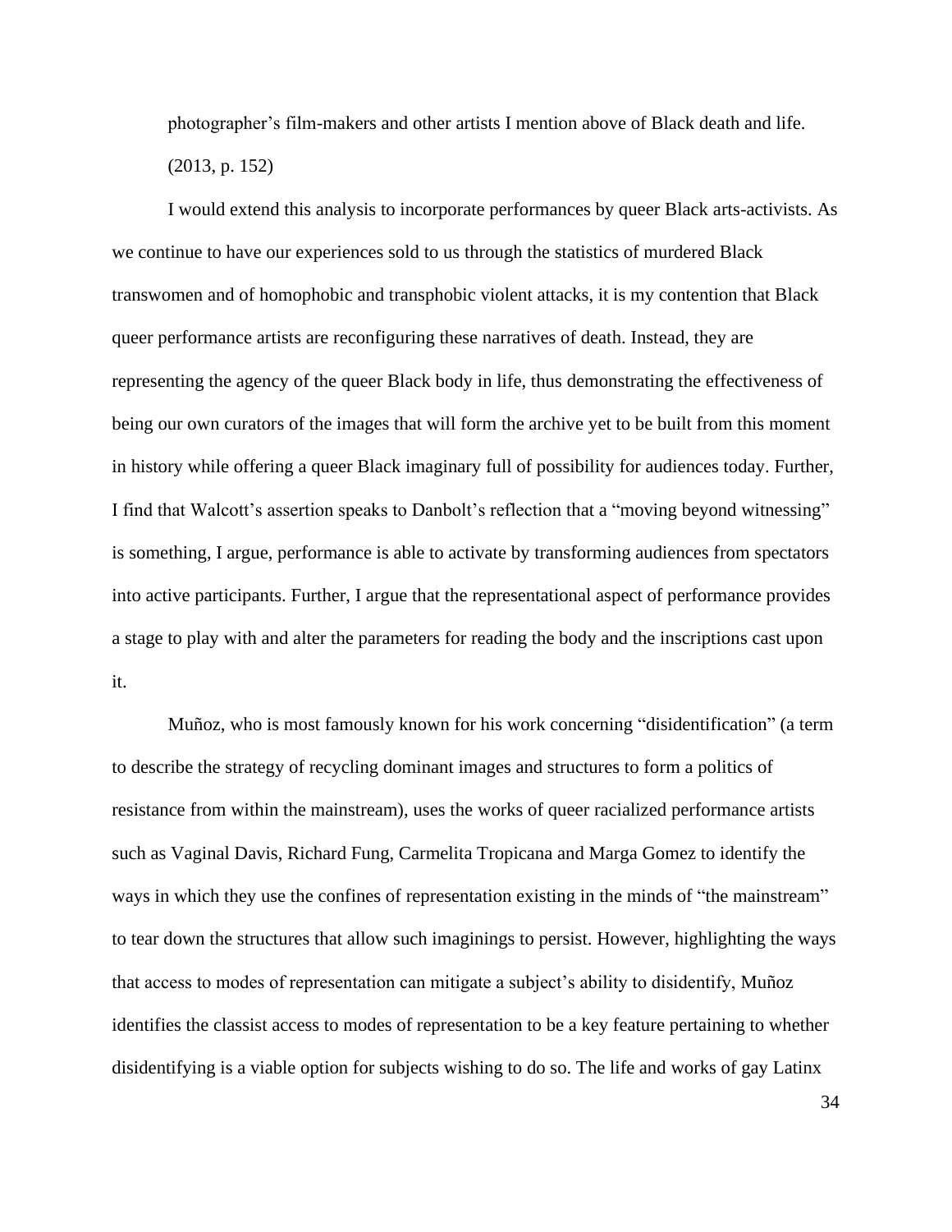photographer's film-makers and other artists I mention above of Black death and life. (2013, p. 152)

I would extend this analysis to incorporate performances by queer Black arts-activists. As we continue to have our experiences sold to us through the statistics of murdered Black transwomen and of homophobic and transphobic violent attacks, it is my contention that Black queer performance artists are reconfiguring these narratives of death. Instead, they are representing the agency of the queer Black body in life, thus demonstrating the effectiveness of being our own curators of the images that will form the archive yet to be built from this moment in history while offering a queer Black imaginary full of possibility for audiences today. Further, I find that Walcott's assertion speaks to Danbolt's reflection that a "moving beyond witnessing" is something, I argue, performance is able to activate by transforming audiences from spectators into active participants. Further, I argue that the representational aspect of performance provides a stage to play with and alter the parameters for reading the body and the inscriptions cast upon it.

Muñoz, who is most famously known for his work concerning "disidentification" (a term to describe the strategy of recycling dominant images and structures to form a politics of resistance from within the mainstream), uses the works of queer racialized performance artists such as Vaginal Davis, Richard Fung, Carmelita Tropicana and Marga Gomez to identify the ways in which they use the confines of representation existing in the minds of "the mainstream" to tear down the structures that allow such imaginings to persist. However, highlighting the ways that access to modes of representation can mitigate a subject's ability to disidentify, Muñoz identifies the classist access to modes of representation to be a key feature pertaining to whether disidentifying is a viable option for subjects wishing to do so. The life and works of gay Latinx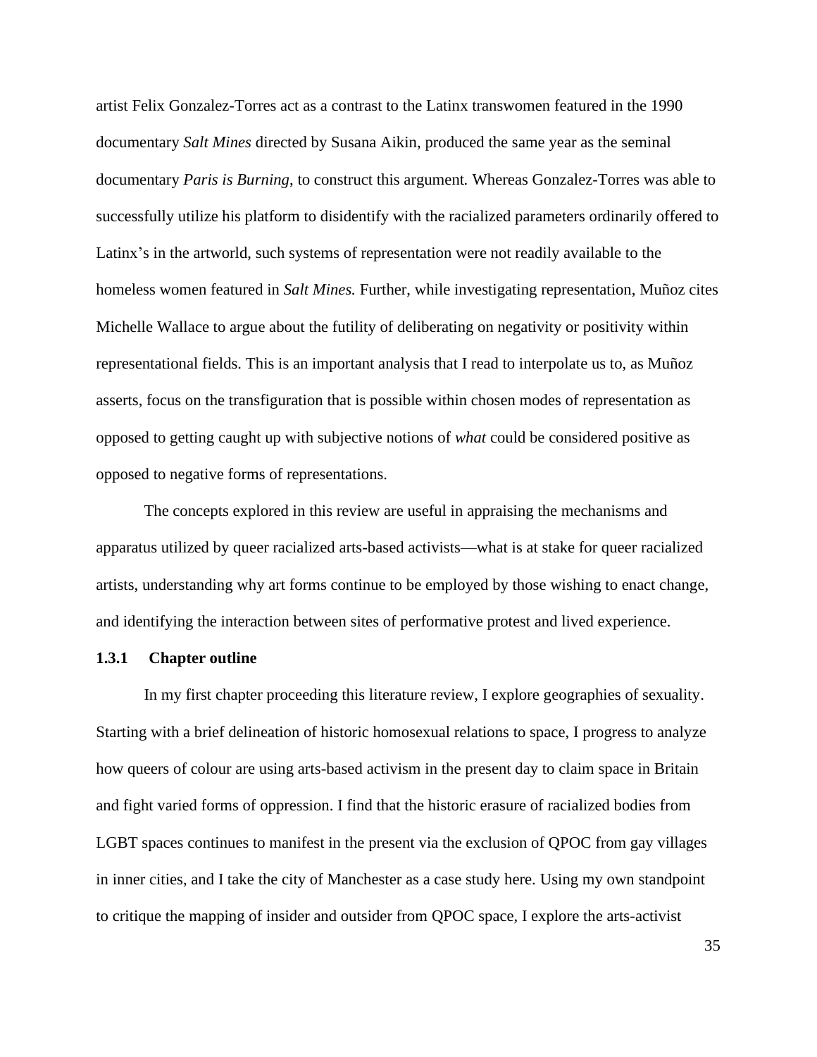artist Felix Gonzalez-Torres act as a contrast to the Latinx transwomen featured in the 1990 documentary *Salt Mines* directed by Susana Aikin, produced the same year as the seminal documentary *Paris is Burning*, to construct this argument. Whereas Gonzalez-Torres was able to successfully utilize his platform to disidentify with the racialized parameters ordinarily offered to Latinx's in the artworld, such systems of representation were not readily available to the homeless women featured in *Salt Mines.* Further, while investigating representation, Muñoz cites Michelle Wallace to argue about the futility of deliberating on negativity or positivity within representational fields. This is an important analysis that I read to interpolate us to, as Muñoz asserts, focus on the transfiguration that is possible within chosen modes of representation as opposed to getting caught up with subjective notions of *what* could be considered positive as opposed to negative forms of representations.

The concepts explored in this review are useful in appraising the mechanisms and apparatus utilized by queer racialized arts-based activists—what is at stake for queer racialized artists, understanding why art forms continue to be employed by those wishing to enact change, and identifying the interaction between sites of performative protest and lived experience.

### 1.3.1 Chapter outline

In my first chapter proceeding this literature review, I explore geographies of sexuality. Starting with a brief delineation of historic homosexual relations to space, I progress to analyze how queers of colour are using arts-based activism in the present day to claim space in Britain and fight varied forms of oppression. I find that the historic erasure of racialized bodies from LGBT spaces continues to manifest in the present via the exclusion of QPOC from gay villages in inner cities, and I take the city of Manchester as a case study here. Using my own standpoint to critique the mapping of insider and outsider from QPOC space, I explore the arts-activist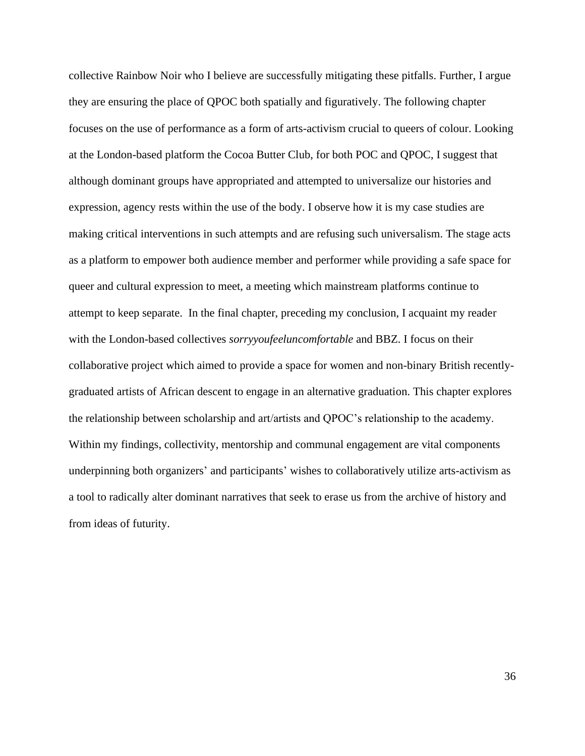collective Rainbow Noir who I believe are successfully mitigating these pitfalls. Further, I argue they are ensuring the place of QPOC both spatially and figuratively. The following chapter focuses on the use of performance as a form of arts-activism crucial to queers of colour. Looking at the London-based platform the Cocoa Butter Club, for both POC and QPOC, I suggest that although dominant groups have appropriated and attempted to universalize our histories and expression, agency rests within the use of the body. I observe how it is my case studies are making critical interventions in such attempts and are refusing such universalism. The stage acts as a platform to empower both audience member and performer while providing a safe space for queer and cultural expression to meet, a meeting which mainstream platforms continue to attempt to keep separate. In the final chapter, preceding my conclusion, I acquaint my reader with the London-based collectives *sorryyoufeeluncomfortable* and BBZ. I focus on their collaborative project which aimed to provide a space for women and non-binary British recently-graduated artists of African descent to engage in an alternative graduation. This chapter explores the relationship between scholarship and art/artists and QPOC's relationship to the academy. Within my findings, collectivity, mentorship and communal engagement are vital components underpinning both organizers' and participants' wishes to collaboratively utilize arts-activism as a tool to radically alter dominant narratives that seek to erase us from the archive of history and from ideas of futurity.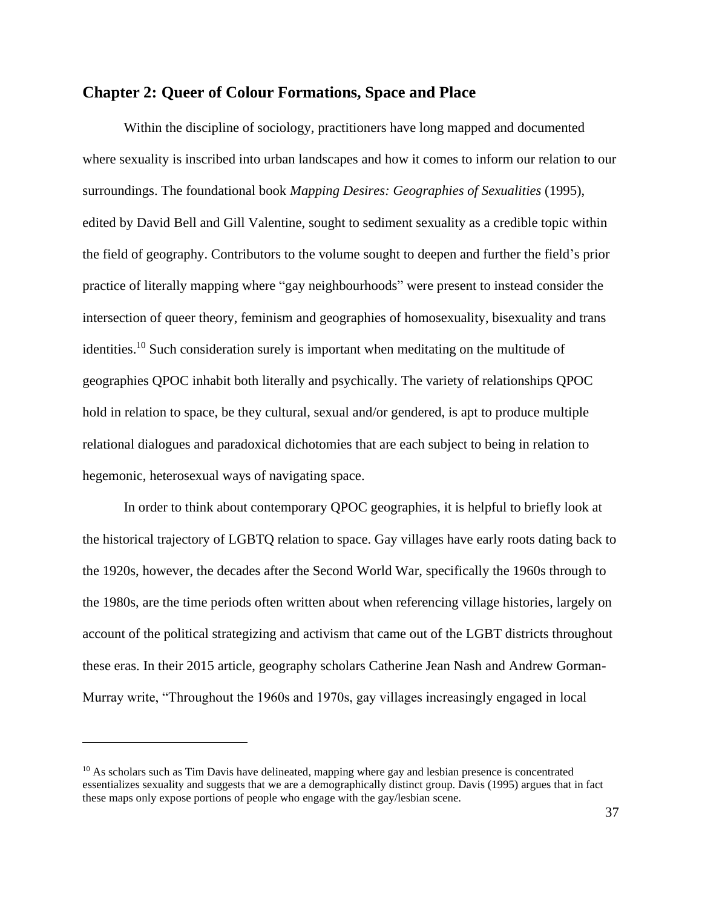## Chapter 2: Queer of Colour Formations, Space and Place

Within the discipline of sociology, practitioners have long mapped and documented where sexuality is inscribed into urban landscapes and how it comes to inform our relation to our surroundings. The foundational book *Mapping Desires: Geographies of Sexualities* (1995), edited by David Bell and Gill Valentine, sought to sediment sexuality as a credible topic within the field of geography. Contributors to the volume sought to deepen and further the field's prior practice of literally mapping where "gay neighbourhoods" were present to instead consider the intersection of queer theory, feminism and geographies of homosexuality, bisexuality and trans identities.[10] Such consideration surely is important when meditating on the multitude of geographies QPOC inhabit both literally and psychically. The variety of relationships QPOC hold in relation to space, be they cultural, sexual and/or gendered, is apt to produce multiple relational dialogues and paradoxical dichotomies that are each subject to being in relation to hegemonic, heterosexual ways of navigating space.

In order to think about contemporary QPOC geographies, it is helpful to briefly look at the historical trajectory of LGBTQ relation to space. Gay villages have early roots dating back to the 1920s, however, the decades after the Second World War, specifically the 1960s through to the 1980s, are the time periods often written about when referencing village histories, largely on account of the political strategizing and activism that came out of the LGBT districts throughout these eras. In their 2015 article, geography scholars Catherine Jean Nash and Andrew Gorman-Murray write, "Throughout the 1960s and 1970s, gay villages increasingly engaged in local

---

[10] As scholars such as Tim Davis have delineated, mapping where gay and lesbian presence is concentrated essentializes sexuality and suggests that we are a demographically distinct group. Davis (1995) argues that in fact these maps only expose portions of people who engage with the gay/lesbian scene.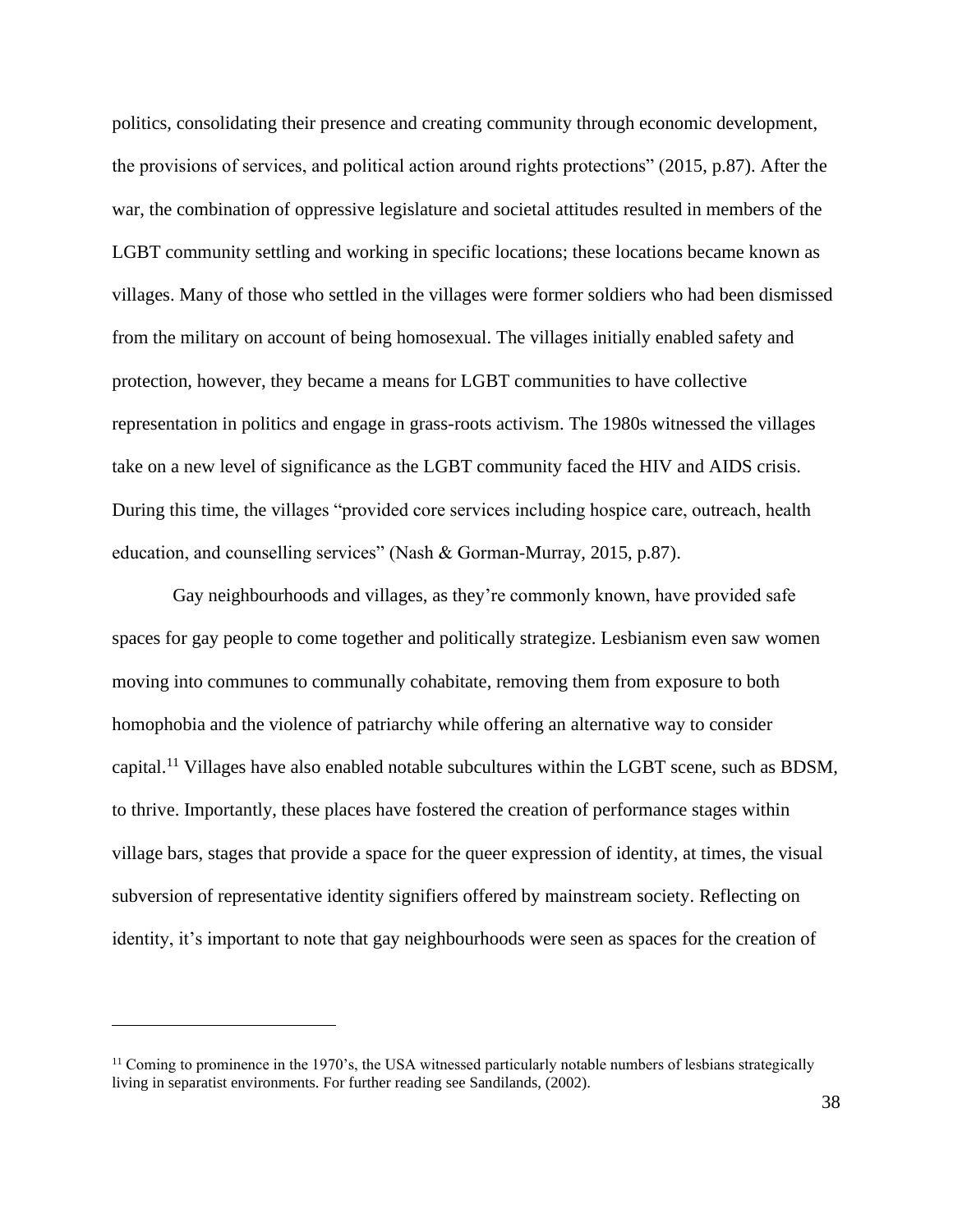politics, consolidating their presence and creating community through economic development, the provisions of services, and political action around rights protections" (2015, p.87). After the war, the combination of oppressive legislature and societal attitudes resulted in members of the LGBT community settling and working in specific locations; these locations became known as villages. Many of those who settled in the villages were former soldiers who had been dismissed from the military on account of being homosexual. The villages initially enabled safety and protection, however, they became a means for LGBT communities to have collective representation in politics and engage in grass-roots activism. The 1980s witnessed the villages take on a new level of significance as the LGBT community faced the HIV and AIDS crisis. During this time, the villages "provided core services including hospice care, outreach, health education, and counselling services" (Nash & Gorman-Murray, 2015, p.87).

Gay neighbourhoods and villages, as they're commonly known, have provided safe spaces for gay people to come together and politically strategize. Lesbianism even saw women moving into communes to communally cohabitate, removing them from exposure to both homophobia and the violence of patriarchy while offering an alternative way to consider capital.[11] Villages have also enabled notable subcultures within the LGBT scene, such as BDSM, to thrive. Importantly, these places have fostered the creation of performance stages within village bars, stages that provide a space for the queer expression of identity, at times, the visual subversion of representative identity signifiers offered by mainstream society. Reflecting on identity, it's important to note that gay neighbourhoods were seen as spaces for the creation of

---

[11] Coming to prominence in the 1970's, the USA witnessed particularly notable numbers of lesbians strategically living in separatist environments. For further reading see Sandilands, (2002).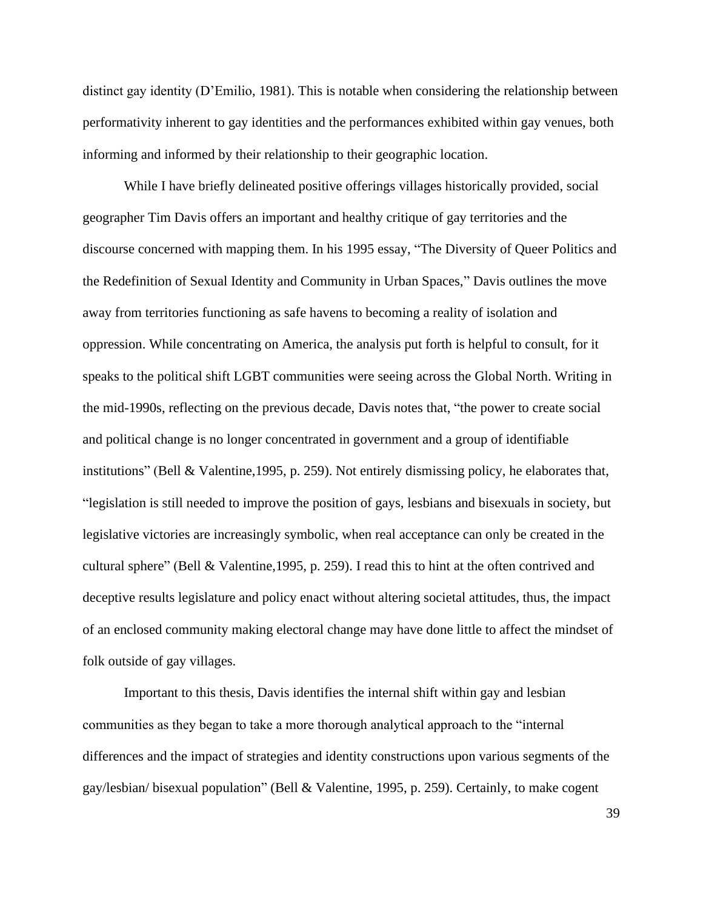distinct gay identity (D'Emilio, 1981). This is notable when considering the relationship between performativity inherent to gay identities and the performances exhibited within gay venues, both informing and informed by their relationship to their geographic location.

While I have briefly delineated positive offerings villages historically provided, social geographer Tim Davis offers an important and healthy critique of gay territories and the discourse concerned with mapping them. In his 1995 essay, "The Diversity of Queer Politics and the Redefinition of Sexual Identity and Community in Urban Spaces," Davis outlines the move away from territories functioning as safe havens to becoming a reality of isolation and oppression. While concentrating on America, the analysis put forth is helpful to consult, for it speaks to the political shift LGBT communities were seeing across the Global North. Writing in the mid-1990s, reflecting on the previous decade, Davis notes that, "the power to create social and political change is no longer concentrated in government and a group of identifiable institutions" (Bell & Valentine,1995, p. 259). Not entirely dismissing policy, he elaborates that, "legislation is still needed to improve the position of gays, lesbians and bisexuals in society, but legislative victories are increasingly symbolic, when real acceptance can only be created in the cultural sphere" (Bell & Valentine,1995, p. 259). I read this to hint at the often contrived and deceptive results legislature and policy enact without altering societal attitudes, thus, the impact of an enclosed community making electoral change may have done little to affect the mindset of folk outside of gay villages.

Important to this thesis, Davis identifies the internal shift within gay and lesbian communities as they began to take a more thorough analytical approach to the "internal differences and the impact of strategies and identity constructions upon various segments of the gay/lesbian/ bisexual population" (Bell & Valentine, 1995, p. 259). Certainly, to make cogent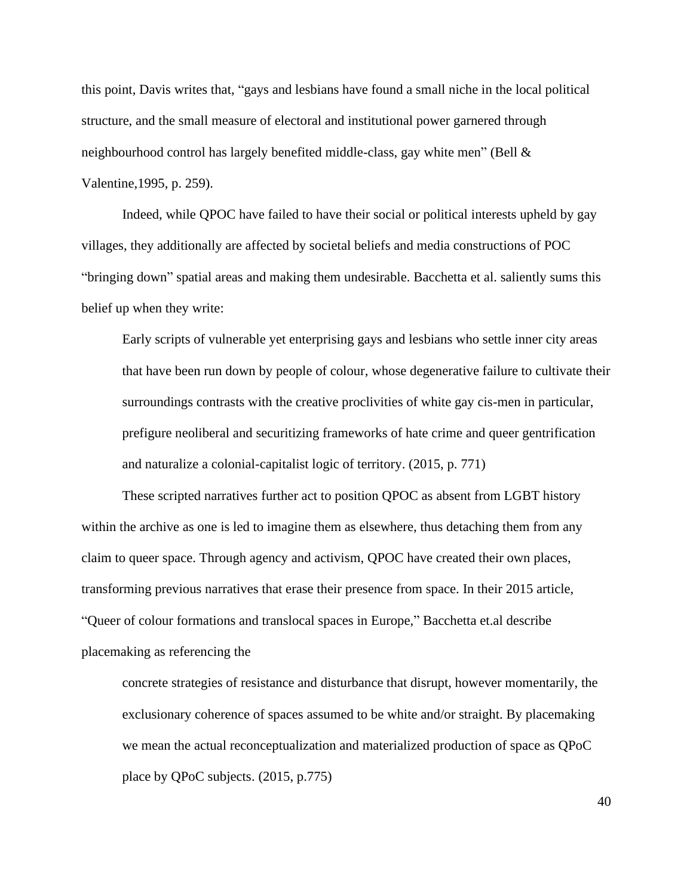this point, Davis writes that, "gays and lesbians have found a small niche in the local political structure, and the small measure of electoral and institutional power garnered through neighbourhood control has largely benefited middle-class, gay white men" (Bell & Valentine,1995, p. 259).

Indeed, while QPOC have failed to have their social or political interests upheld by gay villages, they additionally are affected by societal beliefs and media constructions of POC "bringing down" spatial areas and making them undesirable. Bacchetta et al. saliently sums this belief up when they write:

> Early scripts of vulnerable yet enterprising gays and lesbians who settle inner city areas that have been run down by people of colour, whose degenerative failure to cultivate their surroundings contrasts with the creative proclivities of white gay cis-men in particular, prefigure neoliberal and securitizing frameworks of hate crime and queer gentrification and naturalize a colonial-capitalist logic of territory. (2015, p. 771)

These scripted narratives further act to position QPOC as absent from LGBT history within the archive as one is led to imagine them as elsewhere, thus detaching them from any claim to queer space. Through agency and activism, QPOC have created their own places, transforming previous narratives that erase their presence from space. In their 2015 article, "Queer of colour formations and translocal spaces in Europe," Bacchetta et.al describe placemaking as referencing the

> concrete strategies of resistance and disturbance that disrupt, however momentarily, the exclusionary coherence of spaces assumed to be white and/or straight. By placemaking we mean the actual reconceptualization and materialized production of space as QPoC place by QPoC subjects. (2015, p.775)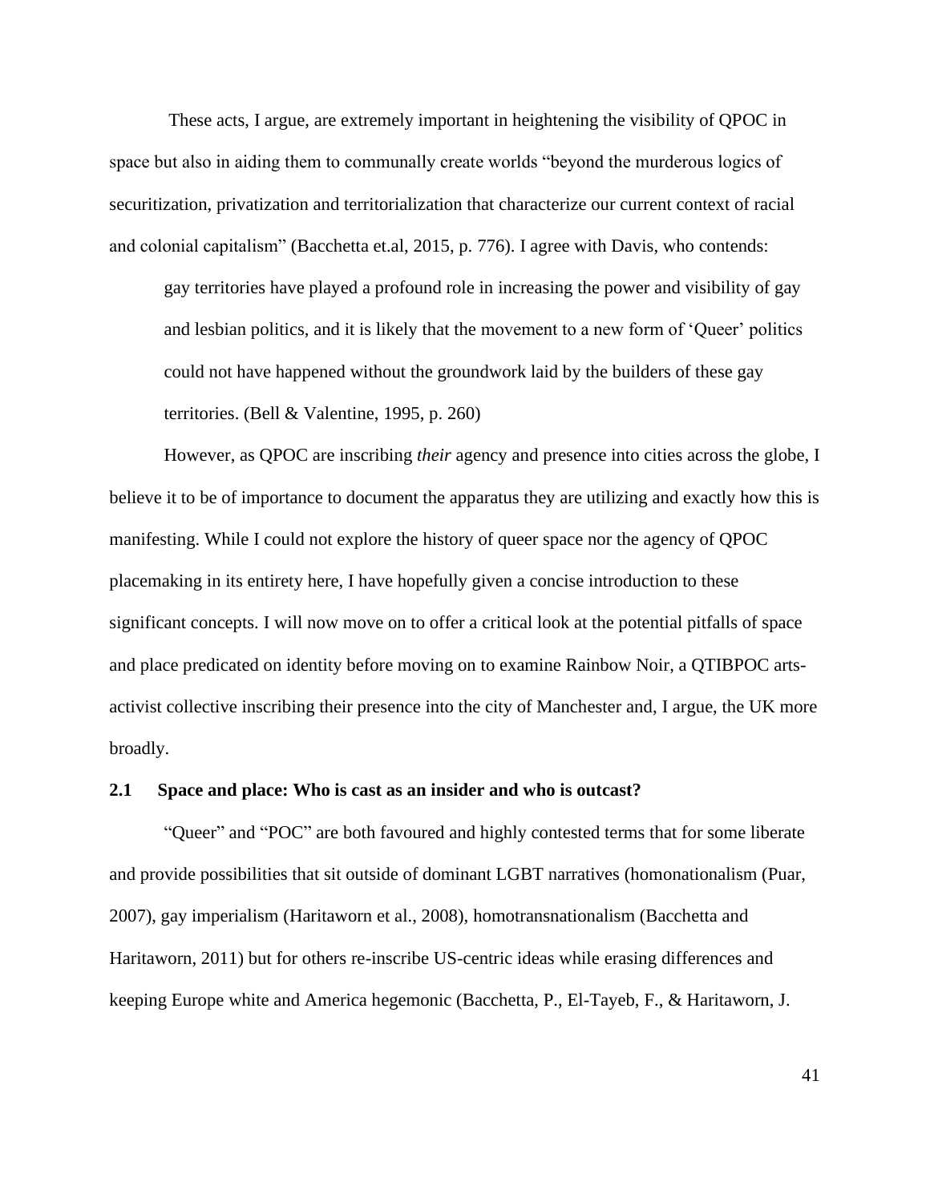These acts, I argue, are extremely important in heightening the visibility of QPOC in space but also in aiding them to communally create worlds “beyond the murderous logics of securitization, privatization and territorialization that characterize our current context of racial and colonial capitalism” (Bacchetta et.al, 2015, p. 776). I agree with Davis, who contends:

> gay territories have played a profound role in increasing the power and visibility of gay and lesbian politics, and it is likely that the movement to a new form of ‘Queer’ politics could not have happened without the groundwork laid by the builders of these gay territories. (Bell & Valentine, 1995, p. 260)

However, as QPOC are inscribing *their* agency and presence into cities across the globe, I believe it to be of importance to document the apparatus they are utilizing and exactly how this is manifesting. While I could not explore the history of queer space nor the agency of QPOC placemaking in its entirety here, I have hopefully given a concise introduction to these significant concepts. I will now move on to offer a critical look at the potential pitfalls of space and place predicated on identity before moving on to examine Rainbow Noir, a QTIBPOC arts-activist collective inscribing their presence into the city of Manchester and, I argue, the UK more broadly.

## 2.1 Space and place: Who is cast as an insider and who is outcast?

“Queer” and “POC” are both favoured and highly contested terms that for some liberate and provide possibilities that sit outside of dominant LGBT narratives (homonationalism (Puar, 2007), gay imperialism (Haritaworn et al., 2008), homotransnationalism (Bacchetta and Haritaworn, 2011) but for others re-inscribe US-centric ideas while erasing differences and keeping Europe white and America hegemonic (Bacchetta, P., El-Tayeb, F., & Haritaworn, J.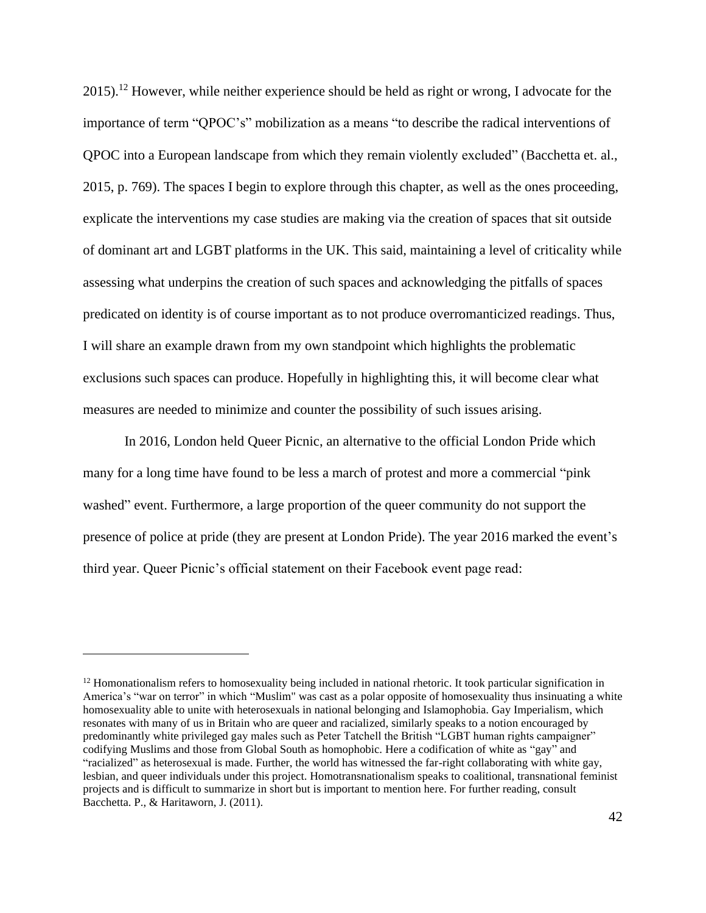2015).[12] However, while neither experience should be held as right or wrong, I advocate for the importance of term "QPOC's" mobilization as a means "to describe the radical interventions of QPOC into a European landscape from which they remain violently excluded" (Bacchetta et. al., 2015, p. 769). The spaces I begin to explore through this chapter, as well as the ones proceeding, explicate the interventions my case studies are making via the creation of spaces that sit outside of dominant art and LGBT platforms in the UK. This said, maintaining a level of criticality while assessing what underpins the creation of such spaces and acknowledging the pitfalls of spaces predicated on identity is of course important as to not produce overromanticized readings. Thus, I will share an example drawn from my own standpoint which highlights the problematic exclusions such spaces can produce. Hopefully in highlighting this, it will become clear what measures are needed to minimize and counter the possibility of such issues arising.

In 2016, London held Queer Picnic, an alternative to the official London Pride which many for a long time have found to be less a march of protest and more a commercial "pink washed" event. Furthermore, a large proportion of the queer community do not support the presence of police at pride (they are present at London Pride). The year 2016 marked the event's third year. Queer Picnic's official statement on their Facebook event page read:

---

[12] Homonationalism refers to homosexuality being included in national rhetoric. It took particular signification in America's "war on terror" in which "Muslim" was cast as a polar opposite of homosexuality thus insinuating a white homosexuality able to unite with heterosexuals in national belonging and Islamophobia. Gay Imperialism, which resonates with many of us in Britain who are queer and racialized, similarly speaks to a notion encouraged by predominantly white privileged gay males such as Peter Tatchell the British "LGBT human rights campaigner" codifying Muslims and those from Global South as homophobic. Here a codification of white as "gay" and "racialized" as heterosexual is made. Further, the world has witnessed the far-right collaborating with white gay, lesbian, and queer individuals under this project. Homotransnationalism speaks to coalitional, transnational feminist projects and is difficult to summarize in short but is important to mention here. For further reading, consult Bacchetta. P., & Haritaworn, J. (2011).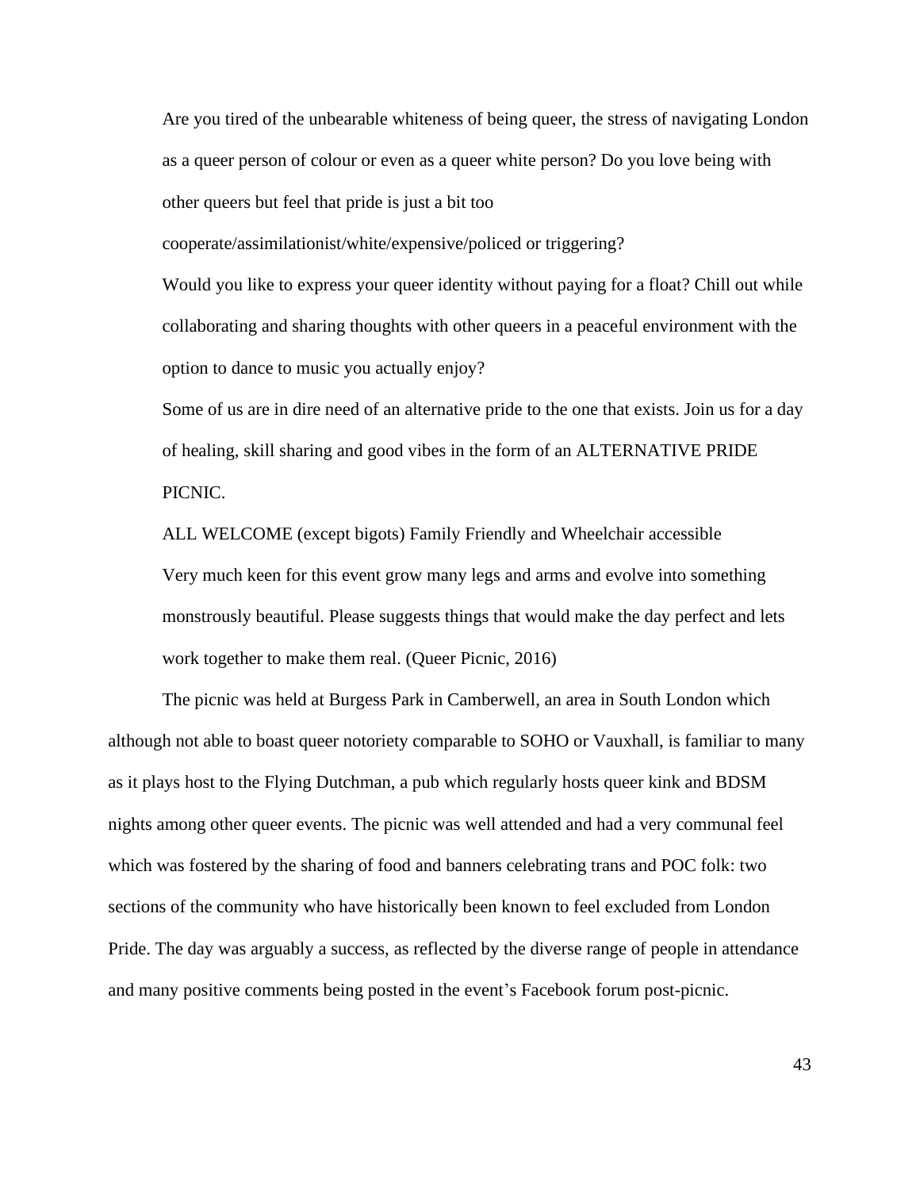> Are you tired of the unbearable whiteness of being queer, the stress of navigating London as a queer person of colour or even as a queer white person? Do you love being with other queers but feel that pride is just a bit too cooperate/assimilationist/white/expensive/policed or triggering?
>
> Would you like to express your queer identity without paying for a float? Chill out while collaborating and sharing thoughts with other queers in a peaceful environment with the option to dance to music you actually enjoy?
>
> Some of us are in dire need of an alternative pride to the one that exists. Join us for a day of healing, skill sharing and good vibes in the form of an ALTERNATIVE PRIDE PICNIC.
>
> ALL WELCOME (except bigots) Family Friendly and Wheelchair accessible
>
> Very much keen for this event grow many legs and arms and evolve into something monstrously beautiful. Please suggests things that would make the day perfect and lets work together to make them real. (Queer Picnic, 2016)

The picnic was held at Burgess Park in Camberwell, an area in South London which although not able to boast queer notoriety comparable to SOHO or Vauxhall, is familiar to many as it plays host to the Flying Dutchman, a pub which regularly hosts queer kink and BDSM nights among other queer events. The picnic was well attended and had a very communal feel which was fostered by the sharing of food and banners celebrating trans and POC folk: two sections of the community who have historically been known to feel excluded from London Pride. The day was arguably a success, as reflected by the diverse range of people in attendance and many positive comments being posted in the event's Facebook forum post-picnic.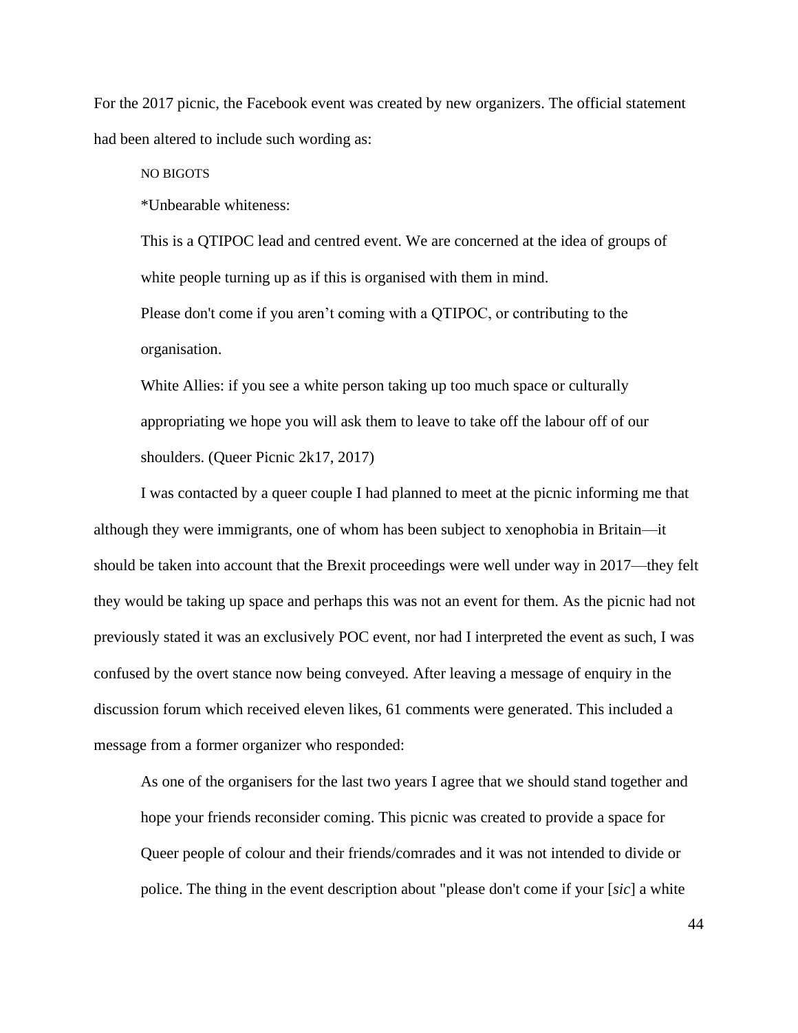For the 2017 picnic, the Facebook event was created by new organizers. The official statement had been altered to include such wording as:

> NO BIGOTS
>
> *Unbearable whiteness:
>
> This is a QTIPOC lead and centred event. We are concerned at the idea of groups of white people turning up as if this is organised with them in mind.
>
> Please don't come if you aren't coming with a QTIPOC, or contributing to the organisation.
>
> White Allies: if you see a white person taking up too much space or culturally appropriating we hope you will ask them to leave to take off the labour off of our shoulders. (Queer Picnic 2k17, 2017)

I was contacted by a queer couple I had planned to meet at the picnic informing me that although they were immigrants, one of whom has been subject to xenophobia in Britain—it should be taken into account that the Brexit proceedings were well under way in 2017—they felt they would be taking up space and perhaps this was not an event for them. As the picnic had not previously stated it was an exclusively POC event, nor had I interpreted the event as such, I was confused by the overt stance now being conveyed. After leaving a message of enquiry in the discussion forum which received eleven likes, 61 comments were generated. This included a message from a former organizer who responded:

> As one of the organisers for the last two years I agree that we should stand together and hope your friends reconsider coming. This picnic was created to provide a space for Queer people of colour and their friends/comrades and it was not intended to divide or police. The thing in the event description about "please don't come if your [*sic*] a white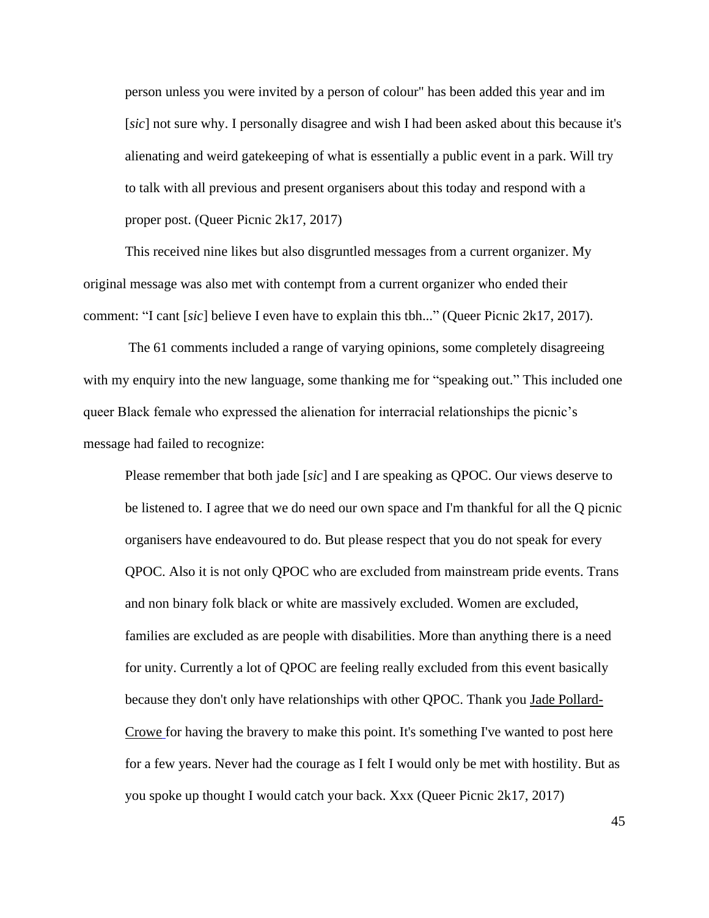> person unless you were invited by a person of colour" has been added this year and im [*sic*] not sure why. I personally disagree and wish I had been asked about this because it's alienating and weird gatekeeping of what is essentially a public event in a park. Will try to talk with all previous and present organisers about this today and respond with a proper post. (Queer Picnic 2k17, 2017)

This received nine likes but also disgruntled messages from a current organizer. My original message was also met with contempt from a current organizer who ended their comment: "I cant [*sic*] believe I even have to explain this tbh..." (Queer Picnic 2k17, 2017).

The 61 comments included a range of varying opinions, some completely disagreeing with my enquiry into the new language, some thanking me for "speaking out." This included one queer Black female who expressed the alienation for interracial relationships the picnic's message had failed to recognize:

> Please remember that both jade [*sic*] and I are speaking as QPOC. Our views deserve to be listened to. I agree that we do need our own space and I'm thankful for all the Q picnic organisers have endeavoured to do. But please respect that you do not speak for every QPOC. Also it is not only QPOC who are excluded from mainstream pride events. Trans and non binary folk black or white are massively excluded. Women are excluded, families are excluded as are people with disabilities. More than anything there is a need for unity. Currently a lot of QPOC are feeling really excluded from this event basically because they don't only have relationships with other QPOC. Thank you Jade Pollard-Crowe for having the bravery to make this point. It's something I've wanted to post here for a few years. Never had the courage as I felt I would only be met with hostility. But as you spoke up thought I would catch your back. Xxx (Queer Picnic 2k17, 2017)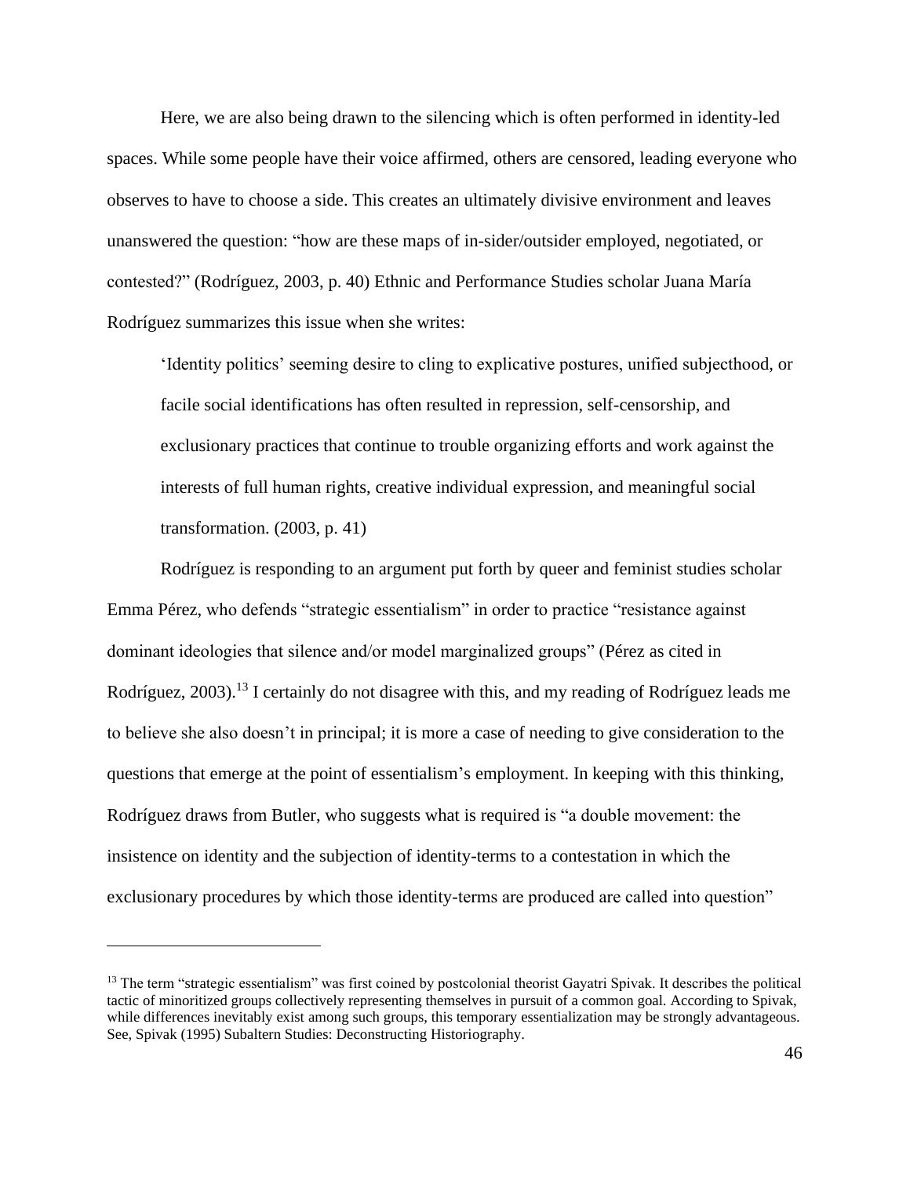Here, we are also being drawn to the silencing which is often performed in identity-led spaces. While some people have their voice affirmed, others are censored, leading everyone who observes to have to choose a side. This creates an ultimately divisive environment and leaves unanswered the question: "how are these maps of in-sider/outsider employed, negotiated, or contested?" (Rodríguez, 2003, p. 40) Ethnic and Performance Studies scholar Juana María Rodríguez summarizes this issue when she writes:

> 'Identity politics' seeming desire to cling to explicative postures, unified subjecthood, or facile social identifications has often resulted in repression, self-censorship, and exclusionary practices that continue to trouble organizing efforts and work against the interests of full human rights, creative individual expression, and meaningful social transformation. (2003, p. 41)

Rodríguez is responding to an argument put forth by queer and feminist studies scholar Emma Pérez, who defends "strategic essentialism" in order to practice "resistance against dominant ideologies that silence and/or model marginalized groups" (Pérez as cited in Rodríguez, 2003).[13] I certainly do not disagree with this, and my reading of Rodríguez leads me to believe she also doesn't in principal; it is more a case of needing to give consideration to the questions that emerge at the point of essentialism's employment. In keeping with this thinking, Rodríguez draws from Butler, who suggests what is required is "a double movement: the insistence on identity and the subjection of identity-terms to a contestation in which the exclusionary procedures by which those identity-terms are produced are called into question"

---

[13] The term "strategic essentialism" was first coined by postcolonial theorist Gayatri Spivak. It describes the political tactic of minoritized groups collectively representing themselves in pursuit of a common goal. According to Spivak, while differences inevitably exist among such groups, this temporary essentialization may be strongly advantageous. See, Spivak (1995) Subaltern Studies: Deconstructing Historiography.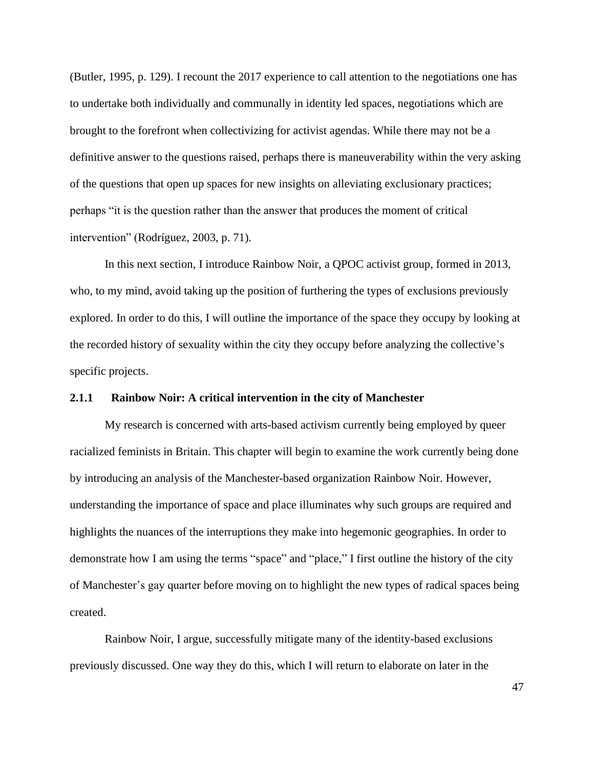(Butler, 1995, p. 129). I recount the 2017 experience to call attention to the negotiations one has to undertake both individually and communally in identity led spaces, negotiations which are brought to the forefront when collectivizing for activist agendas. While there may not be a definitive answer to the questions raised, perhaps there is maneuverability within the very asking of the questions that open up spaces for new insights on alleviating exclusionary practices; perhaps "it is the question rather than the answer that produces the moment of critical intervention" (Rodríguez, 2003, p. 71).

In this next section, I introduce Rainbow Noir, a QPOC activist group, formed in 2013, who, to my mind, avoid taking up the position of furthering the types of exclusions previously explored. In order to do this, I will outline the importance of the space they occupy by looking at the recorded history of sexuality within the city they occupy before analyzing the collective's specific projects.

### 2.1.1 Rainbow Noir: A critical intervention in the city of Manchester

My research is concerned with arts-based activism currently being employed by queer racialized feminists in Britain. This chapter will begin to examine the work currently being done by introducing an analysis of the Manchester-based organization Rainbow Noir. However, understanding the importance of space and place illuminates why such groups are required and highlights the nuances of the interruptions they make into hegemonic geographies. In order to demonstrate how I am using the terms "space" and "place," I first outline the history of the city of Manchester's gay quarter before moving on to highlight the new types of radical spaces being created.

Rainbow Noir, I argue, successfully mitigate many of the identity-based exclusions previously discussed. One way they do this, which I will return to elaborate on later in the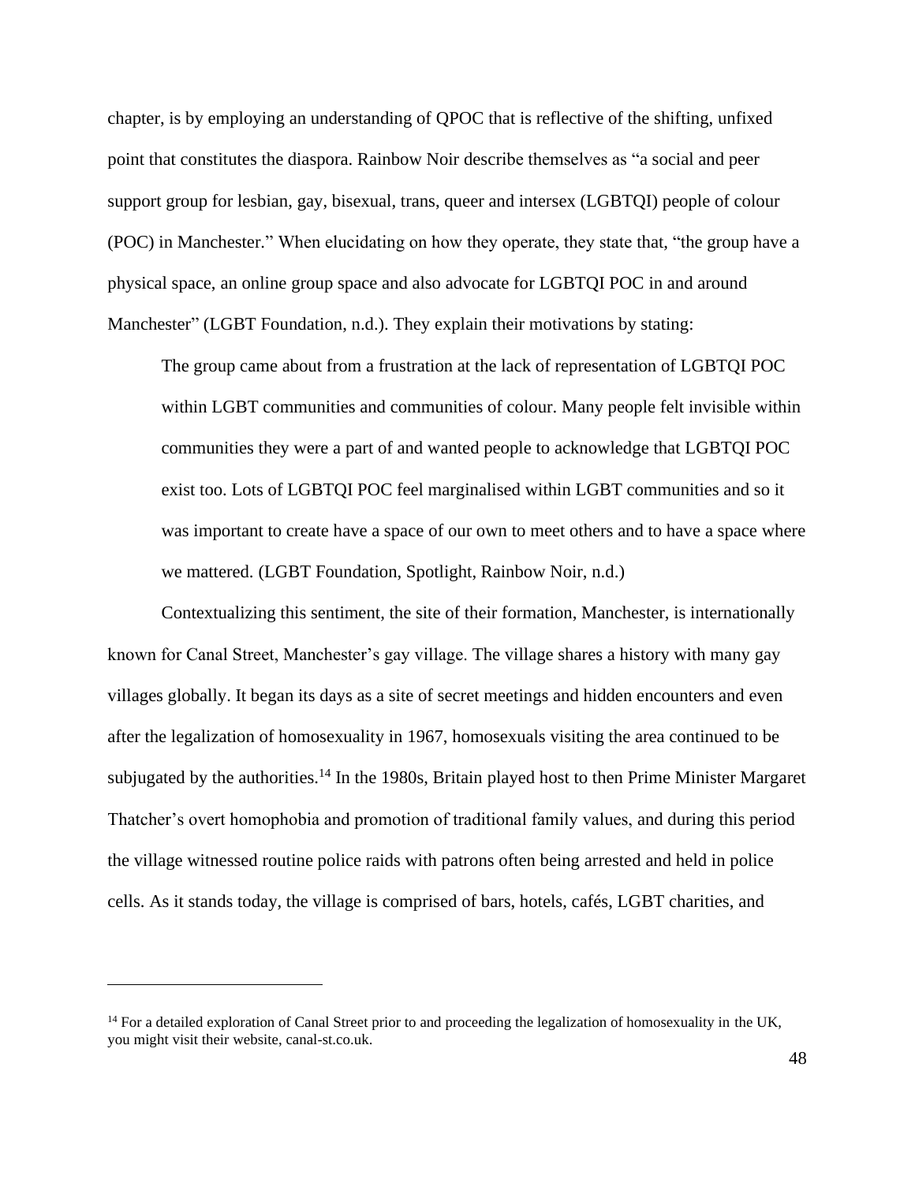chapter, is by employing an understanding of QPOC that is reflective of the shifting, unfixed point that constitutes the diaspora. Rainbow Noir describe themselves as "a social and peer support group for lesbian, gay, bisexual, trans, queer and intersex (LGBTQI) people of colour (POC) in Manchester." When elucidating on how they operate, they state that, "the group have a physical space, an online group space and also advocate for LGBTQI POC in and around Manchester" (LGBT Foundation, n.d.). They explain their motivations by stating:

> The group came about from a frustration at the lack of representation of LGBTQI POC within LGBT communities and communities of colour. Many people felt invisible within communities they were a part of and wanted people to acknowledge that LGBTQI POC exist too. Lots of LGBTQI POC feel marginalised within LGBT communities and so it was important to create have a space of our own to meet others and to have a space where we mattered. (LGBT Foundation, Spotlight, Rainbow Noir, n.d.)

Contextualizing this sentiment, the site of their formation, Manchester, is internationally known for Canal Street, Manchester's gay village. The village shares a history with many gay villages globally. It began its days as a site of secret meetings and hidden encounters and even after the legalization of homosexuality in 1967, homosexuals visiting the area continued to be subjugated by the authorities.[14] In the 1980s, Britain played host to then Prime Minister Margaret Thatcher's overt homophobia and promotion of traditional family values, and during this period the village witnessed routine police raids with patrons often being arrested and held in police cells. As it stands today, the village is comprised of bars, hotels, cafés, LGBT charities, and

---

[14] For a detailed exploration of Canal Street prior to and proceeding the legalization of homosexuality in the UK, you might visit their website, canal-st.co.uk.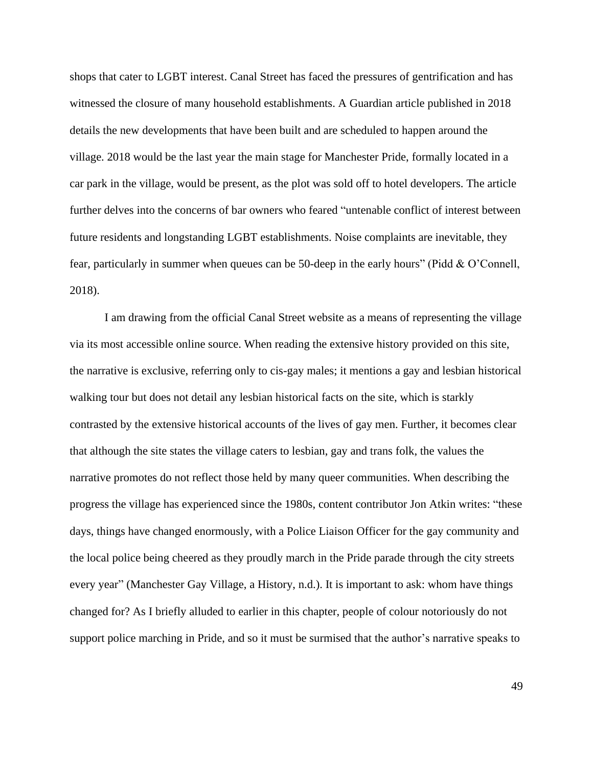shops that cater to LGBT interest. Canal Street has faced the pressures of gentrification and has witnessed the closure of many household establishments. A Guardian article published in 2018 details the new developments that have been built and are scheduled to happen around the village. 2018 would be the last year the main stage for Manchester Pride, formally located in a car park in the village, would be present, as the plot was sold off to hotel developers. The article further delves into the concerns of bar owners who feared "untenable conflict of interest between future residents and longstanding LGBT establishments. Noise complaints are inevitable, they fear, particularly in summer when queues can be 50-deep in the early hours" (Pidd & O'Connell, 2018).

I am drawing from the official Canal Street website as a means of representing the village via its most accessible online source. When reading the extensive history provided on this site, the narrative is exclusive, referring only to cis-gay males; it mentions a gay and lesbian historical walking tour but does not detail any lesbian historical facts on the site, which is starkly contrasted by the extensive historical accounts of the lives of gay men. Further, it becomes clear that although the site states the village caters to lesbian, gay and trans folk, the values the narrative promotes do not reflect those held by many queer communities. When describing the progress the village has experienced since the 1980s, content contributor Jon Atkin writes: "these days, things have changed enormously, with a Police Liaison Officer for the gay community and the local police being cheered as they proudly march in the Pride parade through the city streets every year" (Manchester Gay Village, a History, n.d.). It is important to ask: whom have things changed for? As I briefly alluded to earlier in this chapter, people of colour notoriously do not support police marching in Pride, and so it must be surmised that the author's narrative speaks to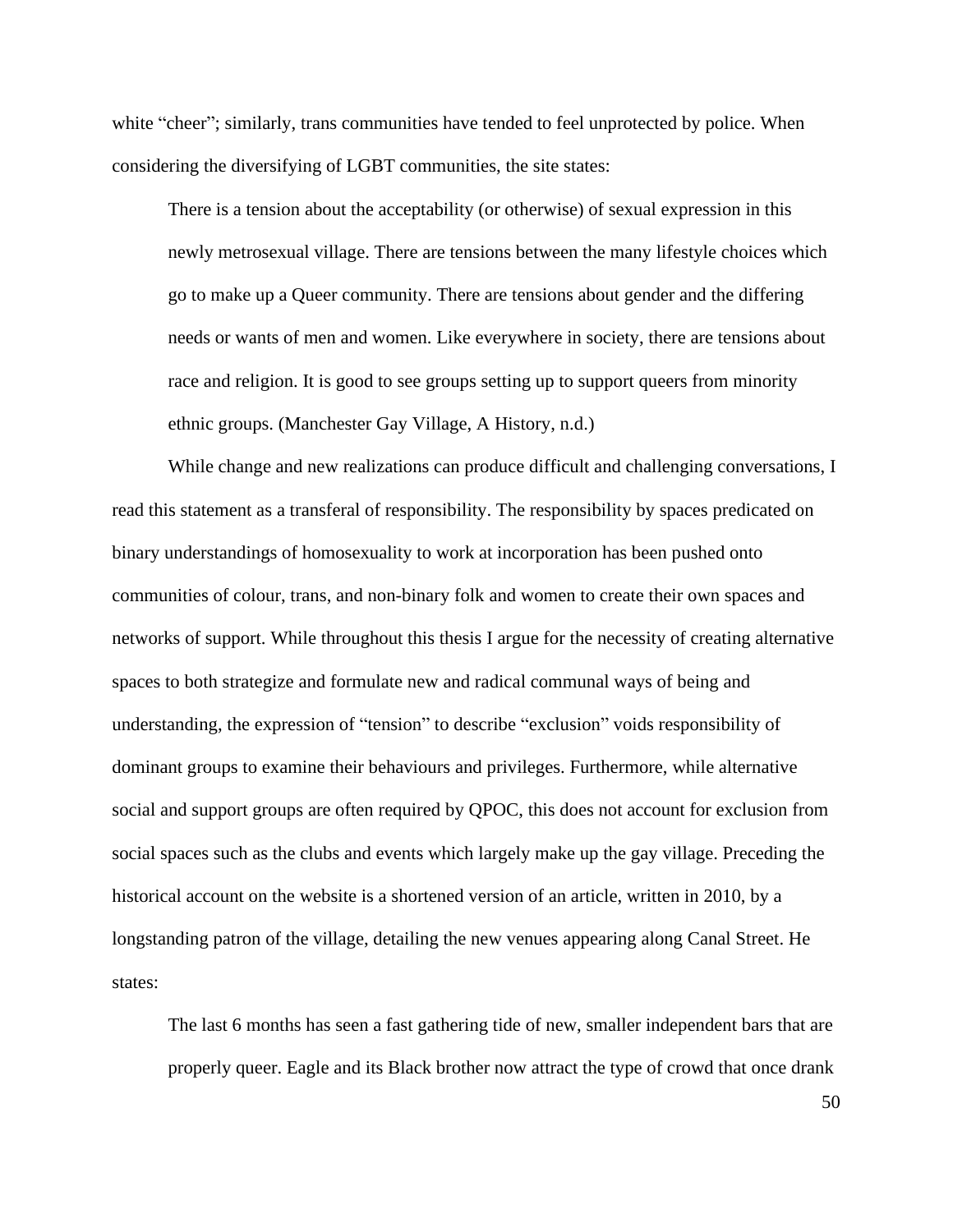white “cheer”; similarly, trans communities have tended to feel unprotected by police. When considering the diversifying of LGBT communities, the site states:

> There is a tension about the acceptability (or otherwise) of sexual expression in this newly metrosexual village. There are tensions between the many lifestyle choices which go to make up a Queer community. There are tensions about gender and the differing needs or wants of men and women. Like everywhere in society, there are tensions about race and religion. It is good to see groups setting up to support queers from minority ethnic groups. (Manchester Gay Village, A History, n.d.)

While change and new realizations can produce difficult and challenging conversations, I read this statement as a transferal of responsibility. The responsibility by spaces predicated on binary understandings of homosexuality to work at incorporation has been pushed onto communities of colour, trans, and non-binary folk and women to create their own spaces and networks of support. While throughout this thesis I argue for the necessity of creating alternative spaces to both strategize and formulate new and radical communal ways of being and understanding, the expression of “tension” to describe “exclusion” voids responsibility of dominant groups to examine their behaviours and privileges. Furthermore, while alternative social and support groups are often required by QPOC, this does not account for exclusion from social spaces such as the clubs and events which largely make up the gay village. Preceding the historical account on the website is a shortened version of an article, written in 2010, by a longstanding patron of the village, detailing the new venues appearing along Canal Street. He states:

> The last 6 months has seen a fast gathering tide of new, smaller independent bars that are properly queer. Eagle and its Black brother now attract the type of crowd that once drank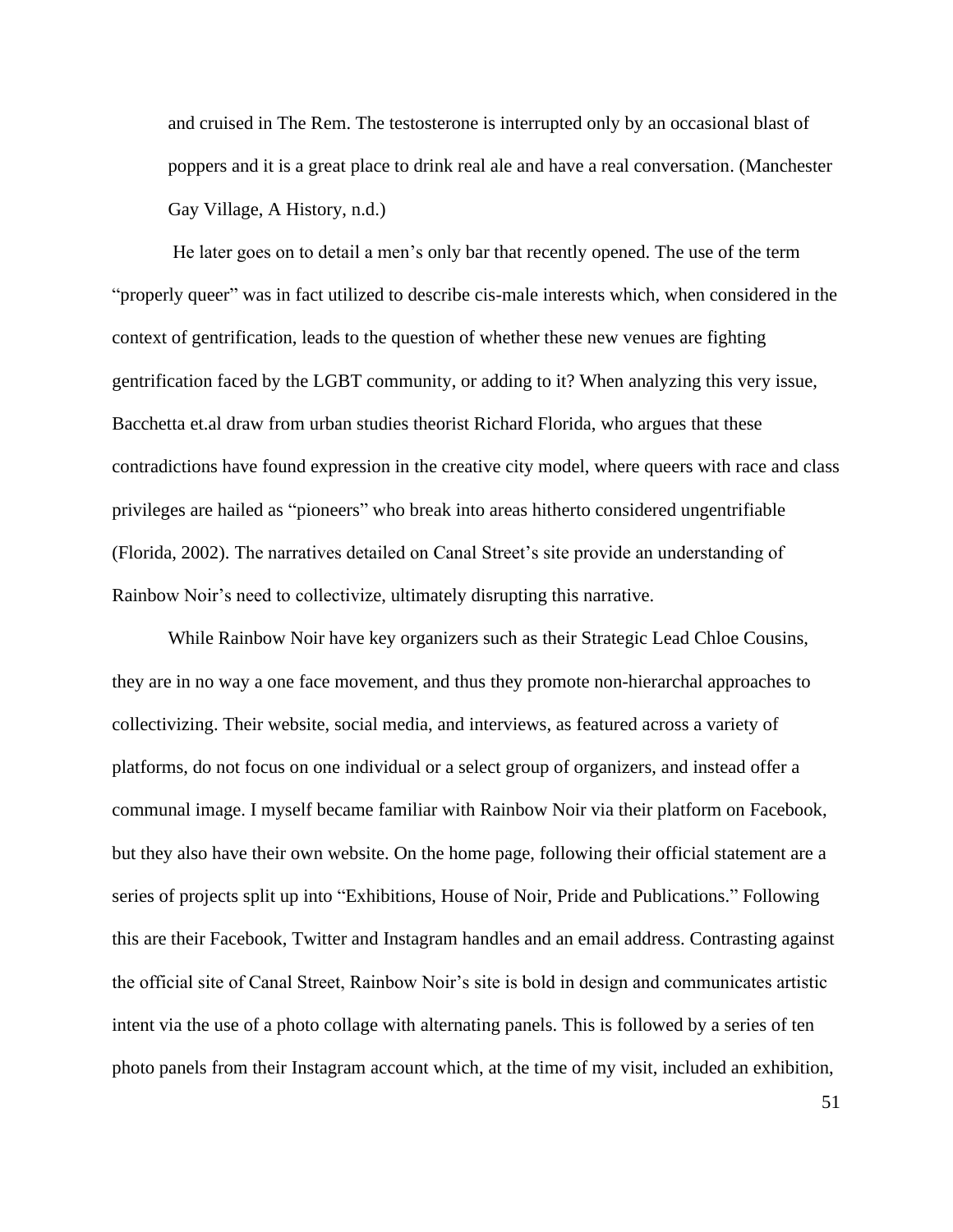> and cruised in The Rem. The testosterone is interrupted only by an occasional blast of poppers and it is a great place to drink real ale and have a real conversation. (Manchester Gay Village, A History, n.d.)

He later goes on to detail a men's only bar that recently opened. The use of the term "properly queer" was in fact utilized to describe cis-male interests which, when considered in the context of gentrification, leads to the question of whether these new venues are fighting gentrification faced by the LGBT community, or adding to it? When analyzing this very issue, Bacchetta et.al draw from urban studies theorist Richard Florida, who argues that these contradictions have found expression in the creative city model, where queers with race and class privileges are hailed as "pioneers" who break into areas hitherto considered ungentrifiable (Florida, 2002). The narratives detailed on Canal Street's site provide an understanding of Rainbow Noir's need to collectivize, ultimately disrupting this narrative.

While Rainbow Noir have key organizers such as their Strategic Lead Chloe Cousins, they are in no way a one face movement, and thus they promote non-hierarchal approaches to collectivizing. Their website, social media, and interviews, as featured across a variety of platforms, do not focus on one individual or a select group of organizers, and instead offer a communal image. I myself became familiar with Rainbow Noir via their platform on Facebook, but they also have their own website. On the home page, following their official statement are a series of projects split up into "Exhibitions, House of Noir, Pride and Publications." Following this are their Facebook, Twitter and Instagram handles and an email address. Contrasting against the official site of Canal Street, Rainbow Noir's site is bold in design and communicates artistic intent via the use of a photo collage with alternating panels. This is followed by a series of ten photo panels from their Instagram account which, at the time of my visit, included an exhibition,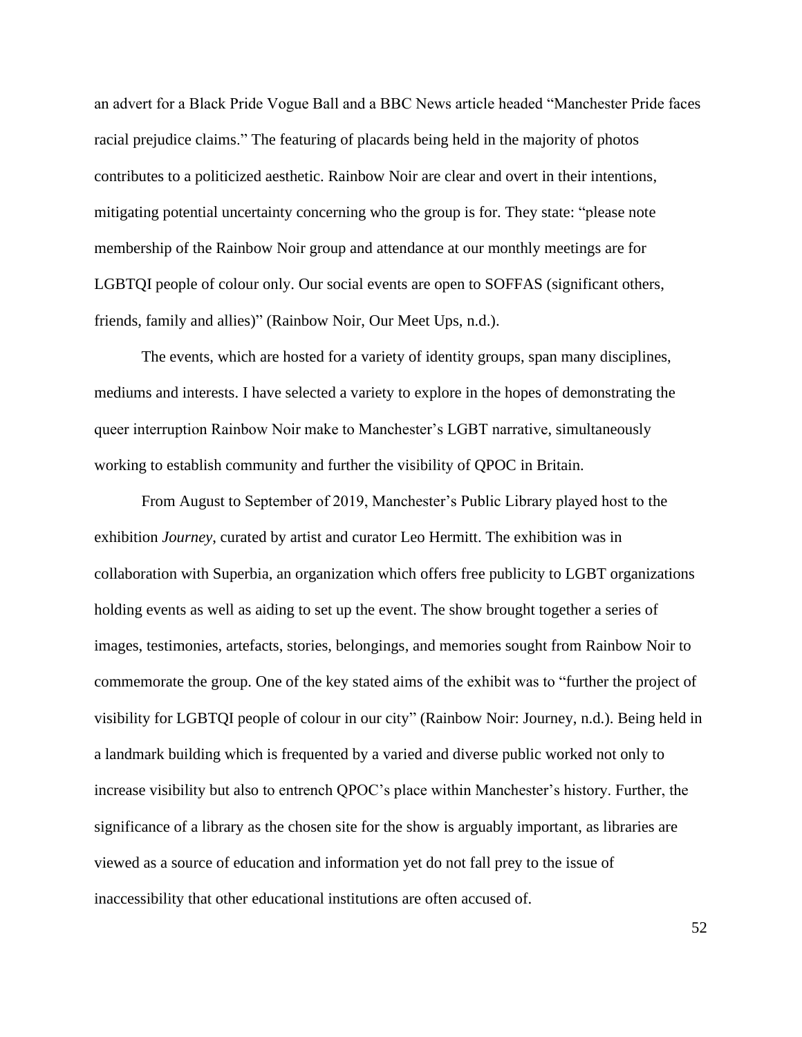an advert for a Black Pride Vogue Ball and a BBC News article headed "Manchester Pride faces racial prejudice claims." The featuring of placards being held in the majority of photos contributes to a politicized aesthetic. Rainbow Noir are clear and overt in their intentions, mitigating potential uncertainty concerning who the group is for. They state: "please note membership of the Rainbow Noir group and attendance at our monthly meetings are for LGBTQI people of colour only. Our social events are open to SOFFAS (significant others, friends, family and allies)" (Rainbow Noir, Our Meet Ups, n.d.).

The events, which are hosted for a variety of identity groups, span many disciplines, mediums and interests. I have selected a variety to explore in the hopes of demonstrating the queer interruption Rainbow Noir make to Manchester's LGBT narrative, simultaneously working to establish community and further the visibility of QPOC in Britain.

From August to September of 2019, Manchester's Public Library played host to the exhibition *Journey*, curated by artist and curator Leo Hermitt. The exhibition was in collaboration with Superbia, an organization which offers free publicity to LGBT organizations holding events as well as aiding to set up the event. The show brought together a series of images, testimonies, artefacts, stories, belongings, and memories sought from Rainbow Noir to commemorate the group. One of the key stated aims of the exhibit was to "further the project of visibility for LGBTQI people of colour in our city" (Rainbow Noir: Journey, n.d.). Being held in a landmark building which is frequented by a varied and diverse public worked not only to increase visibility but also to entrench QPOC's place within Manchester's history. Further, the significance of a library as the chosen site for the show is arguably important, as libraries are viewed as a source of education and information yet do not fall prey to the issue of inaccessibility that other educational institutions are often accused of.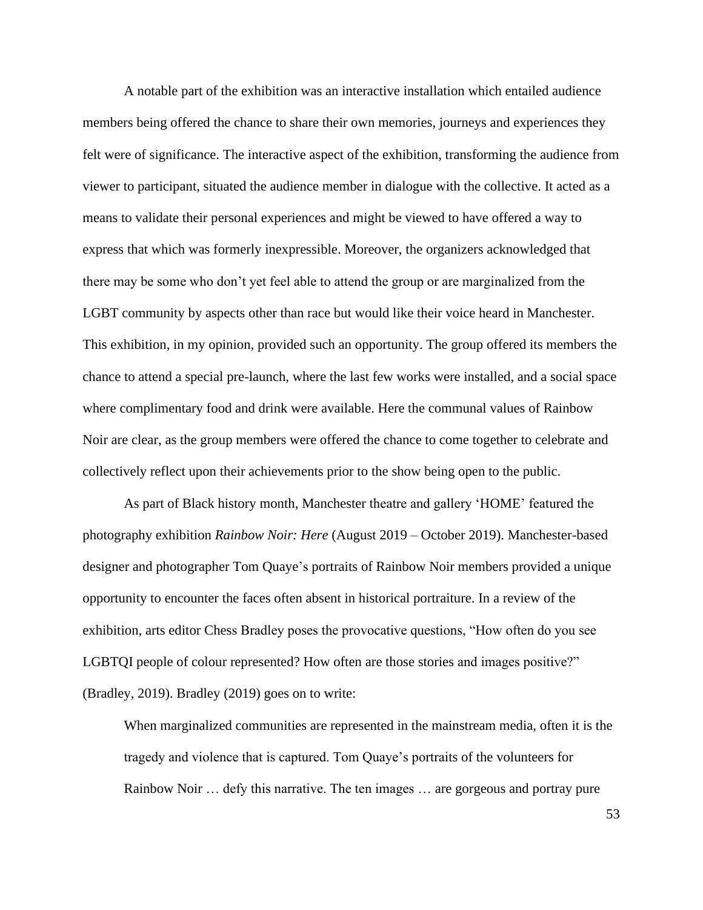A notable part of the exhibition was an interactive installation which entailed audience members being offered the chance to share their own memories, journeys and experiences they felt were of significance. The interactive aspect of the exhibition, transforming the audience from viewer to participant, situated the audience member in dialogue with the collective. It acted as a means to validate their personal experiences and might be viewed to have offered a way to express that which was formerly inexpressible. Moreover, the organizers acknowledged that there may be some who don't yet feel able to attend the group or are marginalized from the LGBT community by aspects other than race but would like their voice heard in Manchester. This exhibition, in my opinion, provided such an opportunity. The group offered its members the chance to attend a special pre-launch, where the last few works were installed, and a social space where complimentary food and drink were available. Here the communal values of Rainbow Noir are clear, as the group members were offered the chance to come together to celebrate and collectively reflect upon their achievements prior to the show being open to the public.

As part of Black history month, Manchester theatre and gallery 'HOME' featured the photography exhibition *Rainbow Noir: Here* (August 2019 – October 2019). Manchester-based designer and photographer Tom Quaye's portraits of Rainbow Noir members provided a unique opportunity to encounter the faces often absent in historical portraiture. In a review of the exhibition, arts editor Chess Bradley poses the provocative questions, "How often do you see LGBTQI people of colour represented? How often are those stories and images positive?" (Bradley, 2019). Bradley (2019) goes on to write:

> When marginalized communities are represented in the mainstream media, often it is the tragedy and violence that is captured. Tom Quaye's portraits of the volunteers for Rainbow Noir … defy this narrative. The ten images … are gorgeous and portray pure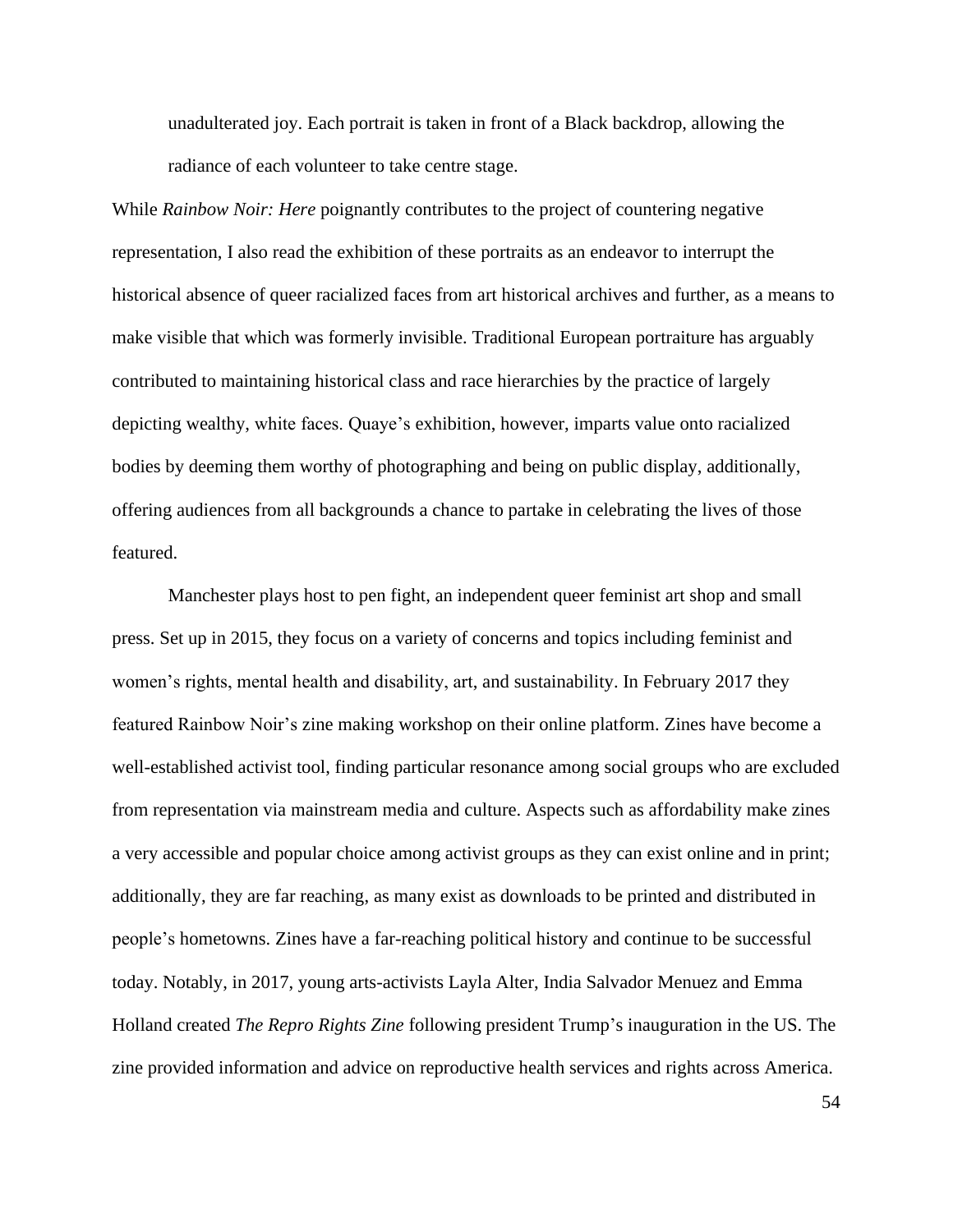unadulterated joy. Each portrait is taken in front of a Black backdrop, allowing the radiance of each volunteer to take centre stage.

While *Rainbow Noir: Here* poignantly contributes to the project of countering negative representation, I also read the exhibition of these portraits as an endeavor to interrupt the historical absence of queer racialized faces from art historical archives and further, as a means to make visible that which was formerly invisible. Traditional European portraiture has arguably contributed to maintaining historical class and race hierarchies by the practice of largely depicting wealthy, white faces. Quaye's exhibition, however, imparts value onto racialized bodies by deeming them worthy of photographing and being on public display, additionally, offering audiences from all backgrounds a chance to partake in celebrating the lives of those featured.

Manchester plays host to pen fight, an independent queer feminist art shop and small press. Set up in 2015, they focus on a variety of concerns and topics including feminist and women's rights, mental health and disability, art, and sustainability. In February 2017 they featured Rainbow Noir's zine making workshop on their online platform. Zines have become a well-established activist tool, finding particular resonance among social groups who are excluded from representation via mainstream media and culture. Aspects such as affordability make zines a very accessible and popular choice among activist groups as they can exist online and in print; additionally, they are far reaching, as many exist as downloads to be printed and distributed in people's hometowns. Zines have a far-reaching political history and continue to be successful today. Notably, in 2017, young arts-activists Layla Alter, India Salvador Menuez and Emma Holland created *The Repro Rights Zine* following president Trump's inauguration in the US. The zine provided information and advice on reproductive health services and rights across America.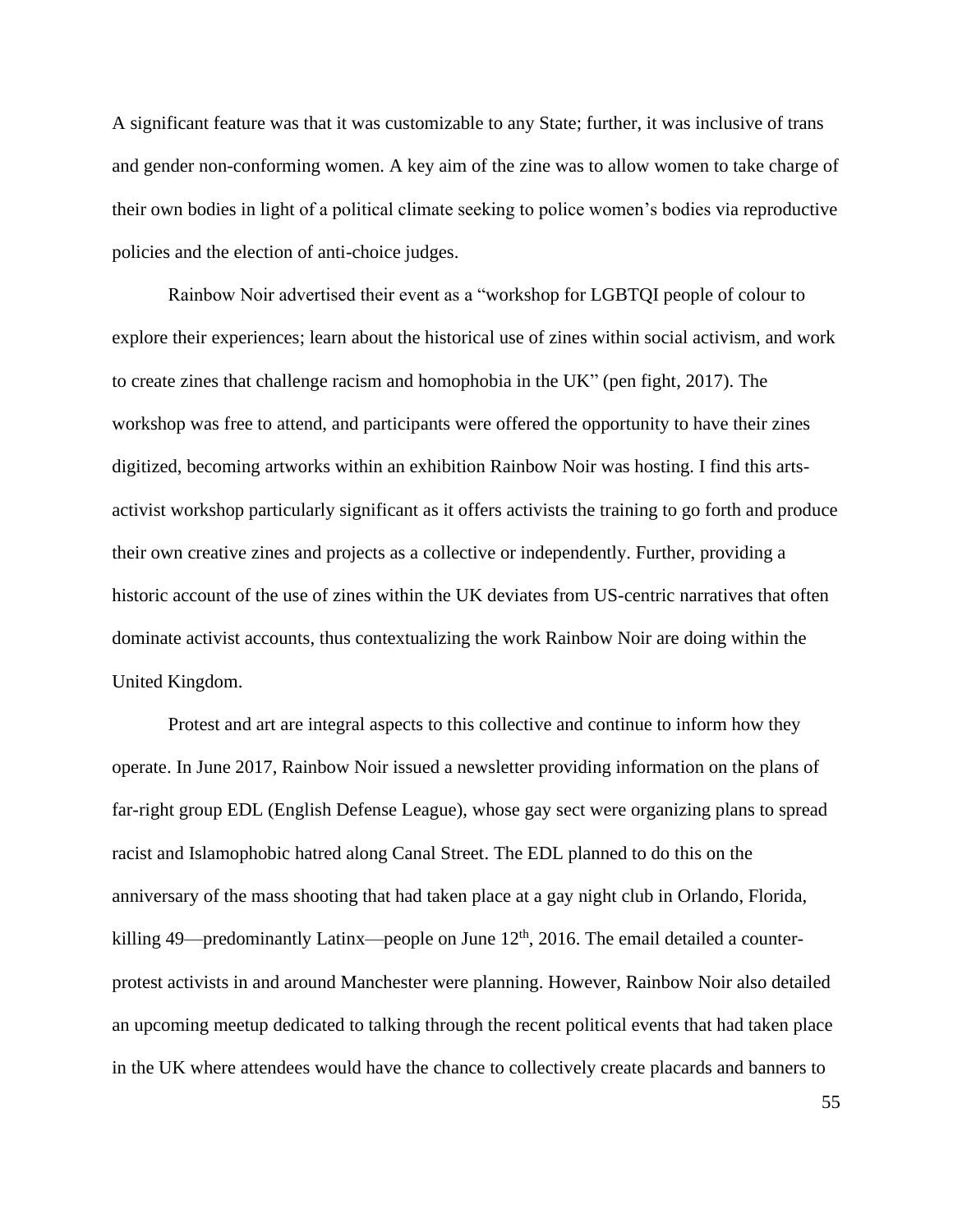A significant feature was that it was customizable to any State; further, it was inclusive of trans and gender non-conforming women. A key aim of the zine was to allow women to take charge of their own bodies in light of a political climate seeking to police women's bodies via reproductive policies and the election of anti-choice judges.

Rainbow Noir advertised their event as a "workshop for LGBTQI people of colour to explore their experiences; learn about the historical use of zines within social activism, and work to create zines that challenge racism and homophobia in the UK" (pen fight, 2017). The workshop was free to attend, and participants were offered the opportunity to have their zines digitized, becoming artworks within an exhibition Rainbow Noir was hosting. I find this arts-activist workshop particularly significant as it offers activists the training to go forth and produce their own creative zines and projects as a collective or independently. Further, providing a historic account of the use of zines within the UK deviates from US-centric narratives that often dominate activist accounts, thus contextualizing the work Rainbow Noir are doing within the United Kingdom.

Protest and art are integral aspects to this collective and continue to inform how they operate. In June 2017, Rainbow Noir issued a newsletter providing information on the plans of far-right group EDL (English Defense League), whose gay sect were organizing plans to spread racist and Islamophobic hatred along Canal Street. The EDL planned to do this on the anniversary of the mass shooting that had taken place at a gay night club in Orlando, Florida, killing 49—predominantly Latinx—people on June 12th, 2016. The email detailed a counter-protest activists in and around Manchester were planning. However, Rainbow Noir also detailed an upcoming meetup dedicated to talking through the recent political events that had taken place in the UK where attendees would have the chance to collectively create placards and banners to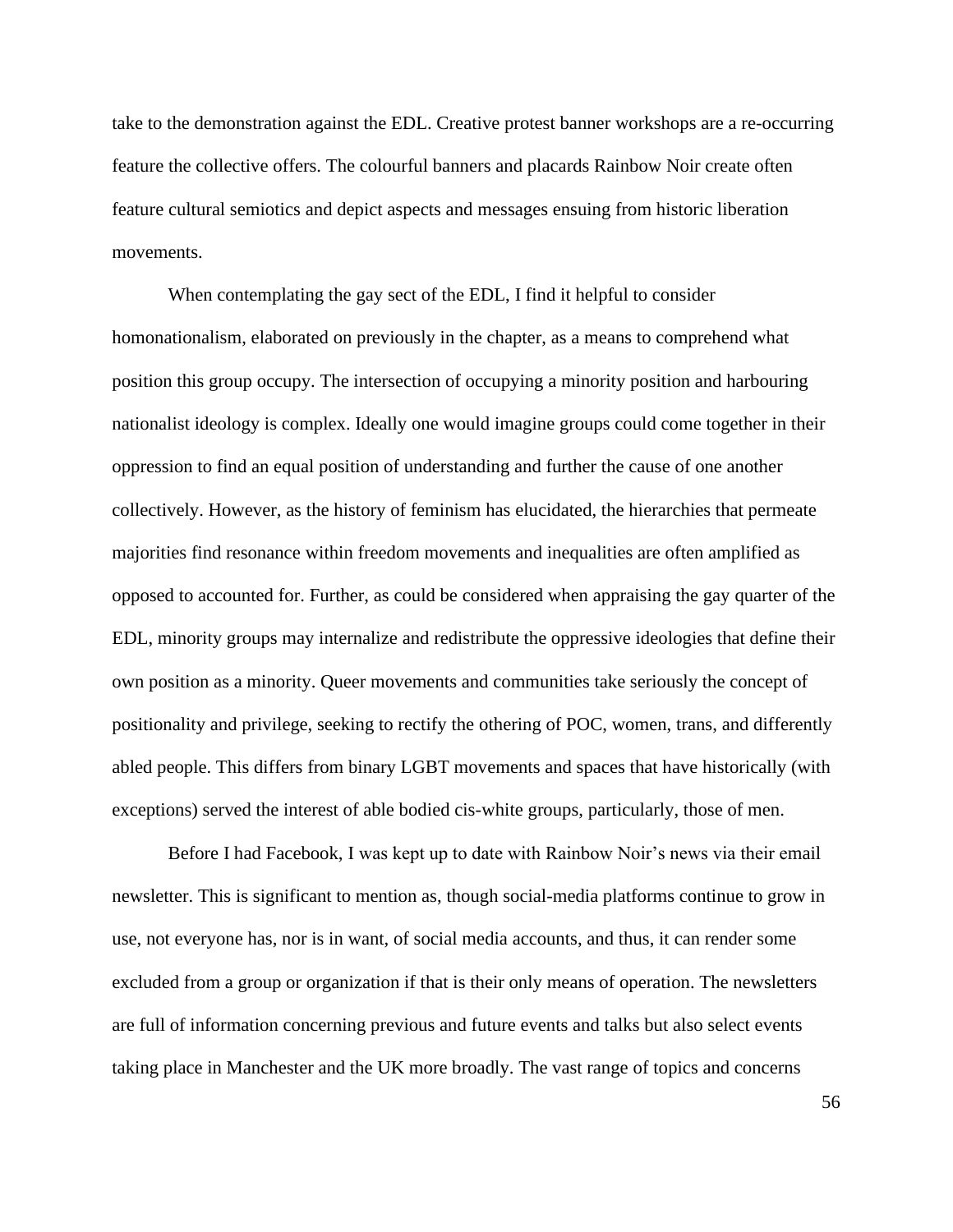take to the demonstration against the EDL. Creative protest banner workshops are a re-occurring feature the collective offers. The colourful banners and placards Rainbow Noir create often feature cultural semiotics and depict aspects and messages ensuing from historic liberation movements.

When contemplating the gay sect of the EDL, I find it helpful to consider homonationalism, elaborated on previously in the chapter, as a means to comprehend what position this group occupy. The intersection of occupying a minority position and harbouring nationalist ideology is complex. Ideally one would imagine groups could come together in their oppression to find an equal position of understanding and further the cause of one another collectively. However, as the history of feminism has elucidated, the hierarchies that permeate majorities find resonance within freedom movements and inequalities are often amplified as opposed to accounted for. Further, as could be considered when appraising the gay quarter of the EDL, minority groups may internalize and redistribute the oppressive ideologies that define their own position as a minority. Queer movements and communities take seriously the concept of positionality and privilege, seeking to rectify the othering of POC, women, trans, and differently abled people. This differs from binary LGBT movements and spaces that have historically (with exceptions) served the interest of able bodied cis-white groups, particularly, those of men.

Before I had Facebook, I was kept up to date with Rainbow Noir's news via their email newsletter. This is significant to mention as, though social-media platforms continue to grow in use, not everyone has, nor is in want, of social media accounts, and thus, it can render some excluded from a group or organization if that is their only means of operation. The newsletters are full of information concerning previous and future events and talks but also select events taking place in Manchester and the UK more broadly. The vast range of topics and concerns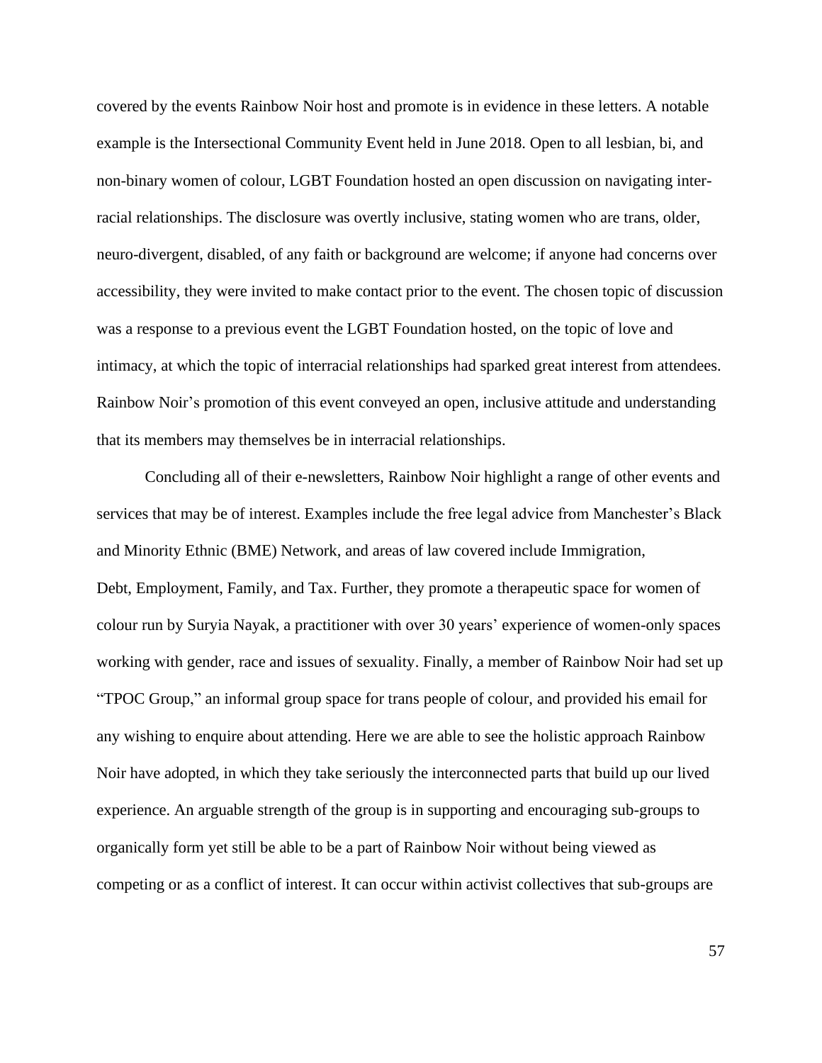covered by the events Rainbow Noir host and promote is in evidence in these letters. A notable example is the Intersectional Community Event held in June 2018. Open to all lesbian, bi, and non-binary women of colour, LGBT Foundation hosted an open discussion on navigating inter-racial relationships. The disclosure was overtly inclusive, stating women who are trans, older, neuro-divergent, disabled, of any faith or background are welcome; if anyone had concerns over accessibility, they were invited to make contact prior to the event. The chosen topic of discussion was a response to a previous event the LGBT Foundation hosted, on the topic of love and intimacy, at which the topic of interracial relationships had sparked great interest from attendees. Rainbow Noir's promotion of this event conveyed an open, inclusive attitude and understanding that its members may themselves be in interracial relationships.

Concluding all of their e-newsletters, Rainbow Noir highlight a range of other events and services that may be of interest. Examples include the free legal advice from Manchester's Black and Minority Ethnic (BME) Network, and areas of law covered include Immigration, Debt, Employment, Family, and Tax. Further, they promote a therapeutic space for women of colour run by Suryia Nayak, a practitioner with over 30 years' experience of women-only spaces working with gender, race and issues of sexuality. Finally, a member of Rainbow Noir had set up "TPOC Group," an informal group space for trans people of colour, and provided his email for any wishing to enquire about attending. Here we are able to see the holistic approach Rainbow Noir have adopted, in which they take seriously the interconnected parts that build up our lived experience. An arguable strength of the group is in supporting and encouraging sub-groups to organically form yet still be able to be a part of Rainbow Noir without being viewed as competing or as a conflict of interest. It can occur within activist collectives that sub-groups are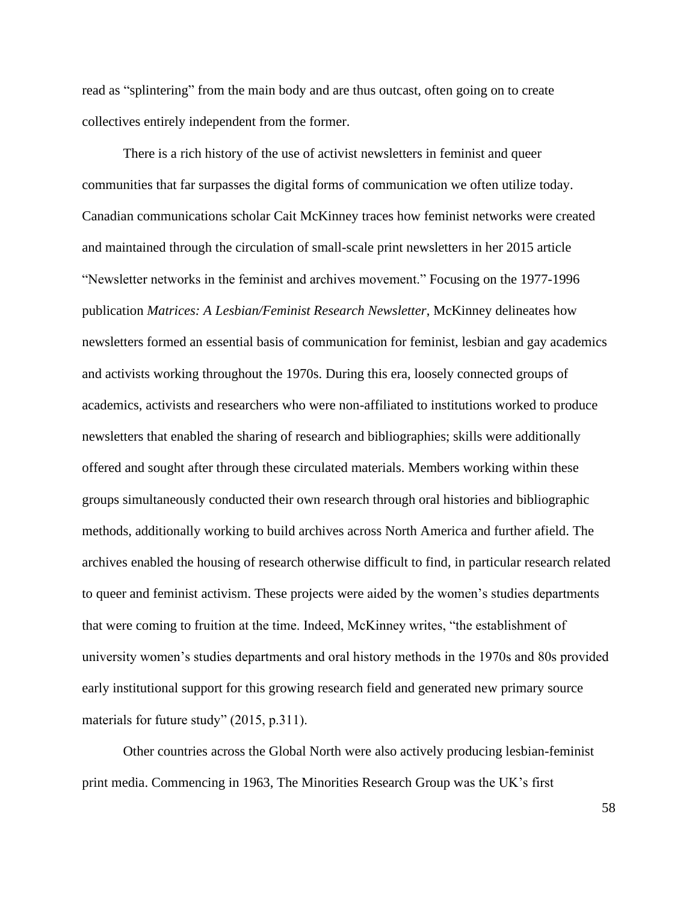read as "splintering" from the main body and are thus outcast, often going on to create collectives entirely independent from the former.

There is a rich history of the use of activist newsletters in feminist and queer communities that far surpasses the digital forms of communication we often utilize today. Canadian communications scholar Cait McKinney traces how feminist networks were created and maintained through the circulation of small-scale print newsletters in her 2015 article "Newsletter networks in the feminist and archives movement." Focusing on the 1977-1996 publication *Matrices: A Lesbian/Feminist Research Newsletter*, McKinney delineates how newsletters formed an essential basis of communication for feminist, lesbian and gay academics and activists working throughout the 1970s. During this era, loosely connected groups of academics, activists and researchers who were non-affiliated to institutions worked to produce newsletters that enabled the sharing of research and bibliographies; skills were additionally offered and sought after through these circulated materials. Members working within these groups simultaneously conducted their own research through oral histories and bibliographic methods, additionally working to build archives across North America and further afield. The archives enabled the housing of research otherwise difficult to find, in particular research related to queer and feminist activism. These projects were aided by the women's studies departments that were coming to fruition at the time. Indeed, McKinney writes, "the establishment of university women's studies departments and oral history methods in the 1970s and 80s provided early institutional support for this growing research field and generated new primary source materials for future study" (2015, p.311).

Other countries across the Global North were also actively producing lesbian-feminist print media. Commencing in 1963, The Minorities Research Group was the UK's first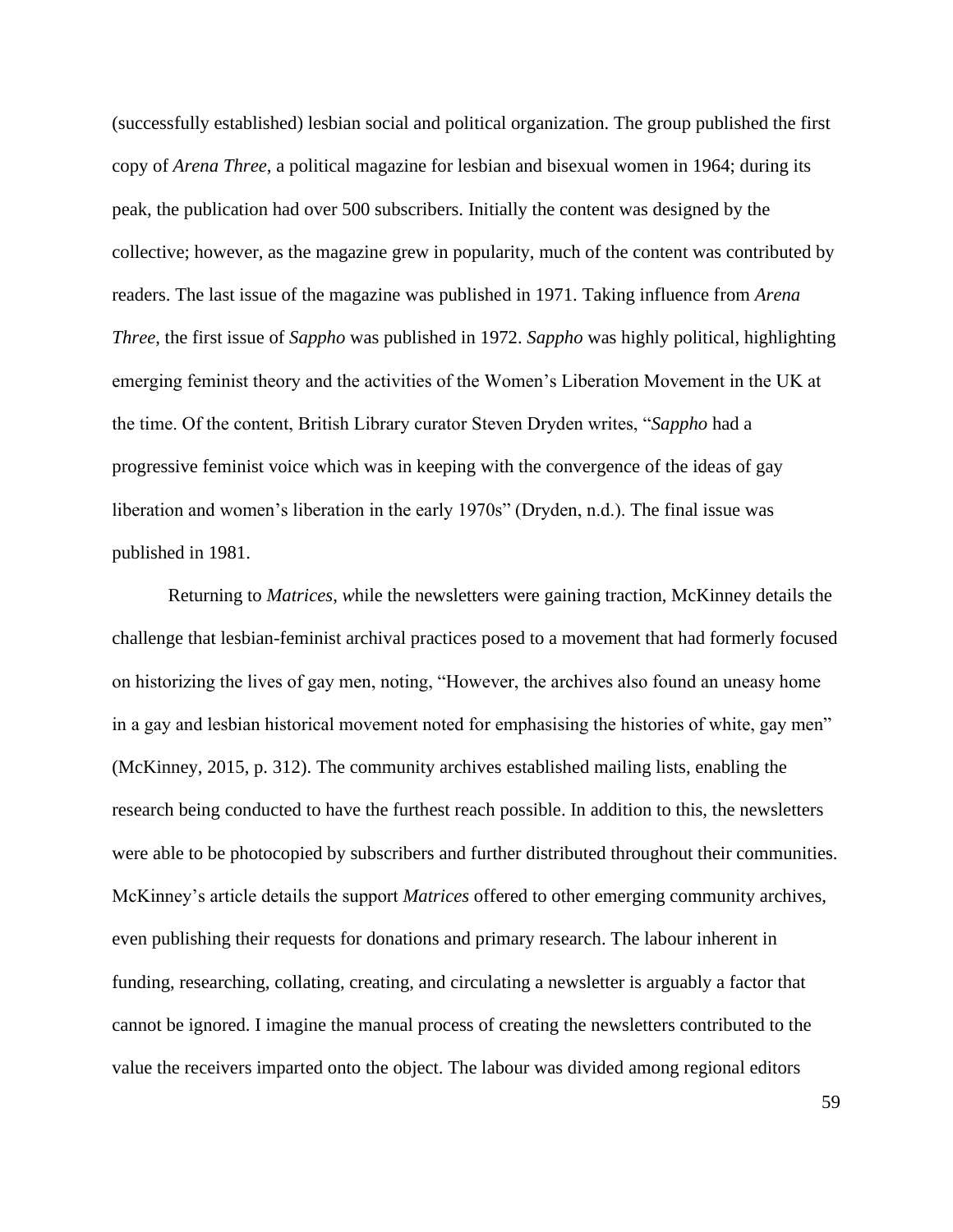(successfully established) lesbian social and political organization. The group published the first copy of *Arena Three*, a political magazine for lesbian and bisexual women in 1964; during its peak, the publication had over 500 subscribers. Initially the content was designed by the collective; however, as the magazine grew in popularity, much of the content was contributed by readers. The last issue of the magazine was published in 1971. Taking influence from *Arena Three*, the first issue of *Sappho* was published in 1972. *Sappho* was highly political, highlighting emerging feminist theory and the activities of the Women's Liberation Movement in the UK at the time. Of the content, British Library curator Steven Dryden writes, "*Sappho* had a progressive feminist voice which was in keeping with the convergence of the ideas of gay liberation and women's liberation in the early 1970s" (Dryden, n.d.). The final issue was published in 1981.

Returning to *Matrices*, *w*hile the newsletters were gaining traction, McKinney details the challenge that lesbian-feminist archival practices posed to a movement that had formerly focused on historizing the lives of gay men, noting, "However, the archives also found an uneasy home in a gay and lesbian historical movement noted for emphasising the histories of white, gay men" (McKinney, 2015, p. 312). The community archives established mailing lists, enabling the research being conducted to have the furthest reach possible. In addition to this, the newsletters were able to be photocopied by subscribers and further distributed throughout their communities. McKinney's article details the support *Matrices* offered to other emerging community archives, even publishing their requests for donations and primary research. The labour inherent in funding, researching, collating, creating, and circulating a newsletter is arguably a factor that cannot be ignored. I imagine the manual process of creating the newsletters contributed to the value the receivers imparted onto the object. The labour was divided among regional editors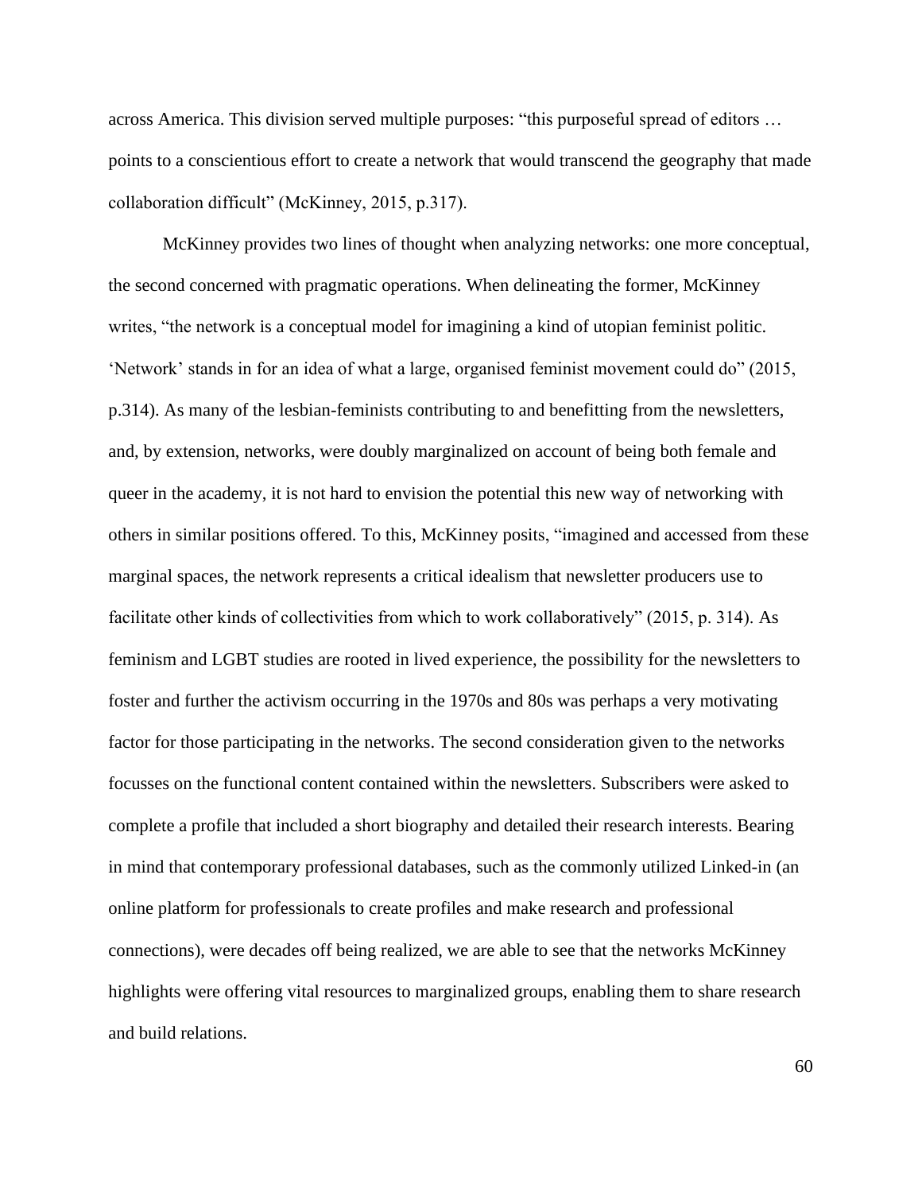across America. This division served multiple purposes: “this purposeful spread of editors … points to a conscientious effort to create a network that would transcend the geography that made collaboration difficult” (McKinney, 2015, p.317).

McKinney provides two lines of thought when analyzing networks: one more conceptual, the second concerned with pragmatic operations. When delineating the former, McKinney writes, “the network is a conceptual model for imagining a kind of utopian feminist politic. ‘Network’ stands in for an idea of what a large, organised feminist movement could do” (2015, p.314). As many of the lesbian-feminists contributing to and benefitting from the newsletters, and, by extension, networks, were doubly marginalized on account of being both female and queer in the academy, it is not hard to envision the potential this new way of networking with others in similar positions offered. To this, McKinney posits, “imagined and accessed from these marginal spaces, the network represents a critical idealism that newsletter producers use to facilitate other kinds of collectivities from which to work collaboratively” (2015, p. 314). As feminism and LGBT studies are rooted in lived experience, the possibility for the newsletters to foster and further the activism occurring in the 1970s and 80s was perhaps a very motivating factor for those participating in the networks. The second consideration given to the networks focusses on the functional content contained within the newsletters. Subscribers were asked to complete a profile that included a short biography and detailed their research interests. Bearing in mind that contemporary professional databases, such as the commonly utilized Linked-in (an online platform for professionals to create profiles and make research and professional connections), were decades off being realized, we are able to see that the networks McKinney highlights were offering vital resources to marginalized groups, enabling them to share research and build relations.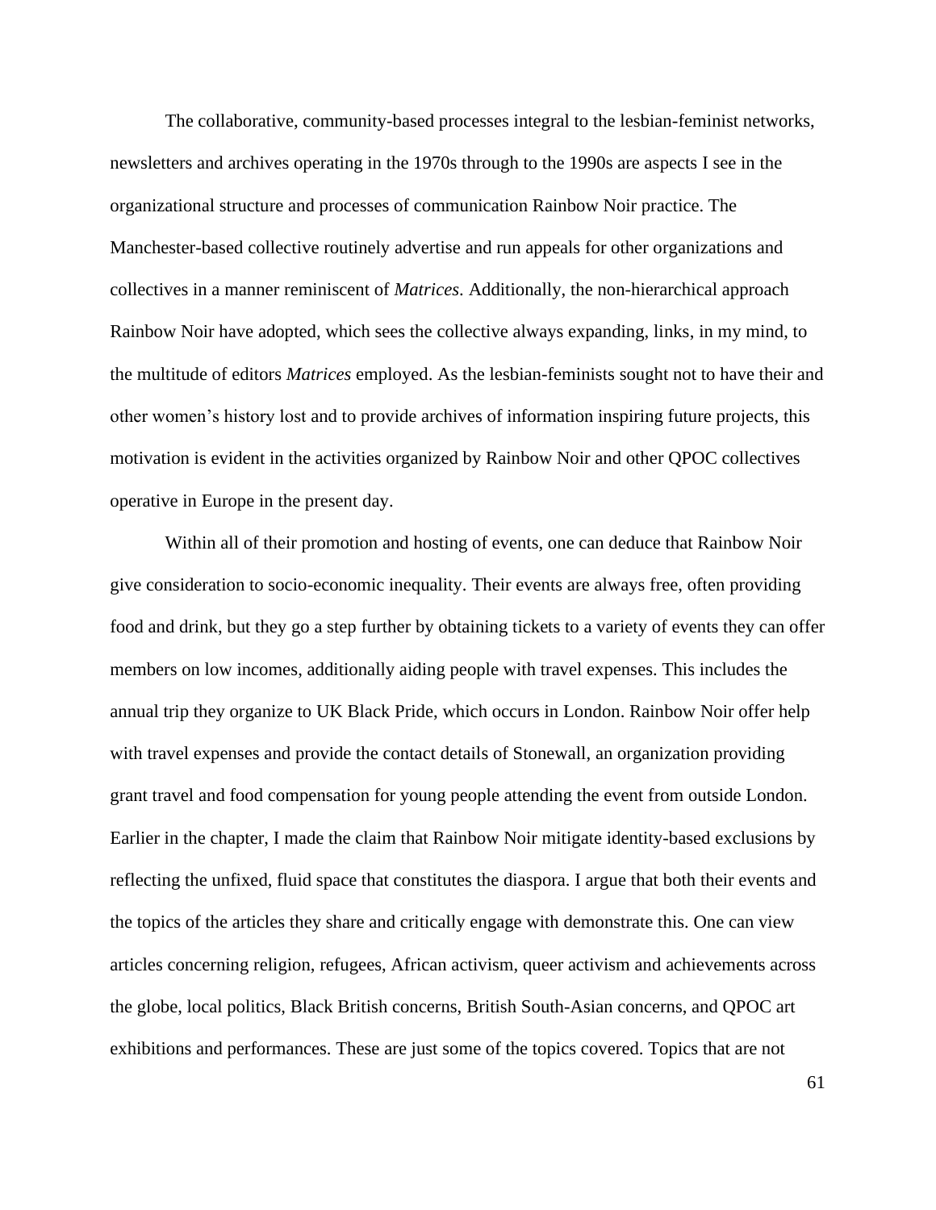The collaborative, community-based processes integral to the lesbian-feminist networks, newsletters and archives operating in the 1970s through to the 1990s are aspects I see in the organizational structure and processes of communication Rainbow Noir practice. The Manchester-based collective routinely advertise and run appeals for other organizations and collectives in a manner reminiscent of *Matrices*. Additionally, the non-hierarchical approach Rainbow Noir have adopted, which sees the collective always expanding, links, in my mind, to the multitude of editors *Matrices* employed. As the lesbian-feminists sought not to have their and other women's history lost and to provide archives of information inspiring future projects, this motivation is evident in the activities organized by Rainbow Noir and other QPOC collectives operative in Europe in the present day.

Within all of their promotion and hosting of events, one can deduce that Rainbow Noir give consideration to socio-economic inequality. Their events are always free, often providing food and drink, but they go a step further by obtaining tickets to a variety of events they can offer members on low incomes, additionally aiding people with travel expenses. This includes the annual trip they organize to UK Black Pride, which occurs in London. Rainbow Noir offer help with travel expenses and provide the contact details of Stonewall, an organization providing grant travel and food compensation for young people attending the event from outside London. Earlier in the chapter, I made the claim that Rainbow Noir mitigate identity-based exclusions by reflecting the unfixed, fluid space that constitutes the diaspora. I argue that both their events and the topics of the articles they share and critically engage with demonstrate this. One can view articles concerning religion, refugees, African activism, queer activism and achievements across the globe, local politics, Black British concerns, British South-Asian concerns, and QPOC art exhibitions and performances. These are just some of the topics covered. Topics that are not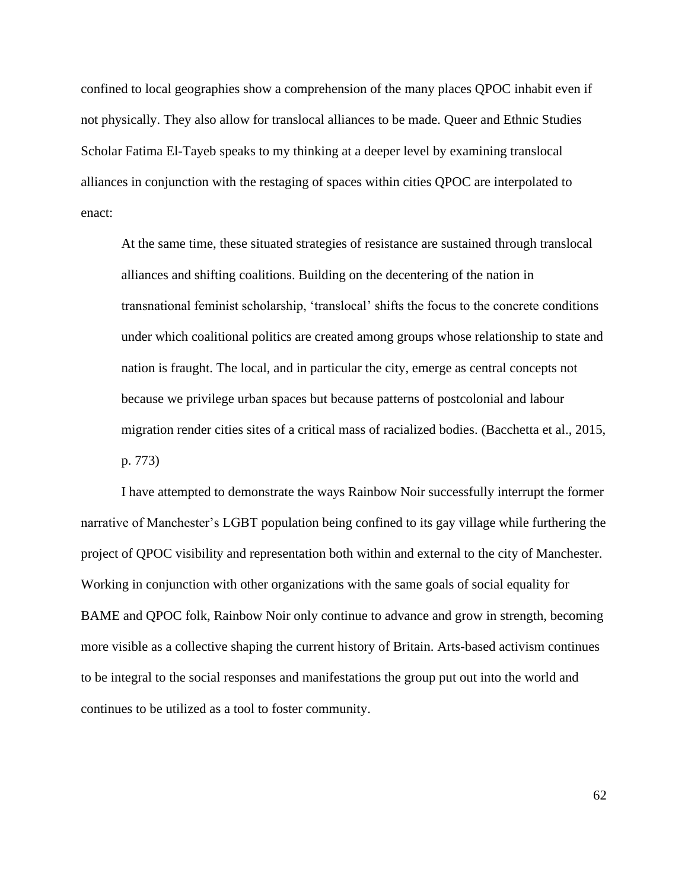confined to local geographies show a comprehension of the many places QPOC inhabit even if not physically. They also allow for translocal alliances to be made. Queer and Ethnic Studies Scholar Fatima El-Tayeb speaks to my thinking at a deeper level by examining translocal alliances in conjunction with the restaging of spaces within cities QPOC are interpolated to enact:

> At the same time, these situated strategies of resistance are sustained through translocal alliances and shifting coalitions. Building on the decentering of the nation in transnational feminist scholarship, 'translocal' shifts the focus to the concrete conditions under which coalitional politics are created among groups whose relationship to state and nation is fraught. The local, and in particular the city, emerge as central concepts not because we privilege urban spaces but because patterns of postcolonial and labour migration render cities sites of a critical mass of racialized bodies. (Bacchetta et al., 2015, p. 773)

I have attempted to demonstrate the ways Rainbow Noir successfully interrupt the former narrative of Manchester's LGBT population being confined to its gay village while furthering the project of QPOC visibility and representation both within and external to the city of Manchester. Working in conjunction with other organizations with the same goals of social equality for BAME and QPOC folk, Rainbow Noir only continue to advance and grow in strength, becoming more visible as a collective shaping the current history of Britain. Arts-based activism continues to be integral to the social responses and manifestations the group put out into the world and continues to be utilized as a tool to foster community.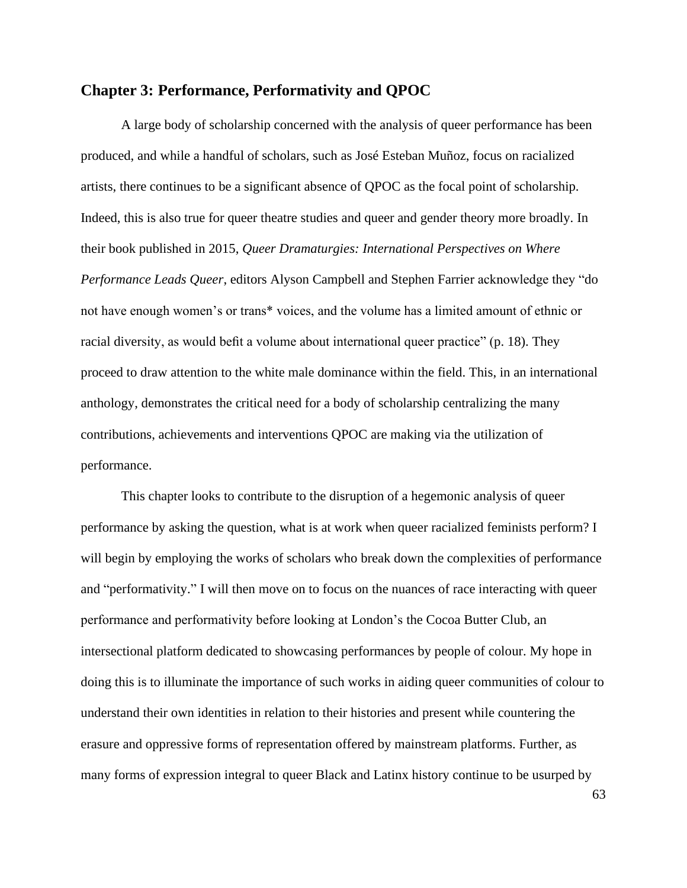## Chapter 3: Performance, Performativity and QPOC

A large body of scholarship concerned with the analysis of queer performance has been produced, and while a handful of scholars, such as José Esteban Muñoz, focus on racialized artists, there continues to be a significant absence of QPOC as the focal point of scholarship. Indeed, this is also true for queer theatre studies and queer and gender theory more broadly. In their book published in 2015, *Queer Dramaturgies: International Perspectives on Where Performance Leads Queer*, editors Alyson Campbell and Stephen Farrier acknowledge they "do not have enough women's or trans* voices, and the volume has a limited amount of ethnic or racial diversity, as would befit a volume about international queer practice" (p. 18). They proceed to draw attention to the white male dominance within the field. This, in an international anthology, demonstrates the critical need for a body of scholarship centralizing the many contributions, achievements and interventions QPOC are making via the utilization of performance.

This chapter looks to contribute to the disruption of a hegemonic analysis of queer performance by asking the question, what is at work when queer racialized feminists perform? I will begin by employing the works of scholars who break down the complexities of performance and "performativity." I will then move on to focus on the nuances of race interacting with queer performance and performativity before looking at London's the Cocoa Butter Club, an intersectional platform dedicated to showcasing performances by people of colour. My hope in doing this is to illuminate the importance of such works in aiding queer communities of colour to understand their own identities in relation to their histories and present while countering the erasure and oppressive forms of representation offered by mainstream platforms. Further, as many forms of expression integral to queer Black and Latinx history continue to be usurped by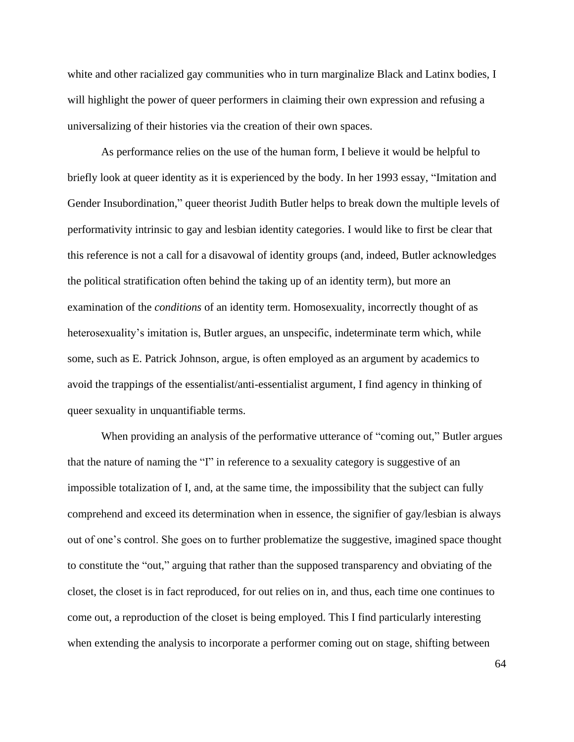white and other racialized gay communities who in turn marginalize Black and Latinx bodies, I will highlight the power of queer performers in claiming their own expression and refusing a universalizing of their histories via the creation of their own spaces.

As performance relies on the use of the human form, I believe it would be helpful to briefly look at queer identity as it is experienced by the body. In her 1993 essay, "Imitation and Gender Insubordination," queer theorist Judith Butler helps to break down the multiple levels of performativity intrinsic to gay and lesbian identity categories. I would like to first be clear that this reference is not a call for a disavowal of identity groups (and, indeed, Butler acknowledges the political stratification often behind the taking up of an identity term), but more an examination of the *conditions* of an identity term. Homosexuality, incorrectly thought of as heterosexuality's imitation is, Butler argues, an unspecific, indeterminate term which, while some, such as E. Patrick Johnson, argue, is often employed as an argument by academics to avoid the trappings of the essentialist/anti-essentialist argument, I find agency in thinking of queer sexuality in unquantifiable terms.

When providing an analysis of the performative utterance of "coming out," Butler argues that the nature of naming the "I" in reference to a sexuality category is suggestive of an impossible totalization of I, and, at the same time, the impossibility that the subject can fully comprehend and exceed its determination when in essence, the signifier of gay/lesbian is always out of one's control. She goes on to further problematize the suggestive, imagined space thought to constitute the "out," arguing that rather than the supposed transparency and obviating of the closet, the closet is in fact reproduced, for out relies on in, and thus, each time one continues to come out, a reproduction of the closet is being employed. This I find particularly interesting when extending the analysis to incorporate a performer coming out on stage, shifting between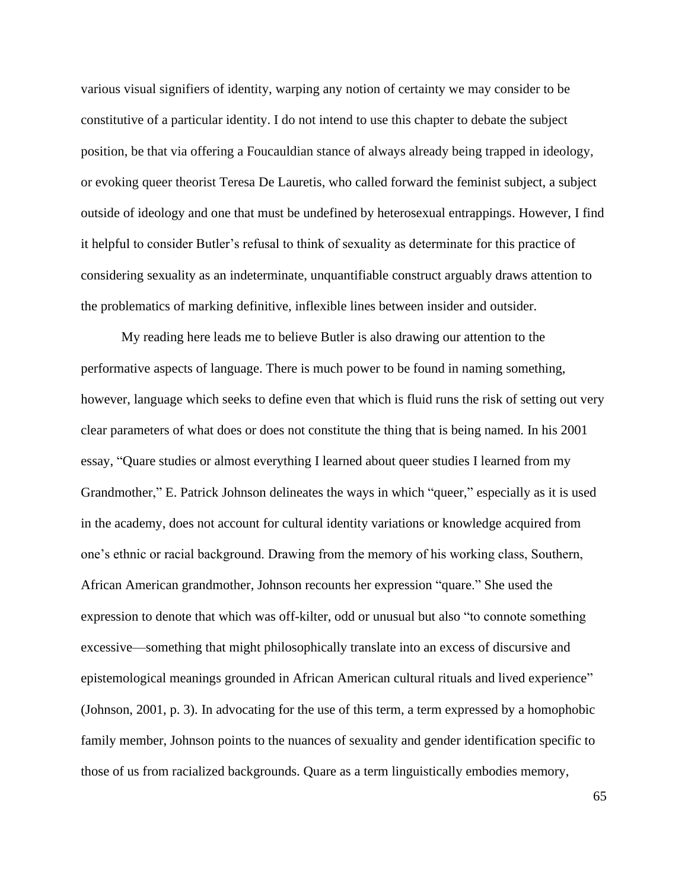various visual signifiers of identity, warping any notion of certainty we may consider to be constitutive of a particular identity. I do not intend to use this chapter to debate the subject position, be that via offering a Foucauldian stance of always already being trapped in ideology, or evoking queer theorist Teresa De Lauretis, who called forward the feminist subject, a subject outside of ideology and one that must be undefined by heterosexual entrappings. However, I find it helpful to consider Butler's refusal to think of sexuality as determinate for this practice of considering sexuality as an indeterminate, unquantifiable construct arguably draws attention to the problematics of marking definitive, inflexible lines between insider and outsider.

My reading here leads me to believe Butler is also drawing our attention to the performative aspects of language. There is much power to be found in naming something, however, language which seeks to define even that which is fluid runs the risk of setting out very clear parameters of what does or does not constitute the thing that is being named. In his 2001 essay, "Quare studies or almost everything I learned about queer studies I learned from my Grandmother," E. Patrick Johnson delineates the ways in which "queer," especially as it is used in the academy, does not account for cultural identity variations or knowledge acquired from one's ethnic or racial background. Drawing from the memory of his working class, Southern, African American grandmother, Johnson recounts her expression "quare." She used the expression to denote that which was off-kilter, odd or unusual but also "to connote something excessive—something that might philosophically translate into an excess of discursive and epistemological meanings grounded in African American cultural rituals and lived experience" (Johnson, 2001, p. 3). In advocating for the use of this term, a term expressed by a homophobic family member, Johnson points to the nuances of sexuality and gender identification specific to those of us from racialized backgrounds. Quare as a term linguistically embodies memory,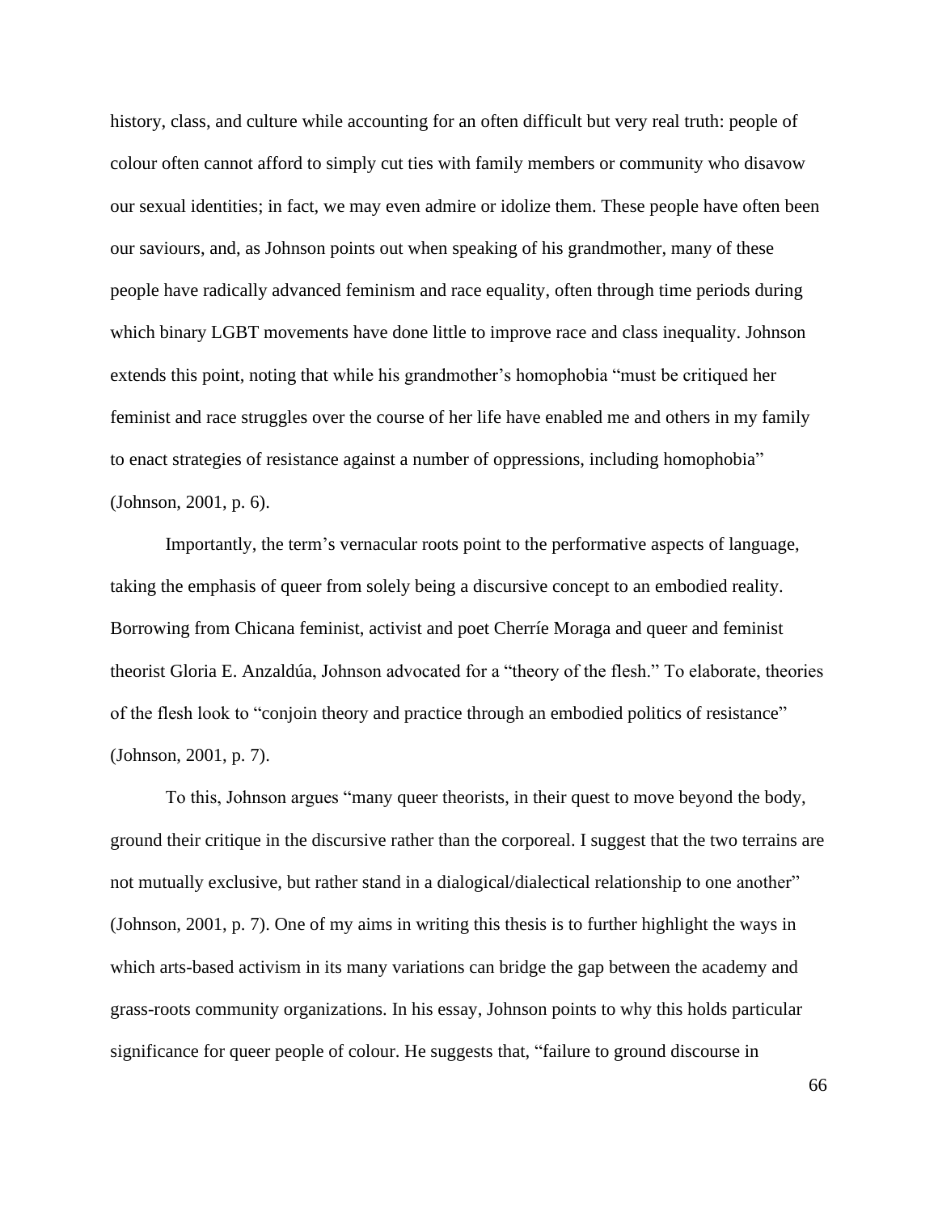history, class, and culture while accounting for an often difficult but very real truth: people of colour often cannot afford to simply cut ties with family members or community who disavow our sexual identities; in fact, we may even admire or idolize them. These people have often been our saviours, and, as Johnson points out when speaking of his grandmother, many of these people have radically advanced feminism and race equality, often through time periods during which binary LGBT movements have done little to improve race and class inequality. Johnson extends this point, noting that while his grandmother's homophobia "must be critiqued her feminist and race struggles over the course of her life have enabled me and others in my family to enact strategies of resistance against a number of oppressions, including homophobia" (Johnson, 2001, p. 6).

Importantly, the term's vernacular roots point to the performative aspects of language, taking the emphasis of queer from solely being a discursive concept to an embodied reality. Borrowing from Chicana feminist, activist and poet Cherríe Moraga and queer and feminist theorist Gloria E. Anzaldúa, Johnson advocated for a "theory of the flesh." To elaborate, theories of the flesh look to "conjoin theory and practice through an embodied politics of resistance" (Johnson, 2001, p. 7).

To this, Johnson argues "many queer theorists, in their quest to move beyond the body, ground their critique in the discursive rather than the corporeal. I suggest that the two terrains are not mutually exclusive, but rather stand in a dialogical/dialectical relationship to one another" (Johnson, 2001, p. 7). One of my aims in writing this thesis is to further highlight the ways in which arts-based activism in its many variations can bridge the gap between the academy and grass-roots community organizations. In his essay, Johnson points to why this holds particular significance for queer people of colour. He suggests that, "failure to ground discourse in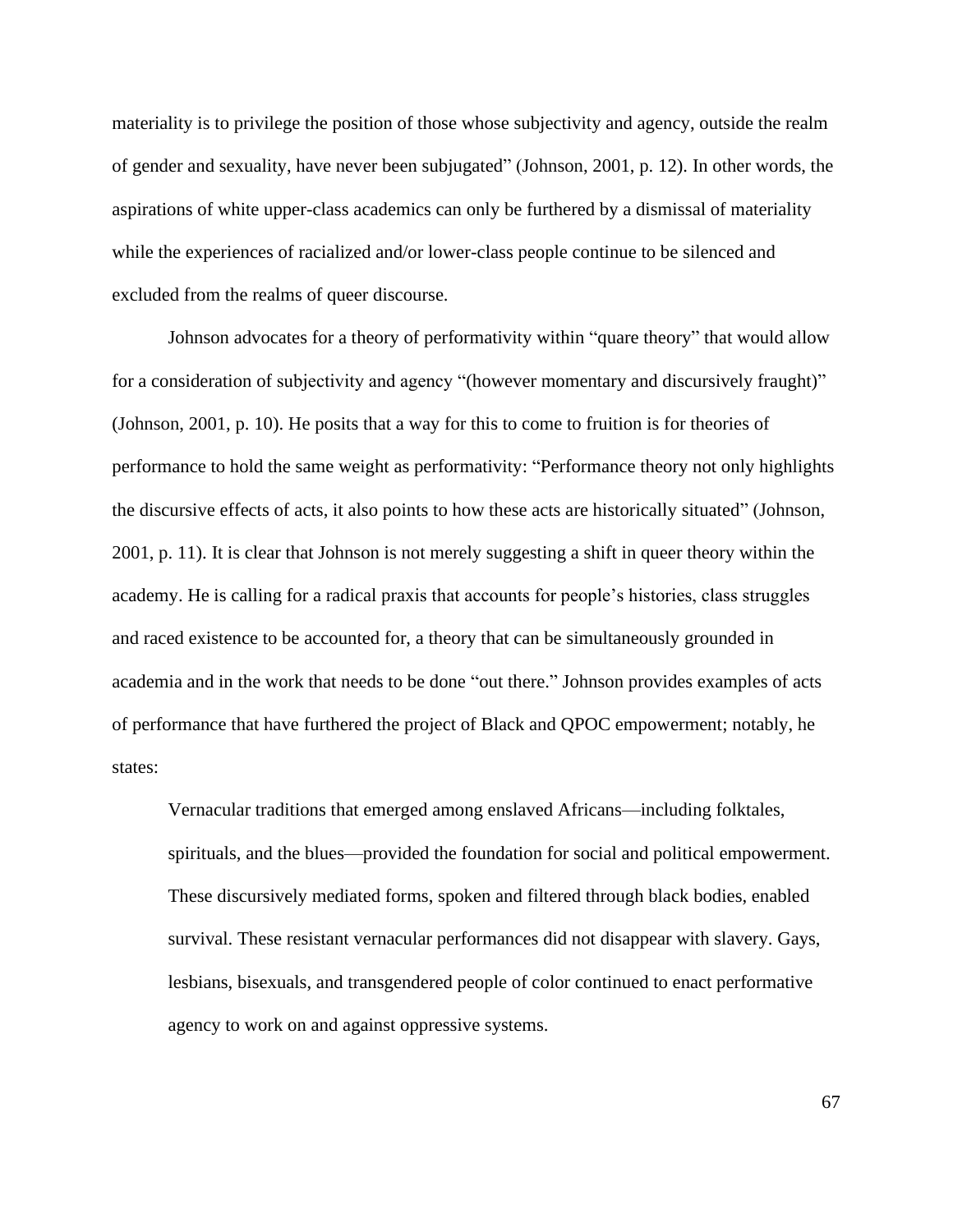materiality is to privilege the position of those whose subjectivity and agency, outside the realm of gender and sexuality, have never been subjugated" (Johnson, 2001, p. 12). In other words, the aspirations of white upper-class academics can only be furthered by a dismissal of materiality while the experiences of racialized and/or lower-class people continue to be silenced and excluded from the realms of queer discourse.

Johnson advocates for a theory of performativity within "quare theory" that would allow for a consideration of subjectivity and agency "(however momentary and discursively fraught)" (Johnson, 2001, p. 10). He posits that a way for this to come to fruition is for theories of performance to hold the same weight as performativity: "Performance theory not only highlights the discursive effects of acts, it also points to how these acts are historically situated" (Johnson, 2001, p. 11). It is clear that Johnson is not merely suggesting a shift in queer theory within the academy. He is calling for a radical praxis that accounts for people's histories, class struggles and raced existence to be accounted for, a theory that can be simultaneously grounded in academia and in the work that needs to be done "out there." Johnson provides examples of acts of performance that have furthered the project of Black and QPOC empowerment; notably, he states:

> Vernacular traditions that emerged among enslaved Africans—including folktales, spirituals, and the blues—provided the foundation for social and political empowerment. These discursively mediated forms, spoken and filtered through black bodies, enabled survival. These resistant vernacular performances did not disappear with slavery. Gays, lesbians, bisexuals, and transgendered people of color continued to enact performative agency to work on and against oppressive systems.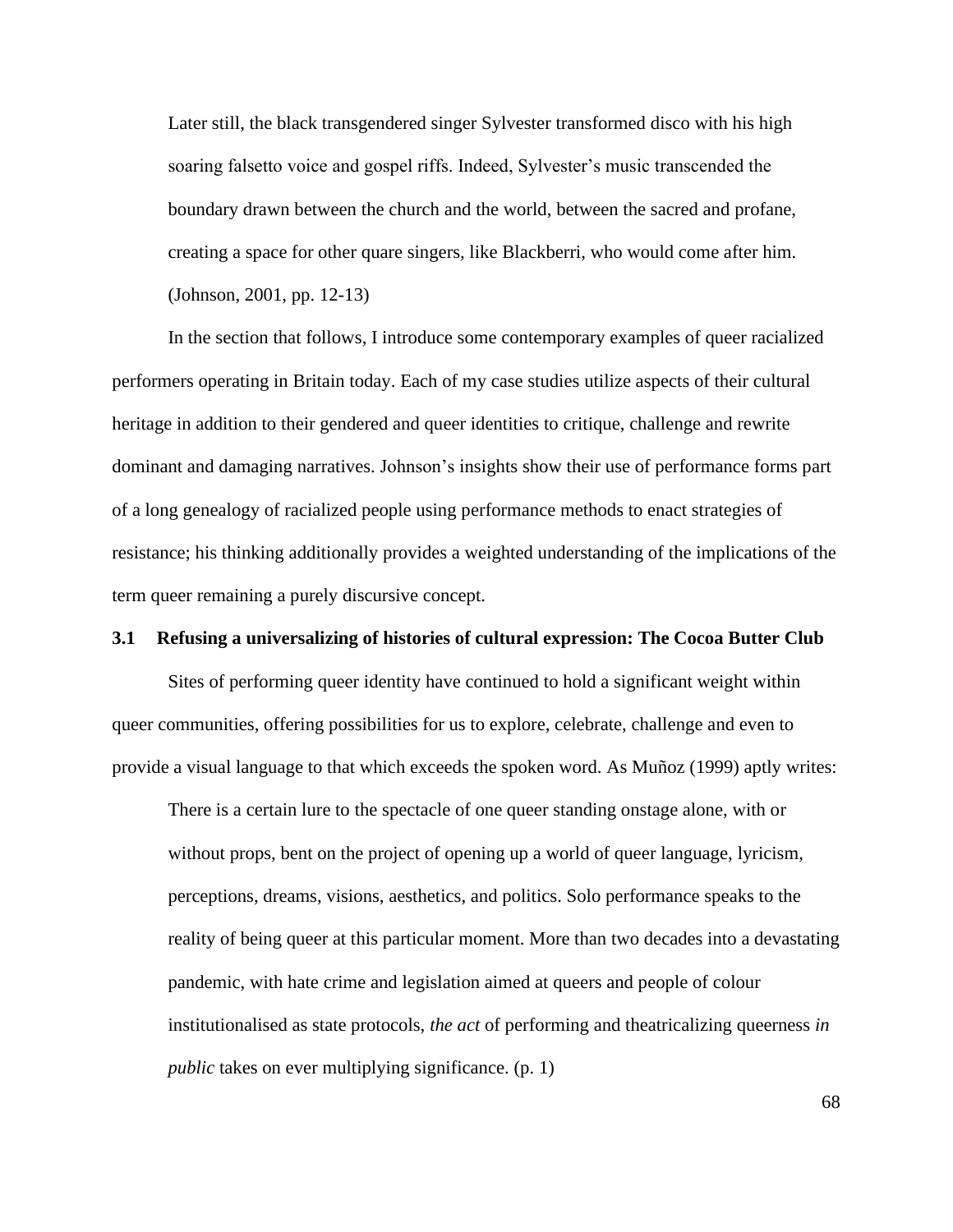> Later still, the black transgendered singer Sylvester transformed disco with his high soaring falsetto voice and gospel riffs. Indeed, Sylvester's music transcended the boundary drawn between the church and the world, between the sacred and profane, creating a space for other quare singers, like Blackberri, who would come after him. (Johnson, 2001, pp. 12-13)

In the section that follows, I introduce some contemporary examples of queer racialized performers operating in Britain today. Each of my case studies utilize aspects of their cultural heritage in addition to their gendered and queer identities to critique, challenge and rewrite dominant and damaging narratives. Johnson's insights show their use of performance forms part of a long genealogy of racialized people using performance methods to enact strategies of resistance; his thinking additionally provides a weighted understanding of the implications of the term queer remaining a purely discursive concept.

### 3.1 Refusing a universalizing of histories of cultural expression: The Cocoa Butter Club

Sites of performing queer identity have continued to hold a significant weight within queer communities, offering possibilities for us to explore, celebrate, challenge and even to provide a visual language to that which exceeds the spoken word. As Muñoz (1999) aptly writes:

> There is a certain lure to the spectacle of one queer standing onstage alone, with or without props, bent on the project of opening up a world of queer language, lyricism, perceptions, dreams, visions, aesthetics, and politics. Solo performance speaks to the reality of being queer at this particular moment. More than two decades into a devastating pandemic, with hate crime and legislation aimed at queers and people of colour institutionalised as state protocols, *the act* of performing and theatricalizing queerness *in public* takes on ever multiplying significance. (p. 1)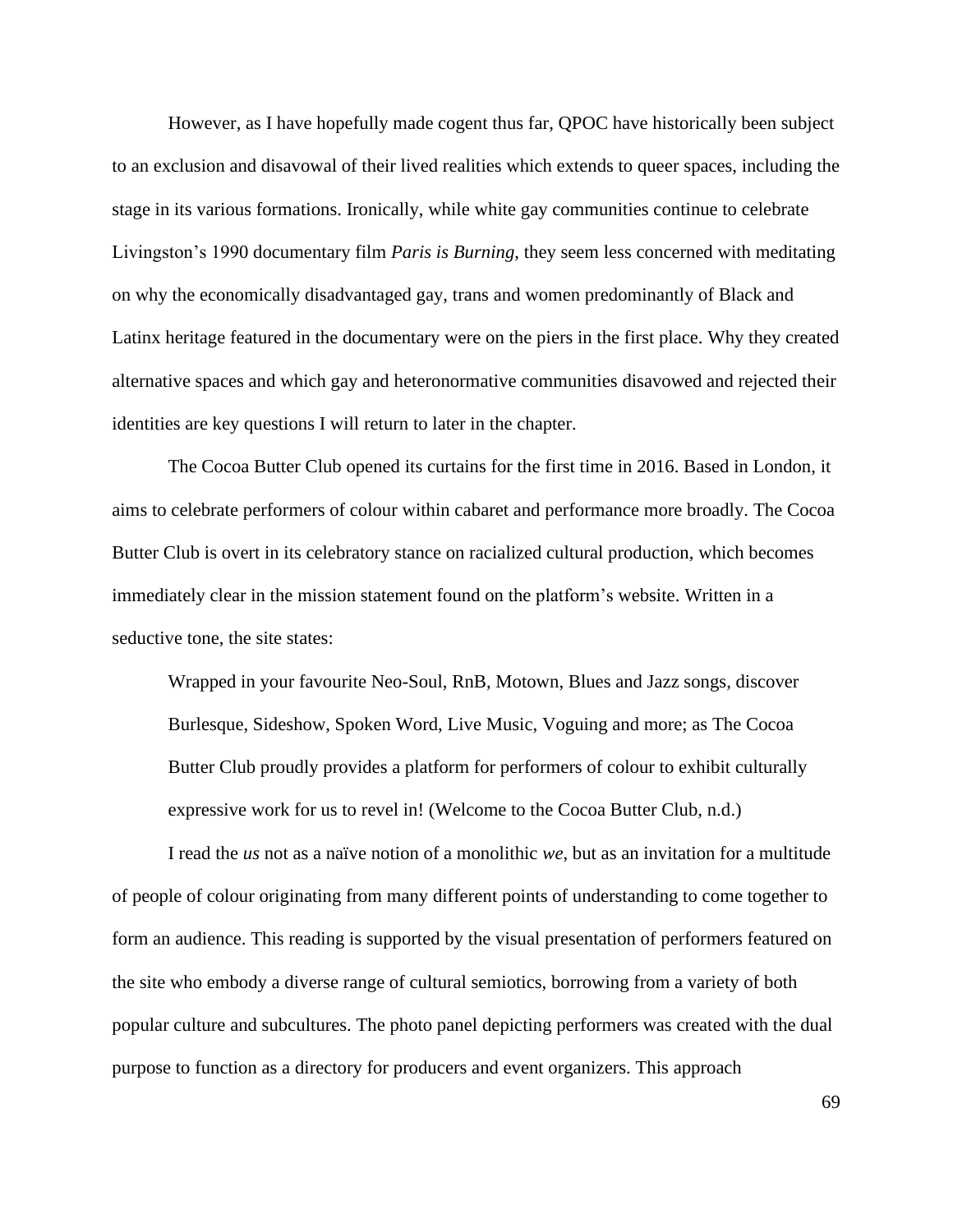However, as I have hopefully made cogent thus far, QPOC have historically been subject to an exclusion and disavowal of their lived realities which extends to queer spaces, including the stage in its various formations. Ironically, while white gay communities continue to celebrate Livingston's 1990 documentary film *Paris is Burning,* they seem less concerned with meditating on why the economically disadvantaged gay, trans and women predominantly of Black and Latinx heritage featured in the documentary were on the piers in the first place. Why they created alternative spaces and which gay and heteronormative communities disavowed and rejected their identities are key questions I will return to later in the chapter.

The Cocoa Butter Club opened its curtains for the first time in 2016. Based in London, it aims to celebrate performers of colour within cabaret and performance more broadly. The Cocoa Butter Club is overt in its celebratory stance on racialized cultural production, which becomes immediately clear in the mission statement found on the platform's website. Written in a seductive tone, the site states:

> Wrapped in your favourite Neo-Soul, RnB, Motown, Blues and Jazz songs, discover Burlesque, Sideshow, Spoken Word, Live Music, Voguing and more; as The Cocoa Butter Club proudly provides a platform for performers of colour to exhibit culturally expressive work for us to revel in! (Welcome to the Cocoa Butter Club, n.d.)

I read the *us* not as a naïve notion of a monolithic *we*, but as an invitation for a multitude of people of colour originating from many different points of understanding to come together to form an audience. This reading is supported by the visual presentation of performers featured on the site who embody a diverse range of cultural semiotics, borrowing from a variety of both popular culture and subcultures. The photo panel depicting performers was created with the dual purpose to function as a directory for producers and event organizers. This approach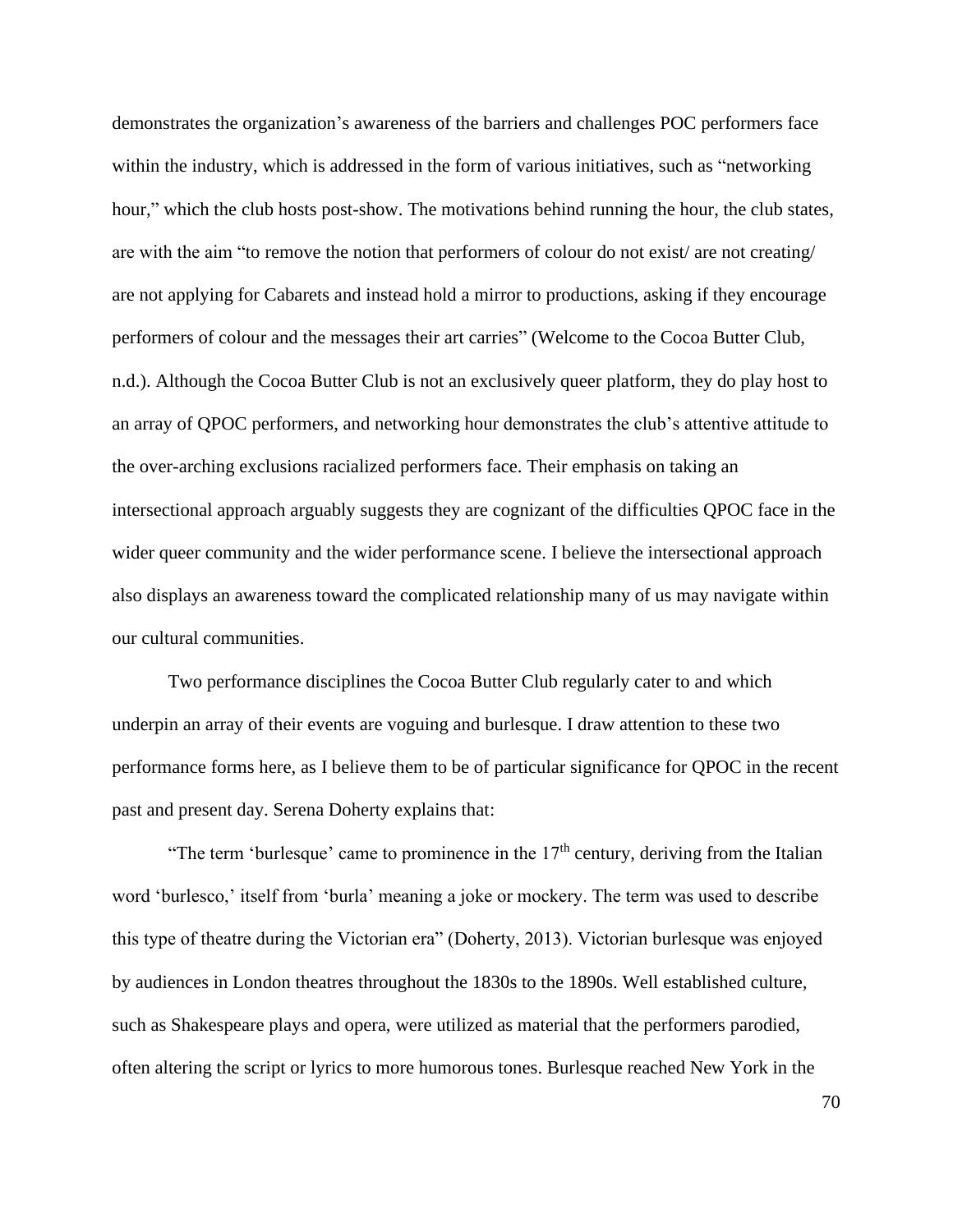demonstrates the organization's awareness of the barriers and challenges POC performers face within the industry, which is addressed in the form of various initiatives, such as "networking hour," which the club hosts post-show. The motivations behind running the hour, the club states, are with the aim "to remove the notion that performers of colour do not exist/ are not creating/ are not applying for Cabarets and instead hold a mirror to productions, asking if they encourage performers of colour and the messages their art carries" (Welcome to the Cocoa Butter Club, n.d.). Although the Cocoa Butter Club is not an exclusively queer platform, they do play host to an array of QPOC performers, and networking hour demonstrates the club's attentive attitude to the over-arching exclusions racialized performers face. Their emphasis on taking an intersectional approach arguably suggests they are cognizant of the difficulties QPOC face in the wider queer community and the wider performance scene. I believe the intersectional approach also displays an awareness toward the complicated relationship many of us may navigate within our cultural communities.

Two performance disciplines the Cocoa Butter Club regularly cater to and which underpin an array of their events are voguing and burlesque. I draw attention to these two performance forms here, as I believe them to be of particular significance for QPOC in the recent past and present day. Serena Doherty explains that:

"The term 'burlesque' came to prominence in the 17th century, deriving from the Italian word 'burlesco,' itself from 'burla' meaning a joke or mockery. The term was used to describe this type of theatre during the Victorian era" (Doherty, 2013). Victorian burlesque was enjoyed by audiences in London theatres throughout the 1830s to the 1890s. Well established culture, such as Shakespeare plays and opera, were utilized as material that the performers parodied, often altering the script or lyrics to more humorous tones. Burlesque reached New York in the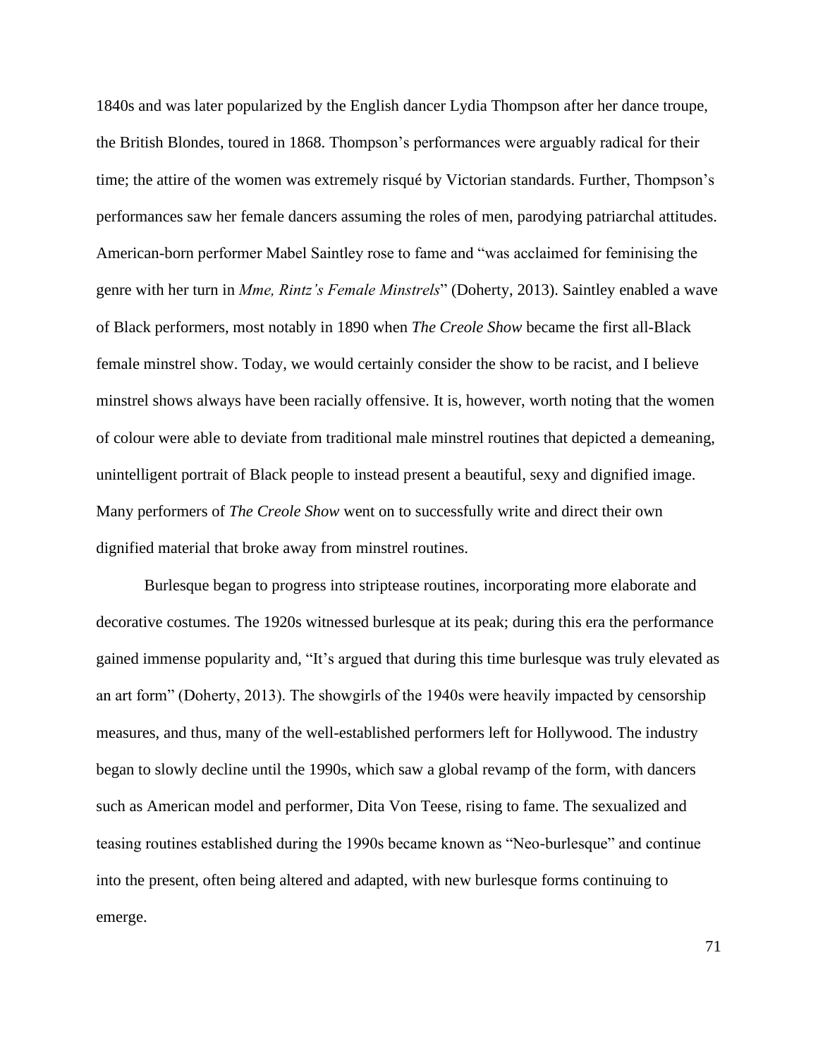1840s and was later popularized by the English dancer Lydia Thompson after her dance troupe, the British Blondes, toured in 1868. Thompson's performances were arguably radical for their time; the attire of the women was extremely risqué by Victorian standards. Further, Thompson's performances saw her female dancers assuming the roles of men, parodying patriarchal attitudes. American-born performer Mabel Saintley rose to fame and "was acclaimed for feminising the genre with her turn in *Mme, Rintz's Female Minstrels*" (Doherty, 2013). Saintley enabled a wave of Black performers, most notably in 1890 when *The Creole Show* became the first all-Black female minstrel show. Today, we would certainly consider the show to be racist, and I believe minstrel shows always have been racially offensive. It is, however, worth noting that the women of colour were able to deviate from traditional male minstrel routines that depicted a demeaning, unintelligent portrait of Black people to instead present a beautiful, sexy and dignified image. Many performers of *The Creole Show* went on to successfully write and direct their own dignified material that broke away from minstrel routines.

Burlesque began to progress into striptease routines, incorporating more elaborate and decorative costumes. The 1920s witnessed burlesque at its peak; during this era the performance gained immense popularity and, "It's argued that during this time burlesque was truly elevated as an art form" (Doherty, 2013). The showgirls of the 1940s were heavily impacted by censorship measures, and thus, many of the well-established performers left for Hollywood. The industry began to slowly decline until the 1990s, which saw a global revamp of the form, with dancers such as American model and performer, Dita Von Teese, rising to fame. The sexualized and teasing routines established during the 1990s became known as "Neo-burlesque" and continue into the present, often being altered and adapted, with new burlesque forms continuing to emerge.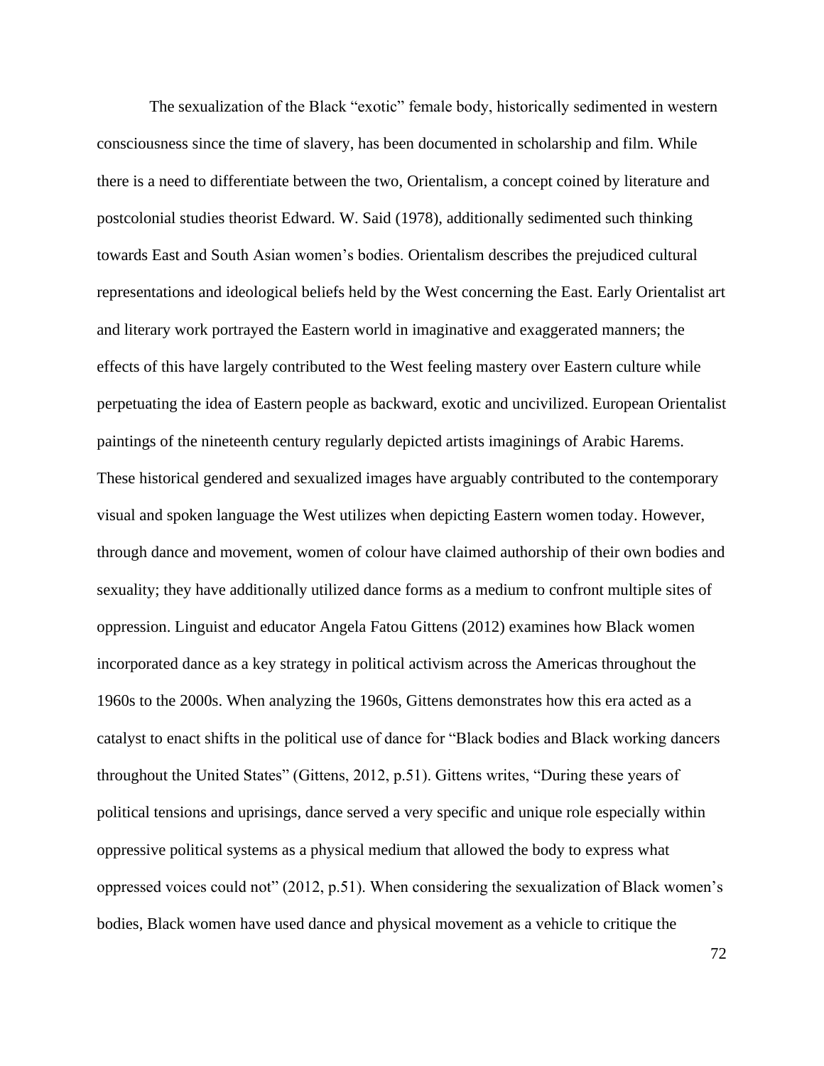The sexualization of the Black "exotic" female body, historically sedimented in western consciousness since the time of slavery, has been documented in scholarship and film. While there is a need to differentiate between the two, Orientalism, a concept coined by literature and postcolonial studies theorist Edward. W. Said (1978), additionally sedimented such thinking towards East and South Asian women's bodies. Orientalism describes the prejudiced cultural representations and ideological beliefs held by the West concerning the East. Early Orientalist art and literary work portrayed the Eastern world in imaginative and exaggerated manners; the effects of this have largely contributed to the West feeling mastery over Eastern culture while perpetuating the idea of Eastern people as backward, exotic and uncivilized. European Orientalist paintings of the nineteenth century regularly depicted artists imaginings of Arabic Harems. These historical gendered and sexualized images have arguably contributed to the contemporary visual and spoken language the West utilizes when depicting Eastern women today. However, through dance and movement, women of colour have claimed authorship of their own bodies and sexuality; they have additionally utilized dance forms as a medium to confront multiple sites of oppression. Linguist and educator Angela Fatou Gittens (2012) examines how Black women incorporated dance as a key strategy in political activism across the Americas throughout the 1960s to the 2000s. When analyzing the 1960s, Gittens demonstrates how this era acted as a catalyst to enact shifts in the political use of dance for "Black bodies and Black working dancers throughout the United States" (Gittens, 2012, p.51). Gittens writes, "During these years of political tensions and uprisings, dance served a very specific and unique role especially within oppressive political systems as a physical medium that allowed the body to express what oppressed voices could not" (2012, p.51). When considering the sexualization of Black women's bodies, Black women have used dance and physical movement as a vehicle to critique the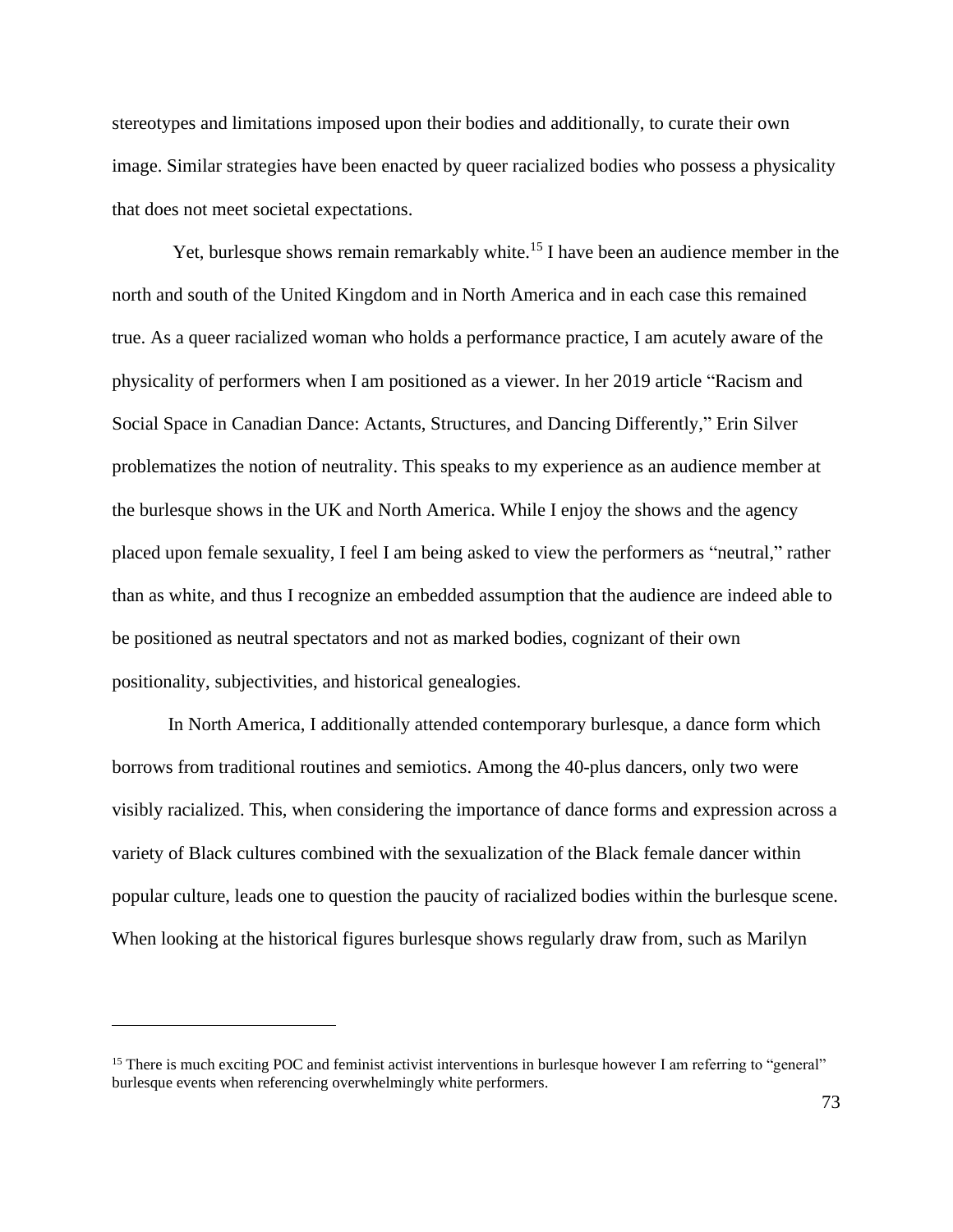stereotypes and limitations imposed upon their bodies and additionally, to curate their own image. Similar strategies have been enacted by queer racialized bodies who possess a physicality that does not meet societal expectations.

Yet, burlesque shows remain remarkably white.[15] I have been an audience member in the north and south of the United Kingdom and in North America and in each case this remained true. As a queer racialized woman who holds a performance practice, I am acutely aware of the physicality of performers when I am positioned as a viewer. In her 2019 article "Racism and Social Space in Canadian Dance: Actants, Structures, and Dancing Differently," Erin Silver problematizes the notion of neutrality. This speaks to my experience as an audience member at the burlesque shows in the UK and North America. While I enjoy the shows and the agency placed upon female sexuality, I feel I am being asked to view the performers as "neutral," rather than as white, and thus I recognize an embedded assumption that the audience are indeed able to be positioned as neutral spectators and not as marked bodies, cognizant of their own positionality, subjectivities, and historical genealogies.

In North America, I additionally attended contemporary burlesque, a dance form which borrows from traditional routines and semiotics. Among the 40-plus dancers, only two were visibly racialized. This, when considering the importance of dance forms and expression across a variety of Black cultures combined with the sexualization of the Black female dancer within popular culture, leads one to question the paucity of racialized bodies within the burlesque scene. When looking at the historical figures burlesque shows regularly draw from, such as Marilyn

---

[15] There is much exciting POC and feminist activist interventions in burlesque however I am referring to "general" burlesque events when referencing overwhelmingly white performers.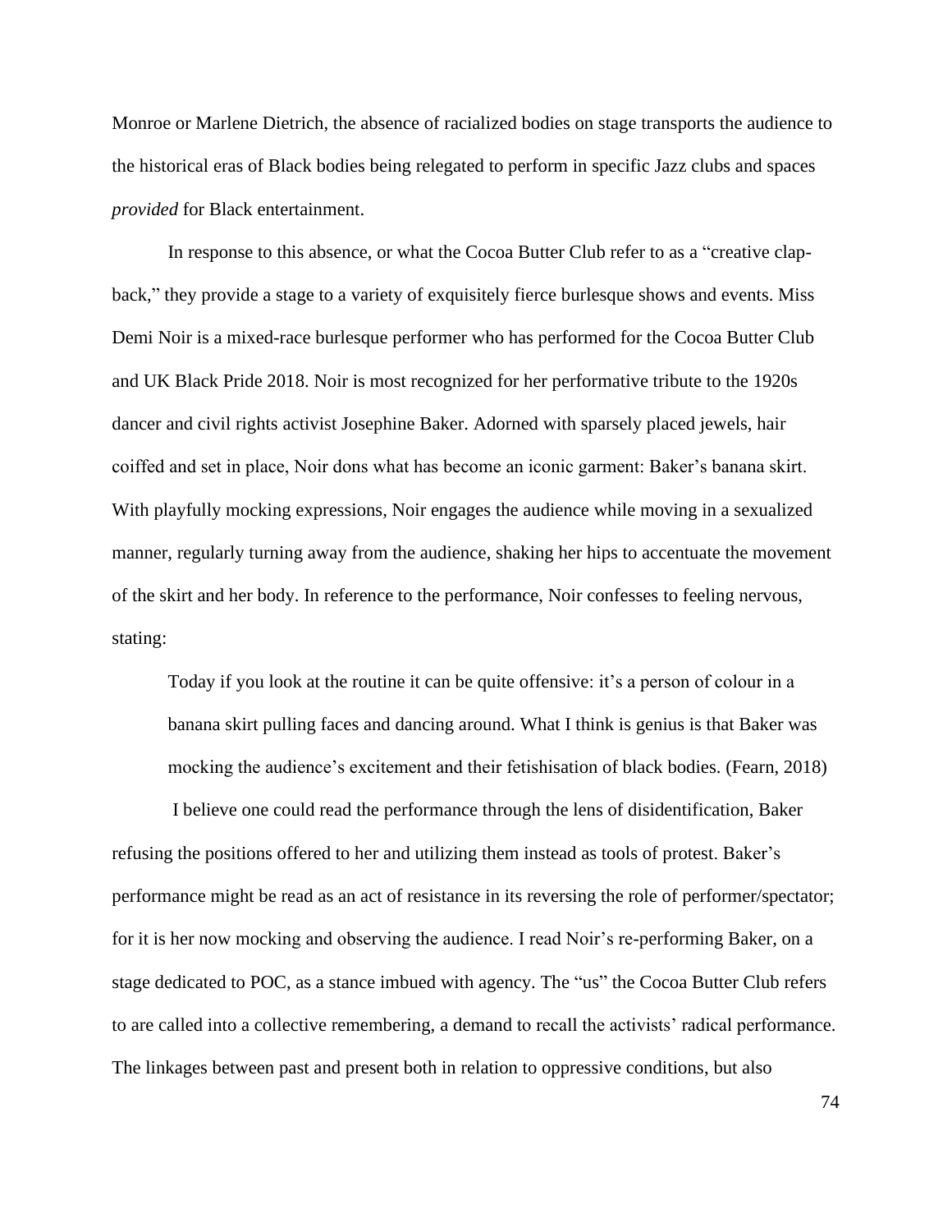Monroe or Marlene Dietrich, the absence of racialized bodies on stage transports the audience to the historical eras of Black bodies being relegated to perform in specific Jazz clubs and spaces *provided* for Black entertainment.

In response to this absence, or what the Cocoa Butter Club refer to as a "creative clap-back," they provide a stage to a variety of exquisitely fierce burlesque shows and events. Miss Demi Noir is a mixed-race burlesque performer who has performed for the Cocoa Butter Club and UK Black Pride 2018. Noir is most recognized for her performative tribute to the 1920s dancer and civil rights activist Josephine Baker. Adorned with sparsely placed jewels, hair coiffed and set in place, Noir dons what has become an iconic garment: Baker's banana skirt. With playfully mocking expressions, Noir engages the audience while moving in a sexualized manner, regularly turning away from the audience, shaking her hips to accentuate the movement of the skirt and her body. In reference to the performance, Noir confesses to feeling nervous, stating:

> Today if you look at the routine it can be quite offensive: it's a person of colour in a banana skirt pulling faces and dancing around. What I think is genius is that Baker was mocking the audience's excitement and their fetishisation of black bodies. (Fearn, 2018)

I believe one could read the performance through the lens of disidentification, Baker refusing the positions offered to her and utilizing them instead as tools of protest. Baker's performance might be read as an act of resistance in its reversing the role of performer/spectator; for it is her now mocking and observing the audience. I read Noir's re-performing Baker, on a stage dedicated to POC, as a stance imbued with agency. The "us" the Cocoa Butter Club refers to are called into a collective remembering, a demand to recall the activists' radical performance. The linkages between past and present both in relation to oppressive conditions, but also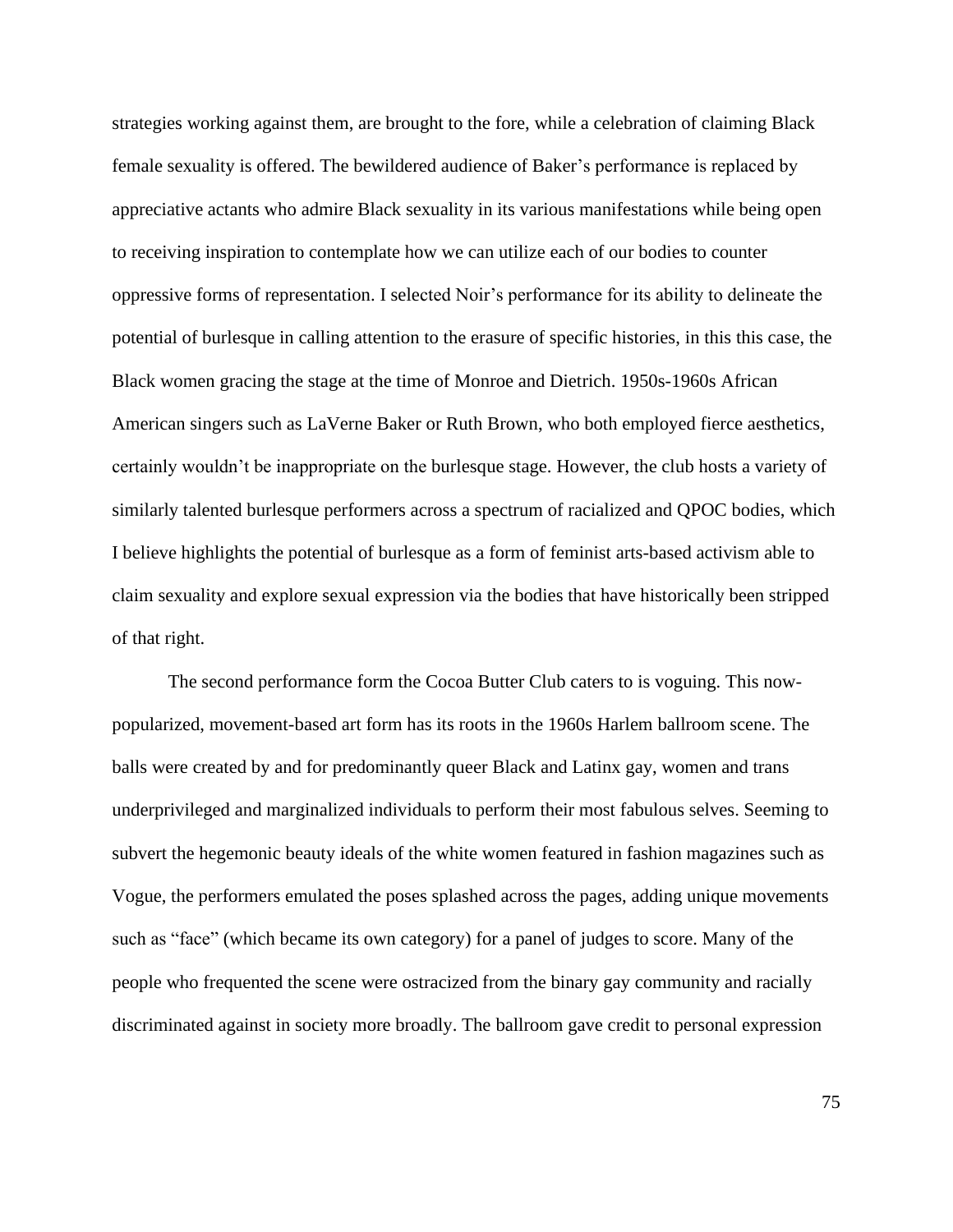strategies working against them, are brought to the fore, while a celebration of claiming Black female sexuality is offered. The bewildered audience of Baker's performance is replaced by appreciative actants who admire Black sexuality in its various manifestations while being open to receiving inspiration to contemplate how we can utilize each of our bodies to counter oppressive forms of representation. I selected Noir's performance for its ability to delineate the potential of burlesque in calling attention to the erasure of specific histories, in this this case, the Black women gracing the stage at the time of Monroe and Dietrich. 1950s-1960s African American singers such as LaVerne Baker or Ruth Brown, who both employed fierce aesthetics, certainly wouldn't be inappropriate on the burlesque stage. However, the club hosts a variety of similarly talented burlesque performers across a spectrum of racialized and QPOC bodies, which I believe highlights the potential of burlesque as a form of feminist arts-based activism able to claim sexuality and explore sexual expression via the bodies that have historically been stripped of that right.

The second performance form the Cocoa Butter Club caters to is voguing. This now-popularized, movement-based art form has its roots in the 1960s Harlem ballroom scene. The balls were created by and for predominantly queer Black and Latinx gay, women and trans underprivileged and marginalized individuals to perform their most fabulous selves. Seeming to subvert the hegemonic beauty ideals of the white women featured in fashion magazines such as Vogue, the performers emulated the poses splashed across the pages, adding unique movements such as "face" (which became its own category) for a panel of judges to score. Many of the people who frequented the scene were ostracized from the binary gay community and racially discriminated against in society more broadly. The ballroom gave credit to personal expression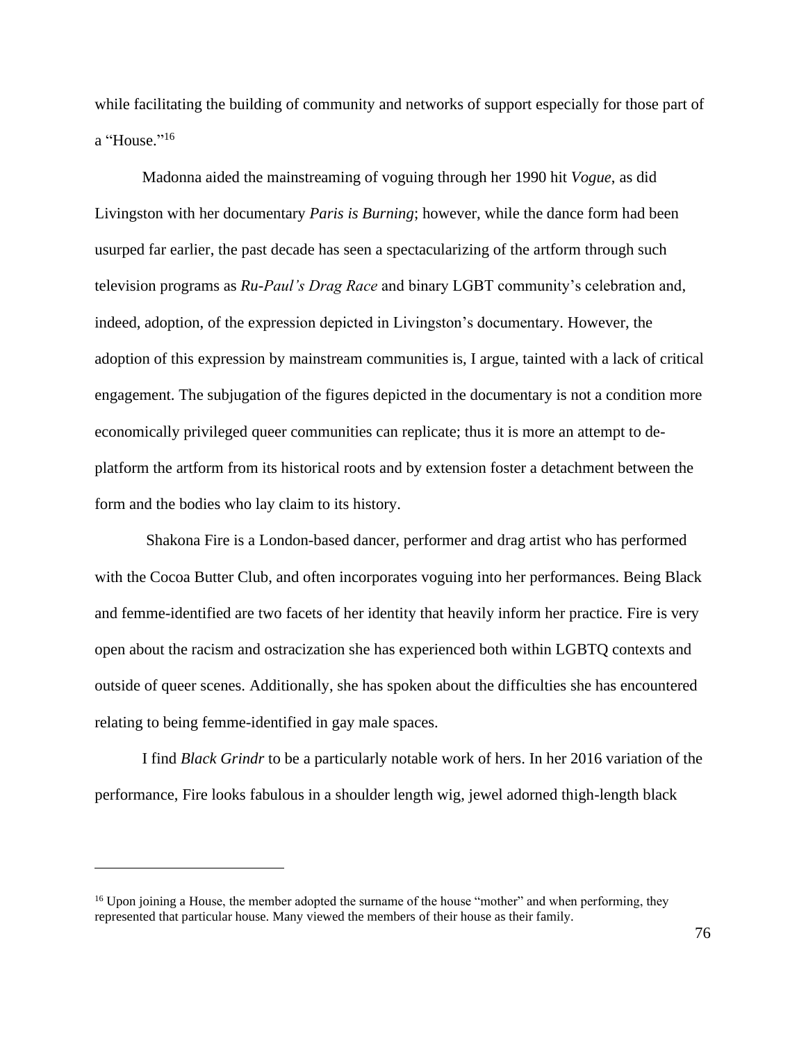while facilitating the building of community and networks of support especially for those part of a "House."[16]

Madonna aided the mainstreaming of voguing through her 1990 hit *Vogue*, as did Livingston with her documentary *Paris is Burning*; however, while the dance form had been usurped far earlier, the past decade has seen a spectacularizing of the artform through such television programs as *Ru-Paul's Drag Race* and binary LGBT community's celebration and, indeed, adoption, of the expression depicted in Livingston's documentary. However, the adoption of this expression by mainstream communities is, I argue, tainted with a lack of critical engagement. The subjugation of the figures depicted in the documentary is not a condition more economically privileged queer communities can replicate; thus it is more an attempt to de-platform the artform from its historical roots and by extension foster a detachment between the form and the bodies who lay claim to its history.

Shakona Fire is a London-based dancer, performer and drag artist who has performed with the Cocoa Butter Club, and often incorporates voguing into her performances. Being Black and femme-identified are two facets of her identity that heavily inform her practice. Fire is very open about the racism and ostracization she has experienced both within LGBTQ contexts and outside of queer scenes. Additionally, she has spoken about the difficulties she has encountered relating to being femme-identified in gay male spaces.

I find *Black Grindr* to be a particularly notable work of hers. In her 2016 variation of the performance, Fire looks fabulous in a shoulder length wig, jewel adorned thigh-length black

---

[16] Upon joining a House, the member adopted the surname of the house "mother" and when performing, they represented that particular house. Many viewed the members of their house as their family.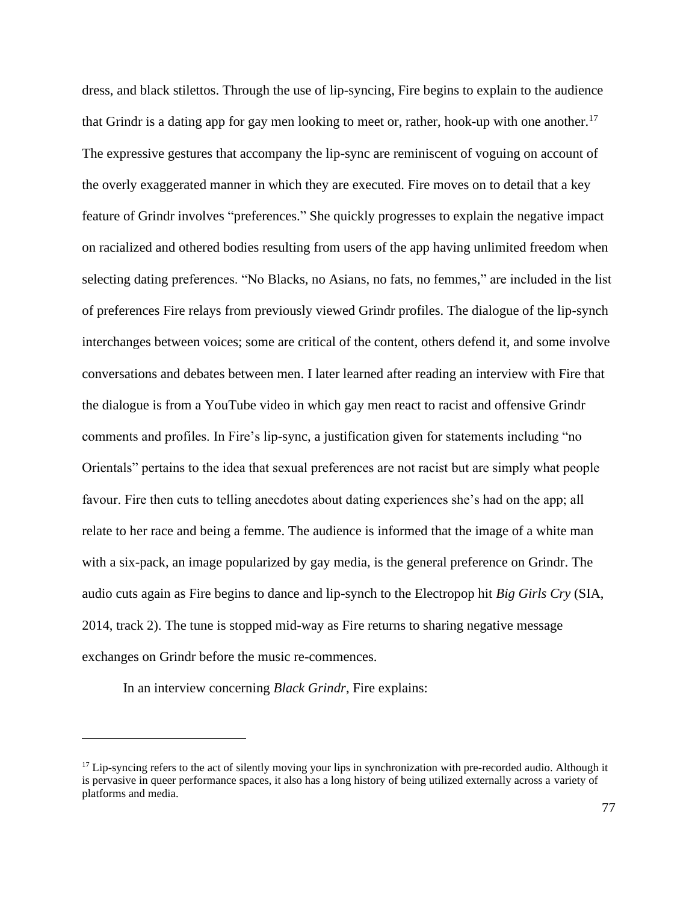dress, and black stilettos. Through the use of lip-syncing, Fire begins to explain to the audience that Grindr is a dating app for gay men looking to meet or, rather, hook-up with one another.[17] The expressive gestures that accompany the lip-sync are reminiscent of voguing on account of the overly exaggerated manner in which they are executed. Fire moves on to detail that a key feature of Grindr involves "preferences." She quickly progresses to explain the negative impact on racialized and othered bodies resulting from users of the app having unlimited freedom when selecting dating preferences. "No Blacks, no Asians, no fats, no femmes," are included in the list of preferences Fire relays from previously viewed Grindr profiles. The dialogue of the lip-synch interchanges between voices; some are critical of the content, others defend it, and some involve conversations and debates between men. I later learned after reading an interview with Fire that the dialogue is from a YouTube video in which gay men react to racist and offensive Grindr comments and profiles. In Fire's lip-sync, a justification given for statements including "no Orientals" pertains to the idea that sexual preferences are not racist but are simply what people favour. Fire then cuts to telling anecdotes about dating experiences she's had on the app; all relate to her race and being a femme. The audience is informed that the image of a white man with a six-pack, an image popularized by gay media, is the general preference on Grindr. The audio cuts again as Fire begins to dance and lip-synch to the Electropop hit *Big Girls Cry* (SIA, 2014, track 2). The tune is stopped mid-way as Fire returns to sharing negative message exchanges on Grindr before the music re-commences.

In an interview concerning *Black Grindr*, Fire explains:

---

[17] Lip-syncing refers to the act of silently moving your lips in synchronization with pre-recorded audio. Although it is pervasive in queer performance spaces, it also has a long history of being utilized externally across a variety of platforms and media.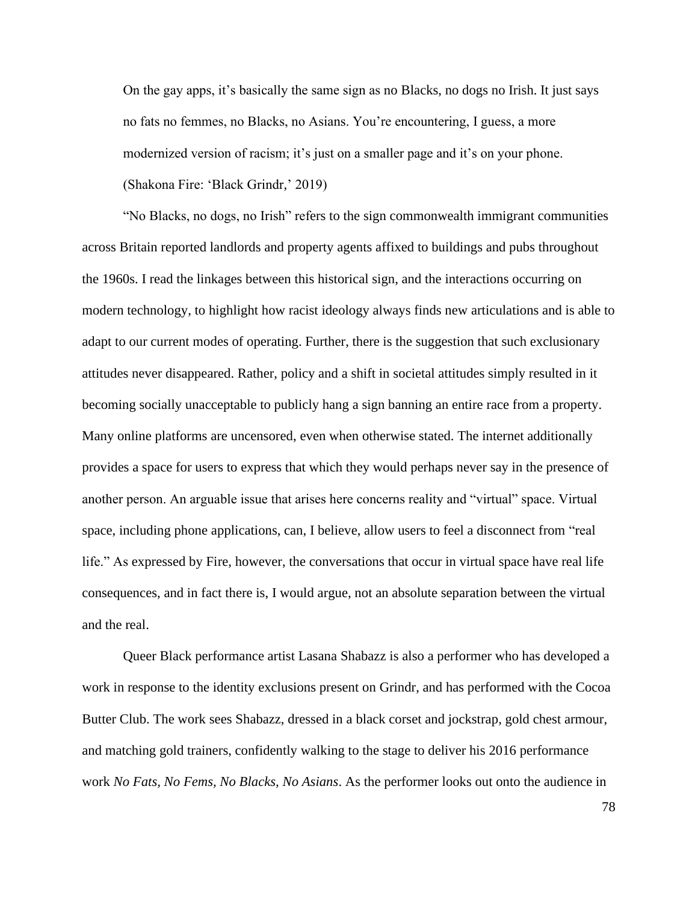> On the gay apps, it's basically the same sign as no Blacks, no dogs no Irish. It just says no fats no femmes, no Blacks, no Asians. You're encountering, I guess, a more modernized version of racism; it's just on a smaller page and it's on your phone. (Shakona Fire: 'Black Grindr,' 2019)

"No Blacks, no dogs, no Irish" refers to the sign commonwealth immigrant communities across Britain reported landlords and property agents affixed to buildings and pubs throughout the 1960s. I read the linkages between this historical sign, and the interactions occurring on modern technology, to highlight how racist ideology always finds new articulations and is able to adapt to our current modes of operating. Further, there is the suggestion that such exclusionary attitudes never disappeared. Rather, policy and a shift in societal attitudes simply resulted in it becoming socially unacceptable to publicly hang a sign banning an entire race from a property. Many online platforms are uncensored, even when otherwise stated. The internet additionally provides a space for users to express that which they would perhaps never say in the presence of another person. An arguable issue that arises here concerns reality and "virtual" space. Virtual space, including phone applications, can, I believe, allow users to feel a disconnect from "real life." As expressed by Fire, however, the conversations that occur in virtual space have real life consequences, and in fact there is, I would argue, not an absolute separation between the virtual and the real.

Queer Black performance artist Lasana Shabazz is also a performer who has developed a work in response to the identity exclusions present on Grindr, and has performed with the Cocoa Butter Club. The work sees Shabazz, dressed in a black corset and jockstrap, gold chest armour, and matching gold trainers, confidently walking to the stage to deliver his 2016 performance work *No Fats, No Fems, No Blacks, No Asians*. As the performer looks out onto the audience in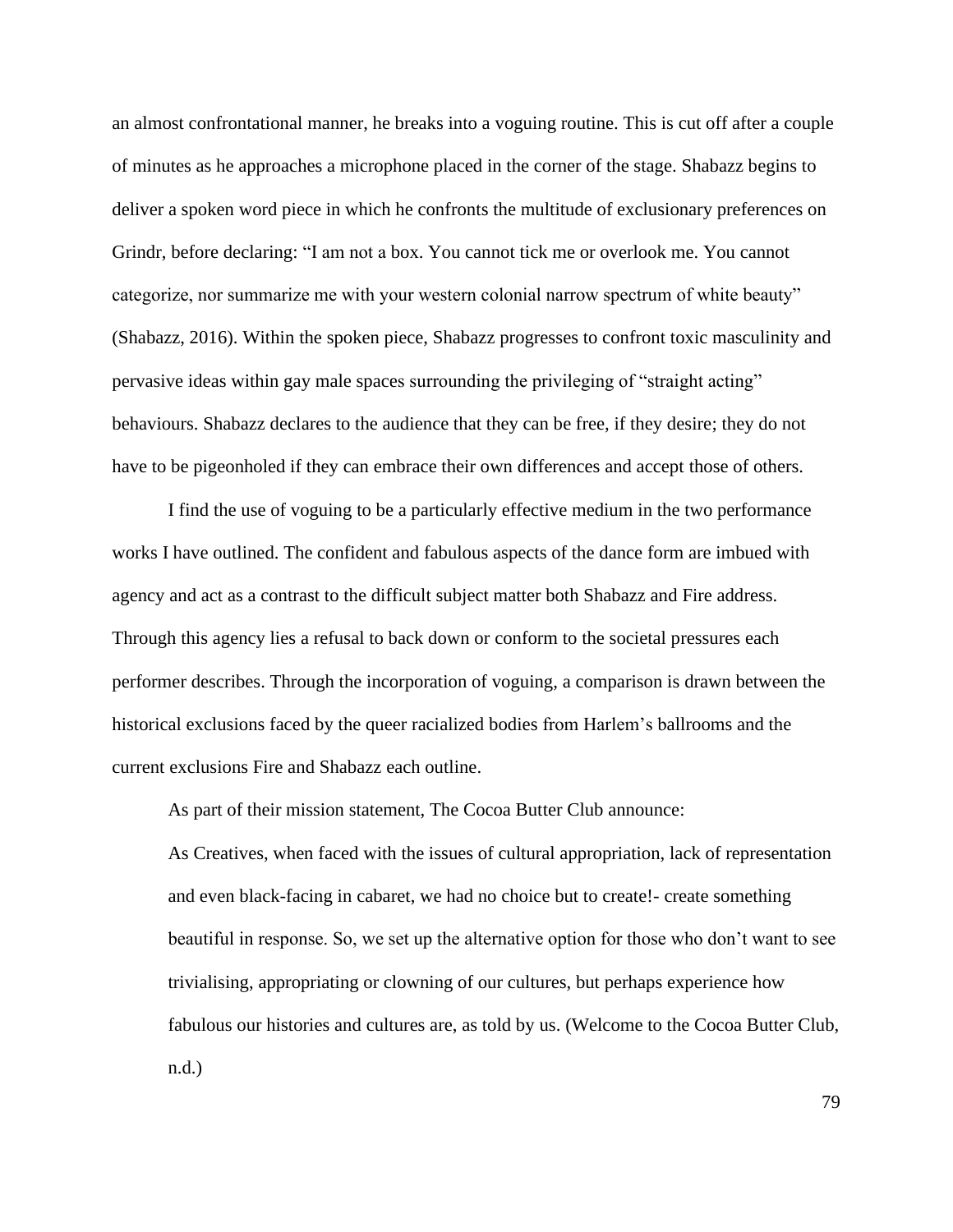an almost confrontational manner, he breaks into a voguing routine. This is cut off after a couple of minutes as he approaches a microphone placed in the corner of the stage. Shabazz begins to deliver a spoken word piece in which he confronts the multitude of exclusionary preferences on Grindr, before declaring: "I am not a box. You cannot tick me or overlook me. You cannot categorize, nor summarize me with your western colonial narrow spectrum of white beauty" (Shabazz, 2016). Within the spoken piece, Shabazz progresses to confront toxic masculinity and pervasive ideas within gay male spaces surrounding the privileging of "straight acting" behaviours. Shabazz declares to the audience that they can be free, if they desire; they do not have to be pigeonholed if they can embrace their own differences and accept those of others.

I find the use of voguing to be a particularly effective medium in the two performance works I have outlined. The confident and fabulous aspects of the dance form are imbued with agency and act as a contrast to the difficult subject matter both Shabazz and Fire address. Through this agency lies a refusal to back down or conform to the societal pressures each performer describes. Through the incorporation of voguing, a comparison is drawn between the historical exclusions faced by the queer racialized bodies from Harlem's ballrooms and the current exclusions Fire and Shabazz each outline.

As part of their mission statement, The Cocoa Butter Club announce:

> As Creatives, when faced with the issues of cultural appropriation, lack of representation and even black-facing in cabaret, we had no choice but to create!- create something beautiful in response. So, we set up the alternative option for those who don't want to see trivialising, appropriating or clowning of our cultures, but perhaps experience how fabulous our histories and cultures are, as told by us. (Welcome to the Cocoa Butter Club, n.d.)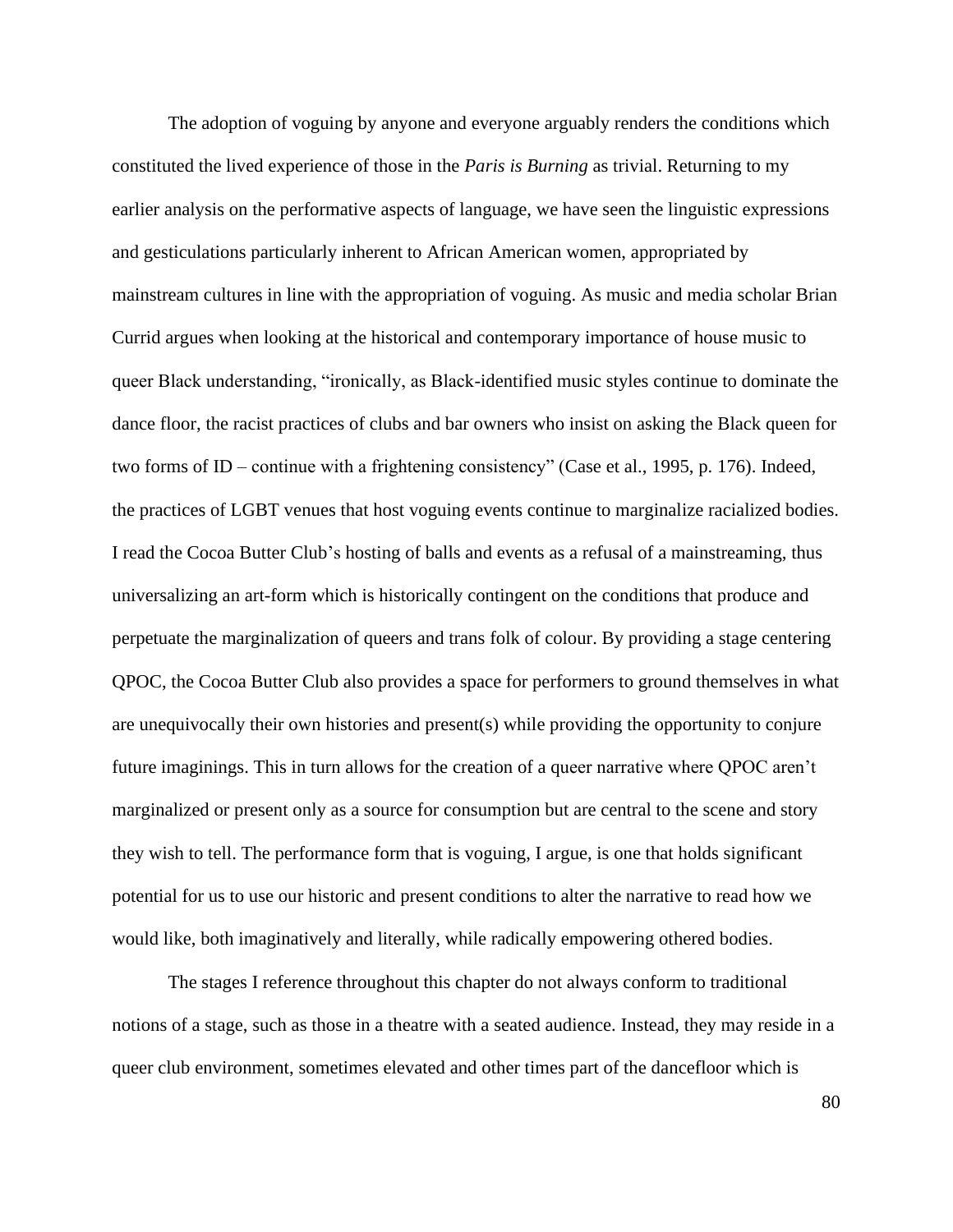The adoption of voguing by anyone and everyone arguably renders the conditions which constituted the lived experience of those in the *Paris is Burning* as trivial. Returning to my earlier analysis on the performative aspects of language, we have seen the linguistic expressions and gesticulations particularly inherent to African American women, appropriated by mainstream cultures in line with the appropriation of voguing. As music and media scholar Brian Currid argues when looking at the historical and contemporary importance of house music to queer Black understanding, "ironically, as Black-identified music styles continue to dominate the dance floor, the racist practices of clubs and bar owners who insist on asking the Black queen for two forms of ID – continue with a frightening consistency" (Case et al., 1995, p. 176). Indeed, the practices of LGBT venues that host voguing events continue to marginalize racialized bodies. I read the Cocoa Butter Club's hosting of balls and events as a refusal of a mainstreaming, thus universalizing an art-form which is historically contingent on the conditions that produce and perpetuate the marginalization of queers and trans folk of colour. By providing a stage centering QPOC, the Cocoa Butter Club also provides a space for performers to ground themselves in what are unequivocally their own histories and present(s) while providing the opportunity to conjure future imaginings. This in turn allows for the creation of a queer narrative where QPOC aren't marginalized or present only as a source for consumption but are central to the scene and story they wish to tell. The performance form that is voguing, I argue, is one that holds significant potential for us to use our historic and present conditions to alter the narrative to read how we would like, both imaginatively and literally, while radically empowering othered bodies.

The stages I reference throughout this chapter do not always conform to traditional notions of a stage, such as those in a theatre with a seated audience. Instead, they may reside in a queer club environment, sometimes elevated and other times part of the dancefloor which is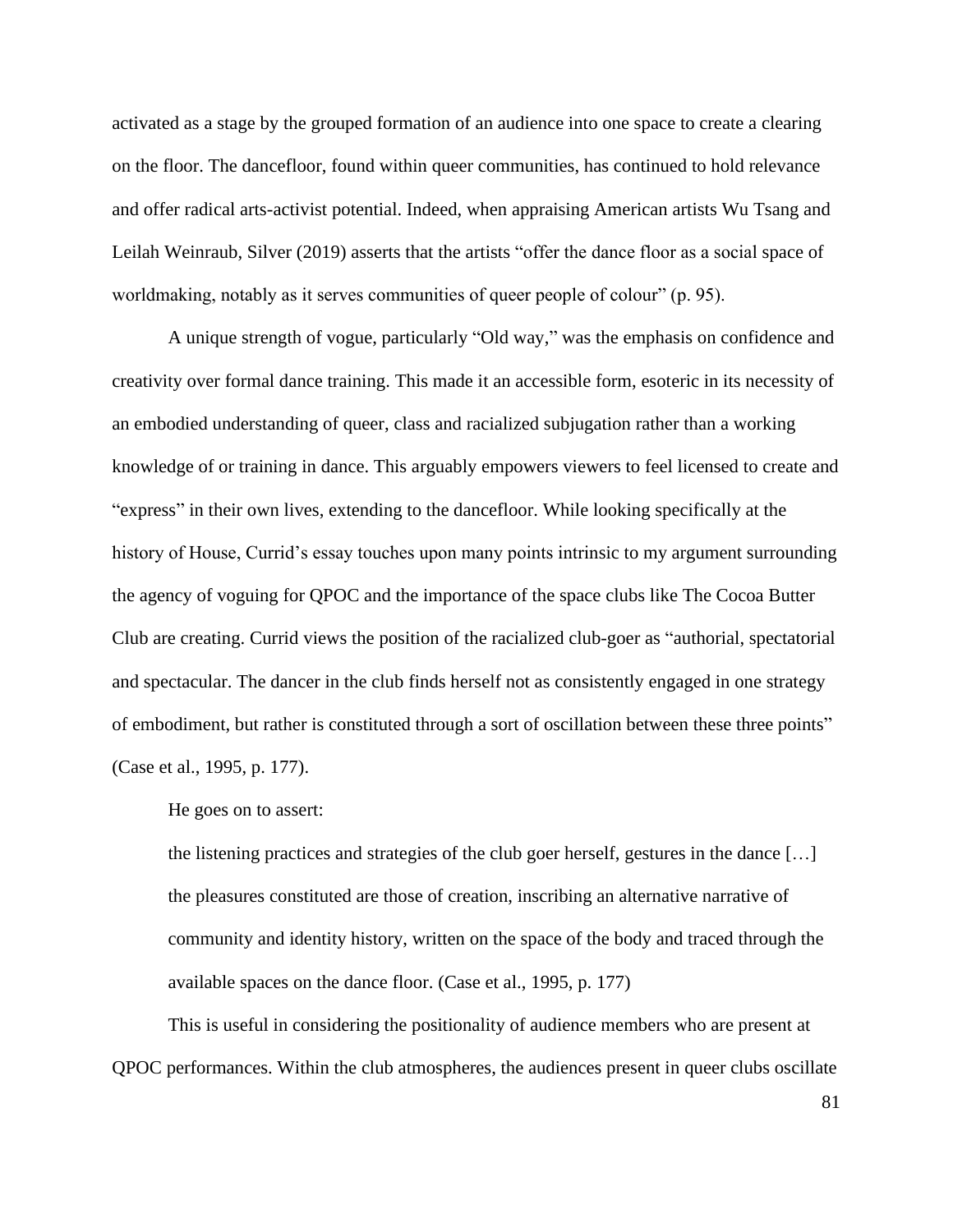activated as a stage by the grouped formation of an audience into one space to create a clearing on the floor. The dancefloor, found within queer communities, has continued to hold relevance and offer radical arts-activist potential. Indeed, when appraising American artists Wu Tsang and Leilah Weinraub, Silver (2019) asserts that the artists "offer the dance floor as a social space of worldmaking, notably as it serves communities of queer people of colour" (p. 95).

A unique strength of vogue, particularly "Old way," was the emphasis on confidence and creativity over formal dance training. This made it an accessible form, esoteric in its necessity of an embodied understanding of queer, class and racialized subjugation rather than a working knowledge of or training in dance. This arguably empowers viewers to feel licensed to create and "express" in their own lives, extending to the dancefloor. While looking specifically at the history of House, Currid's essay touches upon many points intrinsic to my argument surrounding the agency of voguing for QPOC and the importance of the space clubs like The Cocoa Butter Club are creating. Currid views the position of the racialized club-goer as "authorial, spectatorial and spectacular. The dancer in the club finds herself not as consistently engaged in one strategy of embodiment, but rather is constituted through a sort of oscillation between these three points" (Case et al., 1995, p. 177).

He goes on to assert:

> the listening practices and strategies of the club goer herself, gestures in the dance […] the pleasures constituted are those of creation, inscribing an alternative narrative of community and identity history, written on the space of the body and traced through the available spaces on the dance floor. (Case et al., 1995, p. 177)

This is useful in considering the positionality of audience members who are present at QPOC performances. Within the club atmospheres, the audiences present in queer clubs oscillate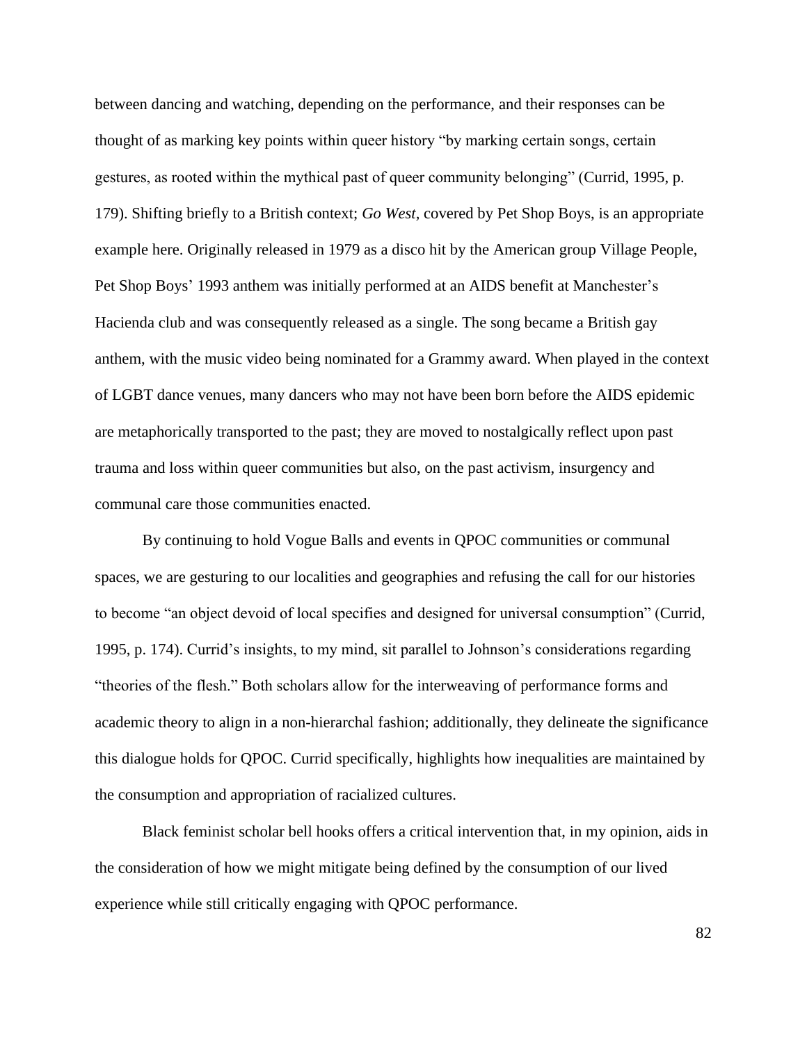between dancing and watching, depending on the performance, and their responses can be thought of as marking key points within queer history "by marking certain songs, certain gestures, as rooted within the mythical past of queer community belonging" (Currid, 1995, p. 179). Shifting briefly to a British context; *Go West,* covered by Pet Shop Boys, is an appropriate example here. Originally released in 1979 as a disco hit by the American group Village People, Pet Shop Boys' 1993 anthem was initially performed at an AIDS benefit at Manchester's Hacienda club and was consequently released as a single. The song became a British gay anthem, with the music video being nominated for a Grammy award. When played in the context of LGBT dance venues, many dancers who may not have been born before the AIDS epidemic are metaphorically transported to the past; they are moved to nostalgically reflect upon past trauma and loss within queer communities but also, on the past activism, insurgency and communal care those communities enacted.

By continuing to hold Vogue Balls and events in QPOC communities or communal spaces, we are gesturing to our localities and geographies and refusing the call for our histories to become "an object devoid of local specifies and designed for universal consumption" (Currid, 1995, p. 174). Currid's insights, to my mind, sit parallel to Johnson's considerations regarding "theories of the flesh." Both scholars allow for the interweaving of performance forms and academic theory to align in a non-hierarchal fashion; additionally, they delineate the significance this dialogue holds for QPOC. Currid specifically, highlights how inequalities are maintained by the consumption and appropriation of racialized cultures.

Black feminist scholar bell hooks offers a critical intervention that, in my opinion, aids in the consideration of how we might mitigate being defined by the consumption of our lived experience while still critically engaging with QPOC performance.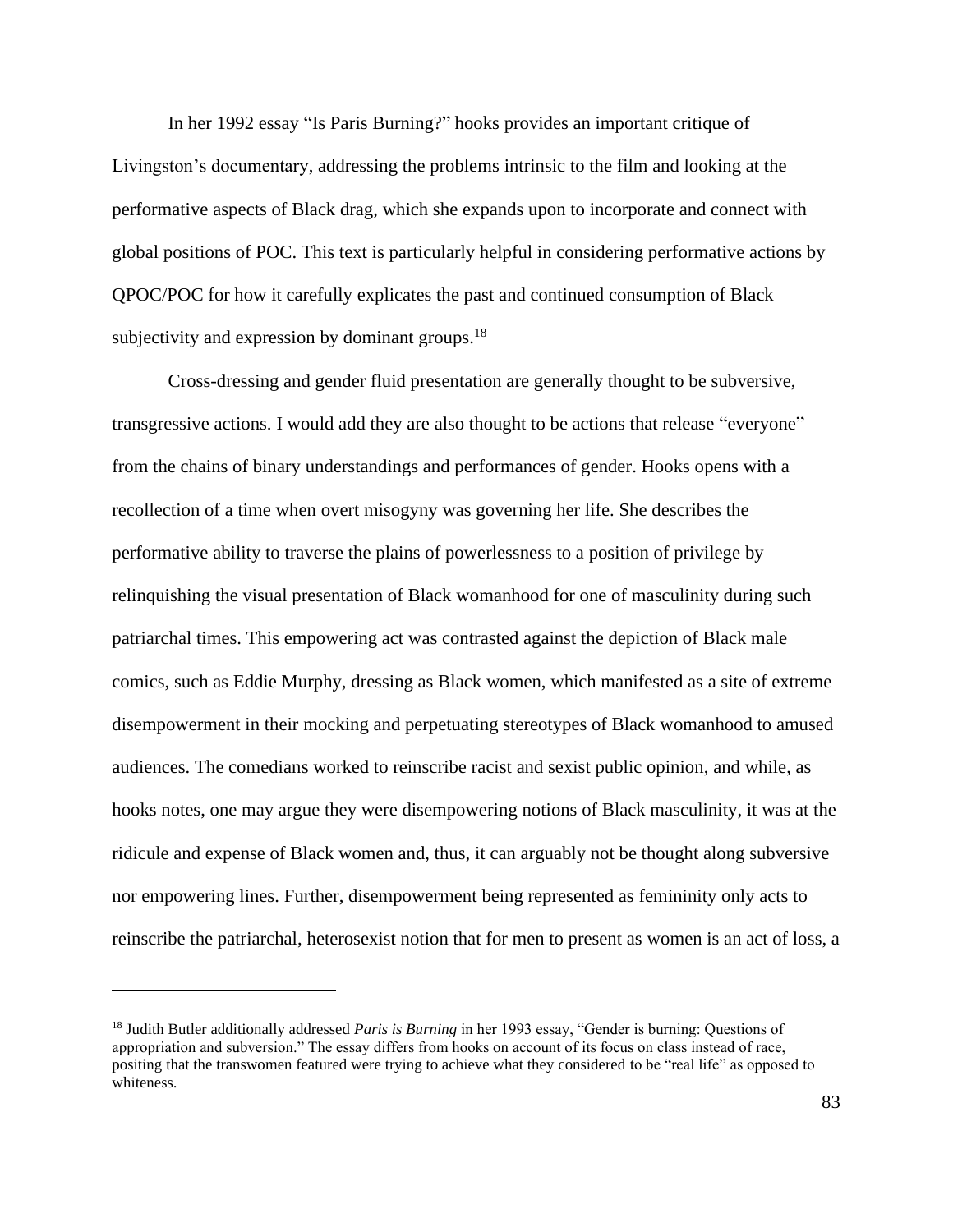In her 1992 essay "Is Paris Burning?" hooks provides an important critique of Livingston's documentary, addressing the problems intrinsic to the film and looking at the performative aspects of Black drag, which she expands upon to incorporate and connect with global positions of POC. This text is particularly helpful in considering performative actions by QPOC/POC for how it carefully explicates the past and continued consumption of Black subjectivity and expression by dominant groups.[18]

Cross-dressing and gender fluid presentation are generally thought to be subversive, transgressive actions. I would add they are also thought to be actions that release "everyone" from the chains of binary understandings and performances of gender. Hooks opens with a recollection of a time when overt misogyny was governing her life. She describes the performative ability to traverse the plains of powerlessness to a position of privilege by relinquishing the visual presentation of Black womanhood for one of masculinity during such patriarchal times. This empowering act was contrasted against the depiction of Black male comics, such as Eddie Murphy, dressing as Black women, which manifested as a site of extreme disempowerment in their mocking and perpetuating stereotypes of Black womanhood to amused audiences. The comedians worked to reinscribe racist and sexist public opinion, and while, as hooks notes, one may argue they were disempowering notions of Black masculinity, it was at the ridicule and expense of Black women and, thus, it can arguably not be thought along subversive nor empowering lines. Further, disempowerment being represented as femininity only acts to reinscribe the patriarchal, heterosexist notion that for men to present as women is an act of loss, a

[18] Judith Butler additionally addressed *Paris is Burning* in her 1993 essay, "Gender is burning: Questions of appropriation and subversion." The essay differs from hooks on account of its focus on class instead of race, positing that the transwomen featured were trying to achieve what they considered to be "real life" as opposed to whiteness.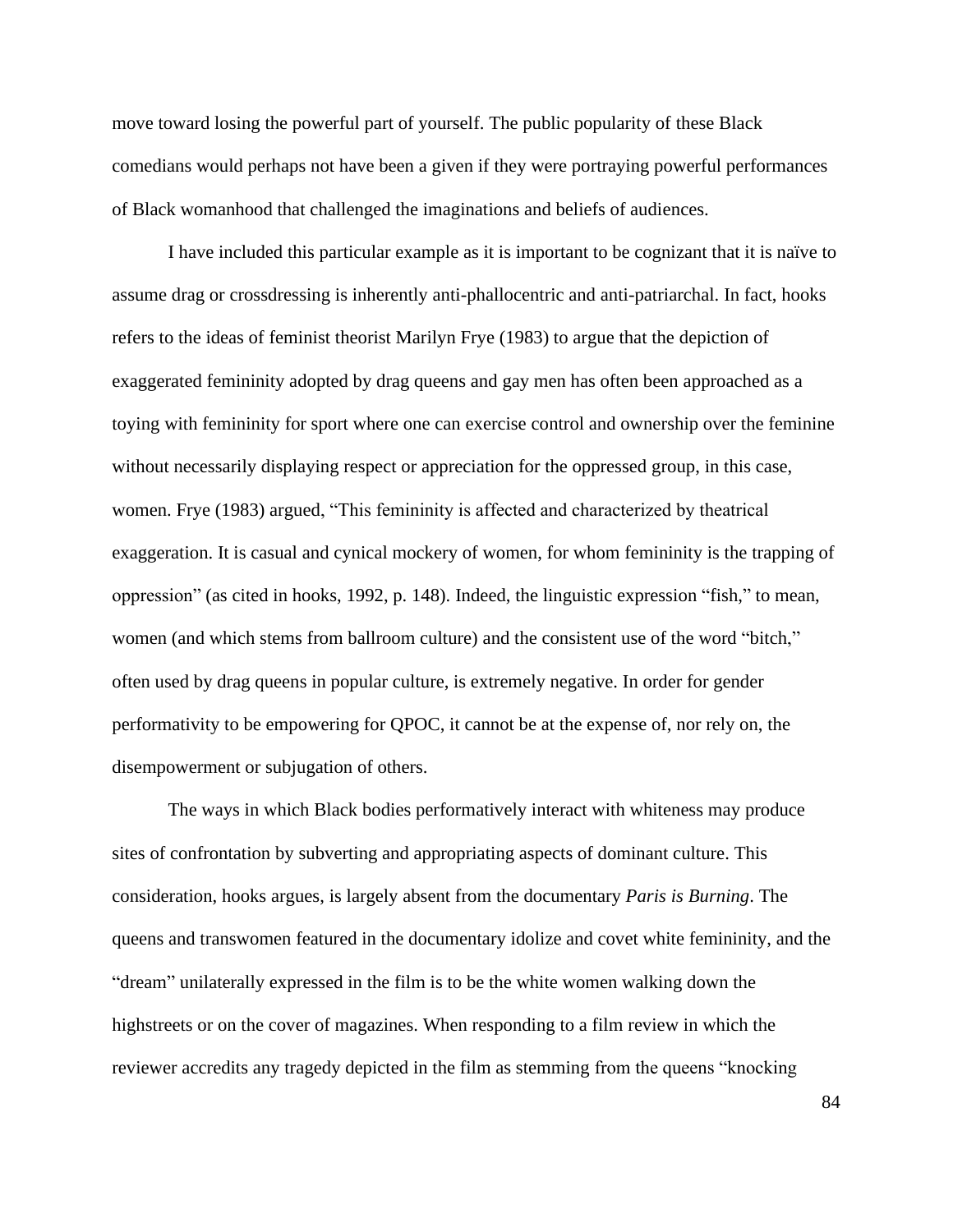move toward losing the powerful part of yourself. The public popularity of these Black comedians would perhaps not have been a given if they were portraying powerful performances of Black womanhood that challenged the imaginations and beliefs of audiences.

I have included this particular example as it is important to be cognizant that it is naïve to assume drag or crossdressing is inherently anti-phallocentric and anti-patriarchal. In fact, hooks refers to the ideas of feminist theorist Marilyn Frye (1983) to argue that the depiction of exaggerated femininity adopted by drag queens and gay men has often been approached as a toying with femininity for sport where one can exercise control and ownership over the feminine without necessarily displaying respect or appreciation for the oppressed group, in this case, women. Frye (1983) argued, "This femininity is affected and characterized by theatrical exaggeration. It is casual and cynical mockery of women, for whom femininity is the trapping of oppression" (as cited in hooks, 1992, p. 148). Indeed, the linguistic expression "fish," to mean, women (and which stems from ballroom culture) and the consistent use of the word "bitch," often used by drag queens in popular culture, is extremely negative. In order for gender performativity to be empowering for QPOC, it cannot be at the expense of, nor rely on, the disempowerment or subjugation of others.

The ways in which Black bodies performatively interact with whiteness may produce sites of confrontation by subverting and appropriating aspects of dominant culture. This consideration, hooks argues, is largely absent from the documentary *Paris is Burning*. The queens and transwomen featured in the documentary idolize and covet white femininity, and the "dream" unilaterally expressed in the film is to be the white women walking down the highstreets or on the cover of magazines. When responding to a film review in which the reviewer accredits any tragedy depicted in the film as stemming from the queens "knocking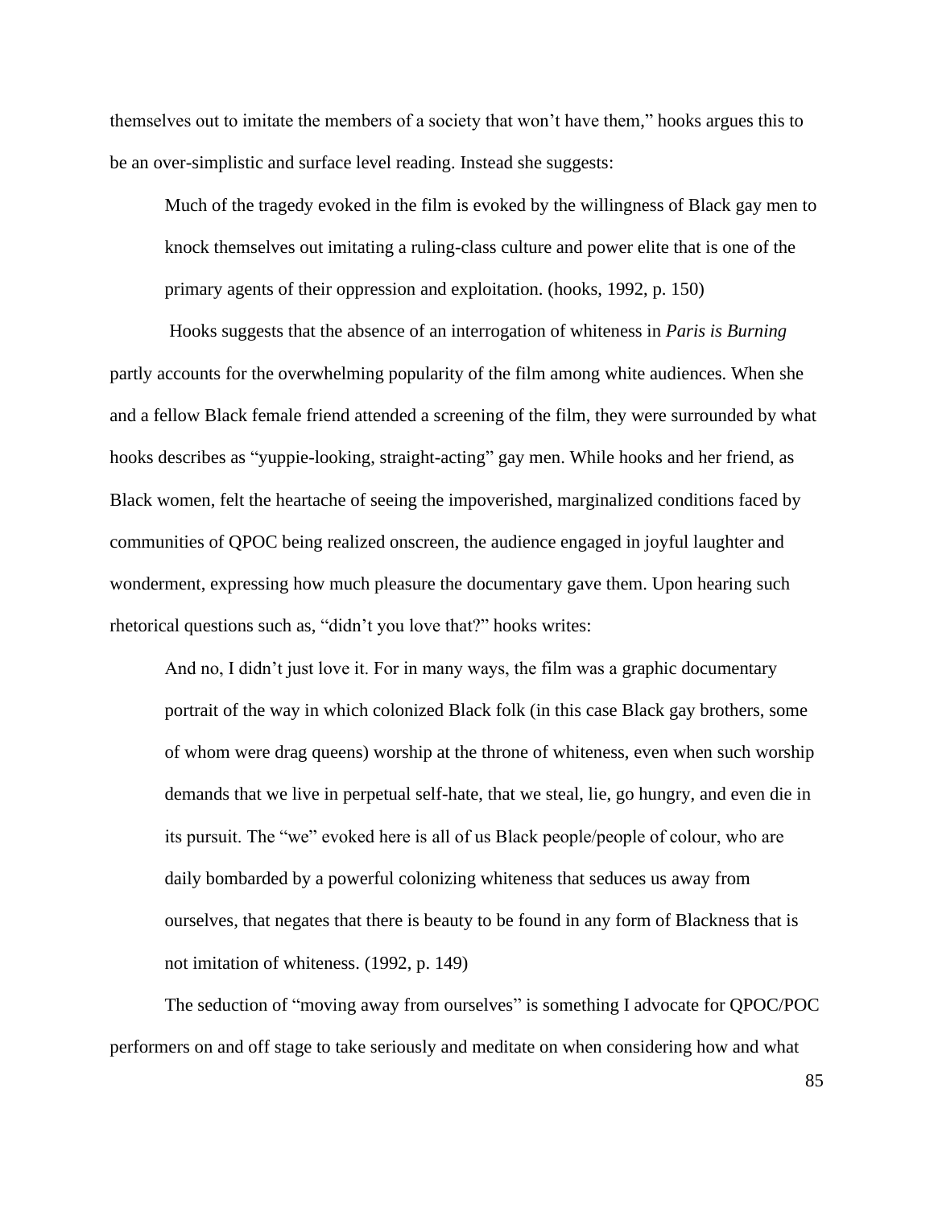themselves out to imitate the members of a society that won't have them," hooks argues this to be an over-simplistic and surface level reading. Instead she suggests:

> Much of the tragedy evoked in the film is evoked by the willingness of Black gay men to knock themselves out imitating a ruling-class culture and power elite that is one of the primary agents of their oppression and exploitation. (hooks, 1992, p. 150)

Hooks suggests that the absence of an interrogation of whiteness in *Paris is Burning* partly accounts for the overwhelming popularity of the film among white audiences. When she and a fellow Black female friend attended a screening of the film, they were surrounded by what hooks describes as "yuppie-looking, straight-acting" gay men. While hooks and her friend, as Black women, felt the heartache of seeing the impoverished, marginalized conditions faced by communities of QPOC being realized onscreen, the audience engaged in joyful laughter and wonderment, expressing how much pleasure the documentary gave them. Upon hearing such rhetorical questions such as, "didn't you love that?" hooks writes:

> And no, I didn't just love it. For in many ways, the film was a graphic documentary portrait of the way in which colonized Black folk (in this case Black gay brothers, some of whom were drag queens) worship at the throne of whiteness, even when such worship demands that we live in perpetual self-hate, that we steal, lie, go hungry, and even die in its pursuit. The "we" evoked here is all of us Black people/people of colour, who are daily bombarded by a powerful colonizing whiteness that seduces us away from ourselves, that negates that there is beauty to be found in any form of Blackness that is not imitation of whiteness. (1992, p. 149)

The seduction of "moving away from ourselves" is something I advocate for QPOC/POC performers on and off stage to take seriously and meditate on when considering how and what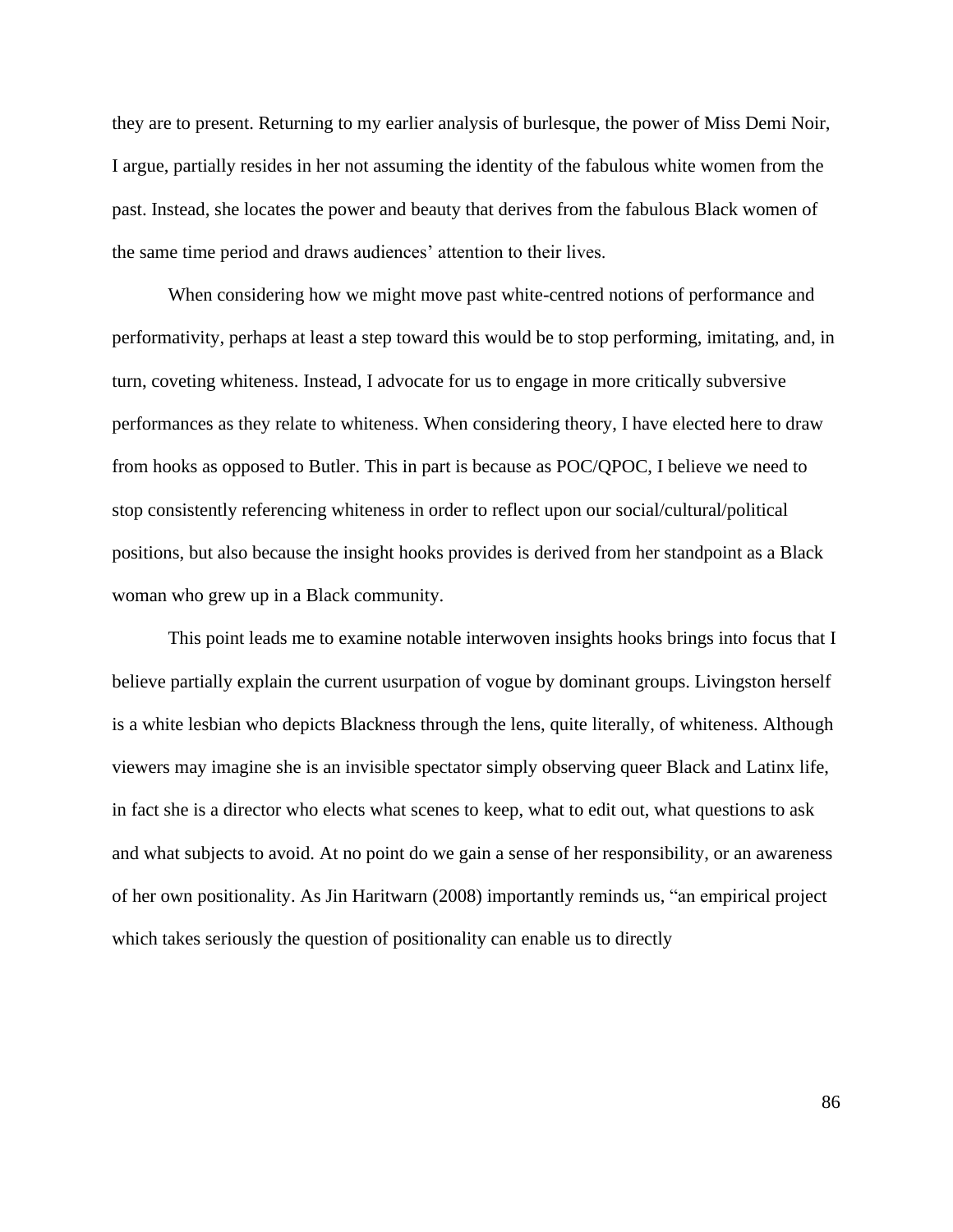they are to present. Returning to my earlier analysis of burlesque, the power of Miss Demi Noir, I argue, partially resides in her not assuming the identity of the fabulous white women from the past. Instead, she locates the power and beauty that derives from the fabulous Black women of the same time period and draws audiences' attention to their lives.

When considering how we might move past white-centred notions of performance and performativity, perhaps at least a step toward this would be to stop performing, imitating, and, in turn, coveting whiteness. Instead, I advocate for us to engage in more critically subversive performances as they relate to whiteness. When considering theory, I have elected here to draw from hooks as opposed to Butler. This in part is because as POC/QPOC, I believe we need to stop consistently referencing whiteness in order to reflect upon our social/cultural/political positions, but also because the insight hooks provides is derived from her standpoint as a Black woman who grew up in a Black community.

This point leads me to examine notable interwoven insights hooks brings into focus that I believe partially explain the current usurpation of vogue by dominant groups. Livingston herself is a white lesbian who depicts Blackness through the lens, quite literally, of whiteness. Although viewers may imagine she is an invisible spectator simply observing queer Black and Latinx life, in fact she is a director who elects what scenes to keep, what to edit out, what questions to ask and what subjects to avoid. At no point do we gain a sense of her responsibility, or an awareness of her own positionality. As Jin Haritwarn (2008) importantly reminds us, "an empirical project which takes seriously the question of positionality can enable us to directly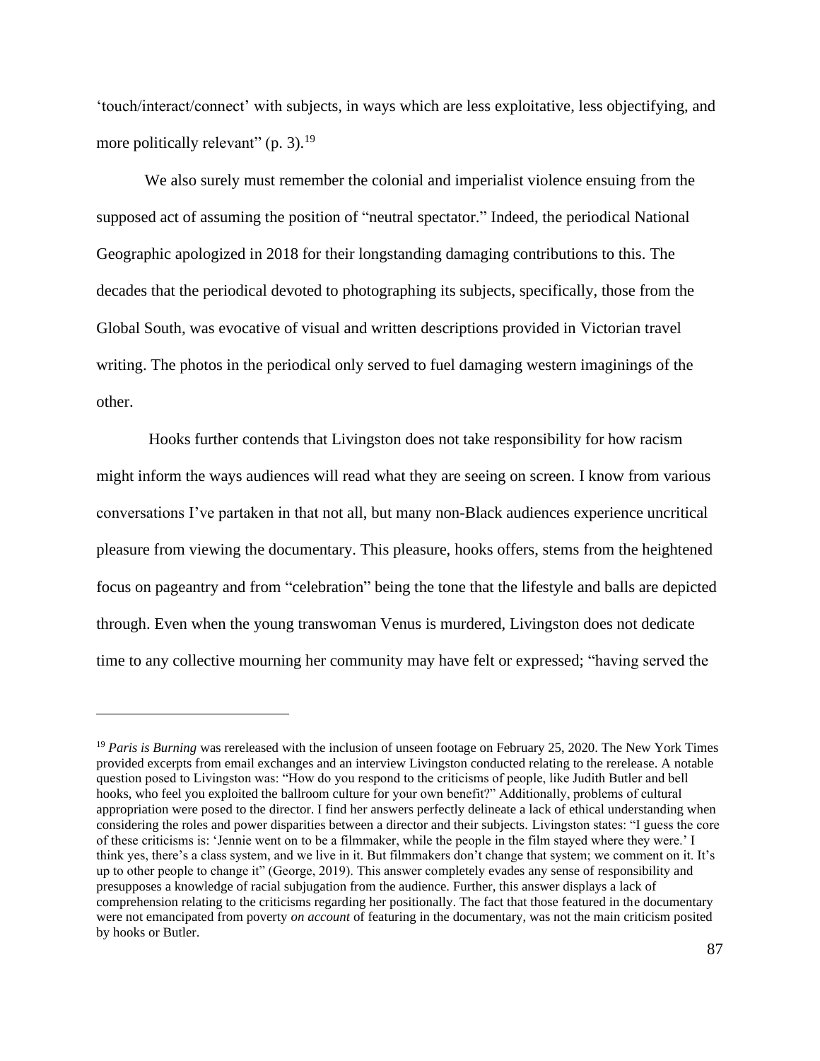'touch/interact/connect' with subjects, in ways which are less exploitative, less objectifying, and more politically relevant" (p. 3).[19]

We also surely must remember the colonial and imperialist violence ensuing from the supposed act of assuming the position of "neutral spectator." Indeed, the periodical National Geographic apologized in 2018 for their longstanding damaging contributions to this. The decades that the periodical devoted to photographing its subjects, specifically, those from the Global South, was evocative of visual and written descriptions provided in Victorian travel writing. The photos in the periodical only served to fuel damaging western imaginings of the other.

Hooks further contends that Livingston does not take responsibility for how racism might inform the ways audiences will read what they are seeing on screen. I know from various conversations I've partaken in that not all, but many non-Black audiences experience uncritical pleasure from viewing the documentary. This pleasure, hooks offers, stems from the heightened focus on pageantry and from "celebration" being the tone that the lifestyle and balls are depicted through. Even when the young transwoman Venus is murdered, Livingston does not dedicate time to any collective mourning her community may have felt or expressed; "having served the

---

[19] *Paris is Burning* was rereleased with the inclusion of unseen footage on February 25, 2020. The New York Times provided excerpts from email exchanges and an interview Livingston conducted relating to the rerelease. A notable question posed to Livingston was: "How do you respond to the criticisms of people, like Judith Butler and bell hooks, who feel you exploited the ballroom culture for your own benefit?" Additionally, problems of cultural appropriation were posed to the director. I find her answers perfectly delineate a lack of ethical understanding when considering the roles and power disparities between a director and their subjects. Livingston states: "I guess the core of these criticisms is: 'Jennie went on to be a filmmaker, while the people in the film stayed where they were.' I think yes, there's a class system, and we live in it. But filmmakers don't change that system; we comment on it. It's up to other people to change it" (George, 2019). This answer completely evades any sense of responsibility and presupposes a knowledge of racial subjugation from the audience. Further, this answer displays a lack of comprehension relating to the criticisms regarding her positionally. The fact that those featured in the documentary were not emancipated from poverty *on account* of featuring in the documentary, was not the main criticism posited by hooks or Butler.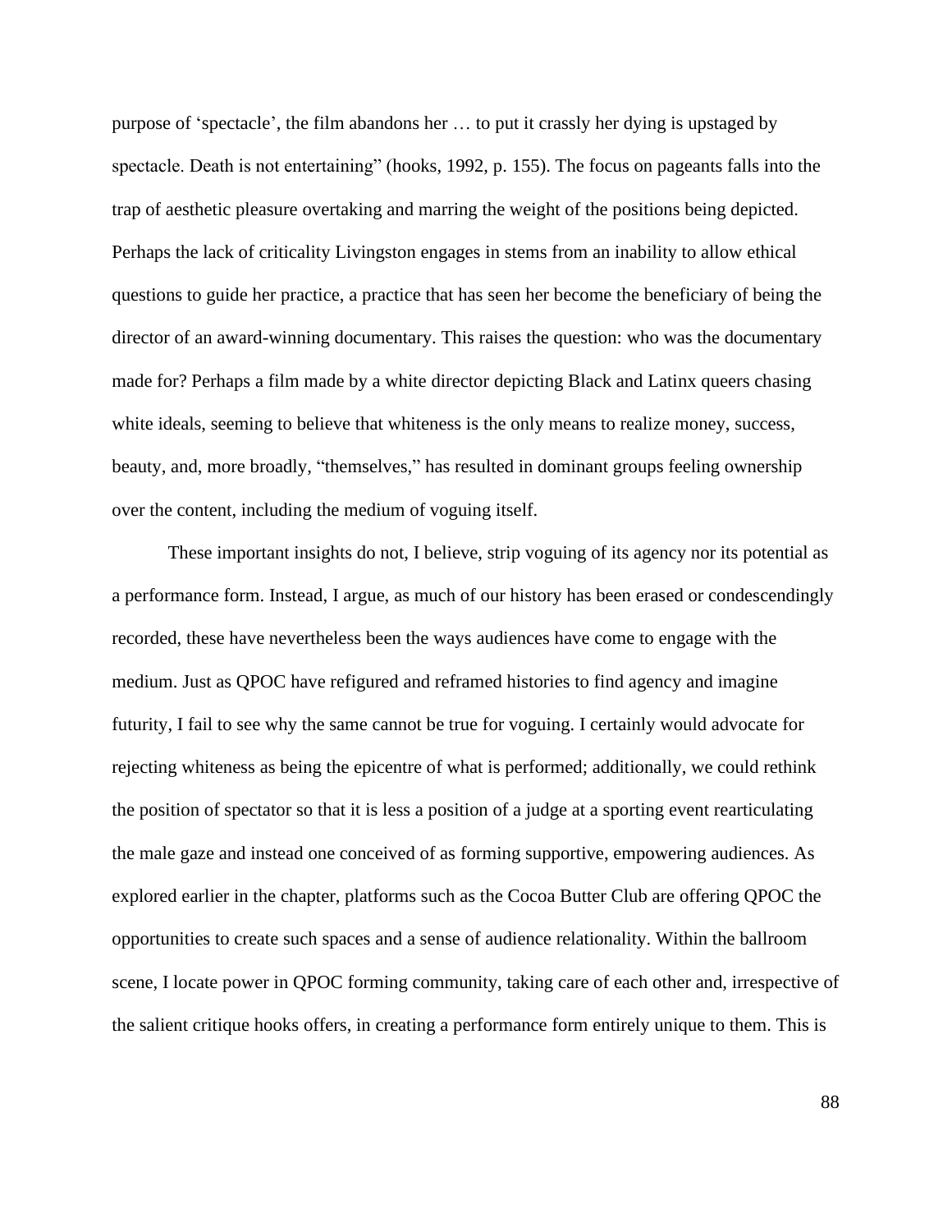purpose of 'spectacle', the film abandons her … to put it crassly her dying is upstaged by spectacle. Death is not entertaining" (hooks, 1992, p. 155). The focus on pageants falls into the trap of aesthetic pleasure overtaking and marring the weight of the positions being depicted. Perhaps the lack of criticality Livingston engages in stems from an inability to allow ethical questions to guide her practice, a practice that has seen her become the beneficiary of being the director of an award-winning documentary. This raises the question: who was the documentary made for? Perhaps a film made by a white director depicting Black and Latinx queers chasing white ideals, seeming to believe that whiteness is the only means to realize money, success, beauty, and, more broadly, "themselves," has resulted in dominant groups feeling ownership over the content, including the medium of voguing itself.

These important insights do not, I believe, strip voguing of its agency nor its potential as a performance form. Instead, I argue, as much of our history has been erased or condescendingly recorded, these have nevertheless been the ways audiences have come to engage with the medium. Just as QPOC have refigured and reframed histories to find agency and imagine futurity, I fail to see why the same cannot be true for voguing. I certainly would advocate for rejecting whiteness as being the epicentre of what is performed; additionally, we could rethink the position of spectator so that it is less a position of a judge at a sporting event rearticulating the male gaze and instead one conceived of as forming supportive, empowering audiences. As explored earlier in the chapter, platforms such as the Cocoa Butter Club are offering QPOC the opportunities to create such spaces and a sense of audience relationality. Within the ballroom scene, I locate power in QPOC forming community, taking care of each other and, irrespective of the salient critique hooks offers, in creating a performance form entirely unique to them. This is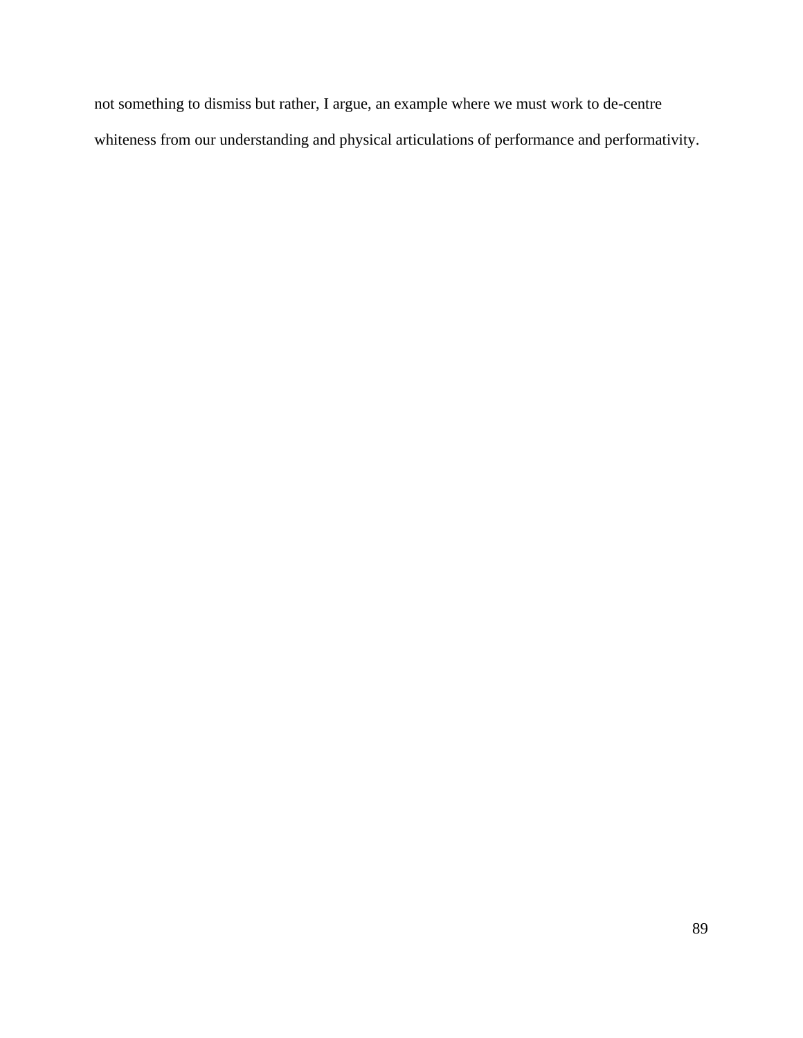not something to dismiss but rather, I argue, an example where we must work to de-centre whiteness from our understanding and physical articulations of performance and performativity.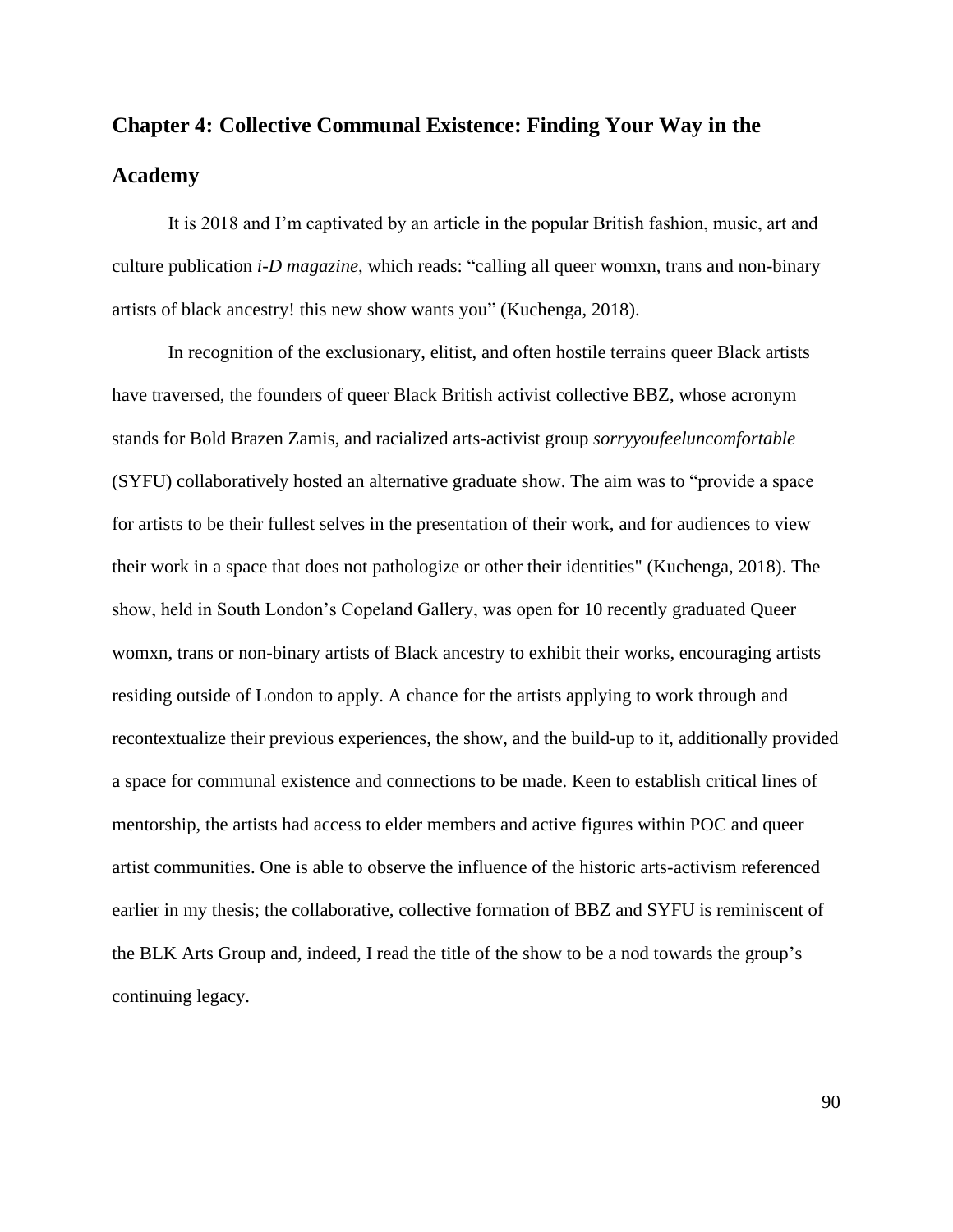## Chapter 4: Collective Communal Existence: Finding Your Way in the Academy

It is 2018 and I'm captivated by an article in the popular British fashion, music, art and culture publication *i-D magazine*, which reads: "calling all queer womxn, trans and non-binary artists of black ancestry! this new show wants you" (Kuchenga, 2018).

In recognition of the exclusionary, elitist, and often hostile terrains queer Black artists have traversed, the founders of queer Black British activist collective BBZ, whose acronym stands for Bold Brazen Zamis, and racialized arts-activist group *sorryyoufeeluncomfortable* (SYFU) collaboratively hosted an alternative graduate show. The aim was to "provide a space for artists to be their fullest selves in the presentation of their work, and for audiences to view their work in a space that does not pathologize or other their identities" (Kuchenga, 2018). The show, held in South London's Copeland Gallery, was open for 10 recently graduated Queer womxn, trans or non-binary artists of Black ancestry to exhibit their works, encouraging artists residing outside of London to apply. A chance for the artists applying to work through and recontextualize their previous experiences, the show, and the build-up to it, additionally provided a space for communal existence and connections to be made. Keen to establish critical lines of mentorship, the artists had access to elder members and active figures within POC and queer artist communities. One is able to observe the influence of the historic arts-activism referenced earlier in my thesis; the collaborative, collective formation of BBZ and SYFU is reminiscent of the BLK Arts Group and, indeed, I read the title of the show to be a nod towards the group's continuing legacy.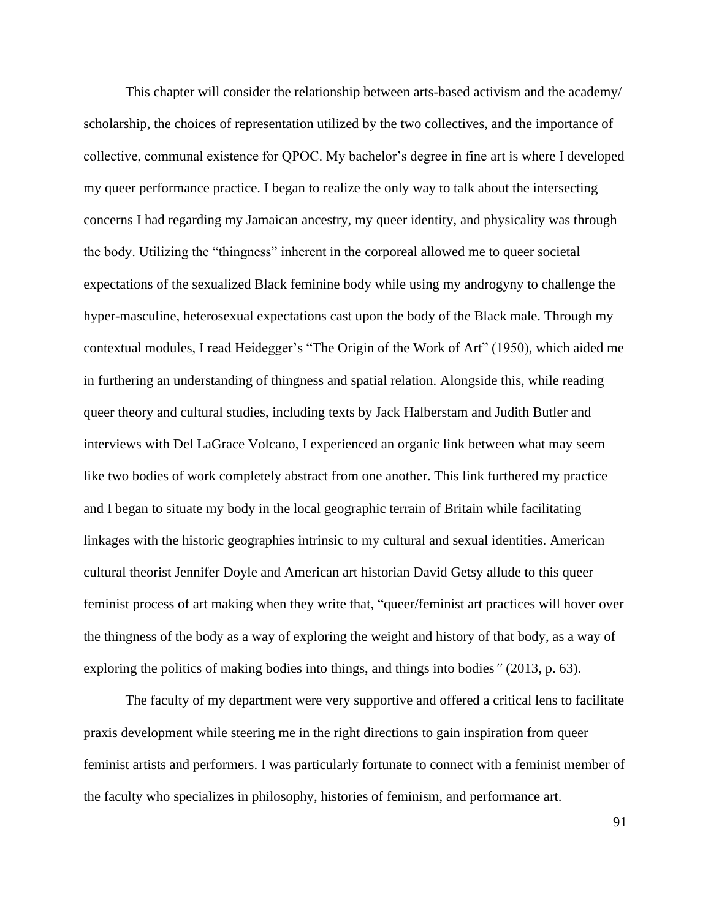This chapter will consider the relationship between arts-based activism and the academy/ scholarship, the choices of representation utilized by the two collectives, and the importance of collective, communal existence for QPOC. My bachelor's degree in fine art is where I developed my queer performance practice. I began to realize the only way to talk about the intersecting concerns I had regarding my Jamaican ancestry, my queer identity, and physicality was through the body. Utilizing the "thingness" inherent in the corporeal allowed me to queer societal expectations of the sexualized Black feminine body while using my androgyny to challenge the hyper-masculine, heterosexual expectations cast upon the body of the Black male. Through my contextual modules, I read Heidegger's "The Origin of the Work of Art" (1950), which aided me in furthering an understanding of thingness and spatial relation. Alongside this, while reading queer theory and cultural studies, including texts by Jack Halberstam and Judith Butler and interviews with Del LaGrace Volcano, I experienced an organic link between what may seem like two bodies of work completely abstract from one another. This link furthered my practice and I began to situate my body in the local geographic terrain of Britain while facilitating linkages with the historic geographies intrinsic to my cultural and sexual identities. American cultural theorist Jennifer Doyle and American art historian David Getsy allude to this queer feminist process of art making when they write that, "queer/feminist art practices will hover over the thingness of the body as a way of exploring the weight and history of that body, as a way of exploring the politics of making bodies into things, and things into bodies" (2013, p. 63).

The faculty of my department were very supportive and offered a critical lens to facilitate praxis development while steering me in the right directions to gain inspiration from queer feminist artists and performers. I was particularly fortunate to connect with a feminist member of the faculty who specializes in philosophy, histories of feminism, and performance art.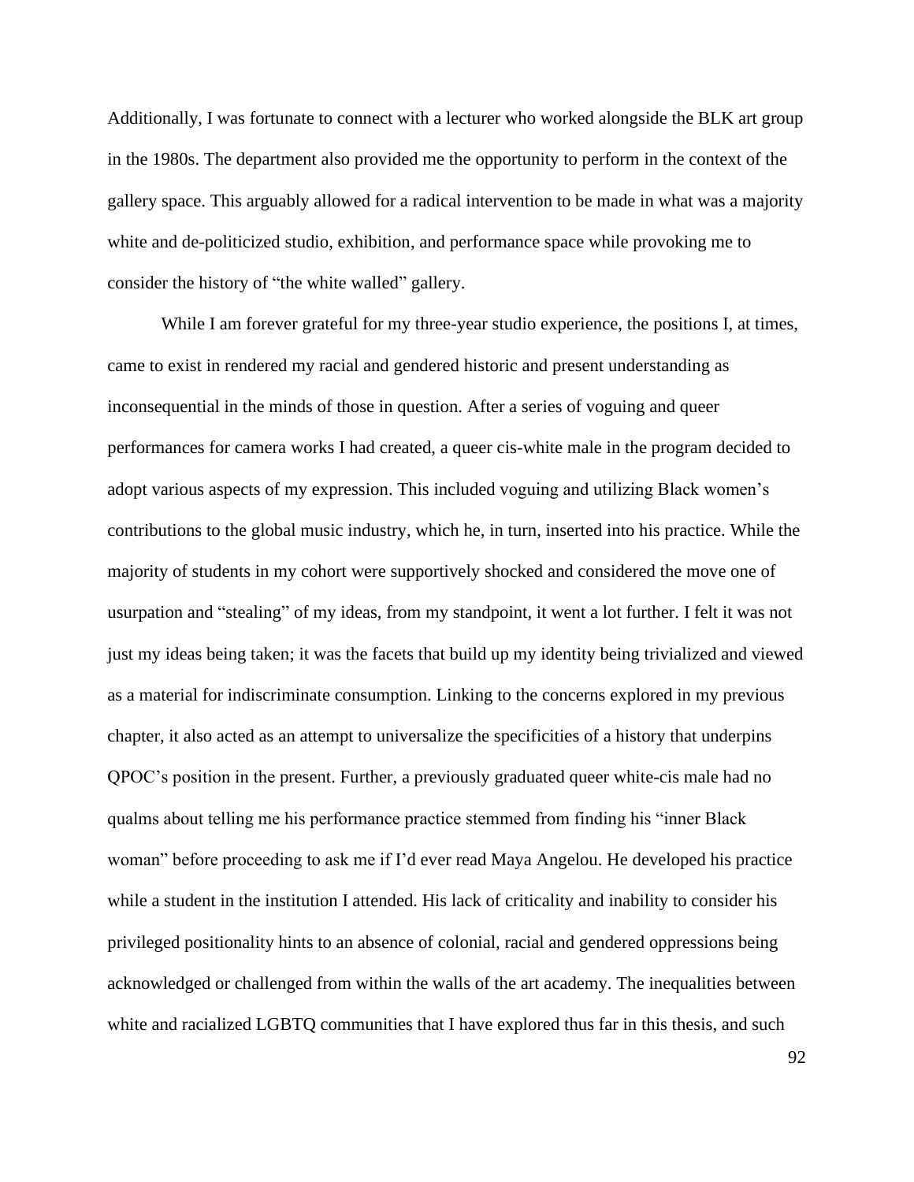Additionally, I was fortunate to connect with a lecturer who worked alongside the BLK art group in the 1980s. The department also provided me the opportunity to perform in the context of the gallery space. This arguably allowed for a radical intervention to be made in what was a majority white and de-politicized studio, exhibition, and performance space while provoking me to consider the history of "the white walled" gallery.

While I am forever grateful for my three-year studio experience, the positions I, at times, came to exist in rendered my racial and gendered historic and present understanding as inconsequential in the minds of those in question. After a series of voguing and queer performances for camera works I had created, a queer cis-white male in the program decided to adopt various aspects of my expression. This included voguing and utilizing Black women's contributions to the global music industry, which he, in turn, inserted into his practice. While the majority of students in my cohort were supportively shocked and considered the move one of usurpation and "stealing" of my ideas, from my standpoint, it went a lot further. I felt it was not just my ideas being taken; it was the facets that build up my identity being trivialized and viewed as a material for indiscriminate consumption. Linking to the concerns explored in my previous chapter, it also acted as an attempt to universalize the specificities of a history that underpins QPOC's position in the present. Further, a previously graduated queer white-cis male had no qualms about telling me his performance practice stemmed from finding his "inner Black woman" before proceeding to ask me if I'd ever read Maya Angelou. He developed his practice while a student in the institution I attended. His lack of criticality and inability to consider his privileged positionality hints to an absence of colonial, racial and gendered oppressions being acknowledged or challenged from within the walls of the art academy. The inequalities between white and racialized LGBTQ communities that I have explored thus far in this thesis, and such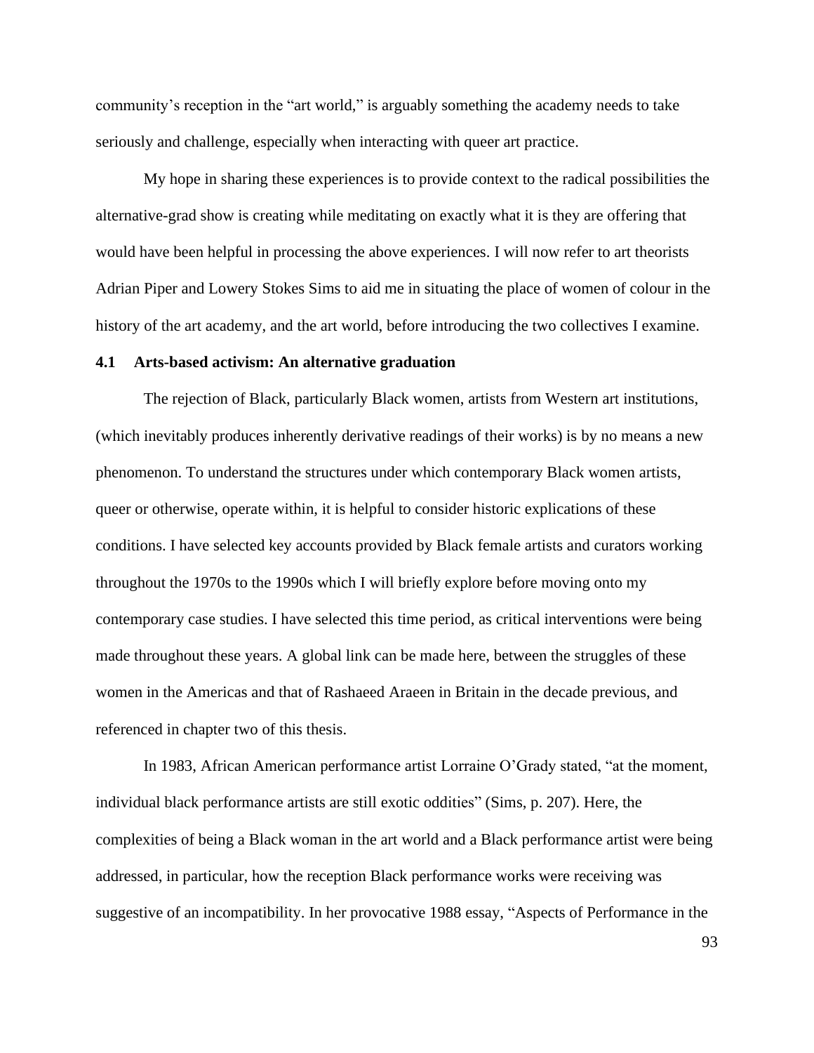community's reception in the "art world," is arguably something the academy needs to take seriously and challenge, especially when interacting with queer art practice.

My hope in sharing these experiences is to provide context to the radical possibilities the alternative-grad show is creating while meditating on exactly what it is they are offering that would have been helpful in processing the above experiences. I will now refer to art theorists Adrian Piper and Lowery Stokes Sims to aid me in situating the place of women of colour in the history of the art academy, and the art world, before introducing the two collectives I examine.

### 4.1 Arts-based activism: An alternative graduation

The rejection of Black, particularly Black women, artists from Western art institutions, (which inevitably produces inherently derivative readings of their works) is by no means a new phenomenon. To understand the structures under which contemporary Black women artists, queer or otherwise, operate within, it is helpful to consider historic explications of these conditions. I have selected key accounts provided by Black female artists and curators working throughout the 1970s to the 1990s which I will briefly explore before moving onto my contemporary case studies. I have selected this time period, as critical interventions were being made throughout these years. A global link can be made here, between the struggles of these women in the Americas and that of Rashaeed Araeen in Britain in the decade previous, and referenced in chapter two of this thesis.

In 1983, African American performance artist Lorraine O'Grady stated, "at the moment, individual black performance artists are still exotic oddities" (Sims, p. 207). Here, the complexities of being a Black woman in the art world and a Black performance artist were being addressed, in particular, how the reception Black performance works were receiving was suggestive of an incompatibility. In her provocative 1988 essay, "Aspects of Performance in the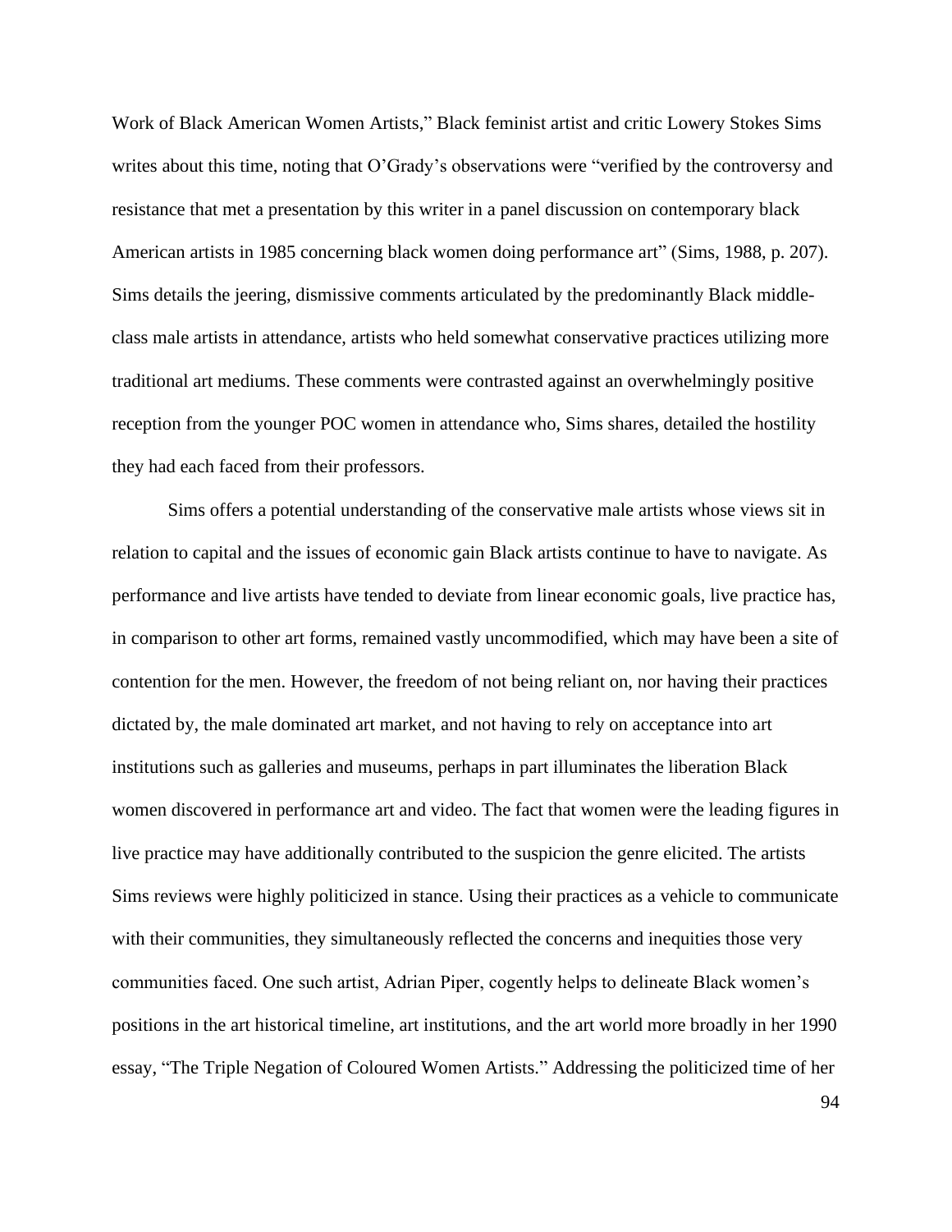Work of Black American Women Artists," Black feminist artist and critic Lowery Stokes Sims writes about this time, noting that O'Grady's observations were "verified by the controversy and resistance that met a presentation by this writer in a panel discussion on contemporary black American artists in 1985 concerning black women doing performance art" (Sims, 1988, p. 207). Sims details the jeering, dismissive comments articulated by the predominantly Black middle-class male artists in attendance, artists who held somewhat conservative practices utilizing more traditional art mediums. These comments were contrasted against an overwhelmingly positive reception from the younger POC women in attendance who, Sims shares, detailed the hostility they had each faced from their professors.

Sims offers a potential understanding of the conservative male artists whose views sit in relation to capital and the issues of economic gain Black artists continue to have to navigate. As performance and live artists have tended to deviate from linear economic goals, live practice has, in comparison to other art forms, remained vastly uncommodified, which may have been a site of contention for the men. However, the freedom of not being reliant on, nor having their practices dictated by, the male dominated art market, and not having to rely on acceptance into art institutions such as galleries and museums, perhaps in part illuminates the liberation Black women discovered in performance art and video. The fact that women were the leading figures in live practice may have additionally contributed to the suspicion the genre elicited. The artists Sims reviews were highly politicized in stance. Using their practices as a vehicle to communicate with their communities, they simultaneously reflected the concerns and inequities those very communities faced. One such artist, Adrian Piper, cogently helps to delineate Black women's positions in the art historical timeline, art institutions, and the art world more broadly in her 1990 essay, "The Triple Negation of Coloured Women Artists." Addressing the politicized time of her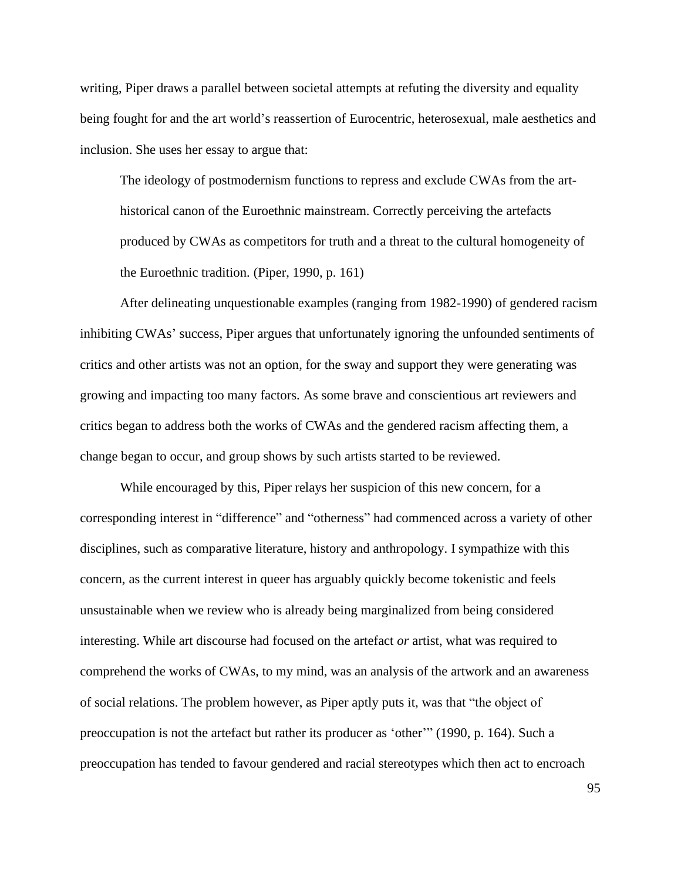writing, Piper draws a parallel between societal attempts at refuting the diversity and equality being fought for and the art world's reassertion of Eurocentric, heterosexual, male aesthetics and inclusion. She uses her essay to argue that:

> The ideology of postmodernism functions to repress and exclude CWAs from the art-historical canon of the Euroethnic mainstream. Correctly perceiving the artefacts produced by CWAs as competitors for truth and a threat to the cultural homogeneity of the Euroethnic tradition. (Piper, 1990, p. 161)

After delineating unquestionable examples (ranging from 1982-1990) of gendered racism inhibiting CWAs' success, Piper argues that unfortunately ignoring the unfounded sentiments of critics and other artists was not an option, for the sway and support they were generating was growing and impacting too many factors. As some brave and conscientious art reviewers and critics began to address both the works of CWAs and the gendered racism affecting them, a change began to occur, and group shows by such artists started to be reviewed.

While encouraged by this, Piper relays her suspicion of this new concern, for a corresponding interest in "difference" and "otherness" had commenced across a variety of other disciplines, such as comparative literature, history and anthropology. I sympathize with this concern, as the current interest in queer has arguably quickly become tokenistic and feels unsustainable when we review who is already being marginalized from being considered interesting. While art discourse had focused on the artefact *or* artist, what was required to comprehend the works of CWAs, to my mind, was an analysis of the artwork and an awareness of social relations. The problem however, as Piper aptly puts it, was that "the object of preoccupation is not the artefact but rather its producer as 'other'" (1990, p. 164). Such a preoccupation has tended to favour gendered and racial stereotypes which then act to encroach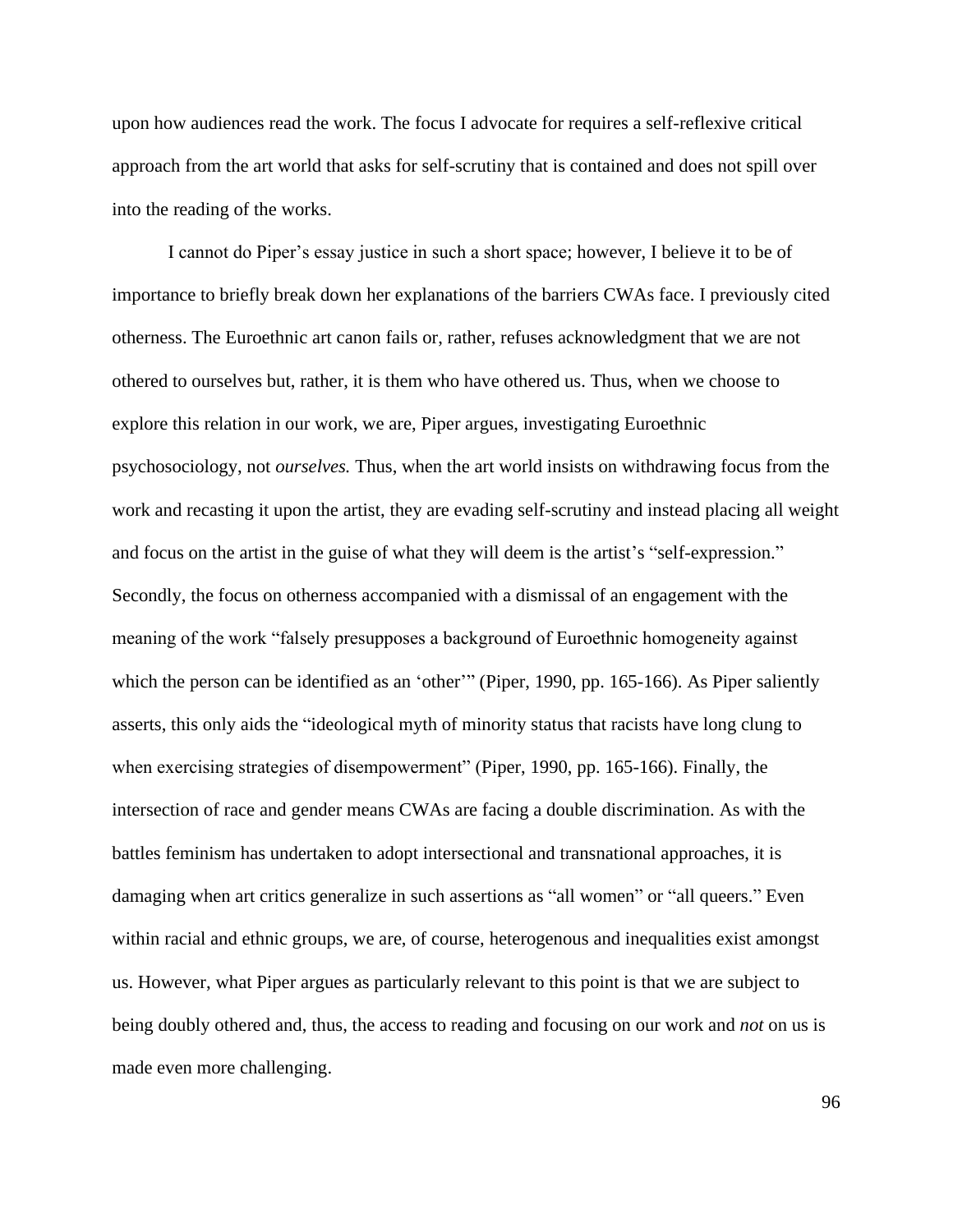upon how audiences read the work. The focus I advocate for requires a self-reflexive critical approach from the art world that asks for self-scrutiny that is contained and does not spill over into the reading of the works.

I cannot do Piper's essay justice in such a short space; however, I believe it to be of importance to briefly break down her explanations of the barriers CWAs face. I previously cited otherness. The Euroethnic art canon fails or, rather, refuses acknowledgment that we are not othered to ourselves but, rather, it is them who have othered us. Thus, when we choose to explore this relation in our work, we are, Piper argues, investigating Euroethnic psychosociology, not *ourselves.* Thus, when the art world insists on withdrawing focus from the work and recasting it upon the artist, they are evading self-scrutiny and instead placing all weight and focus on the artist in the guise of what they will deem is the artist's "self-expression." Secondly, the focus on otherness accompanied with a dismissal of an engagement with the meaning of the work "falsely presupposes a background of Euroethnic homogeneity against which the person can be identified as an 'other'" (Piper, 1990, pp. 165-166). As Piper saliently asserts, this only aids the "ideological myth of minority status that racists have long clung to when exercising strategies of disempowerment" (Piper, 1990, pp. 165-166). Finally, the intersection of race and gender means CWAs are facing a double discrimination. As with the battles feminism has undertaken to adopt intersectional and transnational approaches, it is damaging when art critics generalize in such assertions as "all women" or "all queers." Even within racial and ethnic groups, we are, of course, heterogenous and inequalities exist amongst us. However, what Piper argues as particularly relevant to this point is that we are subject to being doubly othered and, thus, the access to reading and focusing on our work and *not* on us is made even more challenging.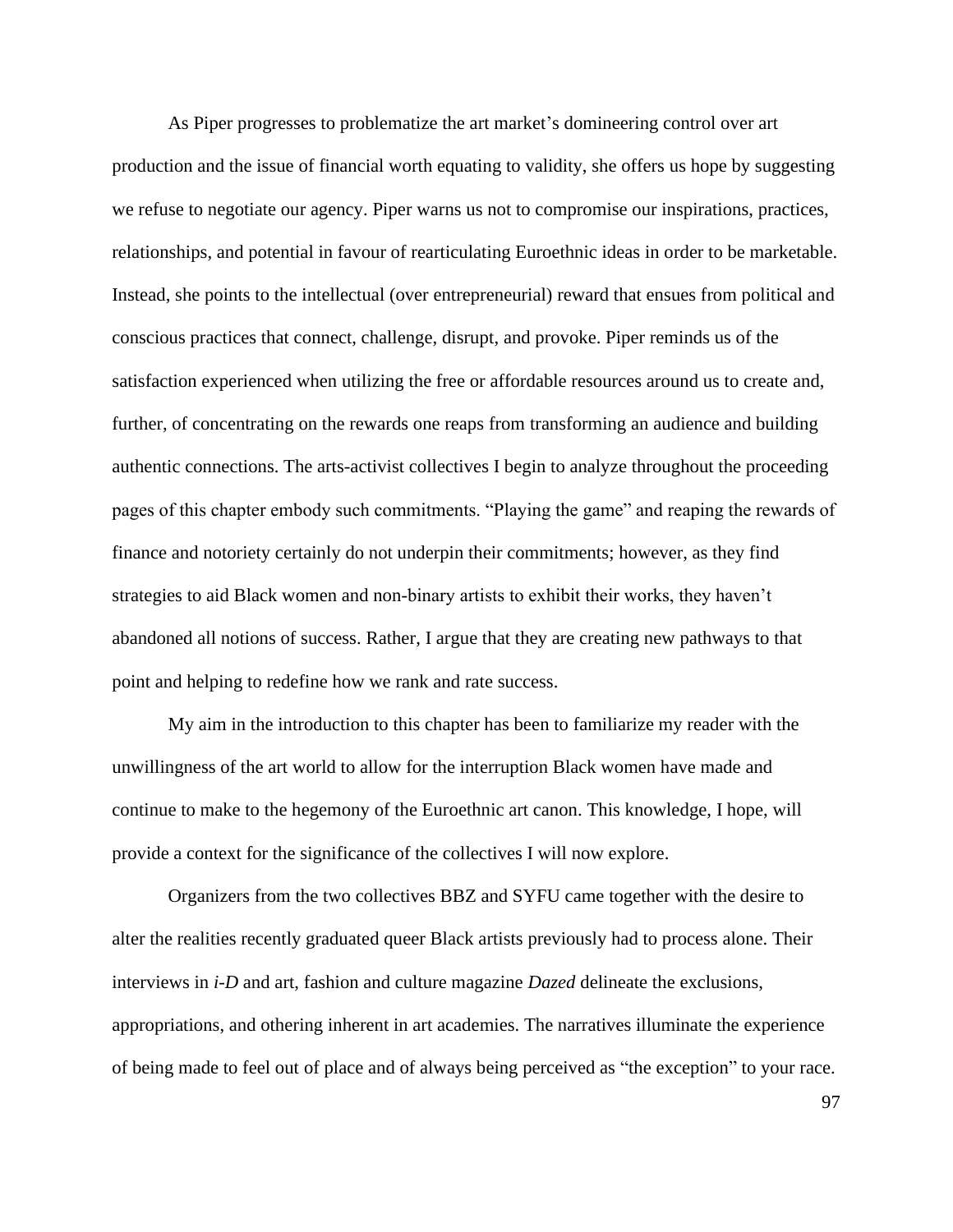As Piper progresses to problematize the art market's domineering control over art production and the issue of financial worth equating to validity, she offers us hope by suggesting we refuse to negotiate our agency. Piper warns us not to compromise our inspirations, practices, relationships, and potential in favour of rearticulating Euroethnic ideas in order to be marketable. Instead, she points to the intellectual (over entrepreneurial) reward that ensues from political and conscious practices that connect, challenge, disrupt, and provoke. Piper reminds us of the satisfaction experienced when utilizing the free or affordable resources around us to create and, further, of concentrating on the rewards one reaps from transforming an audience and building authentic connections. The arts-activist collectives I begin to analyze throughout the proceeding pages of this chapter embody such commitments. "Playing the game" and reaping the rewards of finance and notoriety certainly do not underpin their commitments; however, as they find strategies to aid Black women and non-binary artists to exhibit their works, they haven't abandoned all notions of success. Rather, I argue that they are creating new pathways to that point and helping to redefine how we rank and rate success.

My aim in the introduction to this chapter has been to familiarize my reader with the unwillingness of the art world to allow for the interruption Black women have made and continue to make to the hegemony of the Euroethnic art canon. This knowledge, I hope, will provide a context for the significance of the collectives I will now explore.

Organizers from the two collectives BBZ and SYFU came together with the desire to alter the realities recently graduated queer Black artists previously had to process alone. Their interviews in *i-D* and art, fashion and culture magazine *Dazed* delineate the exclusions, appropriations, and othering inherent in art academies. The narratives illuminate the experience of being made to feel out of place and of always being perceived as "the exception" to your race.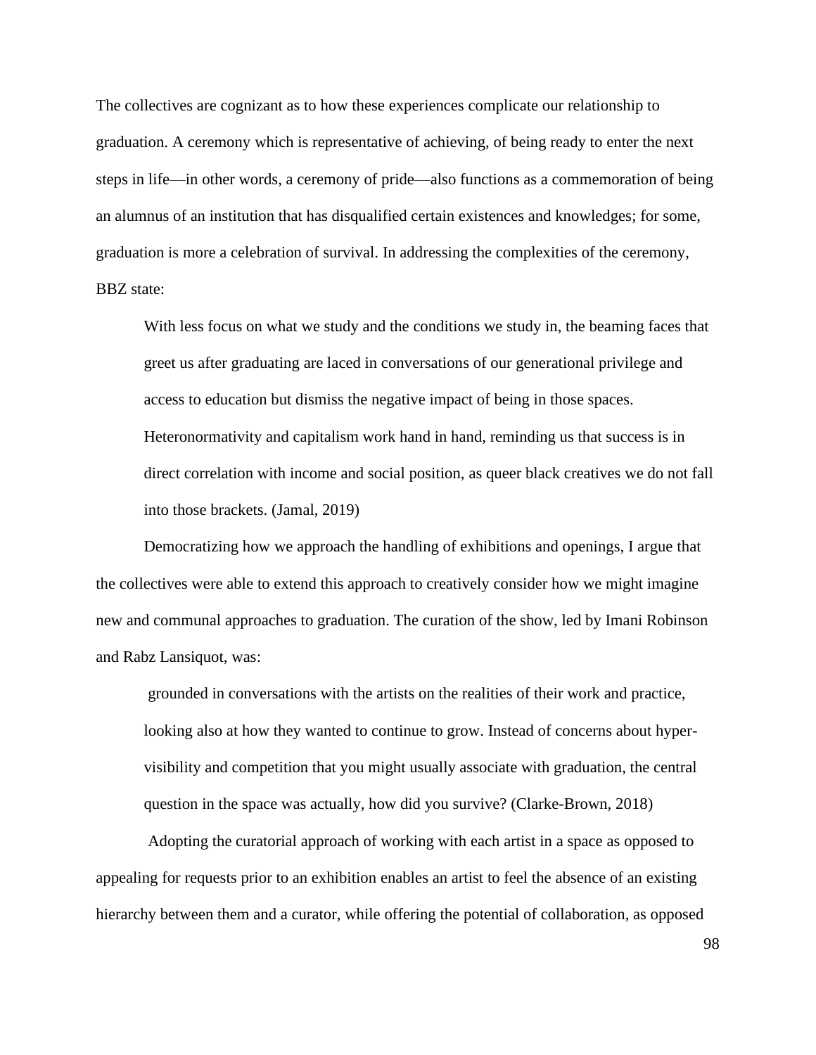The collectives are cognizant as to how these experiences complicate our relationship to graduation. A ceremony which is representative of achieving, of being ready to enter the next steps in life—in other words, a ceremony of pride—also functions as a commemoration of being an alumnus of an institution that has disqualified certain existences and knowledges; for some, graduation is more a celebration of survival. In addressing the complexities of the ceremony, BBZ state:

> With less focus on what we study and the conditions we study in, the beaming faces that greet us after graduating are laced in conversations of our generational privilege and access to education but dismiss the negative impact of being in those spaces. Heteronormativity and capitalism work hand in hand, reminding us that success is in direct correlation with income and social position, as queer black creatives we do not fall into those brackets. (Jamal, 2019)

Democratizing how we approach the handling of exhibitions and openings, I argue that the collectives were able to extend this approach to creatively consider how we might imagine new and communal approaches to graduation. The curation of the show, led by Imani Robinson and Rabz Lansiquot, was:

> grounded in conversations with the artists on the realities of their work and practice, looking also at how they wanted to continue to grow. Instead of concerns about hyper-visibility and competition that you might usually associate with graduation, the central question in the space was actually, how did you survive? (Clarke-Brown, 2018)

Adopting the curatorial approach of working with each artist in a space as opposed to appealing for requests prior to an exhibition enables an artist to feel the absence of an existing hierarchy between them and a curator, while offering the potential of collaboration, as opposed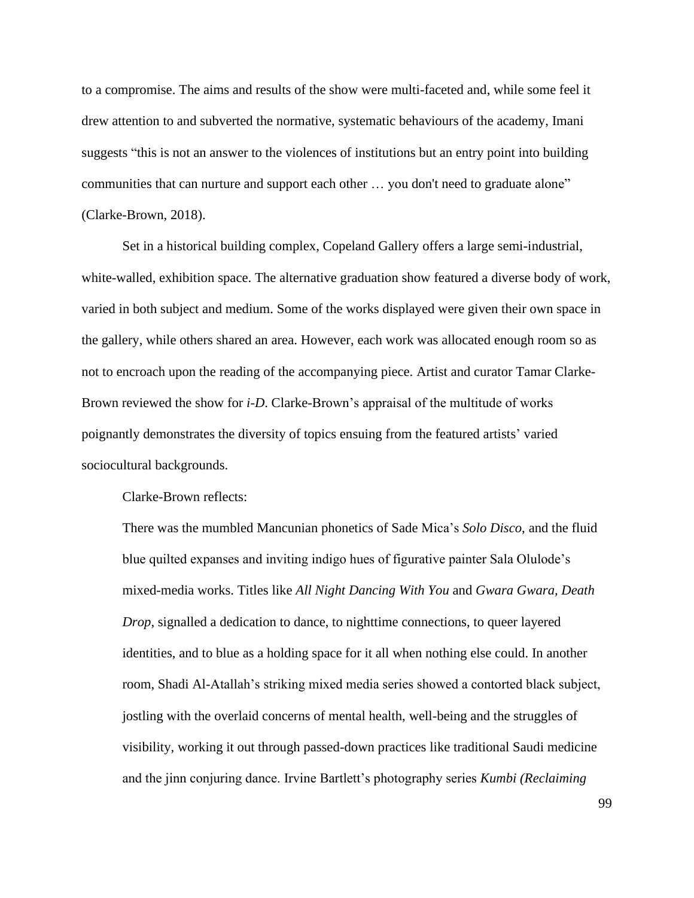to a compromise. The aims and results of the show were multi-faceted and, while some feel it drew attention to and subverted the normative, systematic behaviours of the academy, Imani suggests "this is not an answer to the violences of institutions but an entry point into building communities that can nurture and support each other … you don't need to graduate alone" (Clarke-Brown, 2018).

Set in a historical building complex, Copeland Gallery offers a large semi-industrial, white-walled, exhibition space. The alternative graduation show featured a diverse body of work, varied in both subject and medium. Some of the works displayed were given their own space in the gallery, while others shared an area. However, each work was allocated enough room so as not to encroach upon the reading of the accompanying piece. Artist and curator Tamar Clarke-Brown reviewed the show for ***i-D***. Clarke-Brown's appraisal of the multitude of works poignantly demonstrates the diversity of topics ensuing from the featured artists' varied sociocultural backgrounds.

Clarke-Brown reflects:

> There was the mumbled Mancunian phonetics of Sade Mica's *Solo Disco*, and the fluid blue quilted expanses and inviting indigo hues of figurative painter Sala Olulode's mixed-media works. Titles like *All Night Dancing With You* and *Gwara Gwara, Death Drop*, signalled a dedication to dance, to nighttime connections, to queer layered identities, and to blue as a holding space for it all when nothing else could. In another room, Shadi Al-Atallah's striking mixed media series showed a contorted black subject, jostling with the overlaid concerns of mental health, well-being and the struggles of visibility, working it out through passed-down practices like traditional Saudi medicine and the jinn conjuring dance. Irvine Bartlett's photography series ***Kumbi (Reclaiming***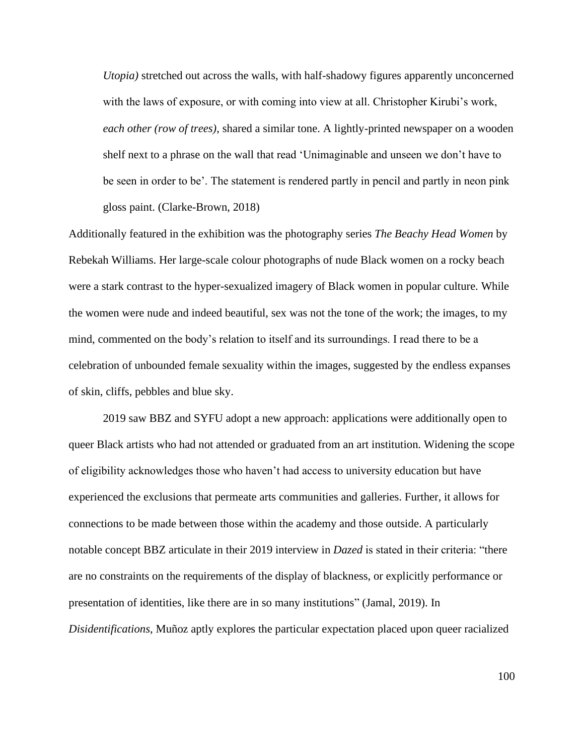> *Utopia)* stretched out across the walls, with half-shadowy figures apparently unconcerned with the laws of exposure, or with coming into view at all. Christopher Kirubi's work, *each other (row of trees)*, shared a similar tone. A lightly-printed newspaper on a wooden shelf next to a phrase on the wall that read 'Unimaginable and unseen we don't have to be seen in order to be'. The statement is rendered partly in pencil and partly in neon pink gloss paint. (Clarke-Brown, 2018)

Additionally featured in the exhibition was the photography series *The Beachy Head Women* by Rebekah Williams. Her large-scale colour photographs of nude Black women on a rocky beach were a stark contrast to the hyper-sexualized imagery of Black women in popular culture. While the women were nude and indeed beautiful, sex was not the tone of the work; the images, to my mind, commented on the body's relation to itself and its surroundings. I read there to be a celebration of unbounded female sexuality within the images, suggested by the endless expanses of skin, cliffs, pebbles and blue sky.

2019 saw BBZ and SYFU adopt a new approach: applications were additionally open to queer Black artists who had not attended or graduated from an art institution. Widening the scope of eligibility acknowledges those who haven't had access to university education but have experienced the exclusions that permeate arts communities and galleries. Further, it allows for connections to be made between those within the academy and those outside. A particularly notable concept BBZ articulate in their 2019 interview in *Dazed* is stated in their criteria: "there are no constraints on the requirements of the display of blackness, or explicitly performance or presentation of identities, like there are in so many institutions" (Jamal, 2019). In *Disidentifications*, Muñoz aptly explores the particular expectation placed upon queer racialized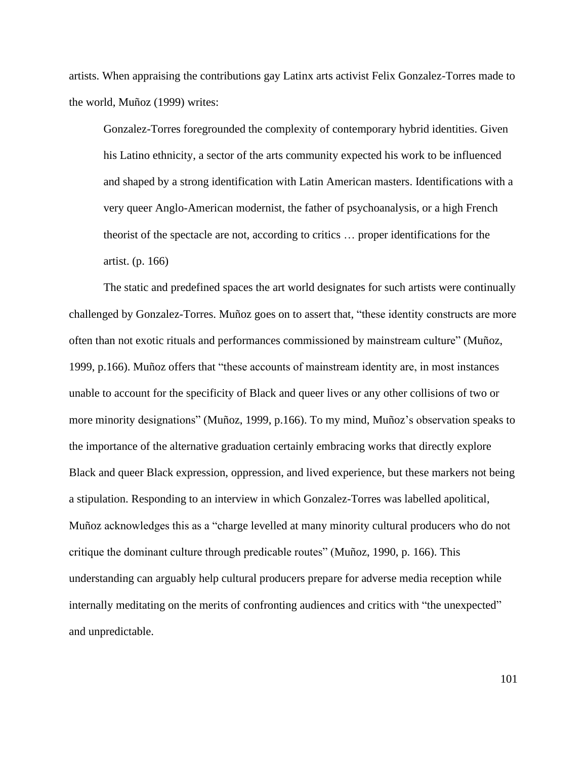artists. When appraising the contributions gay Latinx arts activist Felix Gonzalez-Torres made to the world, Muñoz (1999) writes:

> Gonzalez-Torres foregrounded the complexity of contemporary hybrid identities. Given his Latino ethnicity, a sector of the arts community expected his work to be influenced and shaped by a strong identification with Latin American masters. Identifications with a very queer Anglo-American modernist, the father of psychoanalysis, or a high French theorist of the spectacle are not, according to critics … proper identifications for the artist. (p. 166)

The static and predefined spaces the art world designates for such artists were continually challenged by Gonzalez-Torres. Muñoz goes on to assert that, "these identity constructs are more often than not exotic rituals and performances commissioned by mainstream culture" (Muñoz, 1999, p.166). Muñoz offers that "these accounts of mainstream identity are, in most instances unable to account for the specificity of Black and queer lives or any other collisions of two or more minority designations" (Muñoz, 1999, p.166). To my mind, Muñoz's observation speaks to the importance of the alternative graduation certainly embracing works that directly explore Black and queer Black expression, oppression, and lived experience, but these markers not being a stipulation. Responding to an interview in which Gonzalez-Torres was labelled apolitical, Muñoz acknowledges this as a "charge levelled at many minority cultural producers who do not critique the dominant culture through predicable routes" (Muñoz, 1990, p. 166). This understanding can arguably help cultural producers prepare for adverse media reception while internally meditating on the merits of confronting audiences and critics with "the unexpected" and unpredictable.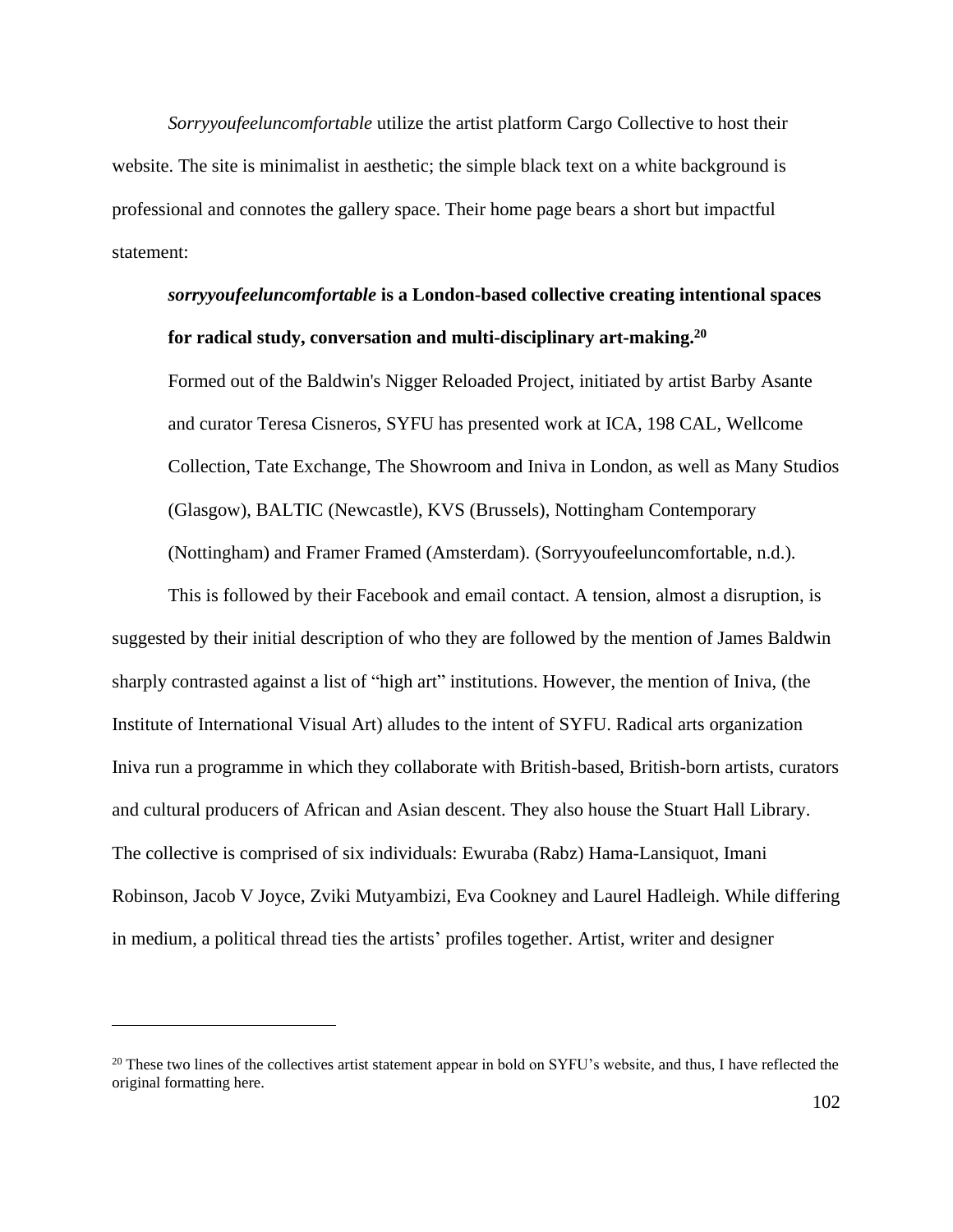*Sorryyoufeeluncomfortable* utilize the artist platform Cargo Collective to host their website. The site is minimalist in aesthetic; the simple black text on a white background is professional and connotes the gallery space. Their home page bears a short but impactful statement:

> ***sorryyoufeeluncomfortable* is a London-based collective creating intentional spaces for radical study, conversation and multi-disciplinary art-making.**[20]
>
> Formed out of the Baldwin's Nigger Reloaded Project, initiated by artist Barby Asante and curator Teresa Cisneros, SYFU has presented work at ICA, 198 CAL, Wellcome Collection, Tate Exchange, The Showroom and Iniva in London, as well as Many Studios (Glasgow), BALTIC (Newcastle), KVS (Brussels), Nottingham Contemporary (Nottingham) and Framer Framed (Amsterdam). (Sorryyoufeeluncomfortable, n.d.).

This is followed by their Facebook and email contact. A tension, almost a disruption, is suggested by their initial description of who they are followed by the mention of James Baldwin sharply contrasted against a list of "high art" institutions. However, the mention of Iniva, (the Institute of International Visual Art) alludes to the intent of SYFU. Radical arts organization Iniva run a programme in which they collaborate with British-based, British-born artists, curators and cultural producers of African and Asian descent. They also house the Stuart Hall Library. The collective is comprised of six individuals: Ewuraba (Rabz) Hama-Lansiquot, Imani Robinson, Jacob V Joyce, Zviki Mutyambizi, Eva Cookney and Laurel Hadleigh. While differing in medium, a political thread ties the artists' profiles together. Artist, writer and designer

---

[20] These two lines of the collectives artist statement appear in bold on SYFU's website, and thus, I have reflected the original formatting here.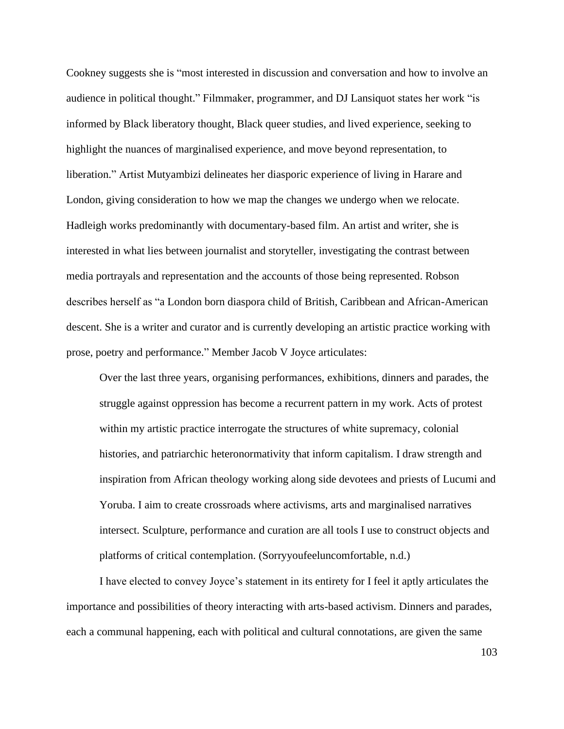Cookney suggests she is "most interested in discussion and conversation and how to involve an audience in political thought." Filmmaker, programmer, and DJ Lansiquot states her work "is informed by Black liberatory thought, Black queer studies, and lived experience, seeking to highlight the nuances of marginalised experience, and move beyond representation, to liberation." Artist Mutyambizi delineates her diasporic experience of living in Harare and London, giving consideration to how we map the changes we undergo when we relocate. Hadleigh works predominantly with documentary-based film. An artist and writer, she is interested in what lies between journalist and storyteller, investigating the contrast between media portrayals and representation and the accounts of those being represented. Robson describes herself as "a London born diaspora child of British, Caribbean and African-American descent. She is a writer and curator and is currently developing an artistic practice working with prose, poetry and performance." Member Jacob V Joyce articulates:

> Over the last three years, organising performances, exhibitions, dinners and parades, the struggle against oppression has become a recurrent pattern in my work. Acts of protest within my artistic practice interrogate the structures of white supremacy, colonial histories, and patriarchic heteronormativity that inform capitalism. I draw strength and inspiration from African theology working along side devotees and priests of Lucumi and Yoruba. I aim to create crossroads where activisms, arts and marginalised narratives intersect. Sculpture, performance and curation are all tools I use to construct objects and platforms of critical contemplation. (Sorryyoufeeluncomfortable, n.d.)

I have elected to convey Joyce's statement in its entirety for I feel it aptly articulates the importance and possibilities of theory interacting with arts-based activism. Dinners and parades, each a communal happening, each with political and cultural connotations, are given the same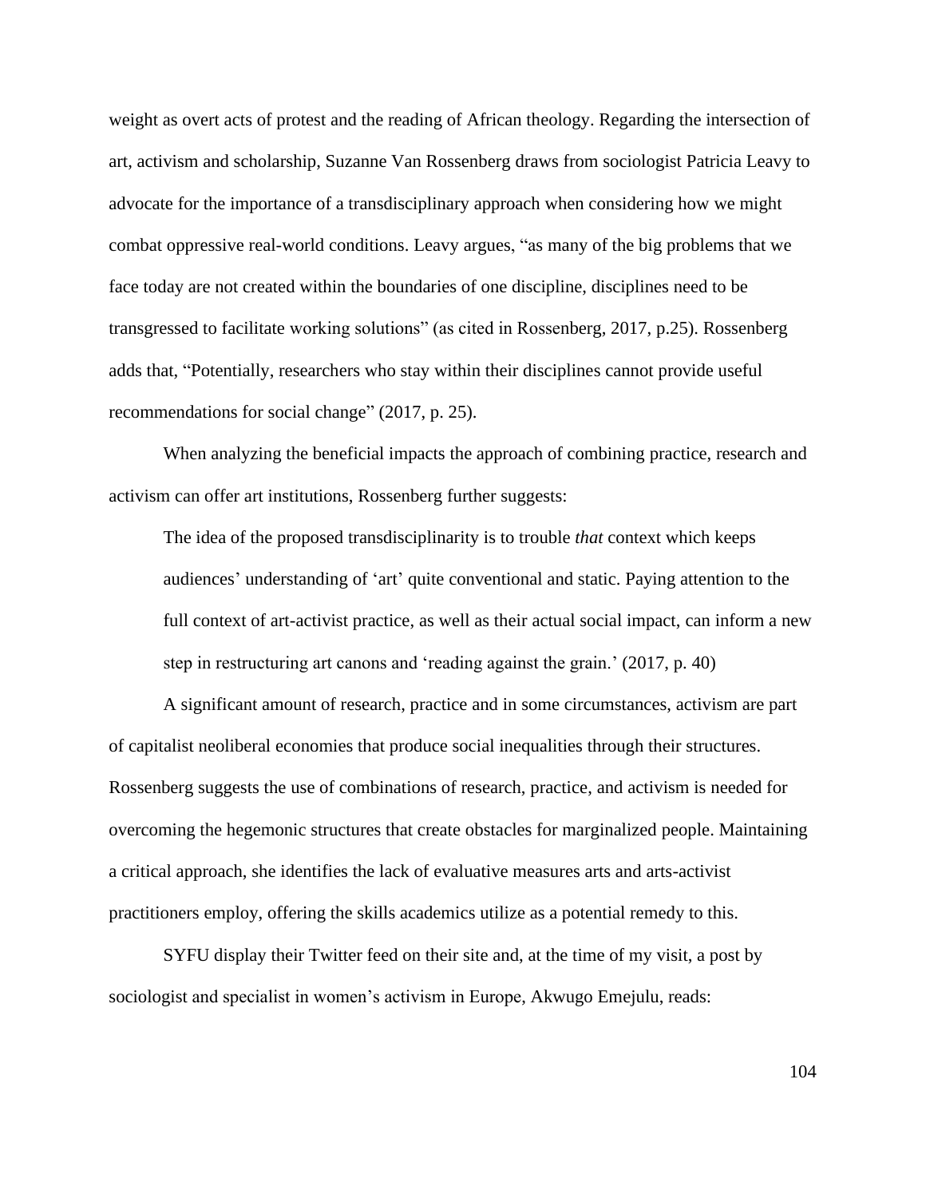weight as overt acts of protest and the reading of African theology. Regarding the intersection of art, activism and scholarship, Suzanne Van Rossenberg draws from sociologist Patricia Leavy to advocate for the importance of a transdisciplinary approach when considering how we might combat oppressive real-world conditions. Leavy argues, "as many of the big problems that we face today are not created within the boundaries of one discipline, disciplines need to be transgressed to facilitate working solutions" (as cited in Rossenberg, 2017, p.25). Rossenberg adds that, "Potentially, researchers who stay within their disciplines cannot provide useful recommendations for social change" (2017, p. 25).

When analyzing the beneficial impacts the approach of combining practice, research and activism can offer art institutions, Rossenberg further suggests:

> The idea of the proposed transdisciplinarity is to trouble *that* context which keeps audiences' understanding of 'art' quite conventional and static. Paying attention to the full context of art-activist practice, as well as their actual social impact, can inform a new step in restructuring art canons and 'reading against the grain.' (2017, p. 40)

A significant amount of research, practice and in some circumstances, activism are part of capitalist neoliberal economies that produce social inequalities through their structures. Rossenberg suggests the use of combinations of research, practice, and activism is needed for overcoming the hegemonic structures that create obstacles for marginalized people. Maintaining a critical approach, she identifies the lack of evaluative measures arts and arts-activist practitioners employ, offering the skills academics utilize as a potential remedy to this.

SYFU display their Twitter feed on their site and, at the time of my visit, a post by sociologist and specialist in women's activism in Europe, Akwugo Emejulu, reads: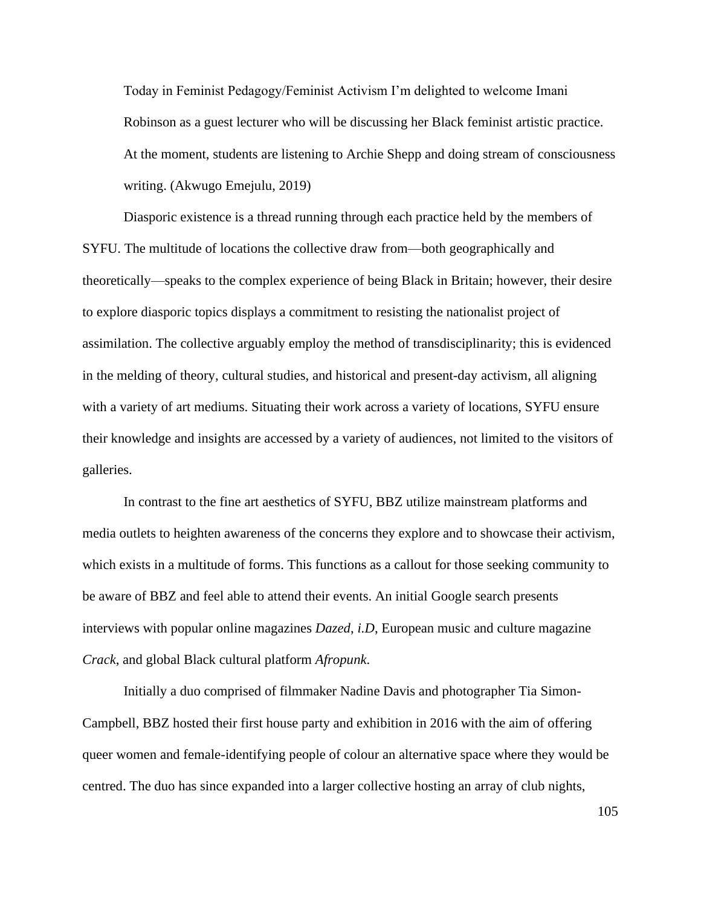> Today in Feminist Pedagogy/Feminist Activism I'm delighted to welcome Imani Robinson as a guest lecturer who will be discussing her Black feminist artistic practice. At the moment, students are listening to Archie Shepp and doing stream of consciousness writing. (Akwugo Emejulu, 2019)

Diasporic existence is a thread running through each practice held by the members of SYFU. The multitude of locations the collective draw from—both geographically and theoretically—speaks to the complex experience of being Black in Britain; however, their desire to explore diasporic topics displays a commitment to resisting the nationalist project of assimilation. The collective arguably employ the method of transdisciplinarity; this is evidenced in the melding of theory, cultural studies, and historical and present-day activism, all aligning with a variety of art mediums. Situating their work across a variety of locations, SYFU ensure their knowledge and insights are accessed by a variety of audiences, not limited to the visitors of galleries.

In contrast to the fine art aesthetics of SYFU, BBZ utilize mainstream platforms and media outlets to heighten awareness of the concerns they explore and to showcase their activism, which exists in a multitude of forms. This functions as a callout for those seeking community to be aware of BBZ and feel able to attend their events. An initial Google search presents interviews with popular online magazines *Dazed*, *i.D*, European music and culture magazine *Crack*, and global Black cultural platform *Afropunk*.

Initially a duo comprised of filmmaker Nadine Davis and photographer Tia Simon-Campbell, BBZ hosted their first house party and exhibition in 2016 with the aim of offering queer women and female-identifying people of colour an alternative space where they would be centred. The duo has since expanded into a larger collective hosting an array of club nights,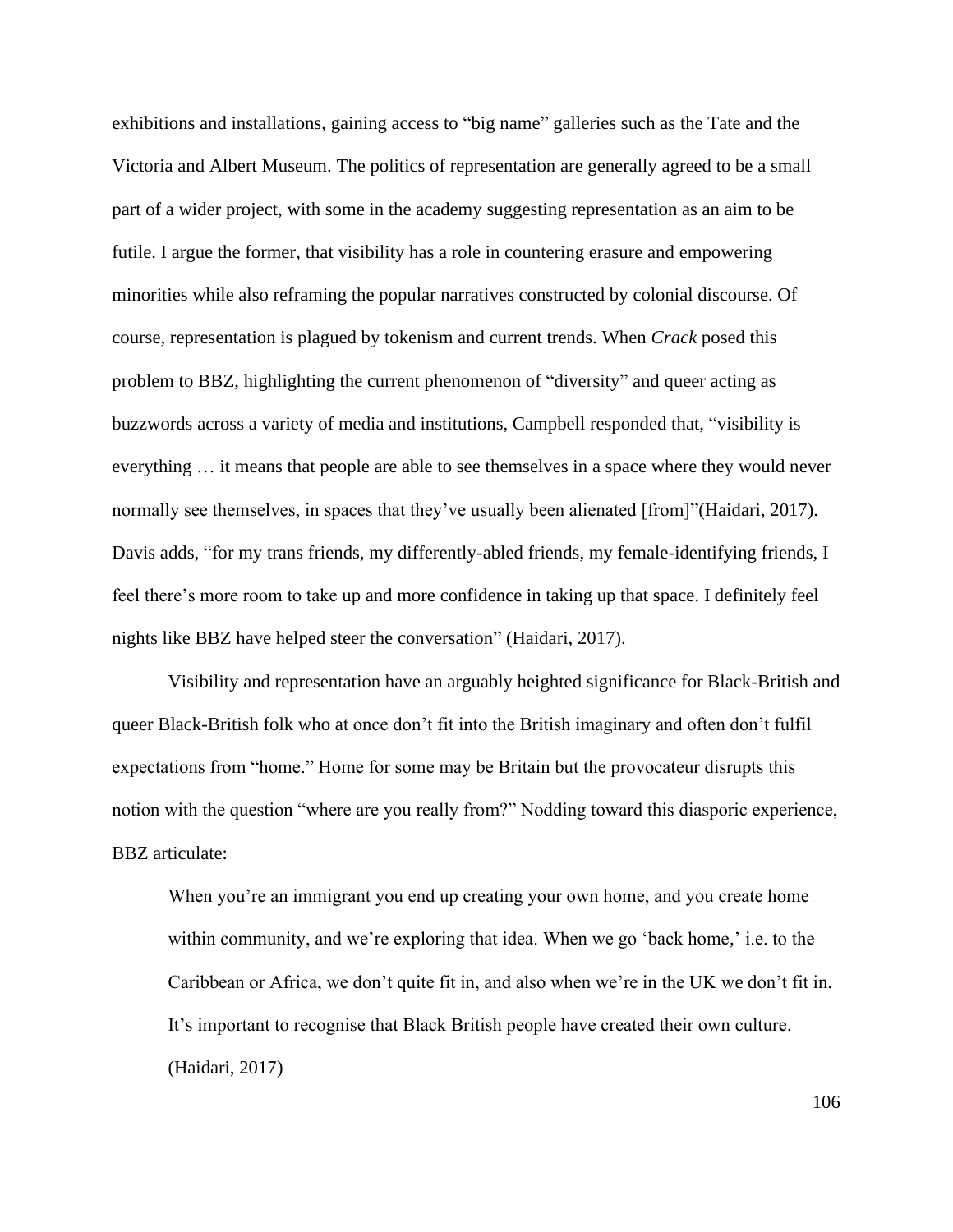exhibitions and installations, gaining access to "big name" galleries such as the Tate and the Victoria and Albert Museum. The politics of representation are generally agreed to be a small part of a wider project, with some in the academy suggesting representation as an aim to be futile. I argue the former, that visibility has a role in countering erasure and empowering minorities while also reframing the popular narratives constructed by colonial discourse. Of course, representation is plagued by tokenism and current trends. When *Crack* posed this problem to BBZ, highlighting the current phenomenon of "diversity" and queer acting as buzzwords across a variety of media and institutions, Campbell responded that, "visibility is everything … it means that people are able to see themselves in a space where they would never normally see themselves, in spaces that they've usually been alienated [from]"(Haidari, 2017). Davis adds, "for my trans friends, my differently-abled friends, my female-identifying friends, I feel there's more room to take up and more confidence in taking up that space. I definitely feel nights like BBZ have helped steer the conversation" (Haidari, 2017).

Visibility and representation have an arguably heighted significance for Black-British and queer Black-British folk who at once don't fit into the British imaginary and often don't fulfil expectations from "home." Home for some may be Britain but the provocateur disrupts this notion with the question "where are you really from?" Nodding toward this diasporic experience, BBZ articulate:

> When you're an immigrant you end up creating your own home, and you create home within community, and we're exploring that idea. When we go 'back home,' i.e. to the Caribbean or Africa, we don't quite fit in, and also when we're in the UK we don't fit in. It's important to recognise that Black British people have created their own culture. (Haidari, 2017)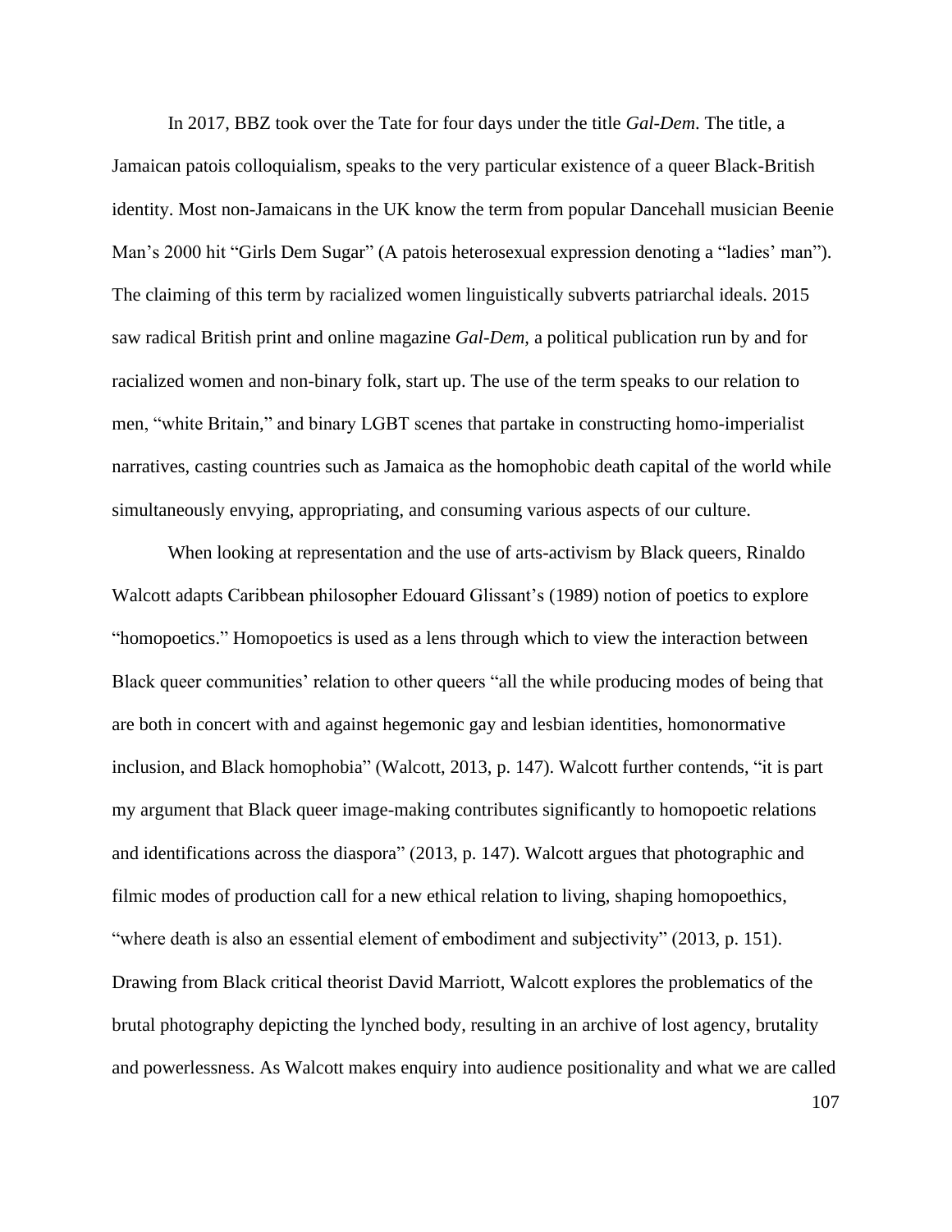In 2017, BBZ took over the Tate for four days under the title *Gal-Dem*. The title, a Jamaican patois colloquialism, speaks to the very particular existence of a queer Black-British identity. Most non-Jamaicans in the UK know the term from popular Dancehall musician Beenie Man's 2000 hit "Girls Dem Sugar" (A patois heterosexual expression denoting a "ladies' man"). The claiming of this term by racialized women linguistically subverts patriarchal ideals. 2015 saw radical British print and online magazine *Gal-Dem*, a political publication run by and for racialized women and non-binary folk, start up. The use of the term speaks to our relation to men, "white Britain," and binary LGBT scenes that partake in constructing homo-imperialist narratives, casting countries such as Jamaica as the homophobic death capital of the world while simultaneously envying, appropriating, and consuming various aspects of our culture.

When looking at representation and the use of arts-activism by Black queers, Rinaldo Walcott adapts Caribbean philosopher Edouard Glissant's (1989) notion of poetics to explore "homopoetics." Homopoetics is used as a lens through which to view the interaction between Black queer communities' relation to other queers "all the while producing modes of being that are both in concert with and against hegemonic gay and lesbian identities, homonormative inclusion, and Black homophobia" (Walcott, 2013, p. 147). Walcott further contends, "it is part my argument that Black queer image-making contributes significantly to homopoetic relations and identifications across the diaspora" (2013, p. 147). Walcott argues that photographic and filmic modes of production call for a new ethical relation to living, shaping homopoethics, "where death is also an essential element of embodiment and subjectivity" (2013, p. 151). Drawing from Black critical theorist David Marriott, Walcott explores the problematics of the brutal photography depicting the lynched body, resulting in an archive of lost agency, brutality and powerlessness. As Walcott makes enquiry into audience positionality and what we are called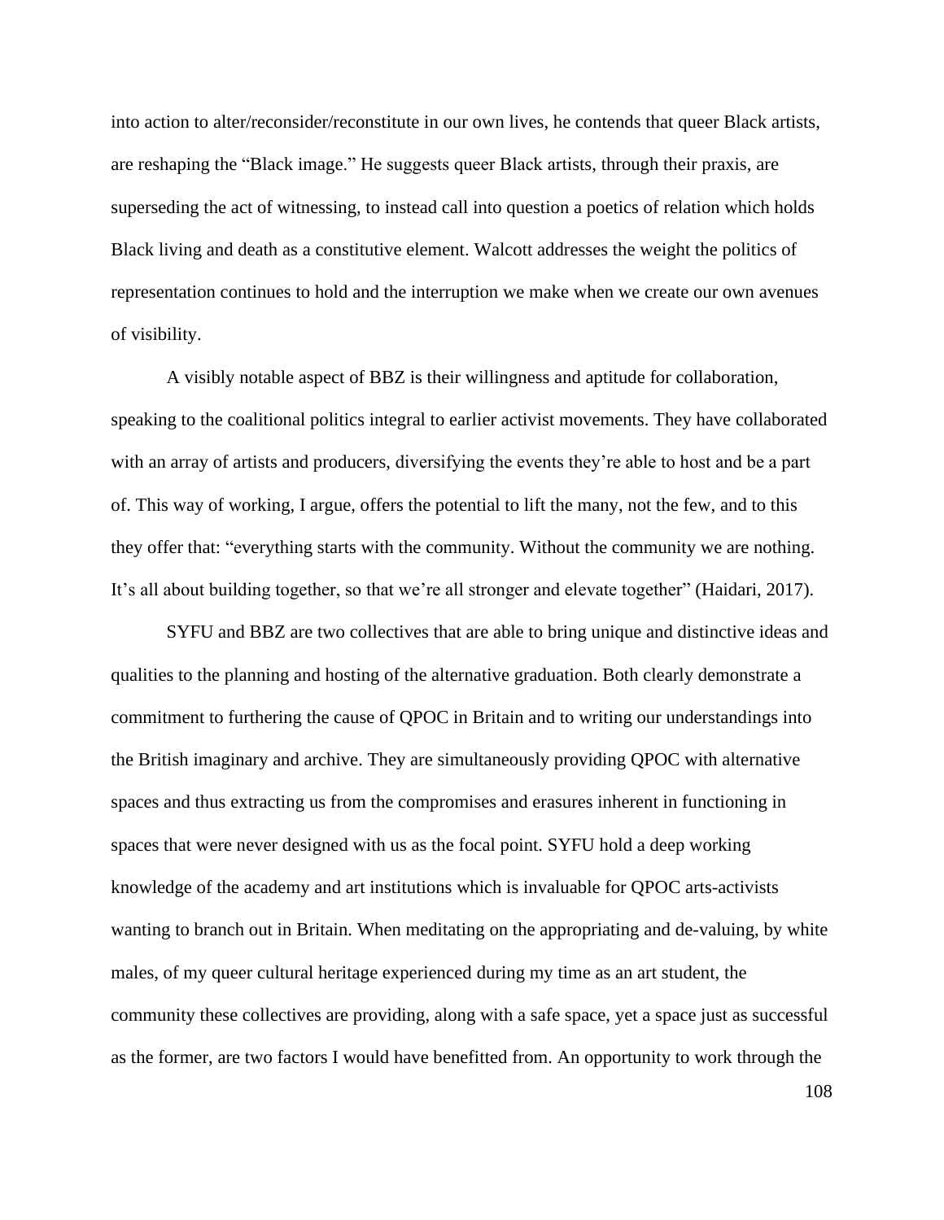into action to alter/reconsider/reconstitute in our own lives, he contends that queer Black artists, are reshaping the "Black image." He suggests queer Black artists, through their praxis, are superseding the act of witnessing, to instead call into question a poetics of relation which holds Black living and death as a constitutive element. Walcott addresses the weight the politics of representation continues to hold and the interruption we make when we create our own avenues of visibility.

A visibly notable aspect of BBZ is their willingness and aptitude for collaboration, speaking to the coalitional politics integral to earlier activist movements. They have collaborated with an array of artists and producers, diversifying the events they're able to host and be a part of. This way of working, I argue, offers the potential to lift the many, not the few, and to this they offer that: "everything starts with the community. Without the community we are nothing. It's all about building together, so that we're all stronger and elevate together" (Haidari, 2017).

SYFU and BBZ are two collectives that are able to bring unique and distinctive ideas and qualities to the planning and hosting of the alternative graduation. Both clearly demonstrate a commitment to furthering the cause of QPOC in Britain and to writing our understandings into the British imaginary and archive. They are simultaneously providing QPOC with alternative spaces and thus extracting us from the compromises and erasures inherent in functioning in spaces that were never designed with us as the focal point. SYFU hold a deep working knowledge of the academy and art institutions which is invaluable for QPOC arts-activists wanting to branch out in Britain. When meditating on the appropriating and de-valuing, by white males, of my queer cultural heritage experienced during my time as an art student, the community these collectives are providing, along with a safe space, yet a space just as successful as the former, are two factors I would have benefitted from. An opportunity to work through the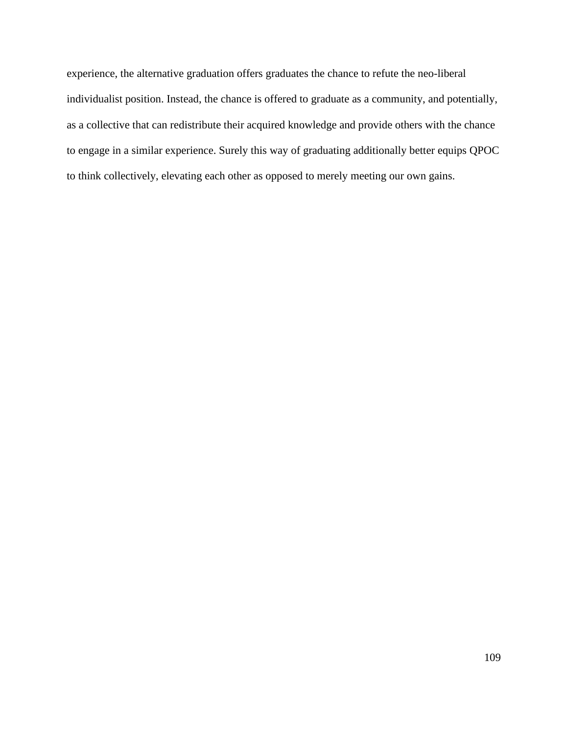experience, the alternative graduation offers graduates the chance to refute the neo-liberal individualist position. Instead, the chance is offered to graduate as a community, and potentially, as a collective that can redistribute their acquired knowledge and provide others with the chance to engage in a similar experience. Surely this way of graduating additionally better equips QPOC to think collectively, elevating each other as opposed to merely meeting our own gains.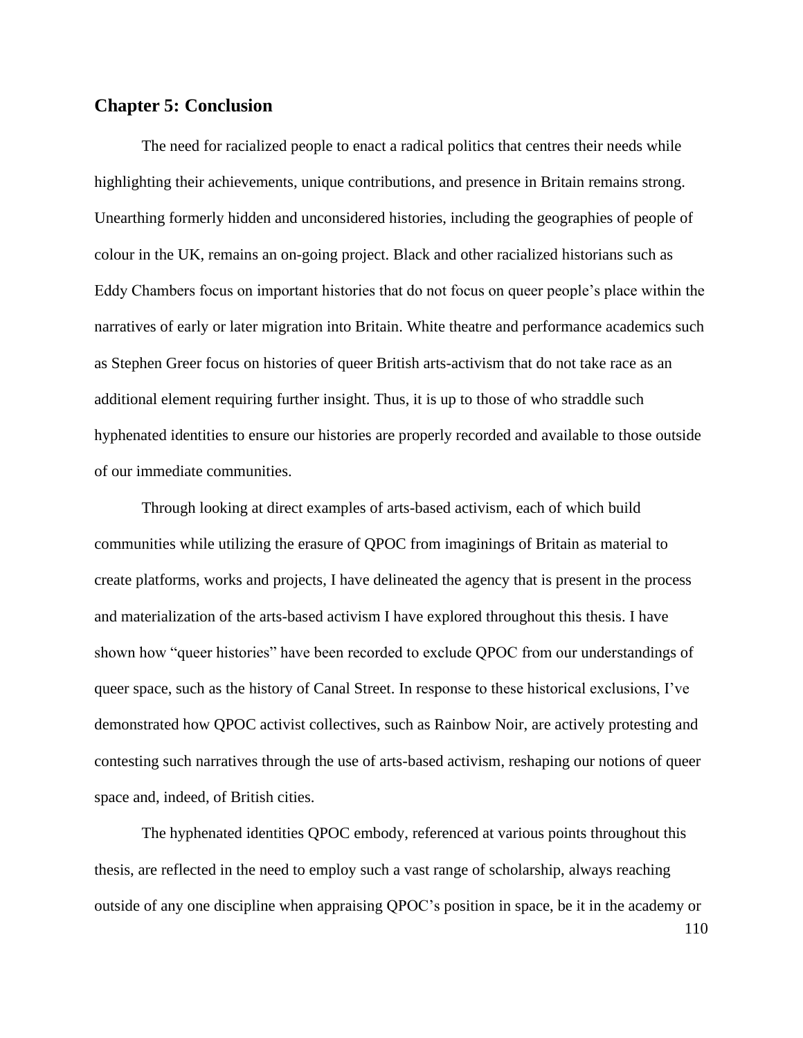## Chapter 5: Conclusion

The need for racialized people to enact a radical politics that centres their needs while highlighting their achievements, unique contributions, and presence in Britain remains strong. Unearthing formerly hidden and unconsidered histories, including the geographies of people of colour in the UK, remains an on-going project. Black and other racialized historians such as Eddy Chambers focus on important histories that do not focus on queer people's place within the narratives of early or later migration into Britain. White theatre and performance academics such as Stephen Greer focus on histories of queer British arts-activism that do not take race as an additional element requiring further insight. Thus, it is up to those of who straddle such hyphenated identities to ensure our histories are properly recorded and available to those outside of our immediate communities.

Through looking at direct examples of arts-based activism, each of which build communities while utilizing the erasure of QPOC from imaginings of Britain as material to create platforms, works and projects, I have delineated the agency that is present in the process and materialization of the arts-based activism I have explored throughout this thesis. I have shown how "queer histories" have been recorded to exclude QPOC from our understandings of queer space, such as the history of Canal Street. In response to these historical exclusions, I've demonstrated how QPOC activist collectives, such as Rainbow Noir, are actively protesting and contesting such narratives through the use of arts-based activism, reshaping our notions of queer space and, indeed, of British cities.

The hyphenated identities QPOC embody, referenced at various points throughout this thesis, are reflected in the need to employ such a vast range of scholarship, always reaching outside of any one discipline when appraising QPOC's position in space, be it in the academy or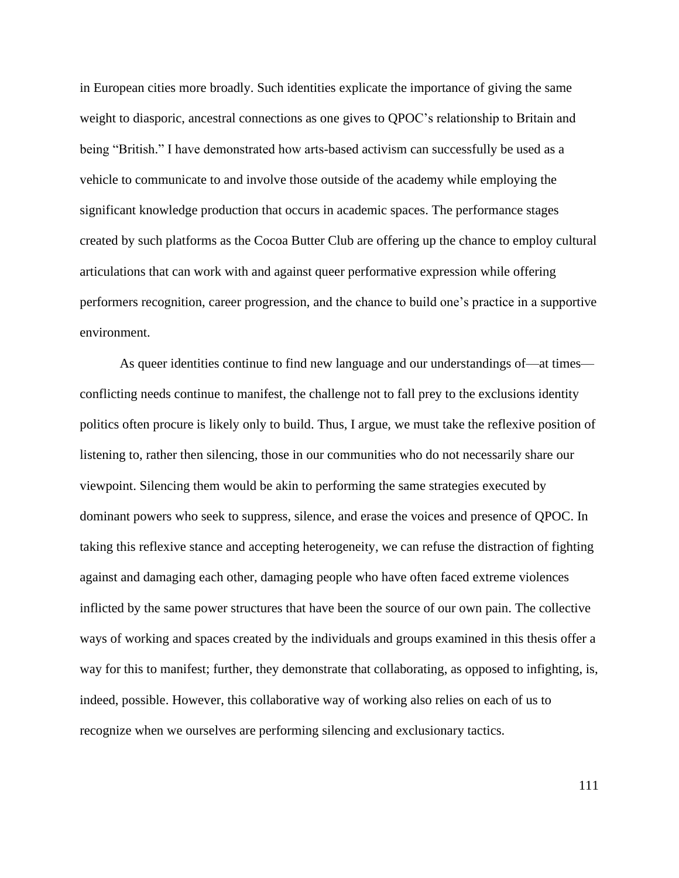in European cities more broadly. Such identities explicate the importance of giving the same weight to diasporic, ancestral connections as one gives to QPOC's relationship to Britain and being "British." I have demonstrated how arts-based activism can successfully be used as a vehicle to communicate to and involve those outside of the academy while employing the significant knowledge production that occurs in academic spaces. The performance stages created by such platforms as the Cocoa Butter Club are offering up the chance to employ cultural articulations that can work with and against queer performative expression while offering performers recognition, career progression, and the chance to build one's practice in a supportive environment.

As queer identities continue to find new language and our understandings of—at times—conflicting needs continue to manifest, the challenge not to fall prey to the exclusions identity politics often procure is likely only to build. Thus, I argue, we must take the reflexive position of listening to, rather then silencing, those in our communities who do not necessarily share our viewpoint. Silencing them would be akin to performing the same strategies executed by dominant powers who seek to suppress, silence, and erase the voices and presence of QPOC. In taking this reflexive stance and accepting heterogeneity, we can refuse the distraction of fighting against and damaging each other, damaging people who have often faced extreme violences inflicted by the same power structures that have been the source of our own pain. The collective ways of working and spaces created by the individuals and groups examined in this thesis offer a way for this to manifest; further, they demonstrate that collaborating, as opposed to infighting, is, indeed, possible. However, this collaborative way of working also relies on each of us to recognize when we ourselves are performing silencing and exclusionary tactics.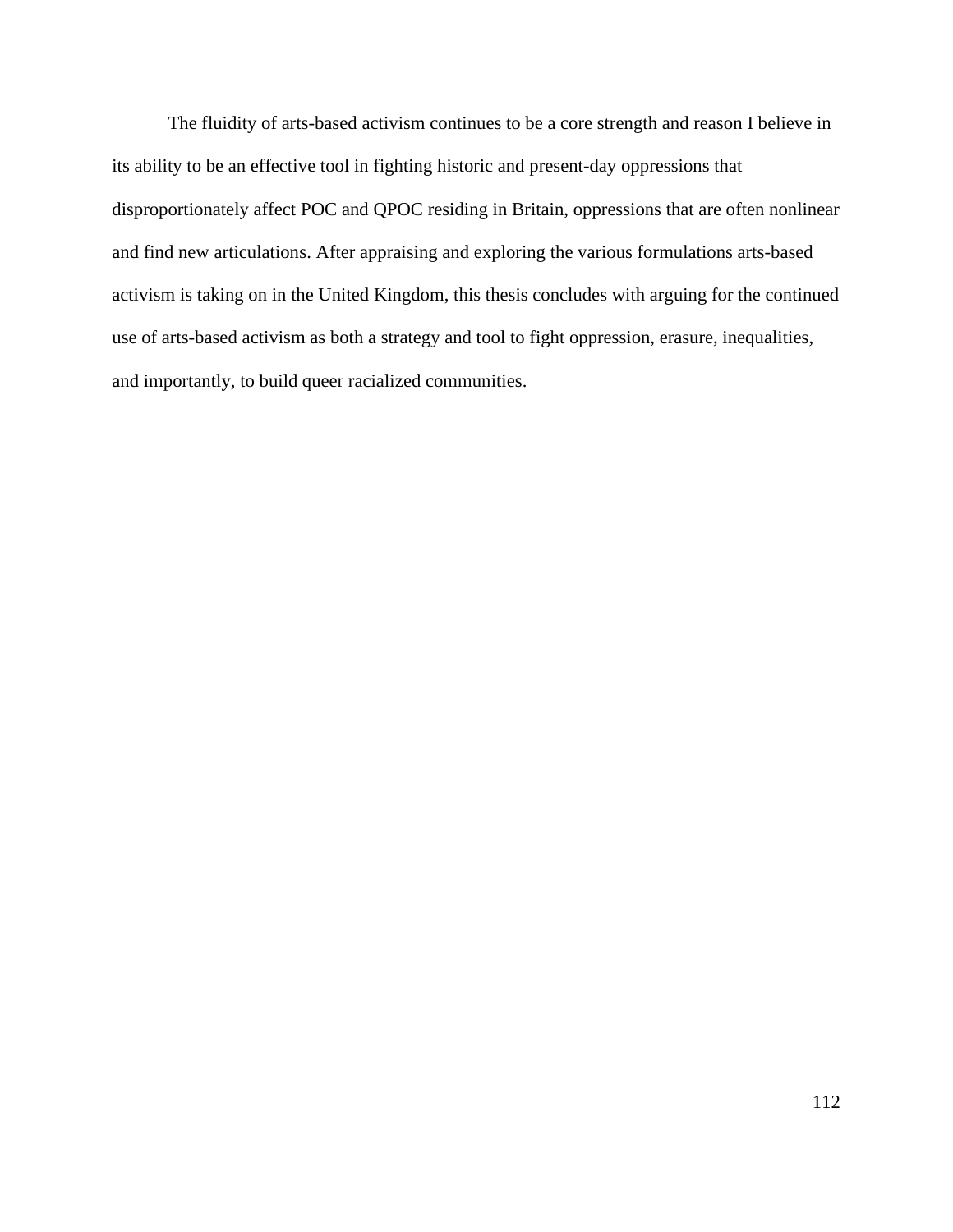The fluidity of arts-based activism continues to be a core strength and reason I believe in its ability to be an effective tool in fighting historic and present-day oppressions that disproportionately affect POC and QPOC residing in Britain, oppressions that are often nonlinear and find new articulations. After appraising and exploring the various formulations arts-based activism is taking on in the United Kingdom, this thesis concludes with arguing for the continued use of arts-based activism as both a strategy and tool to fight oppression, erasure, inequalities, and importantly, to build queer racialized communities.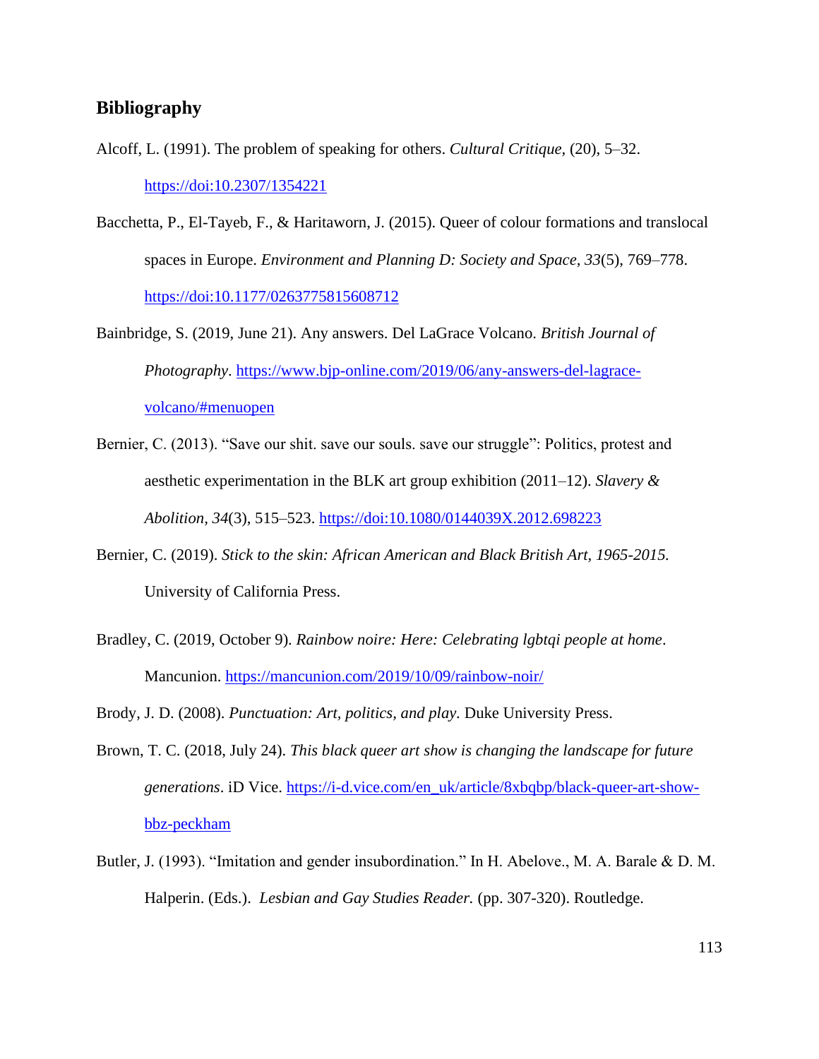## Bibliography

Alcoff, L. (1991). The problem of speaking for others. *Cultural Critique,* (20), 5–32. https://doi:10.2307/1354221

Bacchetta, P., El-Tayeb, F., & Haritaworn, J. (2015). Queer of colour formations and translocal spaces in Europe. *Environment and Planning D: Society and Space, 33*(5), 769–778. https://doi:10.1177/0263775815608712

Bainbridge, S. (2019, June 21). Any answers. Del LaGrace Volcano. *British Journal of Photography*. https://www.bjp-online.com/2019/06/any-answers-del-lagrace-volcano/#menuopen

Bernier, C. (2013). "Save our shit. save our souls. save our struggle": Politics, protest and aesthetic experimentation in the BLK art group exhibition (2011–12). *Slavery & Abolition, 34*(3), 515–523. https://doi:10.1080/0144039X.2012.698223

Bernier, C. (2019). *Stick to the skin: African American and Black British Art, 1965-2015.* University of California Press.

Bradley, C. (2019, October 9). *Rainbow noire: Here: Celebrating lgbtqi people at home*. Mancunion. https://mancunion.com/2019/10/09/rainbow-noir/

Brody, J. D. (2008). *Punctuation: Art, politics, and play.* Duke University Press.

Brown, T. C. (2018, July 24). *This black queer art show is changing the landscape for future generations*. iD Vice. https://i-d.vice.com/en_uk/article/8xbqbp/black-queer-art-show-bbz-peckham

Butler, J. (1993). "Imitation and gender insubordination." In H. Abelove., M. A. Barale & D. M. Halperin. (Eds.). *Lesbian and Gay Studies Reader.* (pp. 307-320). Routledge.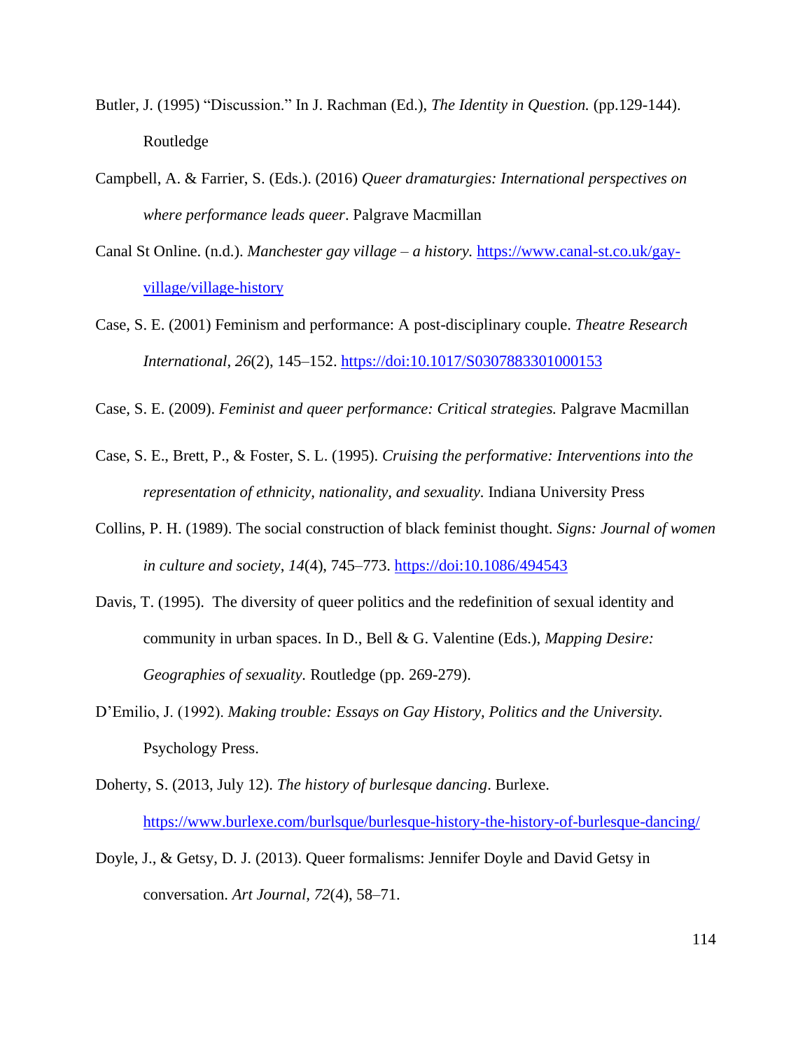Butler, J. (1995) “Discussion.” In J. Rachman (Ed.), *The Identity in Question.* (pp.129-144). Routledge

Campbell, A. & Farrier, S. (Eds.). (2016) *Queer dramaturgies: International perspectives on where performance leads queer*. Palgrave Macmillan

Canal St Online. (n.d.). *Manchester gay village – a history.* [https://www.canal-st.co.uk/gay-village/village-history](https://www.canal-st.co.uk/gay-village/village-history)

Case, S. E. (2001) Feminism and performance: A post-disciplinary couple. *Theatre Research International*, *26*(2), 145–152. [https://doi:10.1017/S0307883301000153](https://doi:10.1017/S0307883301000153)

Case, S. E. (2009). *Feminist and queer performance: Critical strategies.* Palgrave Macmillan

Case, S. E., Brett, P., & Foster, S. L. (1995). *Cruising the performative: Interventions into the representation of ethnicity, nationality, and sexuality.* Indiana University Press

Collins, P. H. (1989). The social construction of black feminist thought. *Signs: Journal of women in culture and society*, *14*(4), 745–773. [https://doi:10.1086/494543](https://doi:10.1086/494543)

Davis, T. (1995). The diversity of queer politics and the redefinition of sexual identity and community in urban spaces. In D., Bell & G. Valentine (Eds.), *Mapping Desire: Geographies of sexuality.* Routledge (pp. 269-279).

D’Emilio, J. (1992). *Making trouble: Essays on Gay History, Politics and the University.* Psychology Press.

Doherty, S. (2013, July 12). *The history of burlesque dancing*. Burlexe. [https://www.burlexe.com/burlsque/burlesque-history-the-history-of-burlesque-dancing/](https://www.burlexe.com/burlsque/burlesque-history-the-history-of-burlesque-dancing/)

Doyle, J., & Getsy, D. J. (2013). Queer formalisms: Jennifer Doyle and David Getsy in conversation. *Art Journal, 72*(4), 58–71.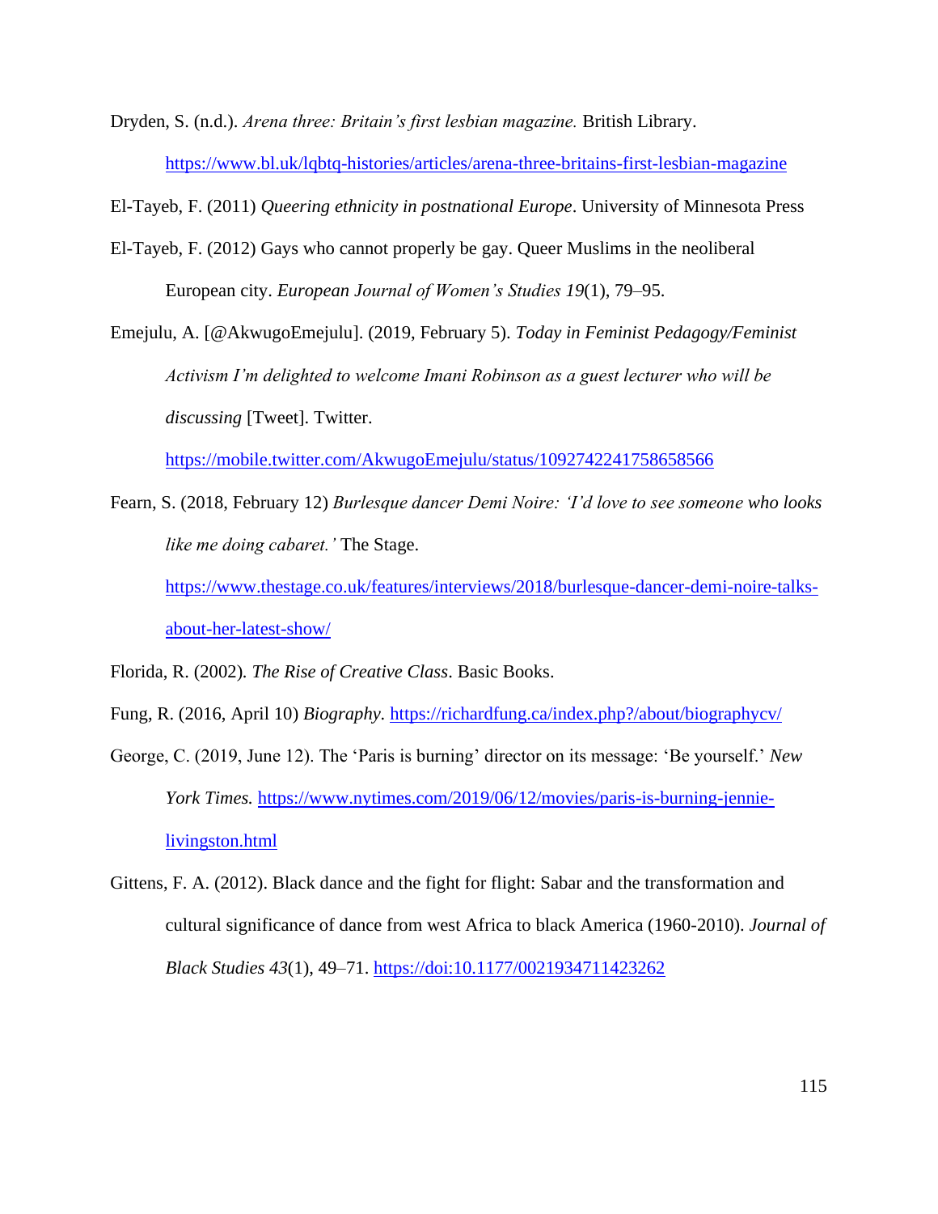Dryden, S. (n.d.). *Arena three: Britain's first lesbian magazine.* British Library. https://www.bl.uk/lgbtq-histories/articles/arena-three-britains-first-lesbian-magazine

El-Tayeb, F. (2011) *Queering ethnicity in postnational Europe*. University of Minnesota Press

El-Tayeb, F. (2012) Gays who cannot properly be gay. Queer Muslims in the neoliberal European city. *European Journal of Women's Studies 19*(1), 79–95.

Emejulu, A. [@AkwugoEmejulu]. (2019, February 5). *Today in Feminist Pedagogy/Feminist Activism I'm delighted to welcome Imani Robinson as a guest lecturer who will be discussing* [Tweet]. Twitter. https://mobile.twitter.com/AkwugoEmejulu/status/1092742241758658566

Fearn, S. (2018, February 12) *Burlesque dancer Demi Noire: 'I'd love to see someone who looks like me doing cabaret.'* The Stage. https://www.thestage.co.uk/features/interviews/2018/burlesque-dancer-demi-noire-talks-about-her-latest-show/

Florida, R. (2002). *The Rise of Creative Class*. Basic Books.

Fung, R. (2016, April 10) *Biography.* https://richardfung.ca/index.php?/about/biographycv/

George, C. (2019, June 12). The 'Paris is burning' director on its message: 'Be yourself.' *New York Times.* https://www.nytimes.com/2019/06/12/movies/paris-is-burning-jennie-livingston.html

Gittens, F. A. (2012). Black dance and the fight for flight: Sabar and the transformation and cultural significance of dance from west Africa to black America (1960-2010). *Journal of Black Studies 43*(1), 49–71. https://doi:10.1177/0021934711423262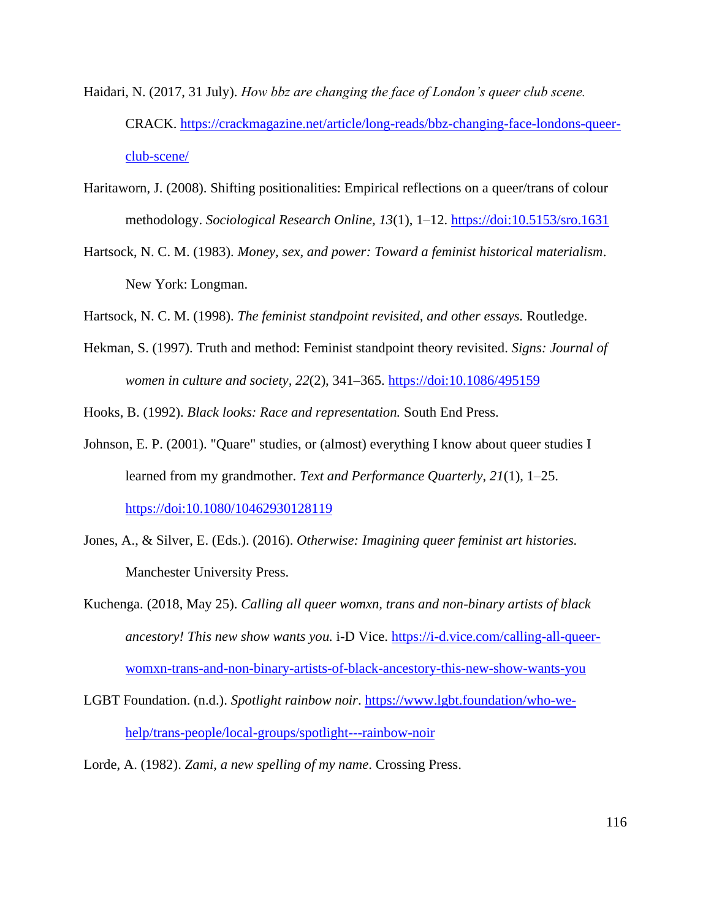Haidari, N. (2017, 31 July). *How bbz are changing the face of London's queer club scene.* CRACK. https://crackmagazine.net/article/long-reads/bbz-changing-face-londons-queer-club-scene/

Haritaworn, J. (2008). Shifting positionalities: Empirical reflections on a queer/trans of colour methodology. *Sociological Research Online, 13*(1), 1–12. https://doi:10.5153/sro.1631

Hartsock, N. C. M. (1983). *Money, sex, and power: Toward a feminist historical materialism*. New York: Longman.

Hartsock, N. C. M. (1998). *The feminist standpoint revisited, and other essays.* Routledge.

Hekman, S. (1997). Truth and method: Feminist standpoint theory revisited. *Signs: Journal of women in culture and society*, *22*(2), 341–365. https://doi:10.1086/495159

Hooks, B. (1992). *Black looks: Race and representation.* South End Press.

Johnson, E. P. (2001). "Quare" studies, or (almost) everything I know about queer studies I learned from my grandmother. *Text and Performance Quarterly*, *21*(1), 1–25. https://doi:10.1080/10462930128119

Jones, A., & Silver, E. (Eds.). (2016). *Otherwise: Imagining queer feminist art histories.* Manchester University Press.

Kuchenga. (2018, May 25). *Calling all queer womxn, trans and non-binary artists of black ancestory! This new show wants you.* i-D Vice. https://i-d.vice.com/calling-all-queer-womxn-trans-and-non-binary-artists-of-black-ancestory-this-new-show-wants-you

LGBT Foundation. (n.d.). *Spotlight rainbow noir*. https://www.lgbt.foundation/who-we-help/trans-people/local-groups/spotlight---rainbow-noir

Lorde, A. (1982). *Zami, a new spelling of my name*. Crossing Press.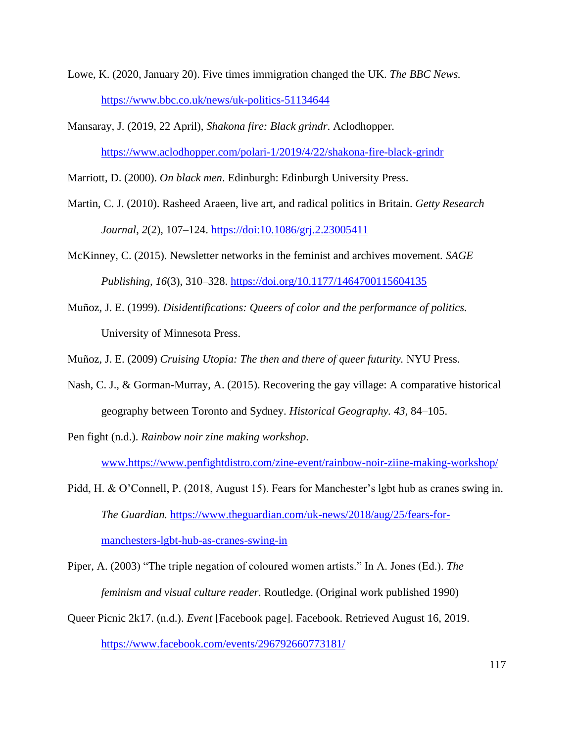Lowe, K. (2020, January 20). Five times immigration changed the UK. *The BBC News.* https://www.bbc.co.uk/news/uk-politics-51134644

Mansaray, J. (2019, 22 April), *Shakona fire: Black grindr*. Aclodhopper. https://www.aclodhopper.com/polari-1/2019/4/22/shakona-fire-black-grindr

Marriott, D. (2000). *On black men*. Edinburgh: Edinburgh University Press.

Martin, C. J. (2010). Rasheed Araeen, live art, and radical politics in Britain. *Getty Research Journal, 2*(2), 107–124. https://doi:10.1086/grj.2.23005411

McKinney, C. (2015). Newsletter networks in the feminist and archives movement. *SAGE Publishing, 16*(3), 310–328. https://doi.org/10.1177/1464700115604135

Muñoz, J. E. (1999). *Disidentifications: Queers of color and the performance of politics.* University of Minnesota Press.

Muñoz, J. E. (2009) *Cruising Utopia: The then and there of queer futurity.* NYU Press.

Nash, C. J., & Gorman-Murray, A. (2015). Recovering the gay village: A comparative historical geography between Toronto and Sydney. *Historical Geography. 43*, 84–105.

Pen fight (n.d.). *Rainbow noir zine making workshop.* www.https://www.penfightdistro.com/zine-event/rainbow-noir-ziine-making-workshop/

Pidd, H. & O'Connell, P. (2018, August 15). Fears for Manchester's lgbt hub as cranes swing in. *The Guardian.* https://www.theguardian.com/uk-news/2018/aug/25/fears-for-manchesters-lgbt-hub-as-cranes-swing-in

Piper, A. (2003) "The triple negation of coloured women artists." In A. Jones (Ed.). *The feminism and visual culture reader.* Routledge. (Original work published 1990)

Queer Picnic 2k17. (n.d.). *Event* [Facebook page]. Facebook. Retrieved August 16, 2019. https://www.facebook.com/events/296792660773181/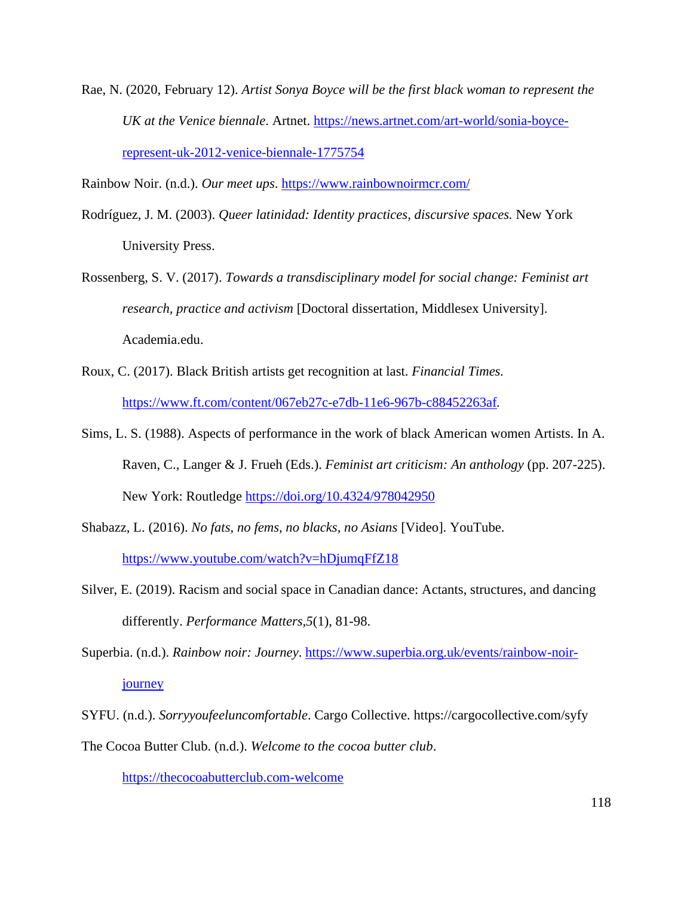Rae, N. (2020, February 12). *Artist Sonya Boyce will be the first black woman to represent the UK at the Venice biennale*. Artnet. https://news.artnet.com/art-world/sonia-boyce-represent-uk-2012-venice-biennale-1775754

Rainbow Noir. (n.d.). *Our meet ups*. https://www.rainbownoirmcr.com/

Rodríguez, J. M. (2003). *Queer latinidad: Identity practices, discursive spaces.* New York University Press.

Rossenberg, S. V. (2017). *Towards a transdisciplinary model for social change: Feminist art research, practice and activism* [Doctoral dissertation, Middlesex University]. Academia.edu.

Roux, C. (2017). Black British artists get recognition at last. *Financial Times.* https://www.ft.com/content/067eb27c-e7db-11e6-967b-c88452263af.

Sims, L. S. (1988). Aspects of performance in the work of black American women Artists. In A. Raven, C., Langer & J. Frueh (Eds.). *Feminist art criticism: An anthology* (pp. 207-225). New York: Routledge https://doi.org/10.4324/978042950

Shabazz, L. (2016). *No fats, no fems, no blacks, no Asians* [Video]. YouTube. https://www.youtube.com/watch?v=hDjumqFfZ18

Silver, E. (2019). Racism and social space in Canadian dance: Actants, structures, and dancing differently. *Performance Matters,5*(1), 81-98.

Superbia. (n.d.). *Rainbow noir: Journey*. https://www.superbia.org.uk/events/rainbow-noir-journey

SYFU. (n.d.). *Sorryyoufeeluncomfortable*. Cargo Collective. https://cargocollective.com/syfy

The Cocoa Butter Club. (n.d.). *Welcome to the cocoa butter club*. https://thecocoabutterclub.com-welcome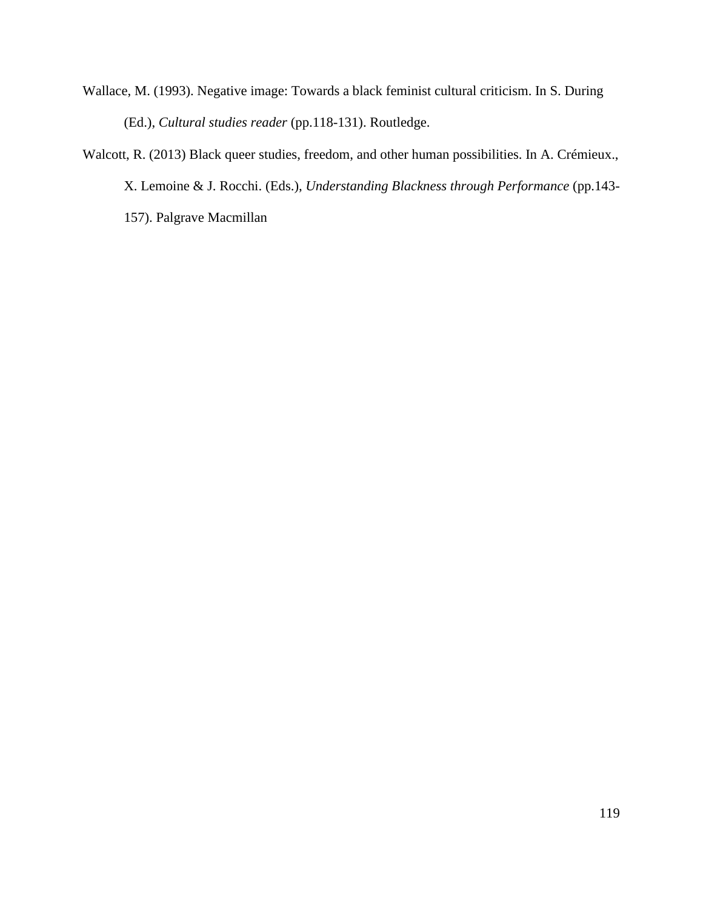Wallace, M. (1993). Negative image: Towards a black feminist cultural criticism. In S. During (Ed.), *Cultural studies reader* (pp.118-131). Routledge.

Walcott, R. (2013) Black queer studies, freedom, and other human possibilities. In A. Crémieux., X. Lemoine & J. Rocchi. (Eds.), *Understanding Blackness through Performance* (pp.143-157). Palgrave Macmillan